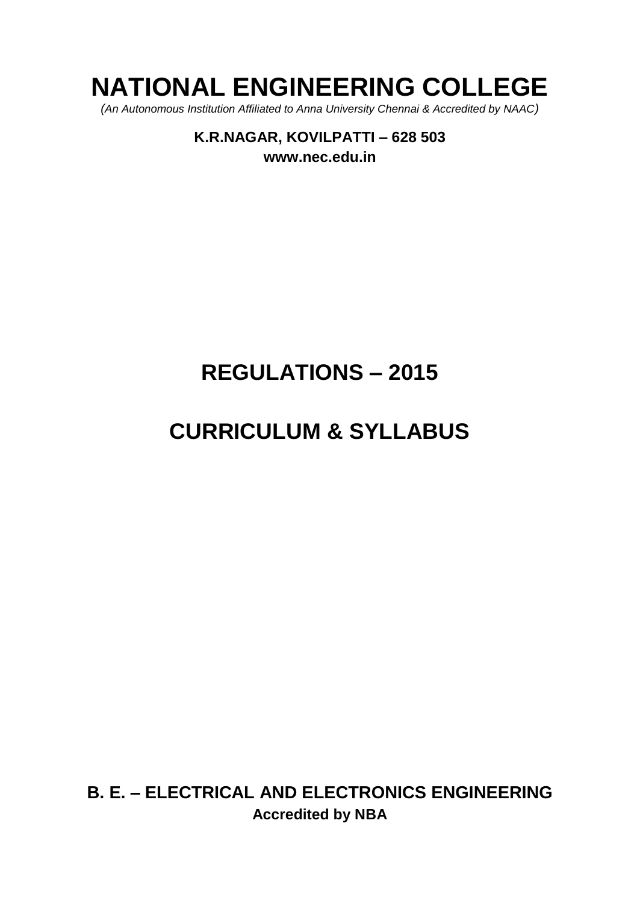# NATIONAL ENGINEERING COLLEGE

*(An Autonomous Institution Affiliated to Anna University Chennai & Accredited by NAAC)*

**K.R.NAGAR, KOVILPATTI – 628 503**

**www.nec.edu.in**

## REGULATIONS – 2015

## CURRICULUM & SYLLABUS

**B. E. – ELECTRICAL AND ELECTRONICS ENGINEERING**

**Accredited by NBA**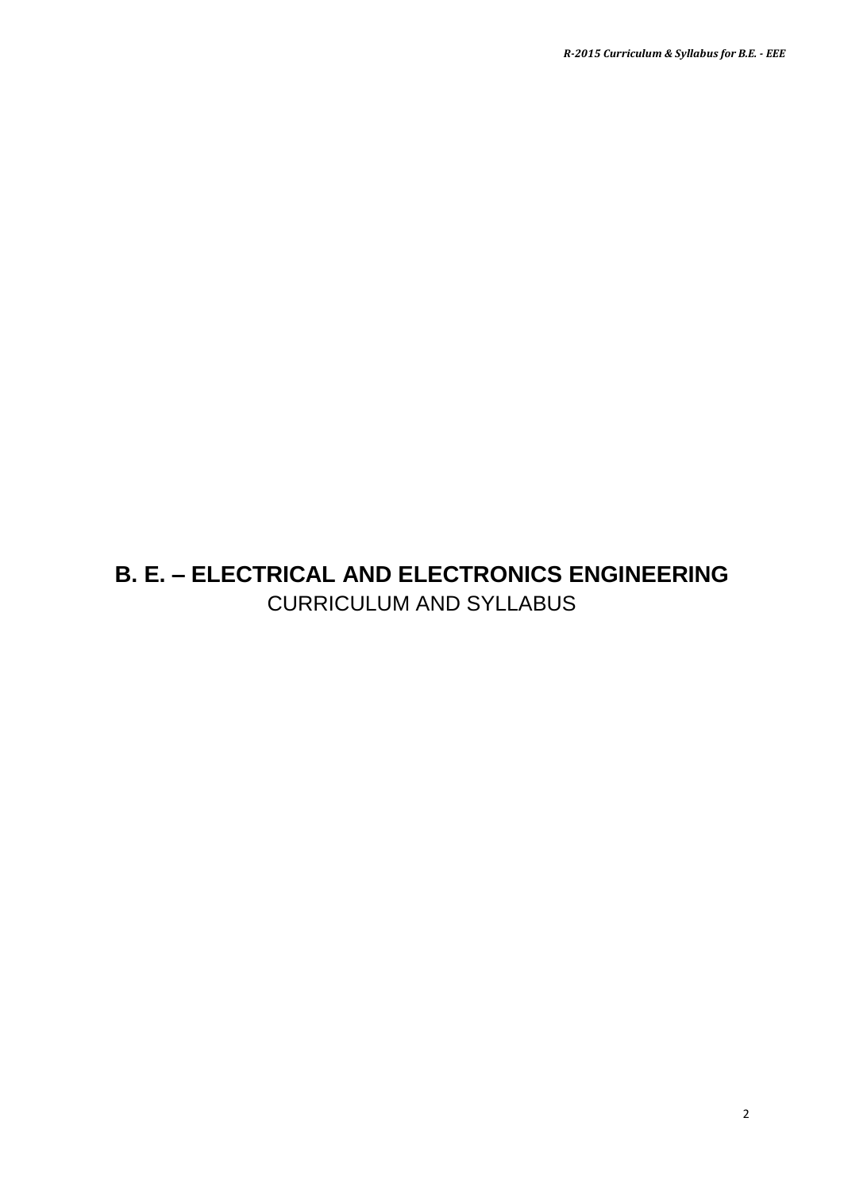# B. E. – ELECTRICAL AND ELECTRONICS ENGINEERING

CURRICULUM AND SYLLABUS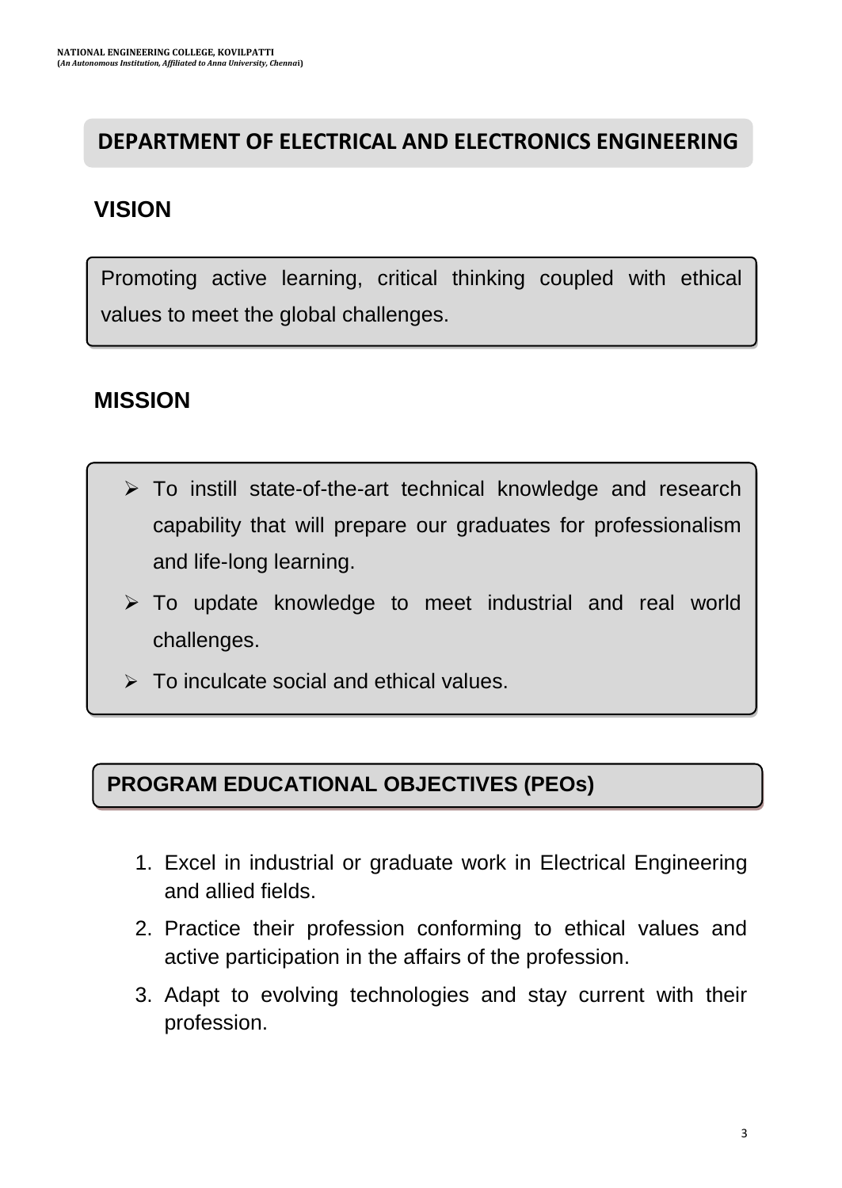# DEPARTMENT OF ELECTRICAL AND ELECTRONICS ENGINEERING

## VISION

Promoting active learning, critical thinking coupled with ethical values to meet the global challenges.

## MISSION

- To instill state-of-the-art technical knowledge and research capability that will prepare our graduates for professionalism and life-long learning.
- To update knowledge to meet industrial and real world challenges.
- To inculcate social and ethical values.

## PROGRAM EDUCATIONAL OBJECTIVES (PEOs)

1. Excel in industrial or graduate work in Electrical Engineering and allied fields.
2. Practice their profession conforming to ethical values and active participation in the affairs of the profession.
3. Adapt to evolving technologies and stay current with their profession.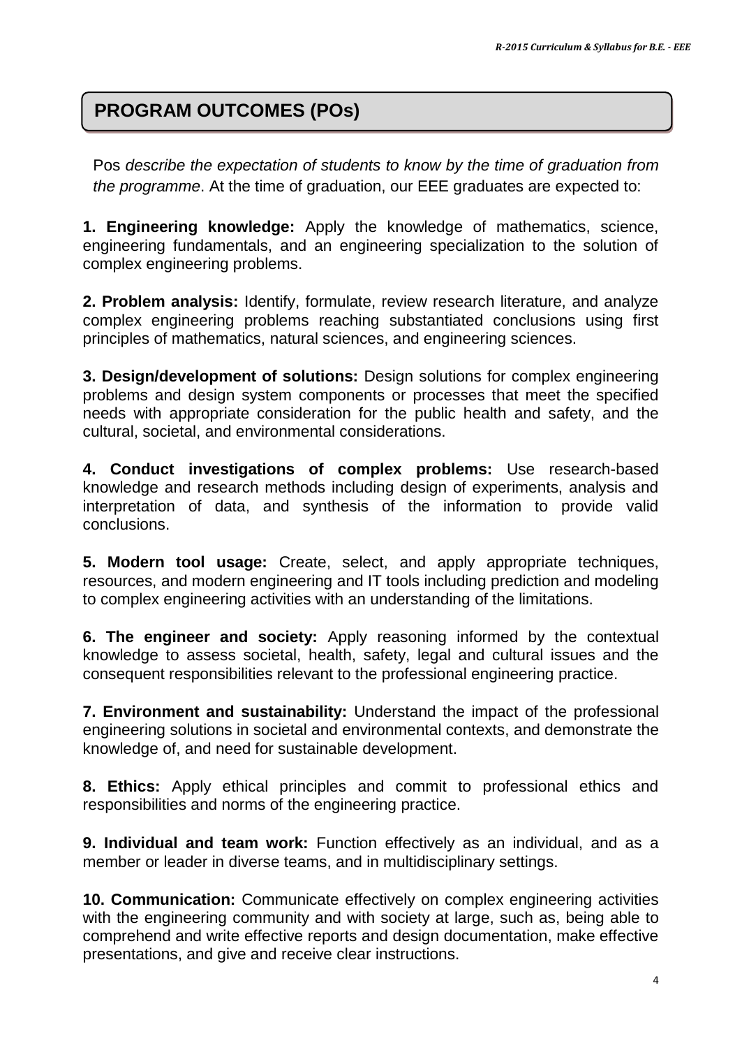## PROGRAM OUTCOMES (POs)

Pos *describe the expectation of students to know by the time of graduation from the programme*. At the time of graduation, our EEE graduates are expected to:

**1. Engineering knowledge:** Apply the knowledge of mathematics, science, engineering fundamentals, and an engineering specialization to the solution of complex engineering problems.

**2. Problem analysis:** Identify, formulate, review research literature, and analyze complex engineering problems reaching substantiated conclusions using first principles of mathematics, natural sciences, and engineering sciences.

**3. Design/development of solutions:** Design solutions for complex engineering problems and design system components or processes that meet the specified needs with appropriate consideration for the public health and safety, and the cultural, societal, and environmental considerations.

**4. Conduct investigations of complex problems:** Use research-based knowledge and research methods including design of experiments, analysis and interpretation of data, and synthesis of the information to provide valid conclusions.

**5. Modern tool usage:** Create, select, and apply appropriate techniques, resources, and modern engineering and IT tools including prediction and modeling to complex engineering activities with an understanding of the limitations.

**6. The engineer and society:** Apply reasoning informed by the contextual knowledge to assess societal, health, safety, legal and cultural issues and the consequent responsibilities relevant to the professional engineering practice.

**7. Environment and sustainability:** Understand the impact of the professional engineering solutions in societal and environmental contexts, and demonstrate the knowledge of, and need for sustainable development.

**8. Ethics:** Apply ethical principles and commit to professional ethics and responsibilities and norms of the engineering practice.

**9. Individual and team work:** Function effectively as an individual, and as a member or leader in diverse teams, and in multidisciplinary settings.

**10. Communication:** Communicate effectively on complex engineering activities with the engineering community and with society at large, such as, being able to comprehend and write effective reports and design documentation, make effective presentations, and give and receive clear instructions.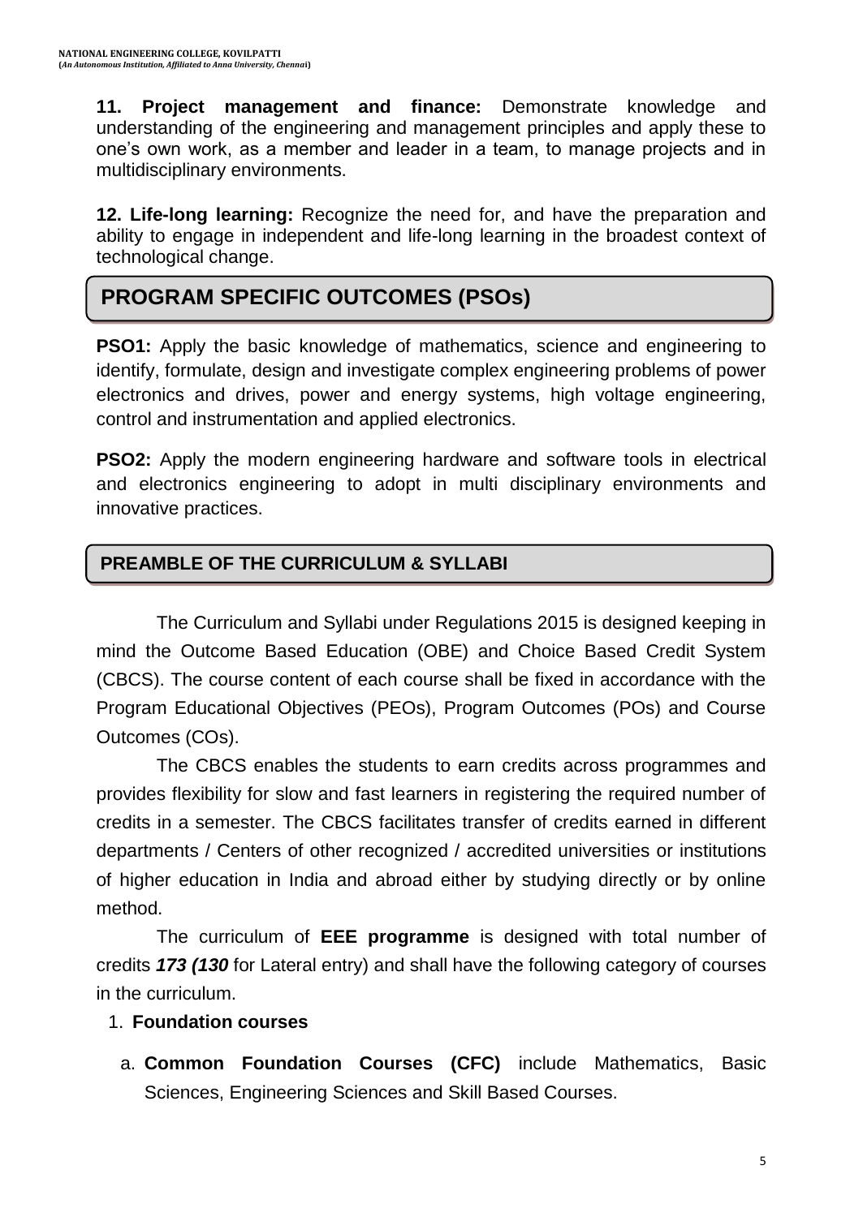**11. Project management and finance:** Demonstrate knowledge and understanding of the engineering and management principles and apply these to one's own work, as a member and leader in a team, to manage projects and in multidisciplinary environments.

**12. Life-long learning:** Recognize the need for, and have the preparation and ability to engage in independent and life-long learning in the broadest context of technological change.

## PROGRAM SPECIFIC OUTCOMES (PSOs)

**PSO1:** Apply the basic knowledge of mathematics, science and engineering to identify, formulate, design and investigate complex engineering problems of power electronics and drives, power and energy systems, high voltage engineering, control and instrumentation and applied electronics.

**PSO2:** Apply the modern engineering hardware and software tools in electrical and electronics engineering to adopt in multi disciplinary environments and innovative practices.

## PREAMBLE OF THE CURRICULUM & SYLLABI

The Curriculum and Syllabi under Regulations 2015 is designed keeping in mind the Outcome Based Education (OBE) and Choice Based Credit System (CBCS). The course content of each course shall be fixed in accordance with the Program Educational Objectives (PEOs), Program Outcomes (POs) and Course Outcomes (COs).

The CBCS enables the students to earn credits across programmes and provides flexibility for slow and fast learners in registering the required number of credits in a semester. The CBCS facilitates transfer of credits earned in different departments / Centers of other recognized / accredited universities or institutions of higher education in India and abroad either by studying directly or by online method.

The curriculum of **EEE programme** is designed with total number of credits ***173 (130*** for Lateral entry) and shall have the following category of courses in the curriculum.

1. **Foundation courses**

   a. **Common Foundation Courses (CFC)** include Mathematics, Basic Sciences, Engineering Sciences and Skill Based Courses.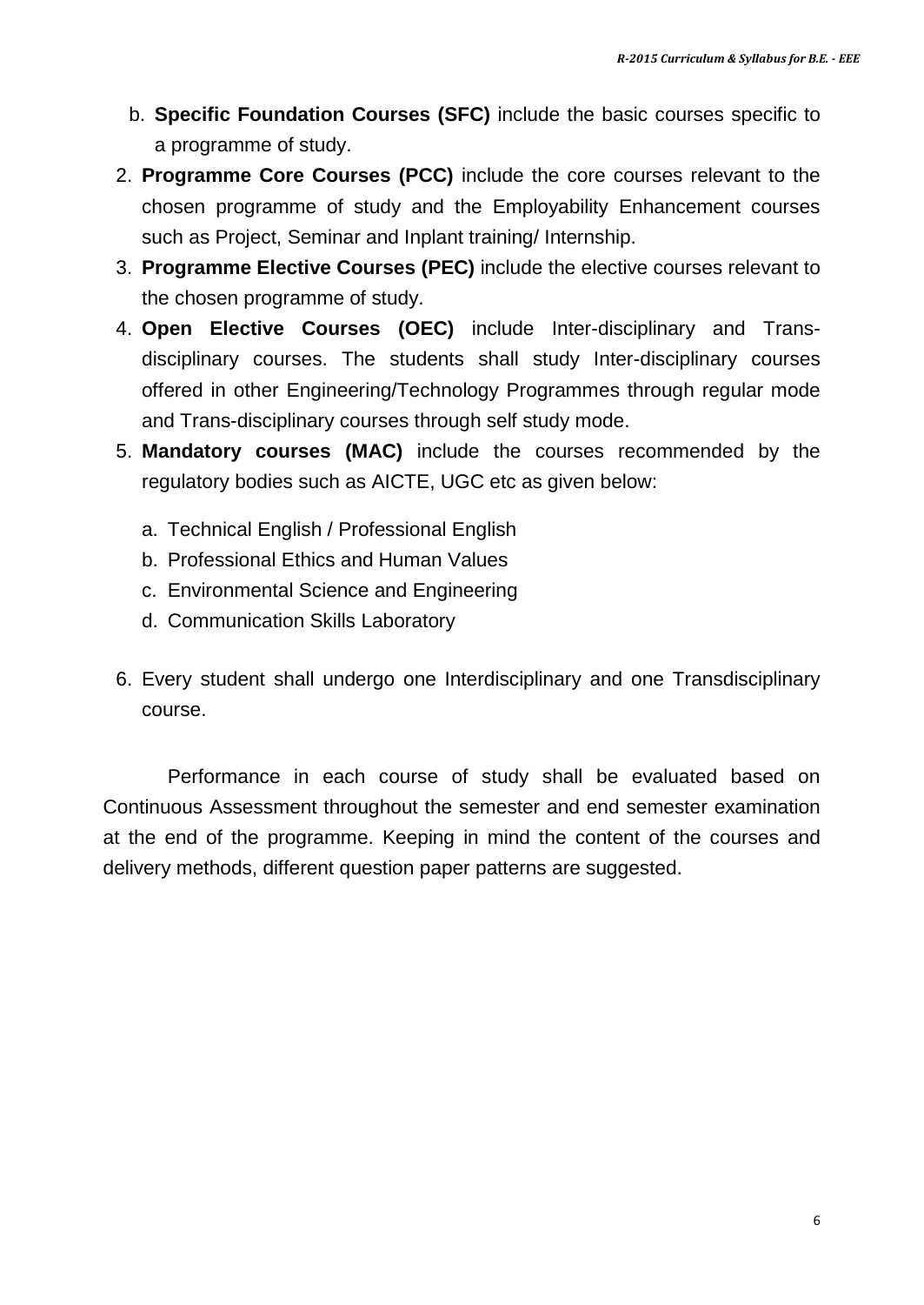b. **Specific Foundation Courses (SFC)** include the basic courses specific to a programme of study.

2. **Programme Core Courses (PCC)** include the core courses relevant to the chosen programme of study and the Employability Enhancement courses such as Project, Seminar and Inplant training/ Internship.
3. **Programme Elective Courses (PEC)** include the elective courses relevant to the chosen programme of study.
4. **Open Elective Courses (OEC)** include Inter-disciplinary and Trans-disciplinary courses. The students shall study Inter-disciplinary courses offered in other Engineering/Technology Programmes through regular mode and Trans-disciplinary courses through self study mode.
5. **Mandatory courses (MAC)** include the courses recommended by the regulatory bodies such as AICTE, UGC etc as given below:
   a. Technical English / Professional English
   b. Professional Ethics and Human Values
   c. Environmental Science and Engineering
   d. Communication Skills Laboratory
6. Every student shall undergo one Interdisciplinary and one Transdisciplinary course.

Performance in each course of study shall be evaluated based on Continuous Assessment throughout the semester and end semester examination at the end of the programme. Keeping in mind the content of the courses and delivery methods, different question paper patterns are suggested.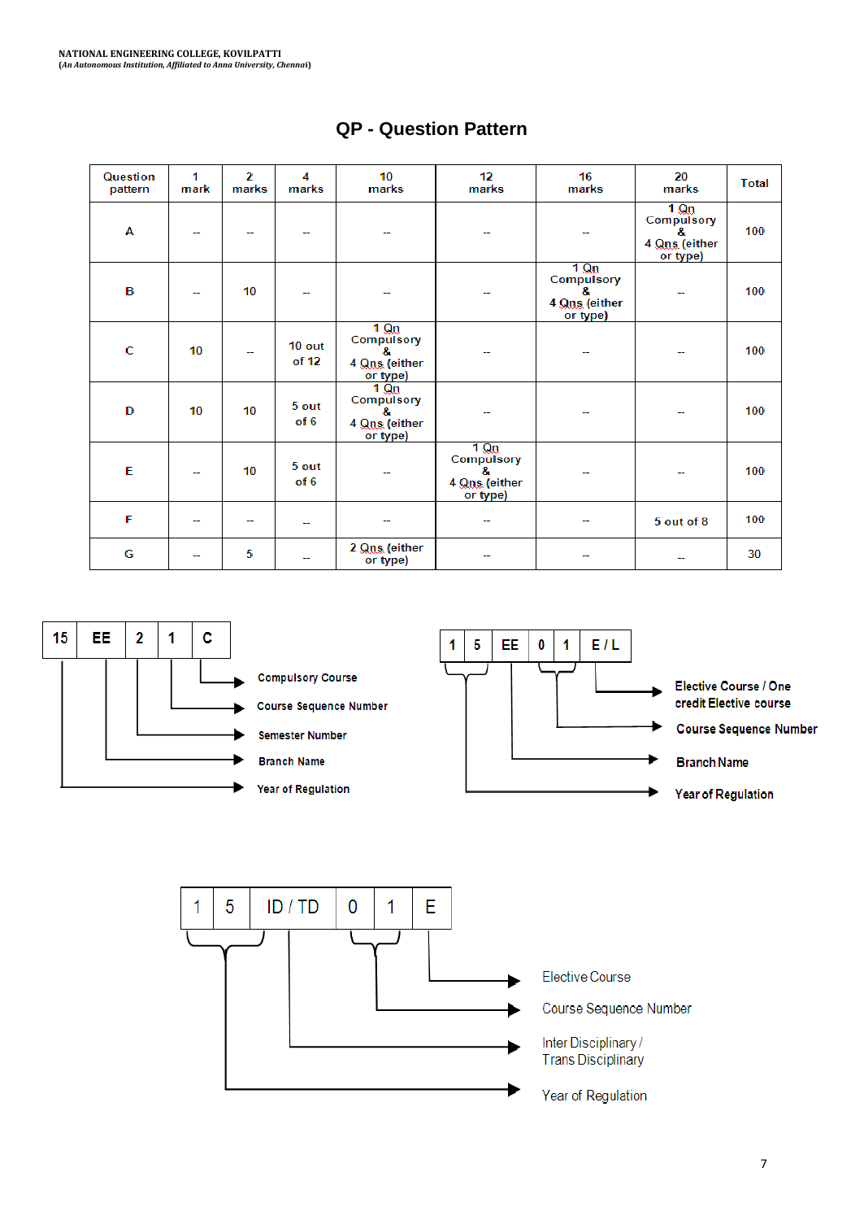## QP - Question Pattern

| Question pattern | 1 mark | 2 marks | 4 marks | 10 marks | 12 marks | 16 marks | 20 marks | Total |
|---|---|---|---|---|---|---|---|---|
| A | -- | -- | -- | -- | -- | -- | 1 Qn Compulsory & 4 Qns (either or type) | 100 |
| B | -- | 10 | -- | -- | -- | 1 Qn Compulsory & 4 Qns (either or type) | -- | 100 |
| C | 10 | -- | 10 out of 12 | 1 Qn Compulsory & 4 Qns (either or type) | -- | -- | -- | 100 |
| D | 10 | 10 | 5 out of 6 | 1 Qn Compulsory & 4 Qns (either or type) | -- | -- | -- | 100 |
| E | -- | 10 | 5 out of 6 | -- | 1 Qn Compulsory & 4 Qns (either or type) | -- | -- | 100 |
| F | -- | -- | -- | -- | -- | -- | 5 out of 8 | 100 |
| G | -- | 5 | -- | 2 Qns (either or type) | -- | -- | -- | 30 |

| 15 | EE | 2 | 1 | C |
|---|---|---|---|---|

- C → Compulsory Course
- 1 → Course Sequence Number
- 2 → Semester Number
- EE → Branch Name
- 15 → Year of Regulation

| 1 | 5 | EE | 0 | 1 | E / L |
|---|---|---|---|---|---|

- E / L → Elective Course / One credit Elective course
- 0 1 → Course Sequence Number
- EE → Branch Name
- 1 5 → Year of Regulation

| 1 | 5 | ID / TD | 0 | 1 | E |
|---|---|---|---|---|---|

- E → Elective Course
- 0 1 → Course Sequence Number
- ID / TD → Inter Disciplinary / Trans Disciplinary
- 1 5 → Year of Regulation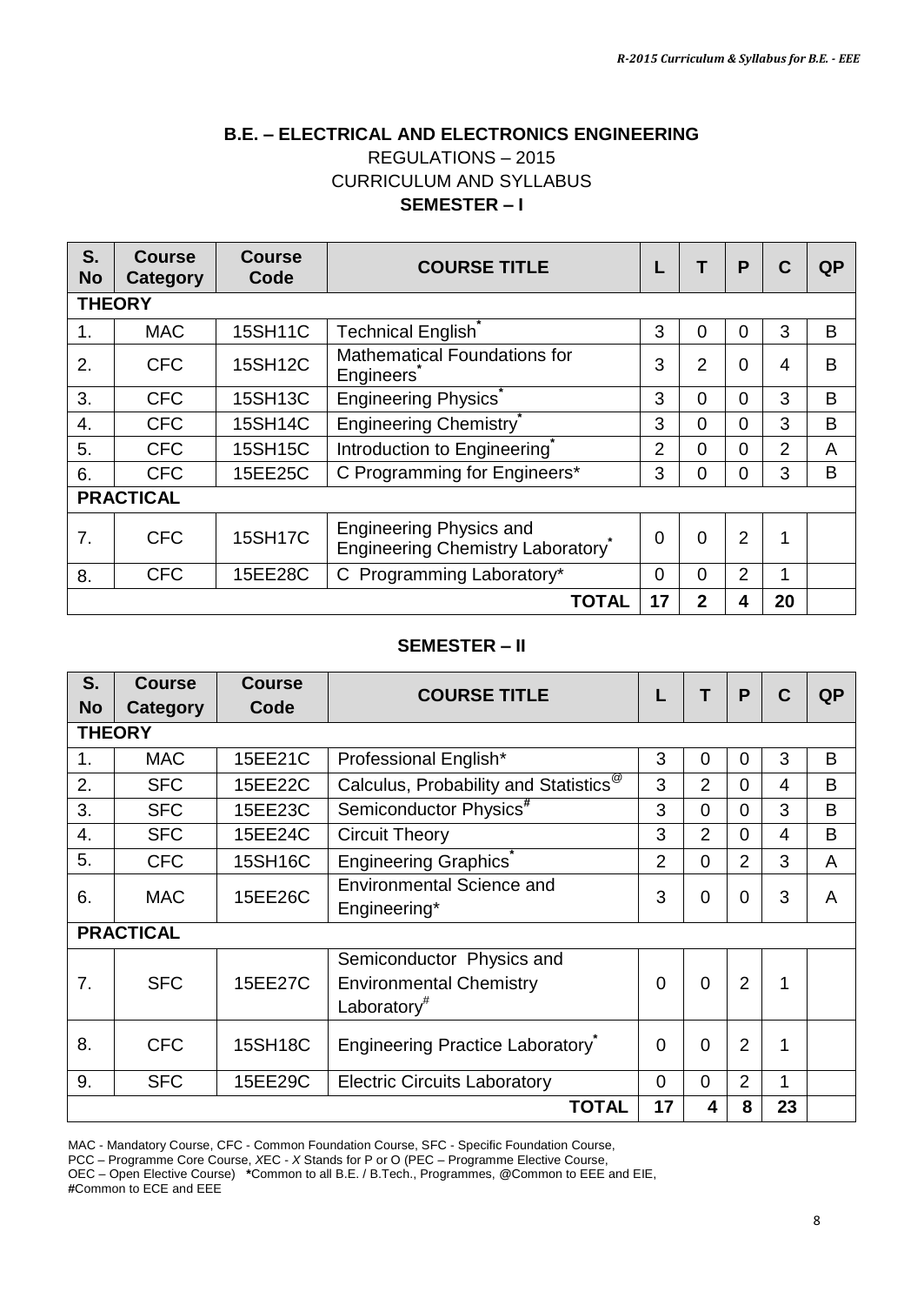## B.E. – ELECTRICAL AND ELECTRONICS ENGINEERING

REGULATIONS – 2015

CURRICULUM AND SYLLABUS

### SEMESTER – I

| S. No | Course Category | Course Code | COURSE TITLE | L | T | P | C | QP |
|---|---|---|---|---|---|---|---|---|
| **THEORY** | | | | | | | | |
| 1. | MAC | 15SH11C | Technical English* | 3 | 0 | 0 | 3 | B |
| 2. | CFC | 15SH12C | Mathematical Foundations for Engineers* | 3 | 2 | 0 | 4 | B |
| 3. | CFC | 15SH13C | Engineering Physics* | 3 | 0 | 0 | 3 | B |
| 4. | CFC | 15SH14C | Engineering Chemistry* | 3 | 0 | 0 | 3 | B |
| 5. | CFC | 15SH15C | Introduction to Engineering* | 2 | 0 | 0 | 2 | A |
| 6. | CFC | 15EE25C | C Programming for Engineers* | 3 | 0 | 0 | 3 | B |
| **PRACTICAL** | | | | | | | | |
| 7. | CFC | 15SH17C | Engineering Physics and Engineering Chemistry Laboratory* | 0 | 0 | 2 | 1 | |
| 8. | CFC | 15EE28C | C Programming Laboratory* | 0 | 0 | 2 | 1 | |
| | | | **TOTAL** | **17** | **2** | **4** | **20** | |

### SEMESTER – II

| S. No | Course Category | Course Code | COURSE TITLE | L | T | P | C | QP |
|---|---|---|---|---|---|---|---|---|
| **THEORY** | | | | | | | | |
| 1. | MAC | 15EE21C | Professional English* | 3 | 0 | 0 | 3 | B |
| 2. | SFC | 15EE22C | Calculus, Probability and Statistics@ | 3 | 2 | 0 | 4 | B |
| 3. | SFC | 15EE23C | Semiconductor Physics# | 3 | 0 | 0 | 3 | B |
| 4. | SFC | 15EE24C | Circuit Theory | 3 | 2 | 0 | 4 | B |
| 5. | CFC | 15SH16C | Engineering Graphics* | 2 | 0 | 2 | 3 | A |
| 6. | MAC | 15EE26C | Environmental Science and Engineering* | 3 | 0 | 0 | 3 | A |
| **PRACTICAL** | | | | | | | | |
| 7. | SFC | 15EE27C | Semiconductor Physics and Environmental Chemistry Laboratory# | 0 | 0 | 2 | 1 | |
| 8. | CFC | 15SH18C | Engineering Practice Laboratory* | 0 | 0 | 2 | 1 | |
| 9. | SFC | 15EE29C | Electric Circuits Laboratory | 0 | 0 | 2 | 1 | |
| | | | **TOTAL** | **17** | **4** | **8** | **23** | |

MAC - Mandatory Course, CFC - Common Foundation Course, SFC - Specific Foundation Course,
PCC – Programme Core Course, *X*EC - *X* Stands for P or O (PEC – Programme Elective Course,
OEC – Open Elective Course) **\***Common to all B.E. / B.Tech., Programmes, @Common to EEE and EIE,
**#**Common to ECE and EEE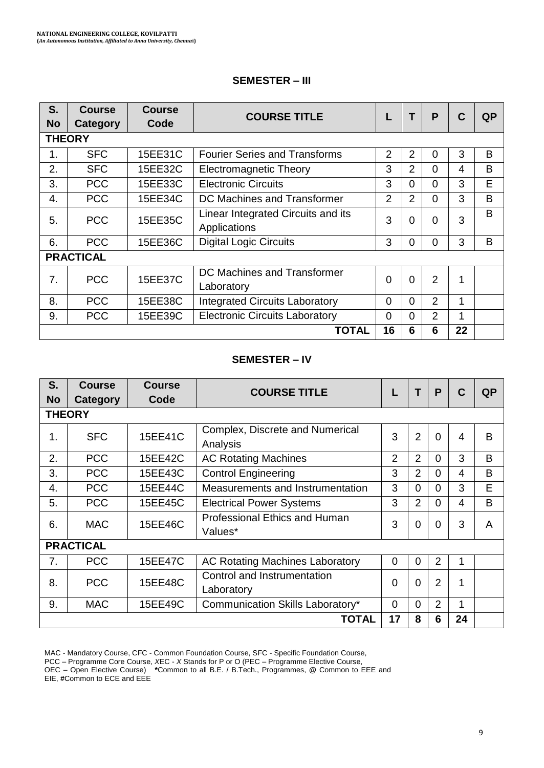## SEMESTER – III

| S. No | Course Category | Course Code | COURSE TITLE | L | T | P | C | QP |
|---|---|---|---|---|---|---|---|---|
| **THEORY** | | | | | | | | |
| 1. | SFC | 15EE31C | Fourier Series and Transforms | 2 | 2 | 0 | 3 | B |
| 2. | SFC | 15EE32C | Electromagnetic Theory | 3 | 2 | 0 | 4 | B |
| 3. | PCC | 15EE33C | Electronic Circuits | 3 | 0 | 0 | 3 | E |
| 4. | PCC | 15EE34C | DC Machines and Transformer | 2 | 2 | 0 | 3 | B |
| 5. | PCC | 15EE35C | Linear Integrated Circuits and its Applications | 3 | 0 | 0 | 3 | B |
| 6. | PCC | 15EE36C | Digital Logic Circuits | 3 | 0 | 0 | 3 | B |
| **PRACTICAL** | | | | | | | | |
| 7. | PCC | 15EE37C | DC Machines and Transformer Laboratory | 0 | 0 | 2 | 1 | |
| 8. | PCC | 15EE38C | Integrated Circuits Laboratory | 0 | 0 | 2 | 1 | |
| 9. | PCC | 15EE39C | Electronic Circuits Laboratory | 0 | 0 | 2 | 1 | |
| | | | **TOTAL** | **16** | **6** | **6** | **22** | |

## SEMESTER – IV

| S. No | Course Category | Course Code | COURSE TITLE | L | T | P | C | QP |
|---|---|---|---|---|---|---|---|---|
| **THEORY** | | | | | | | | |
| 1. | SFC | 15EE41C | Complex, Discrete and Numerical Analysis | 3 | 2 | 0 | 4 | B |
| 2. | PCC | 15EE42C | AC Rotating Machines | 2 | 2 | 0 | 3 | B |
| 3. | PCC | 15EE43C | Control Engineering | 3 | 2 | 0 | 4 | B |
| 4. | PCC | 15EE44C | Measurements and Instrumentation | 3 | 0 | 0 | 3 | E |
| 5. | PCC | 15EE45C | Electrical Power Systems | 3 | 2 | 0 | 4 | B |
| 6. | MAC | 15EE46C | Professional Ethics and Human Values* | 3 | 0 | 0 | 3 | A |
| **PRACTICAL** | | | | | | | | |
| 7. | PCC | 15EE47C | AC Rotating Machines Laboratory | 0 | 0 | 2 | 1 | |
| 8. | PCC | 15EE48C | Control and Instrumentation Laboratory | 0 | 0 | 2 | 1 | |
| 9. | MAC | 15EE49C | Communication Skills Laboratory* | 0 | 0 | 2 | 1 | |
| | | | **TOTAL** | **17** | **8** | **6** | **24** | |

MAC - Mandatory Course, CFC - Common Foundation Course, SFC - Specific Foundation Course, PCC – Programme Core Course, XEC - *X* Stands for P or O (PEC – Programme Elective Course, OEC – Open Elective Course) **\***Common to all B.E. / B.Tech., Programmes, @ Common to EEE and EIE, **#**Common to ECE and EEE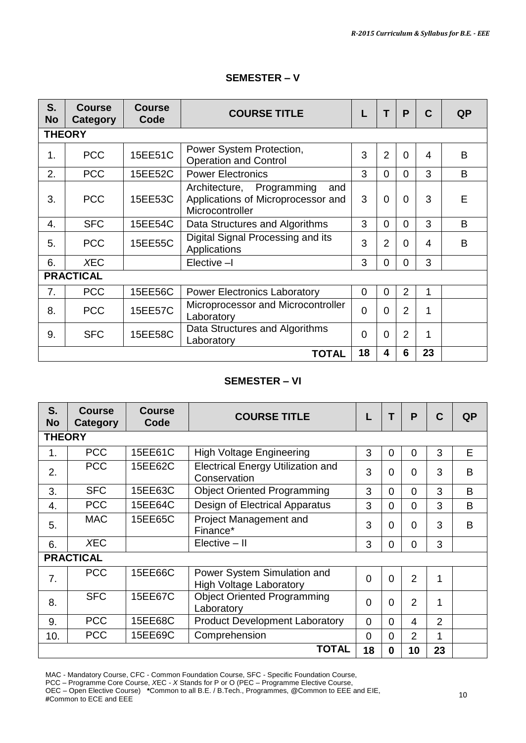## SEMESTER – V

| S. No | Course Category | Course Code | COURSE TITLE | L | T | P | C | QP |
|---|---|---|---|---|---|---|---|---|
| **THEORY** | | | | | | | | |
| 1. | PCC | 15EE51C | Power System Protection, Operation and Control | 3 | 2 | 0 | 4 | B |
| 2. | PCC | 15EE52C | Power Electronics | 3 | 0 | 0 | 3 | B |
| 3. | PCC | 15EE53C | Architecture, Programming and Applications of Microprocessor and Microcontroller | 3 | 0 | 0 | 3 | E |
| 4. | SFC | 15EE54C | Data Structures and Algorithms | 3 | 0 | 0 | 3 | B |
| 5. | PCC | 15EE55C | Digital Signal Processing and its Applications | 3 | 2 | 0 | 4 | B |
| 6. | *X*EC | | Elective –I | 3 | 0 | 0 | 3 | |
| **PRACTICAL** | | | | | | | | |
| 7. | PCC | 15EE56C | Power Electronics Laboratory | 0 | 0 | 2 | 1 | |
| 8. | PCC | 15EE57C | Microprocessor and Microcontroller Laboratory | 0 | 0 | 2 | 1 | |
| 9. | SFC | 15EE58C | Data Structures and Algorithms Laboratory | 0 | 0 | 2 | 1 | |
| | | | **TOTAL** | **18** | **4** | **6** | **23** | |

## SEMESTER – VI

| S. No | Course Category | Course Code | COURSE TITLE | L | T | P | C | QP |
|---|---|---|---|---|---|---|---|---|
| **THEORY** | | | | | | | | |
| 1. | PCC | 15EE61C | High Voltage Engineering | 3 | 0 | 0 | 3 | E |
| 2. | PCC | 15EE62C | Electrical Energy Utilization and Conservation | 3 | 0 | 0 | 3 | B |
| 3. | SFC | 15EE63C | Object Oriented Programming | 3 | 0 | 0 | 3 | B |
| 4. | PCC | 15EE64C | Design of Electrical Apparatus | 3 | 0 | 0 | 3 | B |
| 5. | MAC | 15EE65C | Project Management and Finance* | 3 | 0 | 0 | 3 | B |
| 6. | *X*EC | | Elective – II | 3 | 0 | 0 | 3 | |
| **PRACTICAL** | | | | | | | | |
| 7. | PCC | 15EE66C | Power System Simulation and High Voltage Laboratory | 0 | 0 | 2 | 1 | |
| 8. | SFC | 15EE67C | Object Oriented Programming Laboratory | 0 | 0 | 2 | 1 | |
| 9. | PCC | 15EE68C | Product Development Laboratory | 0 | 0 | 4 | 2 | |
| 10. | PCC | 15EE69C | Comprehension | 0 | 0 | 2 | 1 | |
| | | | **TOTAL** | **18** | **0** | **10** | **23** | |

MAC - Mandatory Course, CFC - Common Foundation Course, SFC - Specific Foundation Course,
PCC – Programme Core Course, *X*EC - *X* Stands for P or O (PEC – Programme Elective Course,
OEC – Open Elective Course) ***** Common to all B.E. / B.Tech., Programmes, @Common to EEE and EIE,
**#**Common to ECE and EEE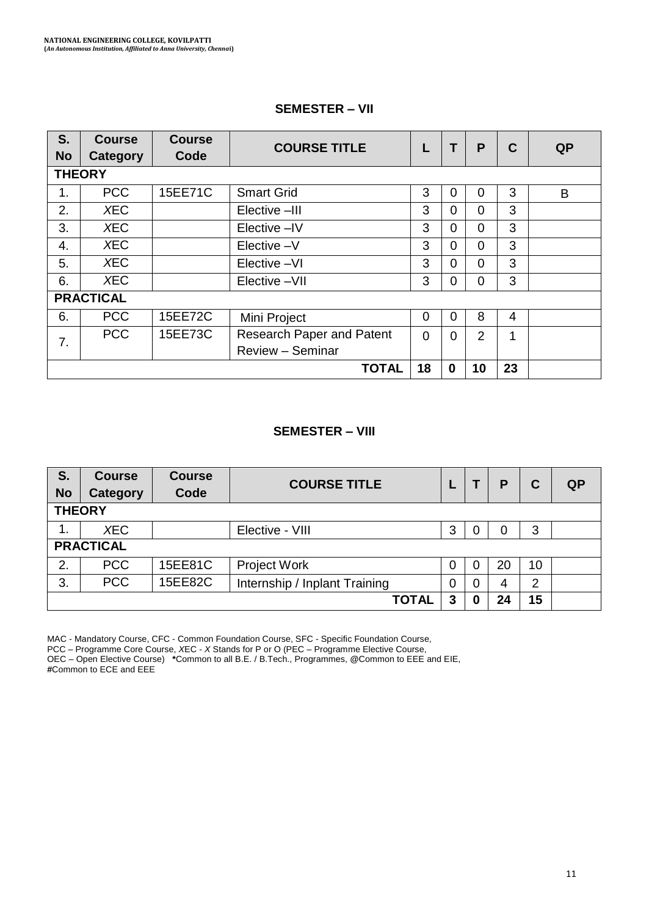## SEMESTER – VII

| S. No | Course Category | Course Code | COURSE TITLE | L | T | P | C | QP |
|---|---|---|---|---|---|---|---|---|
| **THEORY** | | | | | | | | |
| 1. | PCC | 15EE71C | Smart Grid | 3 | 0 | 0 | 3 | B |
| 2. | *X*EC | | Elective –III | 3 | 0 | 0 | 3 | |
| 3. | *X*EC | | Elective –IV | 3 | 0 | 0 | 3 | |
| 4. | *X*EC | | Elective –V | 3 | 0 | 0 | 3 | |
| 5. | *X*EC | | Elective –VI | 3 | 0 | 0 | 3 | |
| 6. | *X*EC | | Elective –VII | 3 | 0 | 0 | 3 | |
| **PRACTICAL** | | | | | | | | |
| 6. | PCC | 15EE72C | Mini Project | 0 | 0 | 8 | 4 | |
| 7. | PCC | 15EE73C | Research Paper and Patent Review – Seminar | 0 | 0 | 2 | 1 | |
| | | | **TOTAL** | **18** | **0** | **10** | **23** | |

## SEMESTER – VIII

| S. No | Course Category | Course Code | COURSE TITLE | L | T | P | C | QP |
|---|---|---|---|---|---|---|---|---|
| **THEORY** | | | | | | | | |
| 1. | *X*EC | | Elective - VIII | 3 | 0 | 0 | 3 | |
| **PRACTICAL** | | | | | | | | |
| 2. | PCC | 15EE81C | Project Work | 0 | 0 | 20 | 10 | |
| 3. | PCC | 15EE82C | Internship / Inplant Training | 0 | 0 | 4 | 2 | |
| | | | **TOTAL** | **3** | **0** | **24** | **15** | |

MAC - Mandatory Course, CFC - Common Foundation Course, SFC - Specific Foundation Course, PCC – Programme Core Course, *X*EC - *X* Stands for P or O (PEC – Programme Elective Course, OEC – Open Elective Course) **\***Common to all B.E. / B.Tech., Programmes, @Common to EEE and EIE, **#**Common to ECE and EEE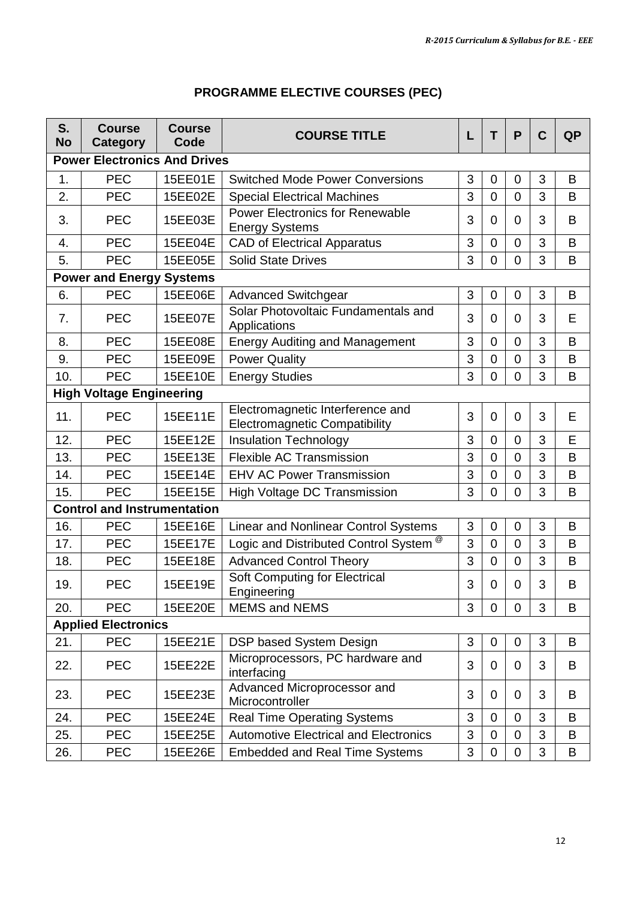## PROGRAMME ELECTIVE COURSES (PEC)

| S. No | Course Category | Course Code | COURSE TITLE | L | T | P | C | QP |
|---|---|---|---|---|---|---|---|---|
| **Power Electronics And Drives** | | | | | | | | |
| 1. | PEC | 15EE01E | Switched Mode Power Conversions | 3 | 0 | 0 | 3 | B |
| 2. | PEC | 15EE02E | Special Electrical Machines | 3 | 0 | 0 | 3 | B |
| 3. | PEC | 15EE03E | Power Electronics for Renewable Energy Systems | 3 | 0 | 0 | 3 | B |
| 4. | PEC | 15EE04E | CAD of Electrical Apparatus | 3 | 0 | 0 | 3 | B |
| 5. | PEC | 15EE05E | Solid State Drives | 3 | 0 | 0 | 3 | B |
| **Power and Energy Systems** | | | | | | | | |
| 6. | PEC | 15EE06E | Advanced Switchgear | 3 | 0 | 0 | 3 | B |
| 7. | PEC | 15EE07E | Solar Photovoltaic Fundamentals and Applications | 3 | 0 | 0 | 3 | E |
| 8. | PEC | 15EE08E | Energy Auditing and Management | 3 | 0 | 0 | 3 | B |
| 9. | PEC | 15EE09E | Power Quality | 3 | 0 | 0 | 3 | B |
| 10. | PEC | 15EE10E | Energy Studies | 3 | 0 | 0 | 3 | B |
| **High Voltage Engineering** | | | | | | | | |
| 11. | PEC | 15EE11E | Electromagnetic Interference and Electromagnetic Compatibility | 3 | 0 | 0 | 3 | E |
| 12. | PEC | 15EE12E | Insulation Technology | 3 | 0 | 0 | 3 | E |
| 13. | PEC | 15EE13E | Flexible AC Transmission | 3 | 0 | 0 | 3 | B |
| 14. | PEC | 15EE14E | EHV AC Power Transmission | 3 | 0 | 0 | 3 | B |
| 15. | PEC | 15EE15E | High Voltage DC Transmission | 3 | 0 | 0 | 3 | B |
| **Control and Instrumentation** | | | | | | | | |
| 16. | PEC | 15EE16E | Linear and Nonlinear Control Systems | 3 | 0 | 0 | 3 | B |
| 17. | PEC | 15EE17E | Logic and Distributed Control System @ | 3 | 0 | 0 | 3 | B |
| 18. | PEC | 15EE18E | Advanced Control Theory | 3 | 0 | 0 | 3 | B |
| 19. | PEC | 15EE19E | Soft Computing for Electrical Engineering | 3 | 0 | 0 | 3 | B |
| 20. | PEC | 15EE20E | MEMS and NEMS | 3 | 0 | 0 | 3 | B |
| **Applied Electronics** | | | | | | | | |
| 21. | PEC | 15EE21E | DSP based System Design | 3 | 0 | 0 | 3 | B |
| 22. | PEC | 15EE22E | Microprocessors, PC hardware and interfacing | 3 | 0 | 0 | 3 | B |
| 23. | PEC | 15EE23E | Advanced Microprocessor and Microcontroller | 3 | 0 | 0 | 3 | B |
| 24. | PEC | 15EE24E | Real Time Operating Systems | 3 | 0 | 0 | 3 | B |
| 25. | PEC | 15EE25E | Automotive Electrical and Electronics | 3 | 0 | 0 | 3 | B |
| 26. | PEC | 15EE26E | Embedded and Real Time Systems | 3 | 0 | 0 | 3 | B |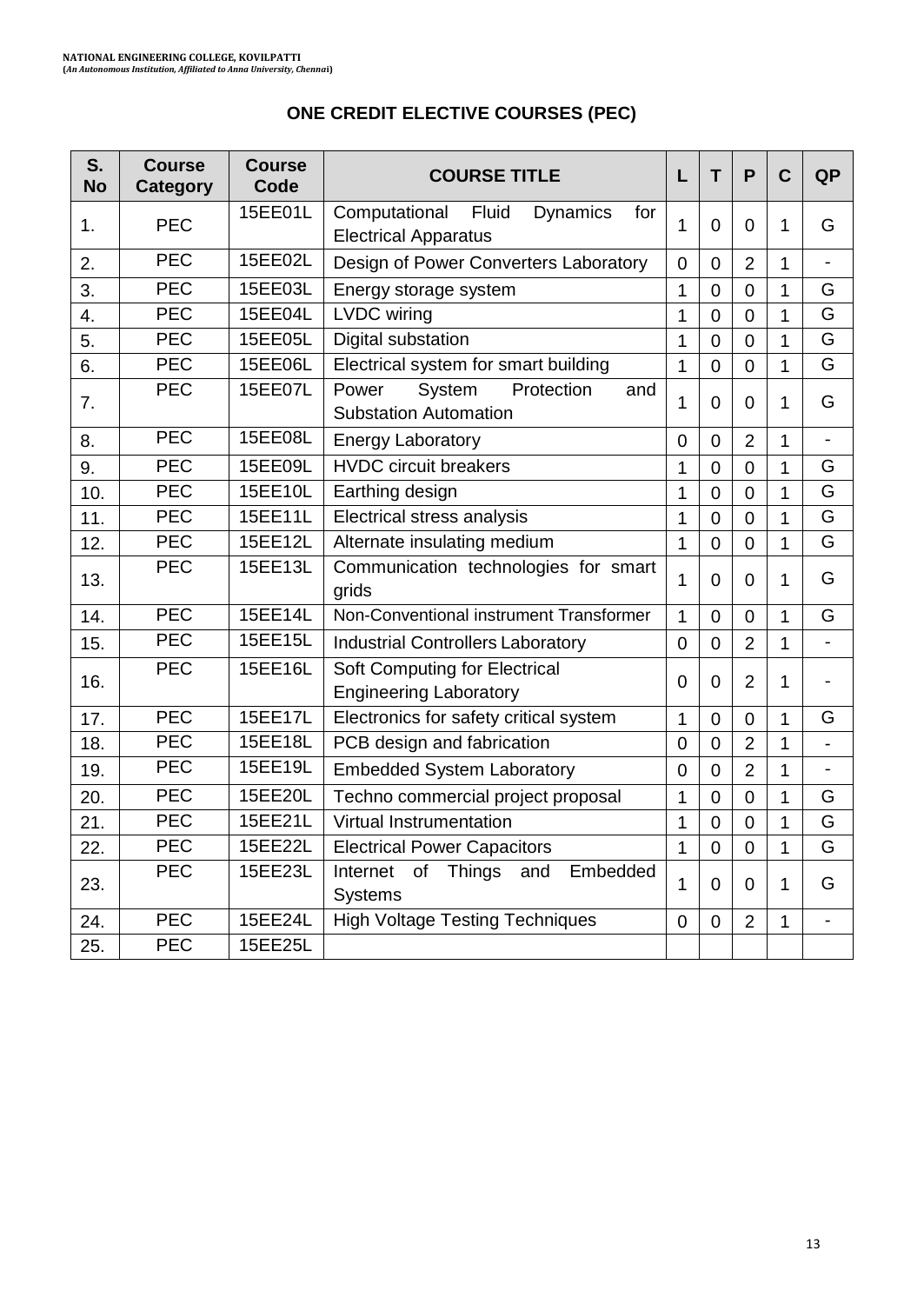NATIONAL ENGINEERING COLLEGE, KOVILPATTI
(*An Autonomous Institution, Affiliated to Anna University, Chennai*)

## ONE CREDIT ELECTIVE COURSES (PEC)

| S. No | Course Category | Course Code | COURSE TITLE | L | T | P | C | QP |
|---|---|---|---|---|---|---|---|---|
| 1. | PEC | 15EE01L | Computational Fluid Dynamics for Electrical Apparatus | 1 | 0 | 0 | 1 | G |
| 2. | PEC | 15EE02L | Design of Power Converters Laboratory | 0 | 0 | 2 | 1 | - |
| 3. | PEC | 15EE03L | Energy storage system | 1 | 0 | 0 | 1 | G |
| 4. | PEC | 15EE04L | LVDC wiring | 1 | 0 | 0 | 1 | G |
| 5. | PEC | 15EE05L | Digital substation | 1 | 0 | 0 | 1 | G |
| 6. | PEC | 15EE06L | Electrical system for smart building | 1 | 0 | 0 | 1 | G |
| 7. | PEC | 15EE07L | Power System Protection and Substation Automation | 1 | 0 | 0 | 1 | G |
| 8. | PEC | 15EE08L | Energy Laboratory | 0 | 0 | 2 | 1 | - |
| 9. | PEC | 15EE09L | HVDC circuit breakers | 1 | 0 | 0 | 1 | G |
| 10. | PEC | 15EE10L | Earthing design | 1 | 0 | 0 | 1 | G |
| 11. | PEC | 15EE11L | Electrical stress analysis | 1 | 0 | 0 | 1 | G |
| 12. | PEC | 15EE12L | Alternate insulating medium | 1 | 0 | 0 | 1 | G |
| 13. | PEC | 15EE13L | Communication technologies for smart grids | 1 | 0 | 0 | 1 | G |
| 14. | PEC | 15EE14L | Non-Conventional instrument Transformer | 1 | 0 | 0 | 1 | G |
| 15. | PEC | 15EE15L | Industrial Controllers Laboratory | 0 | 0 | 2 | 1 | - |
| 16. | PEC | 15EE16L | Soft Computing for Electrical Engineering Laboratory | 0 | 0 | 2 | 1 | - |
| 17. | PEC | 15EE17L | Electronics for safety critical system | 1 | 0 | 0 | 1 | G |
| 18. | PEC | 15EE18L | PCB design and fabrication | 0 | 0 | 2 | 1 | - |
| 19. | PEC | 15EE19L | Embedded System Laboratory | 0 | 0 | 2 | 1 | - |
| 20. | PEC | 15EE20L | Techno commercial project proposal | 1 | 0 | 0 | 1 | G |
| 21. | PEC | 15EE21L | Virtual Instrumentation | 1 | 0 | 0 | 1 | G |
| 22. | PEC | 15EE22L | Electrical Power Capacitors | 1 | 0 | 0 | 1 | G |
| 23. | PEC | 15EE23L | Internet of Things and Embedded Systems | 1 | 0 | 0 | 1 | G |
| 24. | PEC | 15EE24L | High Voltage Testing Techniques | 0 | 0 | 2 | 1 | - |
| 25. | PEC | 15EE25L | | | | | | |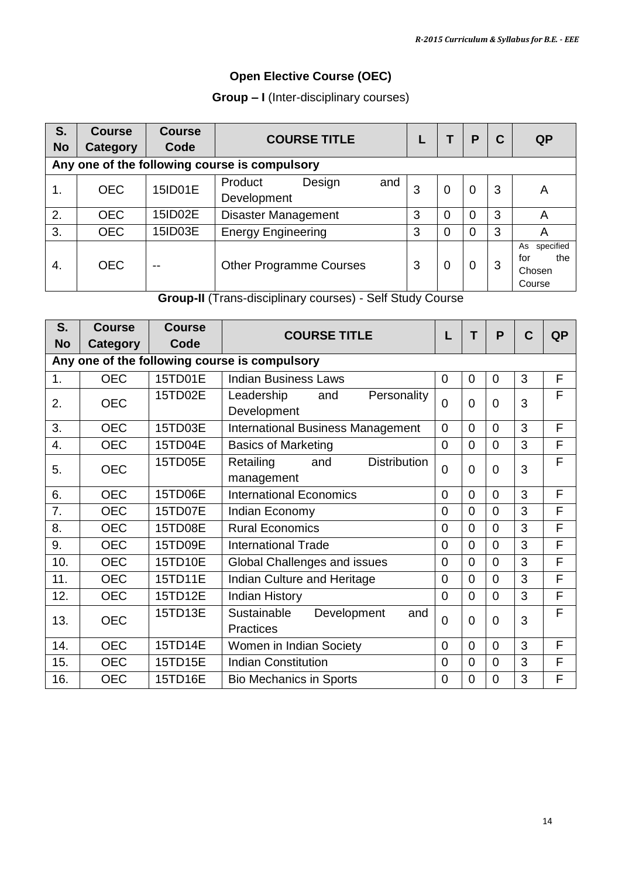## Open Elective Course (OEC)

### Group – I (Inter-disciplinary courses)

| S. No | Course Category | Course Code | COURSE TITLE | L | T | P | C | QP |
|---|---|---|---|---|---|---|---|---|
| **Any one of the following course is compulsory** | | | | | | | | |
| 1. | OEC | 15ID01E | Product Design and Development | 3 | 0 | 0 | 3 | A |
| 2. | OEC | 15ID02E | Disaster Management | 3 | 0 | 0 | 3 | A |
| 3. | OEC | 15ID03E | Energy Engineering | 3 | 0 | 0 | 3 | A |
| 4. | OEC | -- | Other Programme Courses | 3 | 0 | 0 | 3 | As specified for the Chosen Course |

### Group-II (Trans-disciplinary courses) - Self Study Course

| S. No | Course Category | Course Code | COURSE TITLE | L | T | P | C | QP |
|---|---|---|---|---|---|---|---|---|
| **Any one of the following course is compulsory** | | | | | | | | |
| 1. | OEC | 15TD01E | Indian Business Laws | 0 | 0 | 0 | 3 | F |
| 2. | OEC | 15TD02E | Leadership and Personality Development | 0 | 0 | 0 | 3 | F |
| 3. | OEC | 15TD03E | International Business Management | 0 | 0 | 0 | 3 | F |
| 4. | OEC | 15TD04E | Basics of Marketing | 0 | 0 | 0 | 3 | F |
| 5. | OEC | 15TD05E | Retailing and Distribution management | 0 | 0 | 0 | 3 | F |
| 6. | OEC | 15TD06E | International Economics | 0 | 0 | 0 | 3 | F |
| 7. | OEC | 15TD07E | Indian Economy | 0 | 0 | 0 | 3 | F |
| 8. | OEC | 15TD08E | Rural Economics | 0 | 0 | 0 | 3 | F |
| 9. | OEC | 15TD09E | International Trade | 0 | 0 | 0 | 3 | F |
| 10. | OEC | 15TD10E | Global Challenges and issues | 0 | 0 | 0 | 3 | F |
| 11. | OEC | 15TD11E | Indian Culture and Heritage | 0 | 0 | 0 | 3 | F |
| 12. | OEC | 15TD12E | Indian History | 0 | 0 | 0 | 3 | F |
| 13. | OEC | 15TD13E | Sustainable Development and Practices | 0 | 0 | 0 | 3 | F |
| 14. | OEC | 15TD14E | Women in Indian Society | 0 | 0 | 0 | 3 | F |
| 15. | OEC | 15TD15E | Indian Constitution | 0 | 0 | 0 | 3 | F |
| 16. | OEC | 15TD16E | Bio Mechanics in Sports | 0 | 0 | 0 | 3 | F |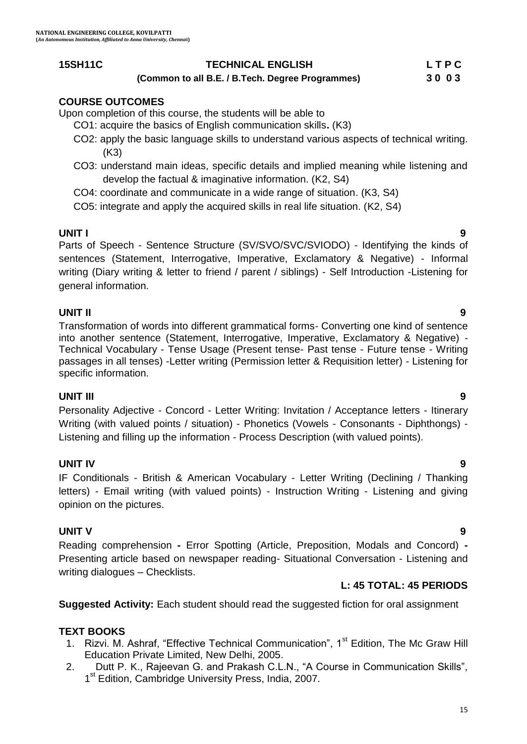**15SH11C TECHNICAL ENGLISH L T P C**

**(Common to all B.E. / B.Tech. Degree Programmes) 3 0 0 3**

## COURSE OUTCOMES

Upon completion of this course, the students will be able to

- CO1: acquire the basics of English communication skills**.** (K3)
- CO2: apply the basic language skills to understand various aspects of technical writing. (K3)
- CO3: understand main ideas, specific details and implied meaning while listening and develop the factual & imaginative information. (K2, S4)
- CO4: coordinate and communicate in a wide range of situation. (K3, S4)
- CO5: integrate and apply the acquired skills in real life situation. (K2, S4)

## UNIT I 9

Parts of Speech - Sentence Structure (SV/SVO/SVC/SVIODO) - Identifying the kinds of sentences (Statement, Interrogative, Imperative, Exclamatory & Negative) - Informal writing (Diary writing & letter to friend / parent / siblings) - Self Introduction -Listening for general information.

## UNIT II 9

Transformation of words into different grammatical forms- Converting one kind of sentence into another sentence (Statement, Interrogative, Imperative, Exclamatory & Negative) - Technical Vocabulary - Tense Usage (Present tense- Past tense - Future tense - Writing passages in all tenses) -Letter writing (Permission letter & Requisition letter) - Listening for specific information.

## UNIT III 9

Personality Adjective - Concord - Letter Writing: Invitation / Acceptance letters - Itinerary Writing (with valued points / situation) - Phonetics (Vowels - Consonants - Diphthongs) - Listening and filling up the information - Process Description (with valued points).

## UNIT IV 9

IF Conditionals - British & American Vocabulary - Letter Writing (Declining / Thanking letters) - Email writing (with valued points) - Instruction Writing - Listening and giving opinion on the pictures.

## UNIT V 9

Reading comprehension **-** Error Spotting (Article, Preposition, Modals and Concord) **-** Presenting article based on newspaper reading- Situational Conversation - Listening and writing dialogues – Checklists.

**L: 45 TOTAL: 45 PERIODS**

**Suggested Activity:** Each student should read the suggested fiction for oral assignment

## TEXT BOOKS

1. Rizvi. M. Ashraf, "Effective Technical Communication", 1st Edition, The Mc Graw Hill Education Private Limited, New Delhi, 2005.
2. Dutt P. K., Rajeevan G. and Prakash C.L.N., "A Course in Communication Skills", 1st Edition, Cambridge University Press, India, 2007.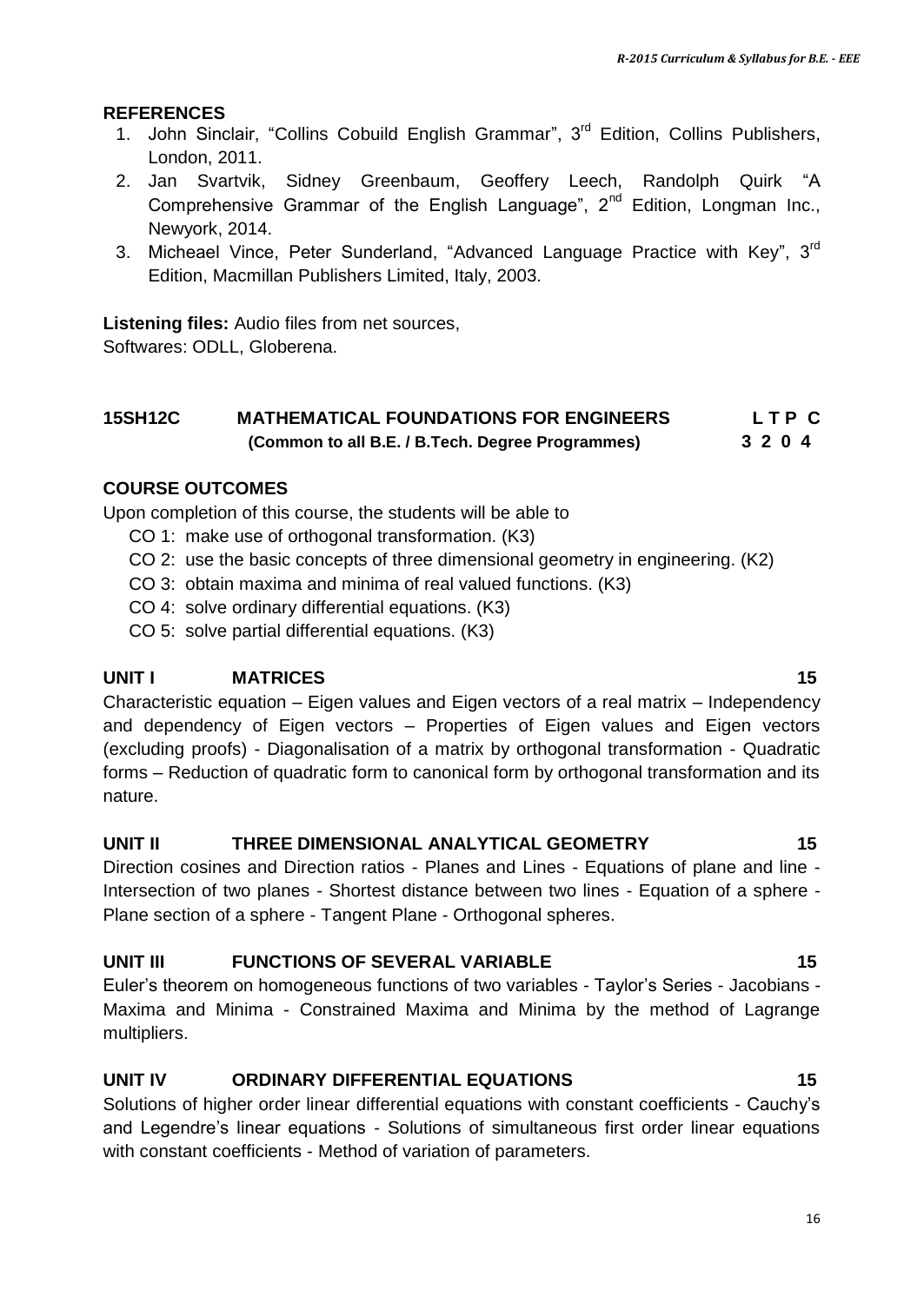**REFERENCES**

1. John Sinclair, "Collins Cobuild English Grammar", 3rd Edition, Collins Publishers, London, 2011.
2. Jan Svartvik, Sidney Greenbaum, Geoffery Leech, Randolph Quirk "A Comprehensive Grammar of the English Language", 2nd Edition, Longman Inc., Newyork, 2014.
3. Micheael Vince, Peter Sunderland, "Advanced Language Practice with Key", 3rd Edition, Macmillan Publishers Limited, Italy, 2003.

**Listening files:** Audio files from net sources,
Softwares: ODLL, Globerena.

## 15SH12C MATHEMATICAL FOUNDATIONS FOR ENGINEERS — L T P C: 3 2 0 4

**(Common to all B.E. / B.Tech. Degree Programmes)**

**COURSE OUTCOMES**

Upon completion of this course, the students will be able to

- CO 1: make use of orthogonal transformation. (K3)
- CO 2: use the basic concepts of three dimensional geometry in engineering. (K2)
- CO 3: obtain maxima and minima of real valued functions. (K3)
- CO 4: solve ordinary differential equations. (K3)
- CO 5: solve partial differential equations. (K3)

**UNIT I MATRICES 15**

Characteristic equation – Eigen values and Eigen vectors of a real matrix – Independency and dependency of Eigen vectors – Properties of Eigen values and Eigen vectors (excluding proofs) - Diagonalisation of a matrix by orthogonal transformation - Quadratic forms – Reduction of quadratic form to canonical form by orthogonal transformation and its nature.

**UNIT II THREE DIMENSIONAL ANALYTICAL GEOMETRY 15**

Direction cosines and Direction ratios - Planes and Lines - Equations of plane and line - Intersection of two planes - Shortest distance between two lines - Equation of a sphere - Plane section of a sphere - Tangent Plane - Orthogonal spheres.

**UNIT III FUNCTIONS OF SEVERAL VARIABLE 15**

Euler's theorem on homogeneous functions of two variables - Taylor's Series - Jacobians - Maxima and Minima - Constrained Maxima and Minima by the method of Lagrange multipliers.

**UNIT IV ORDINARY DIFFERENTIAL EQUATIONS 15**

Solutions of higher order linear differential equations with constant coefficients - Cauchy's and Legendre's linear equations - Solutions of simultaneous first order linear equations with constant coefficients - Method of variation of parameters.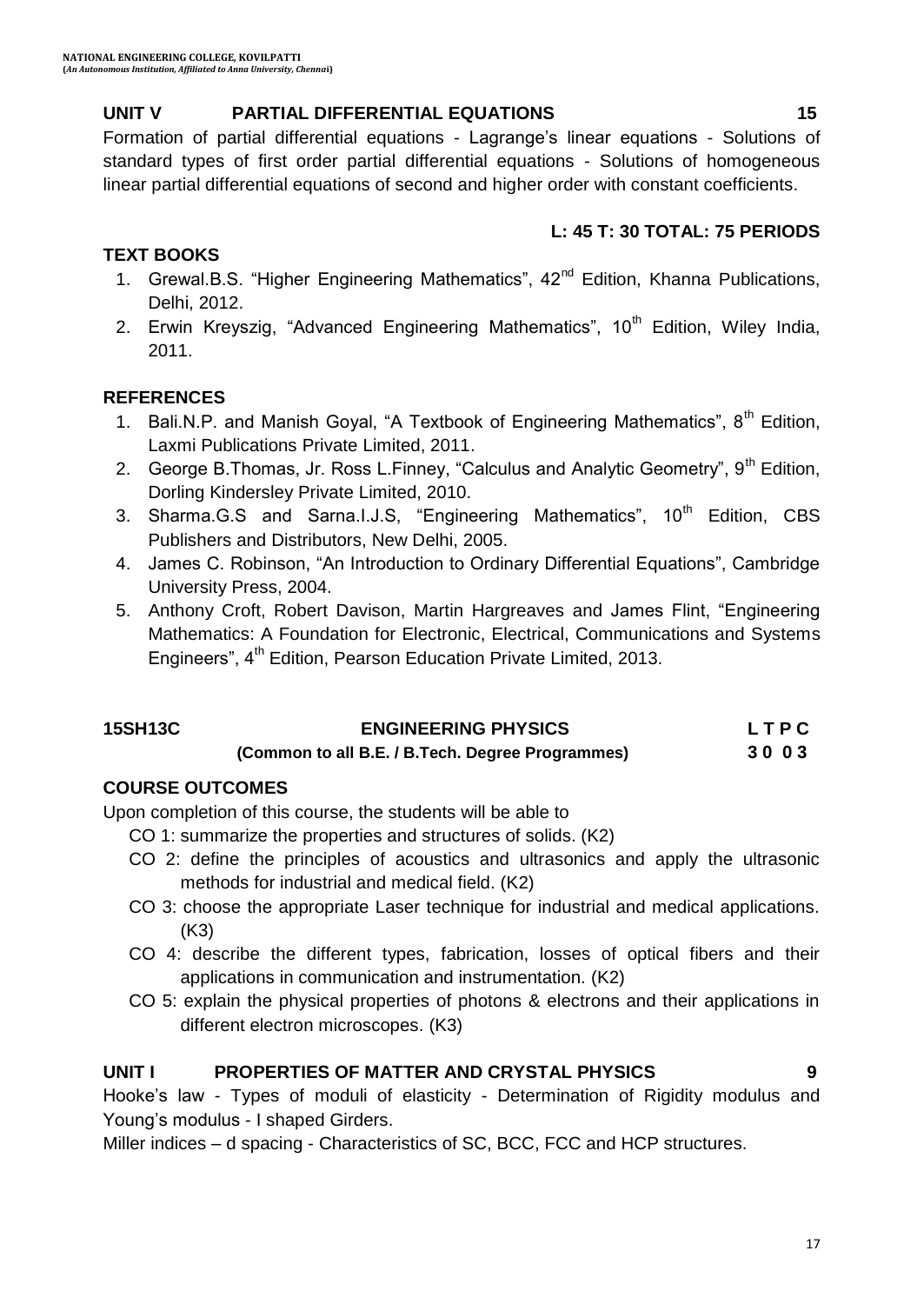## UNIT V PARTIAL DIFFERENTIAL EQUATIONS 15

Formation of partial differential equations - Lagrange's linear equations - Solutions of standard types of first order partial differential equations - Solutions of homogeneous linear partial differential equations of second and higher order with constant coefficients.

**L: 45 T: 30 TOTAL: 75 PERIODS**

### TEXT BOOKS

1. Grewal.B.S. "Higher Engineering Mathematics", 42nd Edition, Khanna Publications, Delhi, 2012.
2. Erwin Kreyszig, "Advanced Engineering Mathematics", 10th Edition, Wiley India, 2011.

### REFERENCES

1. Bali.N.P. and Manish Goyal, "A Textbook of Engineering Mathematics", 8th Edition, Laxmi Publications Private Limited, 2011.
2. George B.Thomas, Jr. Ross L.Finney, "Calculus and Analytic Geometry", 9th Edition, Dorling Kindersley Private Limited, 2010.
3. Sharma.G.S and Sarna.I.J.S, "Engineering Mathematics", 10th Edition, CBS Publishers and Distributors, New Delhi, 2005.
4. James C. Robinson, "An Introduction to Ordinary Differential Equations", Cambridge University Press, 2004.
5. Anthony Croft, Robert Davison, Martin Hargreaves and James Flint, "Engineering Mathematics: A Foundation for Electronic, Electrical, Communications and Systems Engineers", 4th Edition, Pearson Education Private Limited, 2013.

## 15SH13C ENGINEERING PHYSICS

**(Common to all B.E. / B.Tech. Degree Programmes)**

| L | T | P | C |
|---|---|---|---|
| 3 | 0 | 0 | 3 |

### COURSE OUTCOMES

Upon completion of this course, the students will be able to

- CO 1: summarize the properties and structures of solids. (K2)
- CO 2: define the principles of acoustics and ultrasonics and apply the ultrasonic methods for industrial and medical field. (K2)
- CO 3: choose the appropriate Laser technique for industrial and medical applications. (K3)
- CO 4: describe the different types, fabrication, losses of optical fibers and their applications in communication and instrumentation. (K2)
- CO 5: explain the physical properties of photons & electrons and their applications in different electron microscopes. (K3)

## UNIT I PROPERTIES OF MATTER AND CRYSTAL PHYSICS 9

Hooke's law - Types of moduli of elasticity - Determination of Rigidity modulus and Young's modulus - I shaped Girders.

Miller indices – d spacing - Characteristics of SC, BCC, FCC and HCP structures.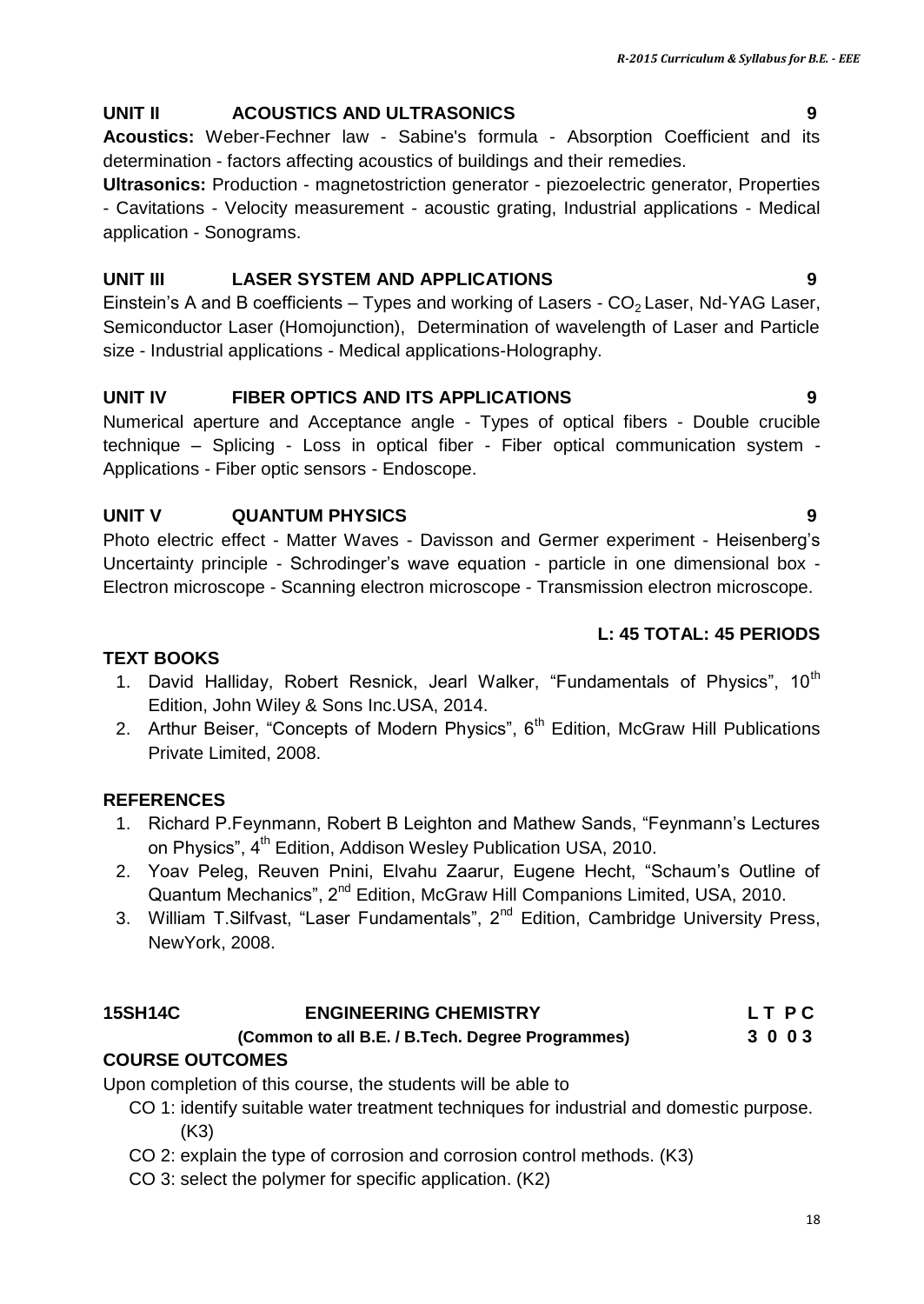### UNIT II ACOUSTICS AND ULTRASONICS 9

**Acoustics:** Weber-Fechner law - Sabine's formula - Absorption Coefficient and its determination - factors affecting acoustics of buildings and their remedies.

**Ultrasonics:** Production - magnetostriction generator - piezoelectric generator, Properties - Cavitations - Velocity measurement - acoustic grating, Industrial applications - Medical application - Sonograms.

### UNIT III LASER SYSTEM AND APPLICATIONS 9

Einstein's A and B coefficients – Types and working of Lasers - $CO_2$ Laser, Nd-YAG Laser, Semiconductor Laser (Homojunction), Determination of wavelength of Laser and Particle size - Industrial applications - Medical applications-Holography.

### UNIT IV FIBER OPTICS AND ITS APPLICATIONS 9

Numerical aperture and Acceptance angle - Types of optical fibers - Double crucible technique – Splicing - Loss in optical fiber - Fiber optical communication system - Applications - Fiber optic sensors - Endoscope.

### UNIT V QUANTUM PHYSICS 9

Photo electric effect - Matter Waves - Davisson and Germer experiment - Heisenberg's Uncertainty principle - Schrodinger's wave equation - particle in one dimensional box - Electron microscope - Scanning electron microscope - Transmission electron microscope.

**L: 45 TOTAL: 45 PERIODS**

### TEXT BOOKS

1. David Halliday, Robert Resnick, Jearl Walker, "Fundamentals of Physics", 10th Edition, John Wiley & Sons Inc.USA, 2014.
2. Arthur Beiser, "Concepts of Modern Physics", 6th Edition, McGraw Hill Publications Private Limited, 2008.

### REFERENCES

1. Richard P.Feynmann, Robert B Leighton and Mathew Sands, "Feynmann's Lectures on Physics", 4th Edition, Addison Wesley Publication USA, 2010.
2. Yoav Peleg, Reuven Pnini, Elvahu Zaarur, Eugene Hecht, "Schaum's Outline of Quantum Mechanics", 2nd Edition, McGraw Hill Companions Limited, USA, 2010.
3. William T.Silfvast, "Laser Fundamentals", 2nd Edition, Cambridge University Press, NewYork, 2008.

## 15SH14C ENGINEERING CHEMISTRY

**(Common to all B.E. / B.Tech. Degree Programmes)**

| L | T | P | C |
|---|---|---|---|
| 3 | 0 | 0 | 3 |

### COURSE OUTCOMES

Upon completion of this course, the students will be able to

- CO 1: identify suitable water treatment techniques for industrial and domestic purpose. (K3)
- CO 2: explain the type of corrosion and corrosion control methods. (K3)
- CO 3: select the polymer for specific application. (K2)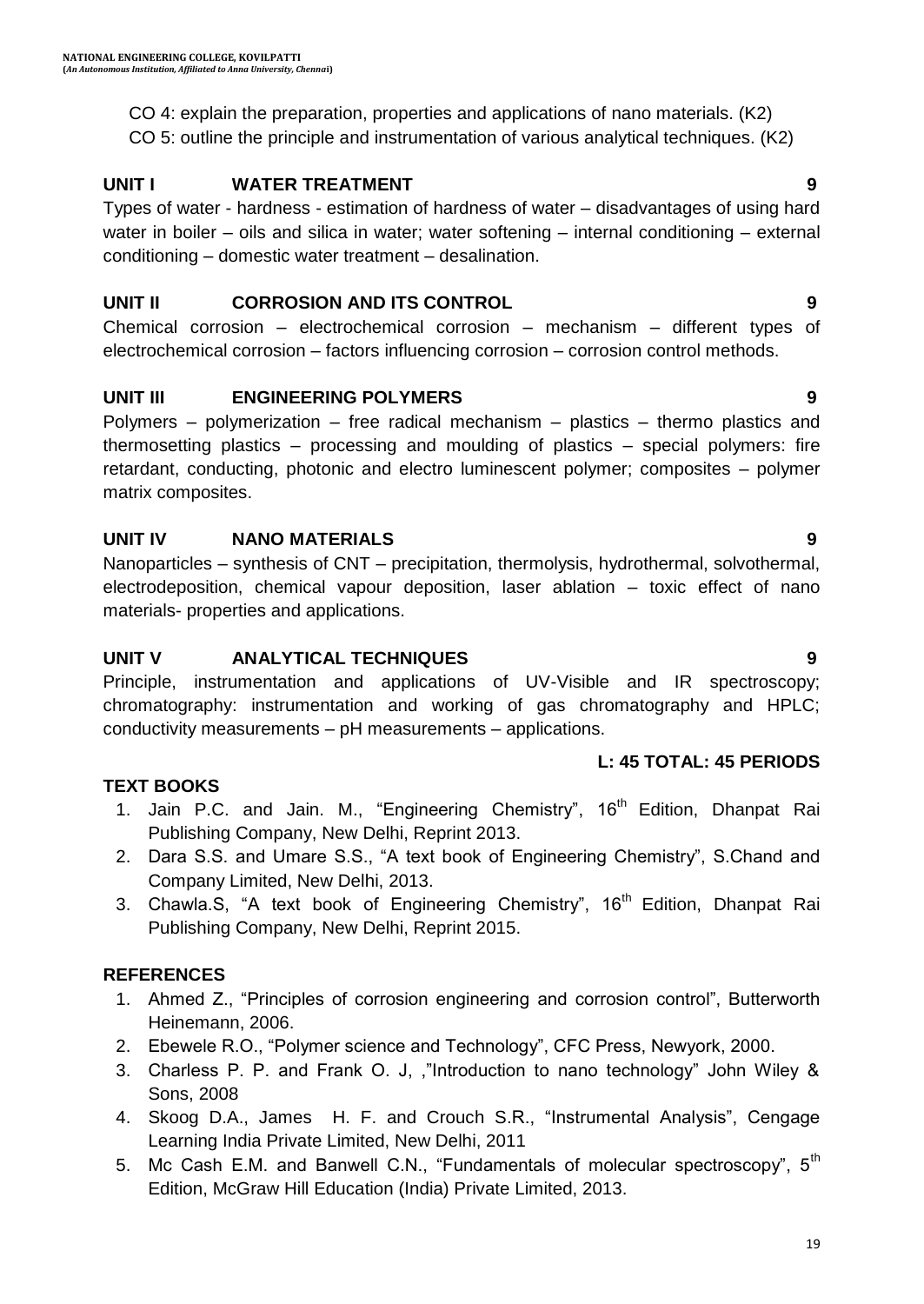CO 4: explain the preparation, properties and applications of nano materials. (K2)

CO 5: outline the principle and instrumentation of various analytical techniques. (K2)

**UNIT I WATER TREATMENT 9**

Types of water - hardness - estimation of hardness of water – disadvantages of using hard water in boiler – oils and silica in water; water softening – internal conditioning – external conditioning – domestic water treatment – desalination.

**UNIT II CORROSION AND ITS CONTROL 9**

Chemical corrosion – electrochemical corrosion – mechanism – different types of electrochemical corrosion – factors influencing corrosion – corrosion control methods.

**UNIT III ENGINEERING POLYMERS 9**

Polymers – polymerization – free radical mechanism – plastics – thermo plastics and thermosetting plastics – processing and moulding of plastics – special polymers: fire retardant, conducting, photonic and electro luminescent polymer; composites – polymer matrix composites.

**UNIT IV NANO MATERIALS 9**

Nanoparticles – synthesis of CNT – precipitation, thermolysis, hydrothermal, solvothermal, electrodeposition, chemical vapour deposition, laser ablation – toxic effect of nano materials- properties and applications.

**UNIT V ANALYTICAL TECHNIQUES 9**

Principle, instrumentation and applications of UV-Visible and IR spectroscopy; chromatography: instrumentation and working of gas chromatography and HPLC; conductivity measurements – pH measurements – applications.

**L: 45 TOTAL: 45 PERIODS**

**TEXT BOOKS**

1. Jain P.C. and Jain. M., "Engineering Chemistry", 16th Edition, Dhanpat Rai Publishing Company, New Delhi, Reprint 2013.
2. Dara S.S. and Umare S.S., "A text book of Engineering Chemistry", S.Chand and Company Limited, New Delhi, 2013.
3. Chawla.S, "A text book of Engineering Chemistry", 16th Edition, Dhanpat Rai Publishing Company, New Delhi, Reprint 2015.

**REFERENCES**

1. Ahmed Z., "Principles of corrosion engineering and corrosion control", Butterworth Heinemann, 2006.
2. Ebewele R.O., "Polymer science and Technology", CFC Press, Newyork, 2000.
3. Charless P. P. and Frank O. J, ,"Introduction to nano technology" John Wiley & Sons, 2008
4. Skoog D.A., James H. F. and Crouch S.R., "Instrumental Analysis", Cengage Learning India Private Limited, New Delhi, 2011
5. Mc Cash E.M. and Banwell C.N., "Fundamentals of molecular spectroscopy", 5th Edition, McGraw Hill Education (India) Private Limited, 2013.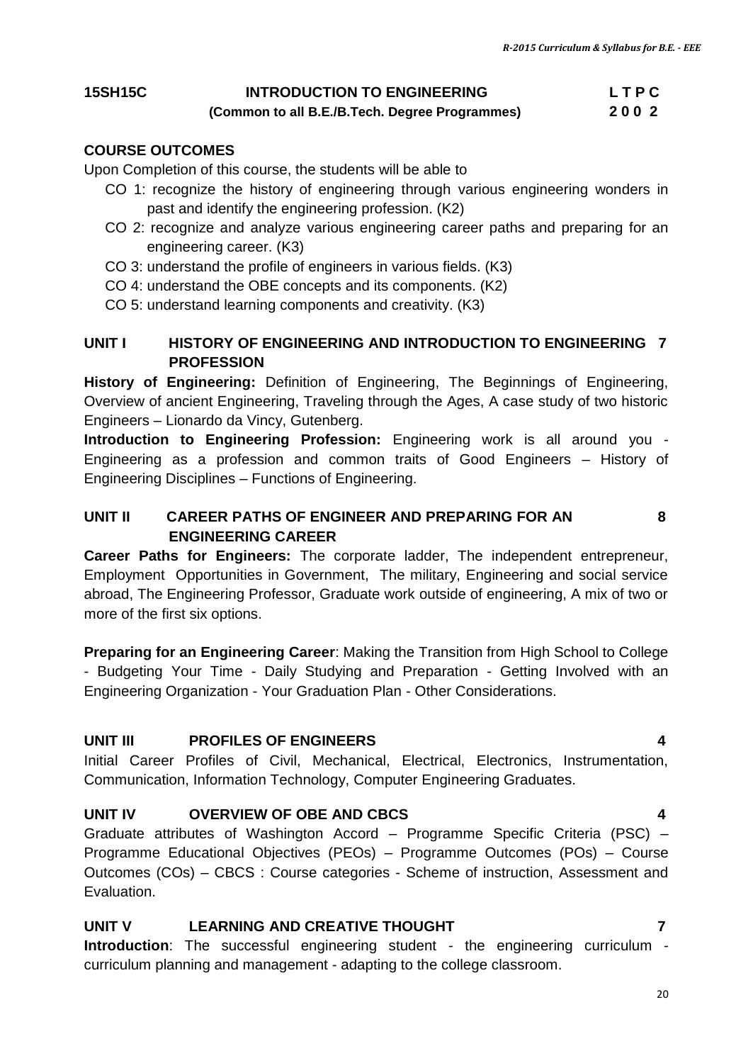**15SH15C** **INTRODUCTION TO ENGINEERING** **L T P C**

**(Common to all B.E./B.Tech. Degree Programmes)** **2 0 0 2**

## COURSE OUTCOMES

Upon Completion of this course, the students will be able to

- CO 1: recognize the history of engineering through various engineering wonders in past and identify the engineering profession. (K2)
- CO 2: recognize and analyze various engineering career paths and preparing for an engineering career. (K3)
- CO 3: understand the profile of engineers in various fields. (K3)
- CO 4: understand the OBE concepts and its components. (K2)
- CO 5: understand learning components and creativity. (K3)

## UNIT I HISTORY OF ENGINEERING AND INTRODUCTION TO ENGINEERING PROFESSION 7

**History of Engineering:** Definition of Engineering, The Beginnings of Engineering, Overview of ancient Engineering, Traveling through the Ages, A case study of two historic Engineers – Lionardo da Vincy, Gutenberg.

**Introduction to Engineering Profession:** Engineering work is all around you - Engineering as a profession and common traits of Good Engineers – History of Engineering Disciplines – Functions of Engineering.

## UNIT II CAREER PATHS OF ENGINEER AND PREPARING FOR AN ENGINEERING CAREER 8

**Career Paths for Engineers:** The corporate ladder, The independent entrepreneur, Employment Opportunities in Government, The military, Engineering and social service abroad, The Engineering Professor, Graduate work outside of engineering, A mix of two or more of the first six options.

**Preparing for an Engineering Career**: Making the Transition from High School to College - Budgeting Your Time - Daily Studying and Preparation - Getting Involved with an Engineering Organization - Your Graduation Plan - Other Considerations.

## UNIT III PROFILES OF ENGINEERS 4

Initial Career Profiles of Civil, Mechanical, Electrical, Electronics, Instrumentation, Communication, Information Technology, Computer Engineering Graduates.

## UNIT IV OVERVIEW OF OBE AND CBCS 4

Graduate attributes of Washington Accord – Programme Specific Criteria (PSC) – Programme Educational Objectives (PEOs) – Programme Outcomes (POs) – Course Outcomes (COs) – CBCS : Course categories - Scheme of instruction, Assessment and Evaluation.

## UNIT V LEARNING AND CREATIVE THOUGHT 7

**Introduction**: The successful engineering student - the engineering curriculum - curriculum planning and management - adapting to the college classroom.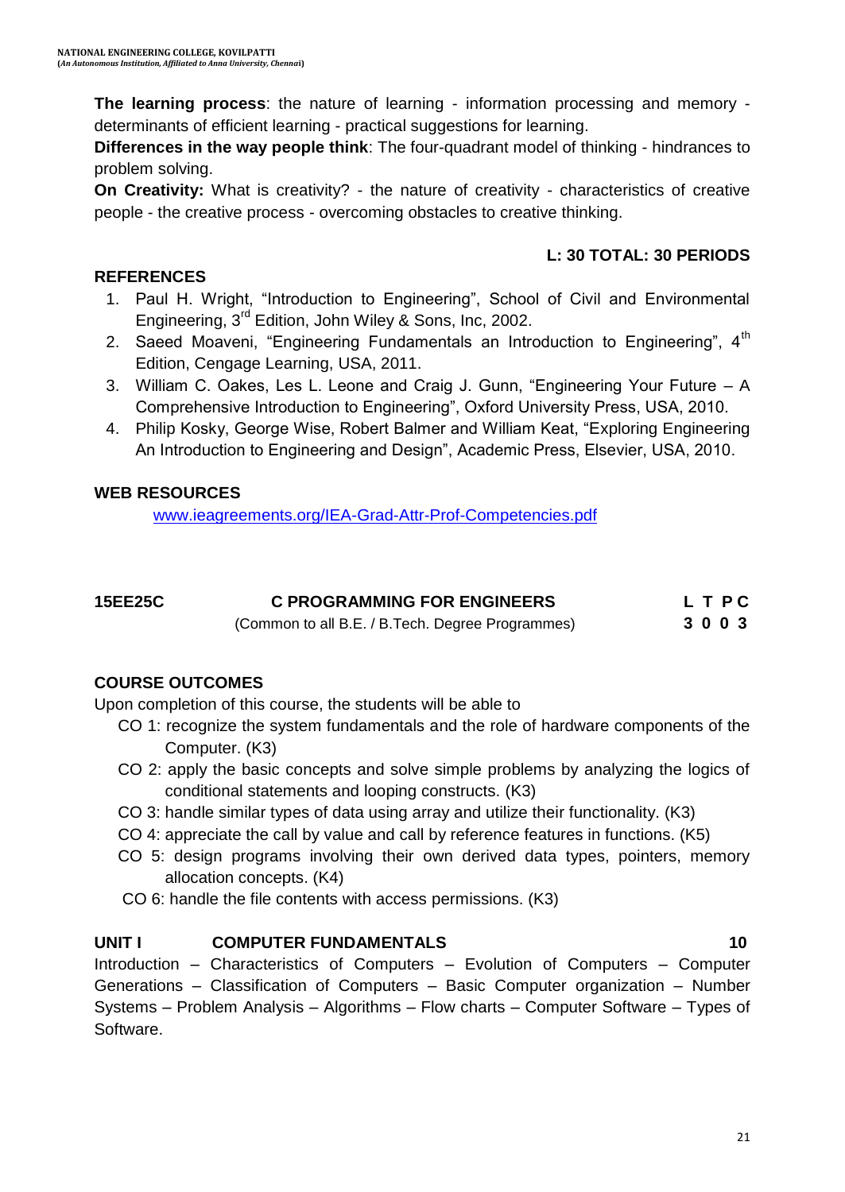**The learning process**: the nature of learning - information processing and memory - determinants of efficient learning - practical suggestions for learning.
**Differences in the way people think**: The four-quadrant model of thinking - hindrances to problem solving.
**On Creativity:** What is creativity? - the nature of creativity - characteristics of creative people - the creative process - overcoming obstacles to creative thinking.

**L: 30 TOTAL: 30 PERIODS**

**REFERENCES**

1. Paul H. Wright, "Introduction to Engineering", School of Civil and Environmental Engineering, 3rd Edition, John Wiley & Sons, Inc, 2002.
2. Saeed Moaveni, "Engineering Fundamentals an Introduction to Engineering", 4th Edition, Cengage Learning, USA, 2011.
3. William C. Oakes, Les L. Leone and Craig J. Gunn, "Engineering Your Future – A Comprehensive Introduction to Engineering", Oxford University Press, USA, 2010.
4. Philip Kosky, George Wise, Robert Balmer and William Keat, "Exploring Engineering An Introduction to Engineering and Design", Academic Press, Elsevier, USA, 2010.

**WEB RESOURCES**

www.ieagreements.org/IEA-Grad-Attr-Prof-Competencies.pdf

| **15EE25C** | **C PROGRAMMING FOR ENGINEERS** | **L T P C** |
|---|---|---|
| | (Common to all B.E. / B.Tech. Degree Programmes) | **3 0 0 3** |

**COURSE OUTCOMES**

Upon completion of this course, the students will be able to

- CO 1: recognize the system fundamentals and the role of hardware components of the Computer. (K3)
- CO 2: apply the basic concepts and solve simple problems by analyzing the logics of conditional statements and looping constructs. (K3)
- CO 3: handle similar types of data using array and utilize their functionality. (K3)
- CO 4: appreciate the call by value and call by reference features in functions. (K5)
- CO 5: design programs involving their own derived data types, pointers, memory allocation concepts. (K4)
- CO 6: handle the file contents with access permissions. (K3)

**UNIT I COMPUTER FUNDAMENTALS 10**

Introduction – Characteristics of Computers – Evolution of Computers – Computer Generations – Classification of Computers – Basic Computer organization – Number Systems – Problem Analysis – Algorithms – Flow charts – Computer Software – Types of Software.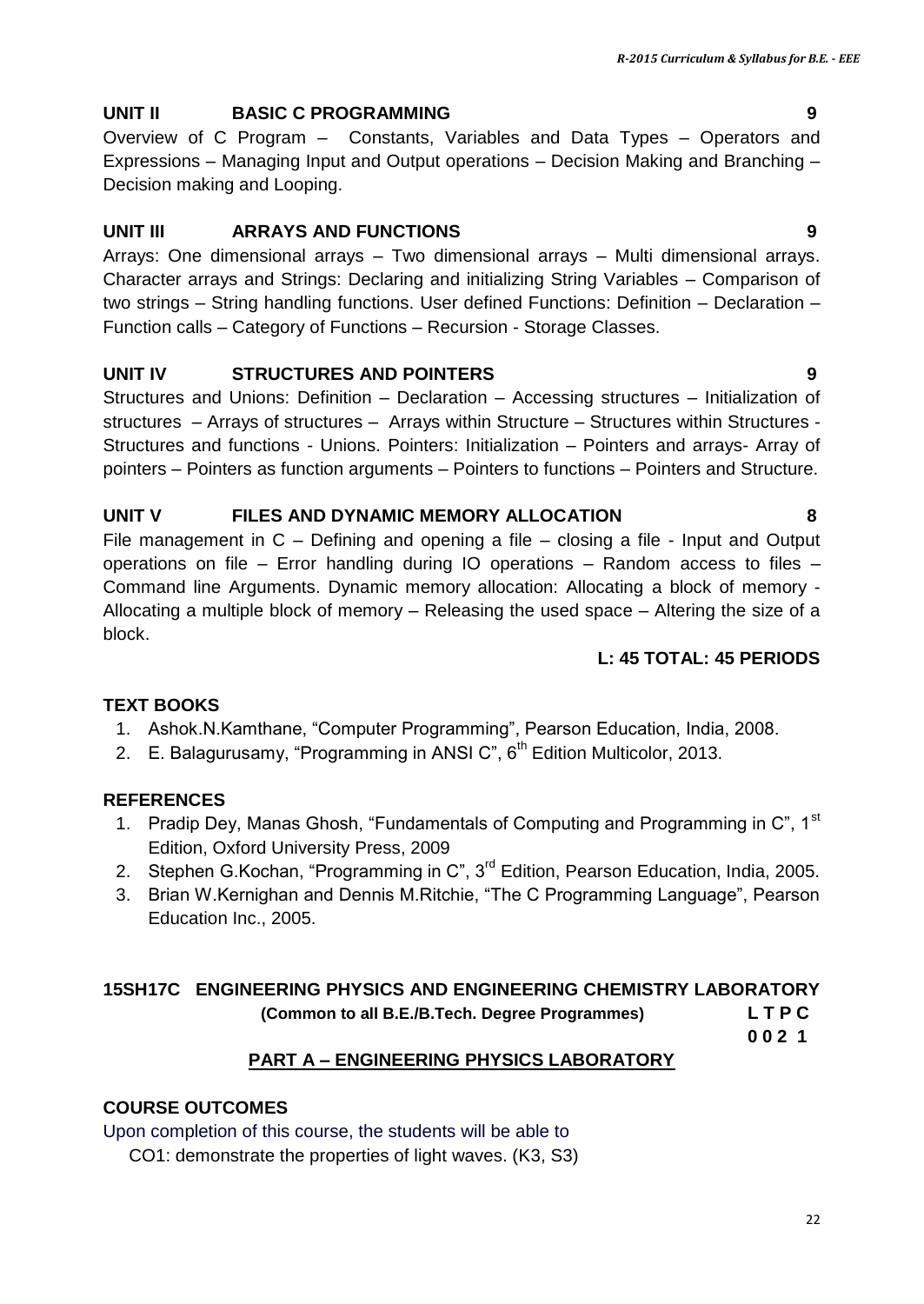### UNIT II BASIC C PROGRAMMING 9

Overview of C Program – Constants, Variables and Data Types – Operators and Expressions – Managing Input and Output operations – Decision Making and Branching – Decision making and Looping.

### UNIT III ARRAYS AND FUNCTIONS 9

Arrays: One dimensional arrays – Two dimensional arrays – Multi dimensional arrays. Character arrays and Strings: Declaring and initializing String Variables – Comparison of two strings – String handling functions. User defined Functions: Definition – Declaration – Function calls – Category of Functions – Recursion - Storage Classes.

### UNIT IV STRUCTURES AND POINTERS 9

Structures and Unions: Definition – Declaration – Accessing structures – Initialization of structures – Arrays of structures – Arrays within Structure – Structures within Structures - Structures and functions - Unions. Pointers: Initialization – Pointers and arrays- Array of pointers – Pointers as function arguments – Pointers to functions – Pointers and Structure.

### UNIT V FILES AND DYNAMIC MEMORY ALLOCATION 8

File management in C – Defining and opening a file – closing a file - Input and Output operations on file – Error handling during IO operations – Random access to files – Command line Arguments. Dynamic memory allocation: Allocating a block of memory - Allocating a multiple block of memory – Releasing the used space – Altering the size of a block.

**L: 45 TOTAL: 45 PERIODS**

### TEXT BOOKS

1. Ashok.N.Kamthane, "Computer Programming", Pearson Education, India, 2008.
2. E. Balagurusamy, "Programming in ANSI C", 6th Edition Multicolor, 2013.

### REFERENCES

1. Pradip Dey, Manas Ghosh, "Fundamentals of Computing and Programming in C", 1st Edition, Oxford University Press, 2009
2. Stephen G.Kochan, "Programming in C", 3rd Edition, Pearson Education, India, 2005.
3. Brian W.Kernighan and Dennis M.Ritchie, "The C Programming Language", Pearson Education Inc., 2005.

## 15SH17C ENGINEERING PHYSICS AND ENGINEERING CHEMISTRY LABORATORY

**(Common to all B.E./B.Tech. Degree Programmes)**

| L | T | P | C |
|---|---|---|---|
| 0 | 0 | 2 | 1 |

### PART A – ENGINEERING PHYSICS LABORATORY

### COURSE OUTCOMES

Upon completion of this course, the students will be able to

CO1: demonstrate the properties of light waves. (K3, S3)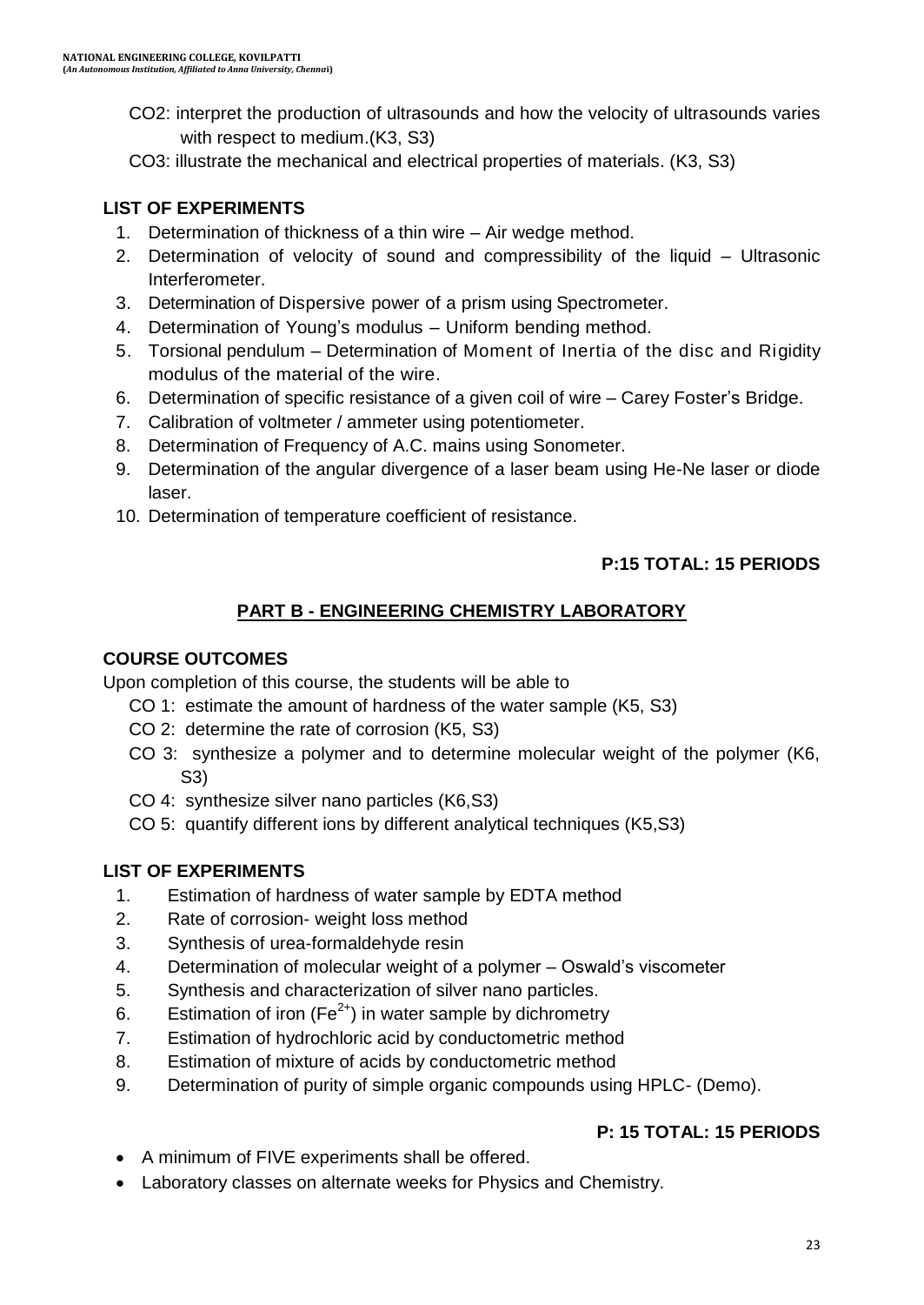CO2: interpret the production of ultrasounds and how the velocity of ultrasounds varies with respect to medium.(K3, S3)

CO3: illustrate the mechanical and electrical properties of materials. (K3, S3)

**LIST OF EXPERIMENTS**

1. Determination of thickness of a thin wire – Air wedge method.
2. Determination of velocity of sound and compressibility of the liquid – Ultrasonic Interferometer.
3. Determination of Dispersive power of a prism using Spectrometer.
4. Determination of Young's modulus – Uniform bending method.
5. Torsional pendulum – Determination of Moment of Inertia of the disc and Rigidity modulus of the material of the wire.
6. Determination of specific resistance of a given coil of wire – Carey Foster's Bridge.
7. Calibration of voltmeter / ammeter using potentiometer.
8. Determination of Frequency of A.C. mains using Sonometer.
9. Determination of the angular divergence of a laser beam using He-Ne laser or diode laser.
10. Determination of temperature coefficient of resistance.

**P:15 TOTAL: 15 PERIODS**

## PART B - ENGINEERING CHEMISTRY LABORATORY

**COURSE OUTCOMES**

Upon completion of this course, the students will be able to

CO 1: estimate the amount of hardness of the water sample (K5, S3)

CO 2: determine the rate of corrosion (K5, S3)

CO 3: synthesize a polymer and to determine molecular weight of the polymer (K6, S3)

CO 4: synthesize silver nano particles (K6,S3)

CO 5: quantify different ions by different analytical techniques (K5,S3)

**LIST OF EXPERIMENTS**

1. Estimation of hardness of water sample by EDTA method
2. Rate of corrosion- weight loss method
3. Synthesis of urea-formaldehyde resin
4. Determination of molecular weight of a polymer – Oswald's viscometer
5. Synthesis and characterization of silver nano particles.
6. Estimation of iron ($Fe^{2+}$) in water sample by dichrometry
7. Estimation of hydrochloric acid by conductometric method
8. Estimation of mixture of acids by conductometric method
9. Determination of purity of simple organic compounds using HPLC- (Demo).

**P: 15 TOTAL: 15 PERIODS**

- A minimum of FIVE experiments shall be offered.
- Laboratory classes on alternate weeks for Physics and Chemistry.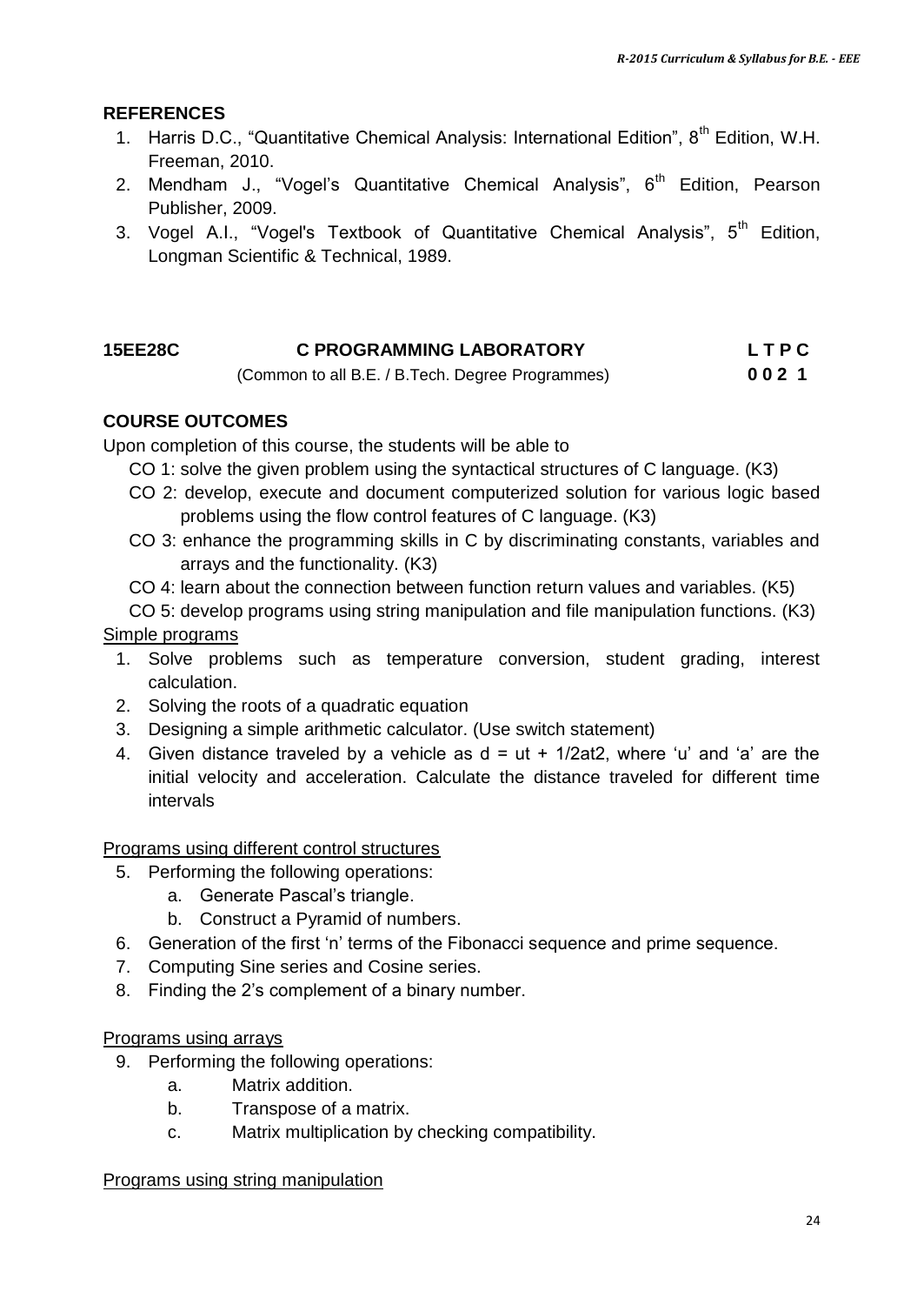## REFERENCES

1. Harris D.C., "Quantitative Chemical Analysis: International Edition", 8th Edition, W.H. Freeman, 2010.
2. Mendham J., "Vogel's Quantitative Chemical Analysis", 6th Edition, Pearson Publisher, 2009.
3. Vogel A.I., "Vogel's Textbook of Quantitative Chemical Analysis", 5th Edition, Longman Scientific & Technical, 1989.

| **15EE28C** | **C PROGRAMMING LABORATORY** | **L T P C** |
|---|---|---|
| | (Common to all B.E. / B.Tech. Degree Programmes) | **0 0 2 1** |

## COURSE OUTCOMES

Upon completion of this course, the students will be able to

- CO 1: solve the given problem using the syntactical structures of C language. (K3)
- CO 2: develop, execute and document computerized solution for various logic based problems using the flow control features of C language. (K3)
- CO 3: enhance the programming skills in C by discriminating constants, variables and arrays and the functionality. (K3)
- CO 4: learn about the connection between function return values and variables. (K5)
- CO 5: develop programs using string manipulation and file manipulation functions. (K3)

<u>Simple programs</u>

1. Solve problems such as temperature conversion, student grading, interest calculation.
2. Solving the roots of a quadratic equation
3. Designing a simple arithmetic calculator. (Use switch statement)
4. Given distance traveled by a vehicle as d = ut + 1/2at2, where 'u' and 'a' are the initial velocity and acceleration. Calculate the distance traveled for different time intervals

<u>Programs using different control structures</u>

5. Performing the following operations:
   a. Generate Pascal's triangle.
   b. Construct a Pyramid of numbers.
6. Generation of the first 'n' terms of the Fibonacci sequence and prime sequence.
7. Computing Sine series and Cosine series.
8. Finding the 2's complement of a binary number.

<u>Programs using arrays</u>

9. Performing the following operations:
   a. Matrix addition.
   b. Transpose of a matrix.
   c. Matrix multiplication by checking compatibility.

<u>Programs using string manipulation</u>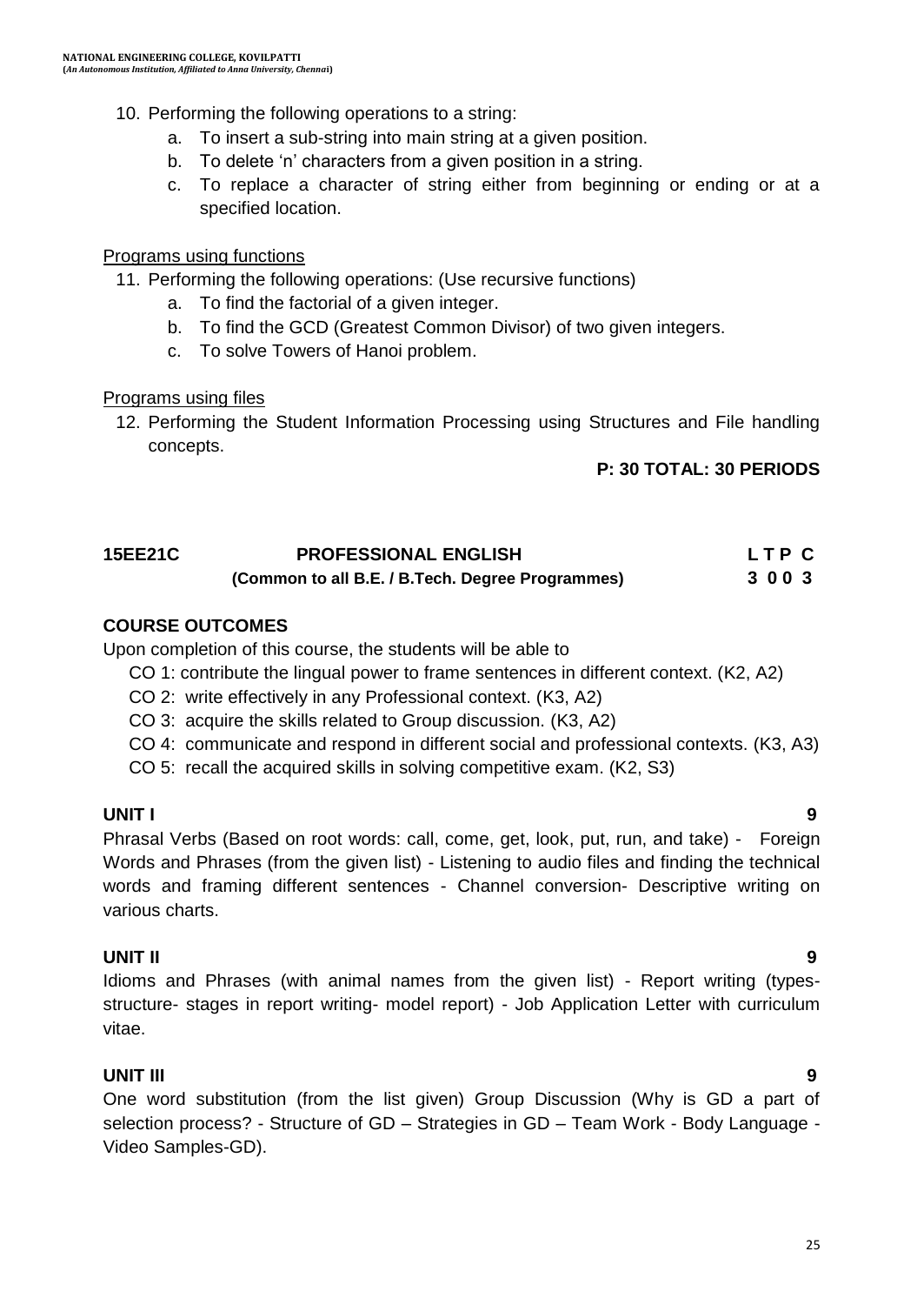10. Performing the following operations to a string:
    a. To insert a sub-string into main string at a given position.
    b. To delete 'n' characters from a given position in a string.
    c. To replace a character of string either from beginning or ending or at a specified location.

<u>Programs using functions</u>

11. Performing the following operations: (Use recursive functions)
    a. To find the factorial of a given integer.
    b. To find the GCD (Greatest Common Divisor) of two given integers.
    c. To solve Towers of Hanoi problem.

<u>Programs using files</u>

12. Performing the Student Information Processing using Structures and File handling concepts.

**P: 30 TOTAL: 30 PERIODS**

## 15EE21C PROFESSIONAL ENGLISH — L T P C: 3 0 0 3

**(Common to all B.E. / B.Tech. Degree Programmes)**

### COURSE OUTCOMES

Upon completion of this course, the students will be able to

CO 1: contribute the lingual power to frame sentences in different context. (K2, A2)
CO 2: write effectively in any Professional context. (K3, A2)
CO 3: acquire the skills related to Group discussion. (K3, A2)
CO 4: communicate and respond in different social and professional contexts. (K3, A3)
CO 5: recall the acquired skills in solving competitive exam. (K2, S3)

### UNIT I — 9

Phrasal Verbs (Based on root words: call, come, get, look, put, run, and take) - Foreign Words and Phrases (from the given list) - Listening to audio files and finding the technical words and framing different sentences - Channel conversion- Descriptive writing on various charts.

### UNIT II — 9

Idioms and Phrases (with animal names from the given list) - Report writing (types- structure- stages in report writing- model report) - Job Application Letter with curriculum vitae.

### UNIT III — 9

One word substitution (from the list given) Group Discussion (Why is GD a part of selection process? - Structure of GD – Strategies in GD – Team Work - Body Language - Video Samples-GD).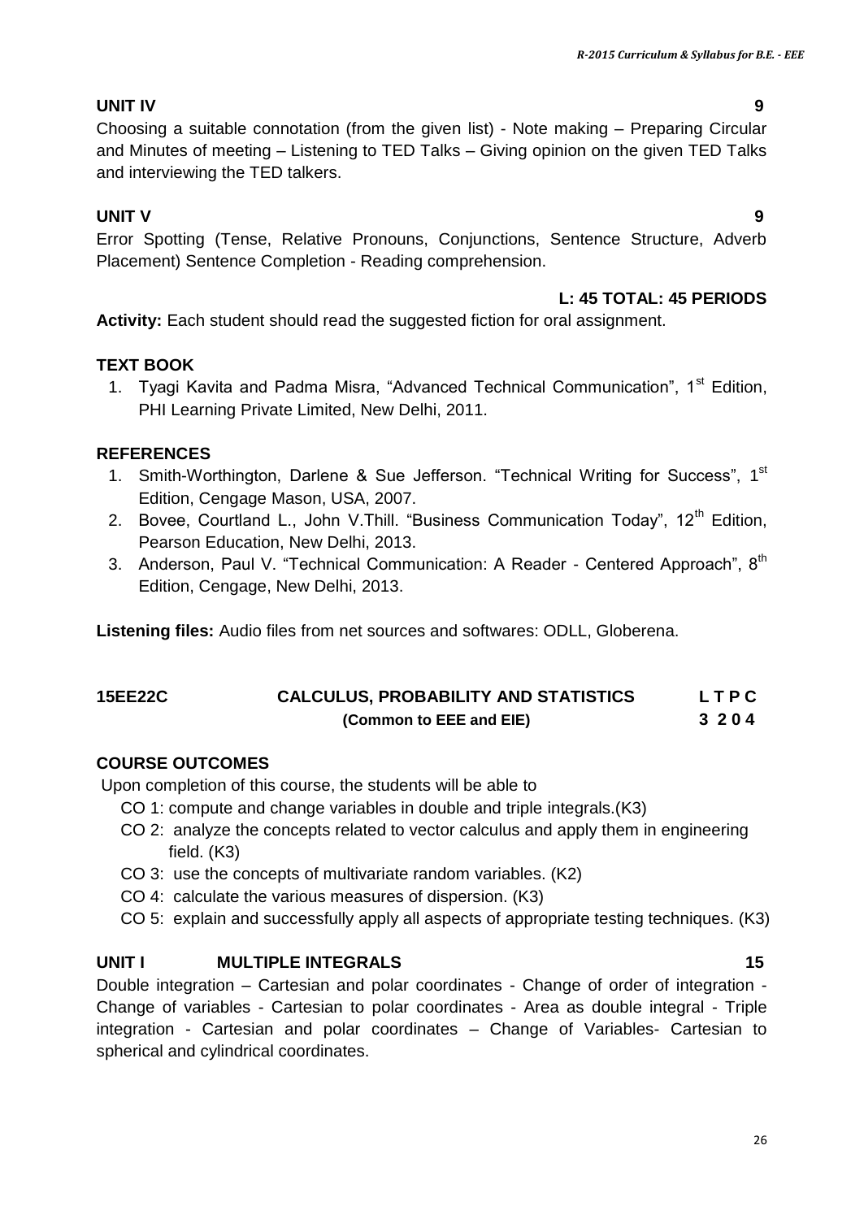**UNIT IV** **9**

Choosing a suitable connotation (from the given list) - Note making – Preparing Circular and Minutes of meeting – Listening to TED Talks – Giving opinion on the given TED Talks and interviewing the TED talkers.

**UNIT V** **9**

Error Spotting (Tense, Relative Pronouns, Conjunctions, Sentence Structure, Adverb Placement) Sentence Completion - Reading comprehension.

**L: 45 TOTAL: 45 PERIODS**

**Activity:** Each student should read the suggested fiction for oral assignment.

**TEXT BOOK**

1. Tyagi Kavita and Padma Misra, "Advanced Technical Communication", 1st Edition, PHI Learning Private Limited, New Delhi, 2011.

**REFERENCES**

1. Smith-Worthington, Darlene & Sue Jefferson. "Technical Writing for Success", 1st Edition, Cengage Mason, USA, 2007.
2. Bovee, Courtland L., John V.Thill. "Business Communication Today", 12th Edition, Pearson Education, New Delhi, 2013.
3. Anderson, Paul V. "Technical Communication: A Reader - Centered Approach", 8th Edition, Cengage, New Delhi, 2013.

**Listening files:** Audio files from net sources and softwares: ODLL, Globerena.

| **15EE22C** | **CALCULUS, PROBABILITY AND STATISTICS** | **L T P C** |
|---|---|---|
| | **(Common to EEE and EIE)** | **3 2 0 4** |

**COURSE OUTCOMES**

Upon completion of this course, the students will be able to

- CO 1: compute and change variables in double and triple integrals.(K3)
- CO 2: analyze the concepts related to vector calculus and apply them in engineering field. (K3)
- CO 3: use the concepts of multivariate random variables. (K2)
- CO 4: calculate the various measures of dispersion. (K3)
- CO 5: explain and successfully apply all aspects of appropriate testing techniques. (K3)

**UNIT I MULTIPLE INTEGRALS** **15**

Double integration – Cartesian and polar coordinates - Change of order of integration - Change of variables - Cartesian to polar coordinates - Area as double integral - Triple integration - Cartesian and polar coordinates – Change of Variables- Cartesian to spherical and cylindrical coordinates.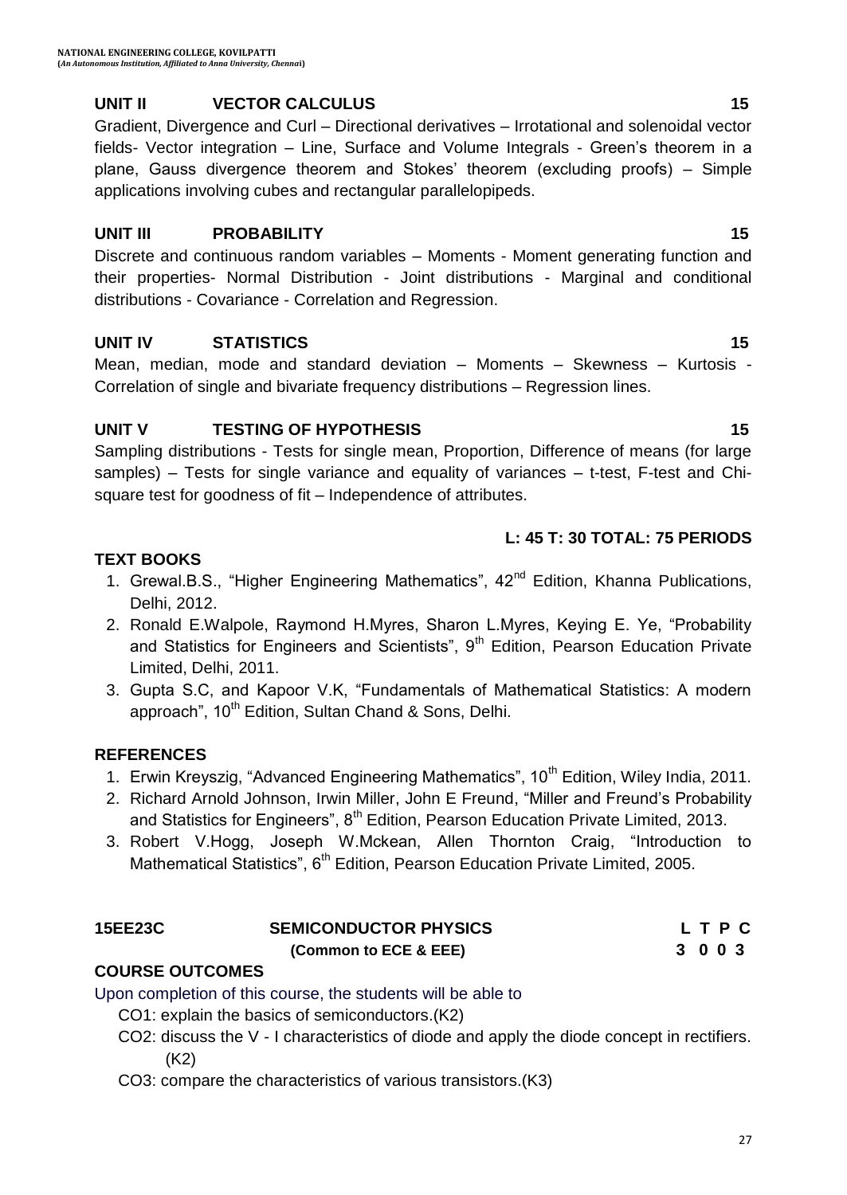### UNIT II VECTOR CALCULUS 15

Gradient, Divergence and Curl – Directional derivatives – Irrotational and solenoidal vector fields- Vector integration – Line, Surface and Volume Integrals - Green's theorem in a plane, Gauss divergence theorem and Stokes' theorem (excluding proofs) – Simple applications involving cubes and rectangular parallelopipeds.

### UNIT III PROBABILITY 15

Discrete and continuous random variables – Moments - Moment generating function and their properties- Normal Distribution - Joint distributions - Marginal and conditional distributions - Covariance - Correlation and Regression.

### UNIT IV STATISTICS 15

Mean, median, mode and standard deviation – Moments – Skewness – Kurtosis - Correlation of single and bivariate frequency distributions – Regression lines.

### UNIT V TESTING OF HYPOTHESIS 15

Sampling distributions - Tests for single mean, Proportion, Difference of means (for large samples) – Tests for single variance and equality of variances – t-test, F-test and Chi-square test for goodness of fit – Independence of attributes.

**L: 45 T: 30 TOTAL: 75 PERIODS**

### TEXT BOOKS

1. Grewal.B.S., "Higher Engineering Mathematics", 42nd Edition, Khanna Publications, Delhi, 2012.
2. Ronald E.Walpole, Raymond H.Myres, Sharon L.Myres, Keying E. Ye, "Probability and Statistics for Engineers and Scientists", 9th Edition, Pearson Education Private Limited, Delhi, 2011.
3. Gupta S.C, and Kapoor V.K, "Fundamentals of Mathematical Statistics: A modern approach", 10th Edition, Sultan Chand & Sons, Delhi.

### REFERENCES

1. Erwin Kreyszig, "Advanced Engineering Mathematics", 10th Edition, Wiley India, 2011.
2. Richard Arnold Johnson, Irwin Miller, John E Freund, "Miller and Freund's Probability and Statistics for Engineers", 8th Edition, Pearson Education Private Limited, 2013.
3. Robert V.Hogg, Joseph W.Mckean, Allen Thornton Craig, "Introduction to Mathematical Statistics", 6th Edition, Pearson Education Private Limited, 2005.

## 15EE23C SEMICONDUCTOR PHYSICS

**(Common to ECE & EEE)**

| L | T | P | C |
|---|---|---|---|
| 3 | 0 | 0 | 3 |

### COURSE OUTCOMES

Upon completion of this course, the students will be able to

- CO1: explain the basics of semiconductors.(K2)
- CO2: discuss the V - I characteristics of diode and apply the diode concept in rectifiers. (K2)
- CO3: compare the characteristics of various transistors.(K3)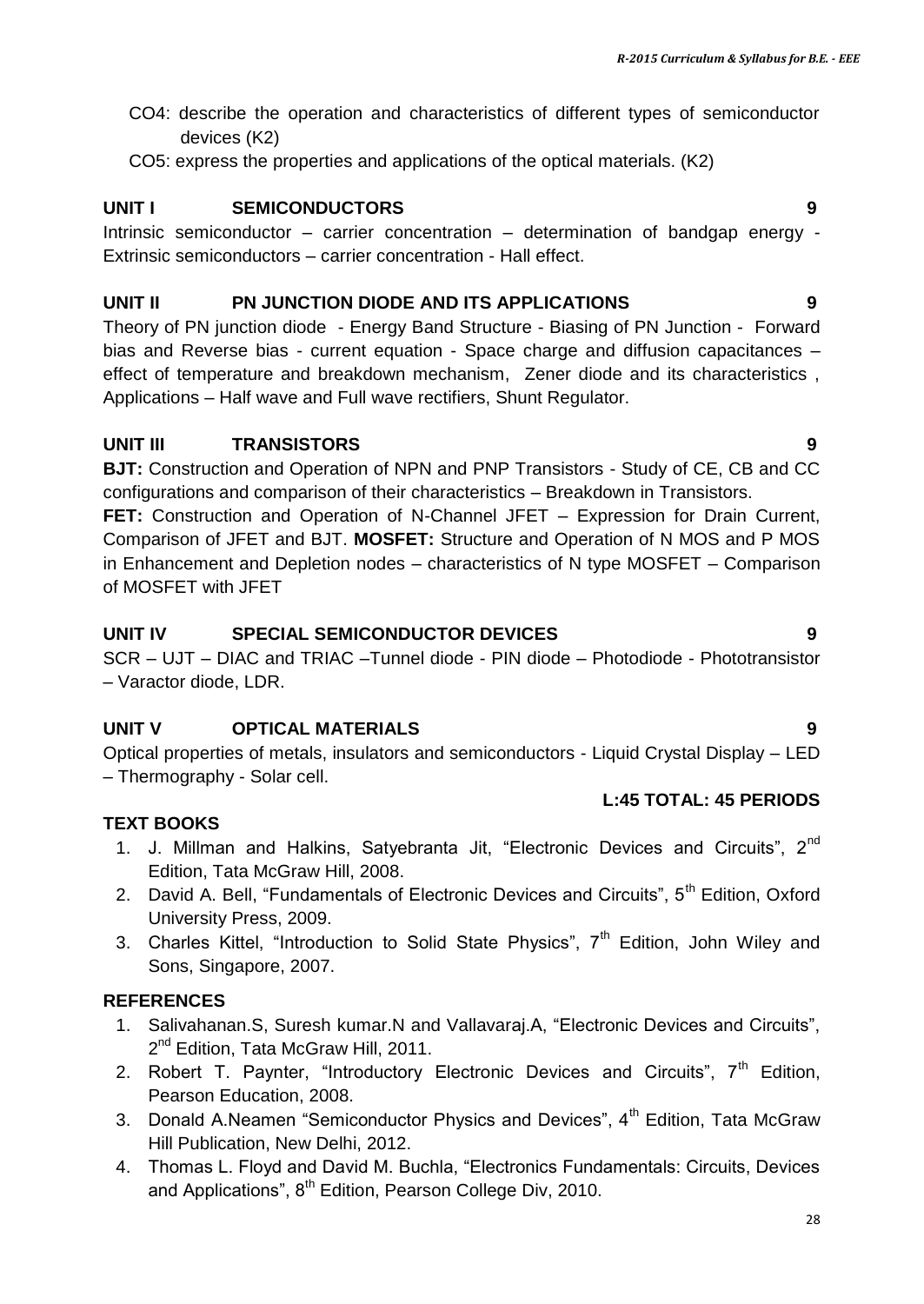CO4: describe the operation and characteristics of different types of semiconductor devices (K2)

CO5: express the properties and applications of the optical materials. (K2)

**UNIT I SEMICONDUCTORS 9**

Intrinsic semiconductor – carrier concentration – determination of bandgap energy - Extrinsic semiconductors – carrier concentration - Hall effect.

**UNIT II PN JUNCTION DIODE AND ITS APPLICATIONS 9**

Theory of PN junction diode - Energy Band Structure - Biasing of PN Junction - Forward bias and Reverse bias - current equation - Space charge and diffusion capacitances – effect of temperature and breakdown mechanism, Zener diode and its characteristics , Applications – Half wave and Full wave rectifiers, Shunt Regulator.

**UNIT III TRANSISTORS 9**

**BJT:** Construction and Operation of NPN and PNP Transistors - Study of CE, CB and CC configurations and comparison of their characteristics – Breakdown in Transistors.

**FET:** Construction and Operation of N-Channel JFET – Expression for Drain Current, Comparison of JFET and BJT. **MOSFET:** Structure and Operation of N MOS and P MOS in Enhancement and Depletion nodes – characteristics of N type MOSFET – Comparison of MOSFET with JFET

**UNIT IV SPECIAL SEMICONDUCTOR DEVICES 9**

SCR – UJT – DIAC and TRIAC –Tunnel diode - PIN diode – Photodiode - Phototransistor – Varactor diode, LDR.

**UNIT V OPTICAL MATERIALS 9**

Optical properties of metals, insulators and semiconductors - Liquid Crystal Display – LED – Thermography - Solar cell.

**L:45 TOTAL: 45 PERIODS**

**TEXT BOOKS**

1. J. Millman and Halkins, Satyebranta Jit, "Electronic Devices and Circuits", 2nd Edition, Tata McGraw Hill, 2008.
2. David A. Bell, "Fundamentals of Electronic Devices and Circuits", 5th Edition, Oxford University Press, 2009.
3. Charles Kittel, "Introduction to Solid State Physics", 7th Edition, John Wiley and Sons, Singapore, 2007.

**REFERENCES**

1. Salivahanan.S, Suresh kumar.N and Vallavaraj.A, "Electronic Devices and Circuits", 2nd Edition, Tata McGraw Hill, 2011.
2. Robert T. Paynter, "Introductory Electronic Devices and Circuits", 7th Edition, Pearson Education, 2008.
3. Donald A.Neamen "Semiconductor Physics and Devices", 4th Edition, Tata McGraw Hill Publication, New Delhi, 2012.
4. Thomas L. Floyd and David M. Buchla, "Electronics Fundamentals: Circuits, Devices and Applications", 8th Edition, Pearson College Div, 2010.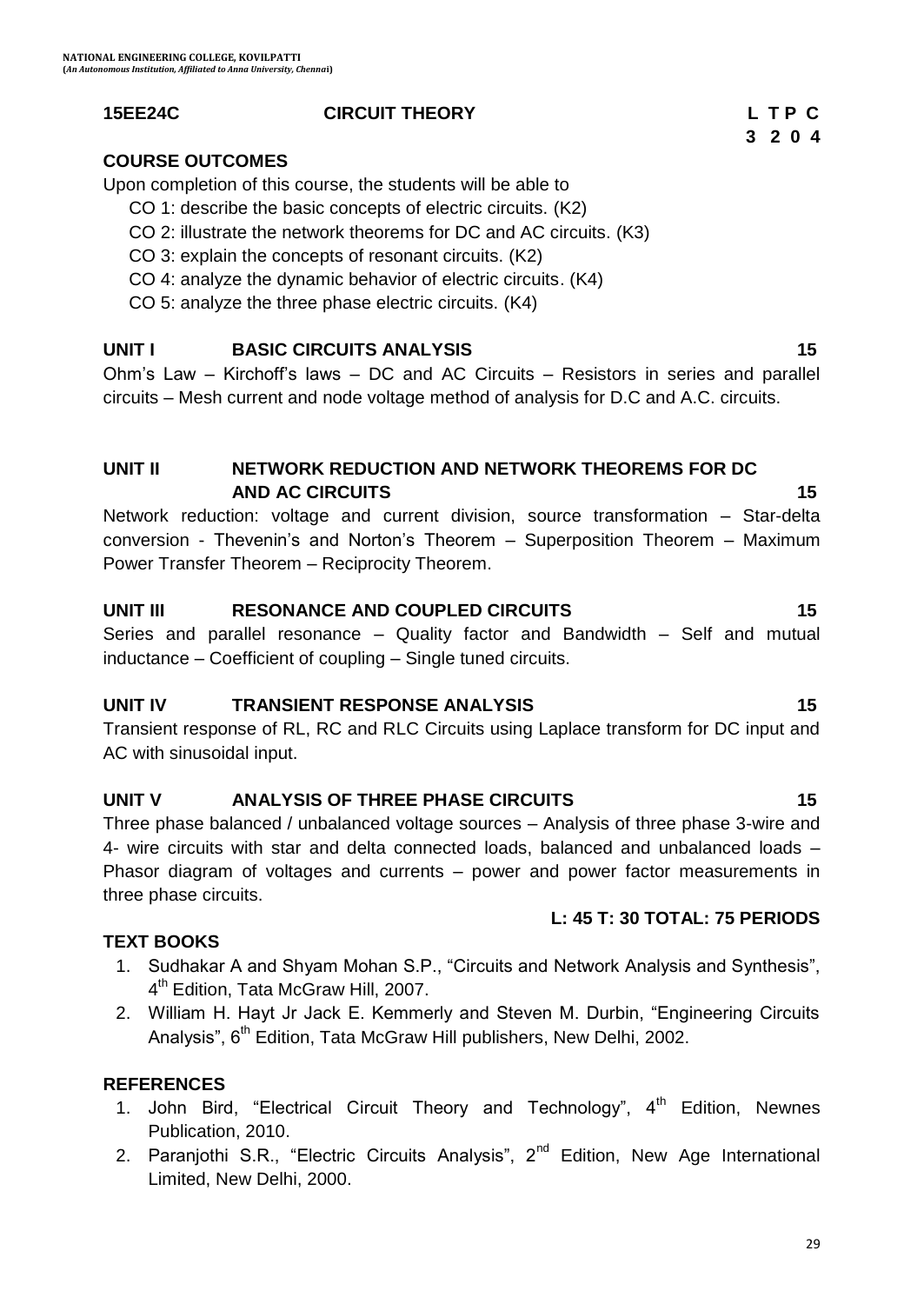**15EE24C CIRCUIT THEORY**

| L | T | P | C |
|---|---|---|---|
| 3 | 2 | 0 | 4 |

## COURSE OUTCOMES

Upon completion of this course, the students will be able to

- CO 1: describe the basic concepts of electric circuits. (K2)
- CO 2: illustrate the network theorems for DC and AC circuits. (K3)
- CO 3: explain the concepts of resonant circuits. (K2)
- CO 4: analyze the dynamic behavior of electric circuits. (K4)
- CO 5: analyze the three phase electric circuits. (K4)

## UNIT I BASIC CIRCUITS ANALYSIS 15

Ohm's Law – Kirchoff's laws – DC and AC Circuits – Resistors in series and parallel circuits – Mesh current and node voltage method of analysis for D.C and A.C. circuits.

## UNIT II NETWORK REDUCTION AND NETWORK THEOREMS FOR DC AND AC CIRCUITS 15

Network reduction: voltage and current division, source transformation – Star-delta conversion - Thevenin's and Norton's Theorem – Superposition Theorem – Maximum Power Transfer Theorem – Reciprocity Theorem.

## UNIT III RESONANCE AND COUPLED CIRCUITS 15

Series and parallel resonance – Quality factor and Bandwidth – Self and mutual inductance – Coefficient of coupling – Single tuned circuits.

## UNIT IV TRANSIENT RESPONSE ANALYSIS 15

Transient response of RL, RC and RLC Circuits using Laplace transform for DC input and AC with sinusoidal input.

## UNIT V ANALYSIS OF THREE PHASE CIRCUITS 15

Three phase balanced / unbalanced voltage sources – Analysis of three phase 3-wire and 4- wire circuits with star and delta connected loads, balanced and unbalanced loads – Phasor diagram of voltages and currents – power and power factor measurements in three phase circuits.

**L: 45 T: 30 TOTAL: 75 PERIODS**

## TEXT BOOKS

1. Sudhakar A and Shyam Mohan S.P., "Circuits and Network Analysis and Synthesis", 4th Edition, Tata McGraw Hill, 2007.
2. William H. Hayt Jr Jack E. Kemmerly and Steven M. Durbin, "Engineering Circuits Analysis", 6th Edition, Tata McGraw Hill publishers, New Delhi, 2002.

## REFERENCES

1. John Bird, "Electrical Circuit Theory and Technology", 4th Edition, Newnes Publication, 2010.
2. Paranjothi S.R., "Electric Circuits Analysis", 2nd Edition, New Age International Limited, New Delhi, 2000.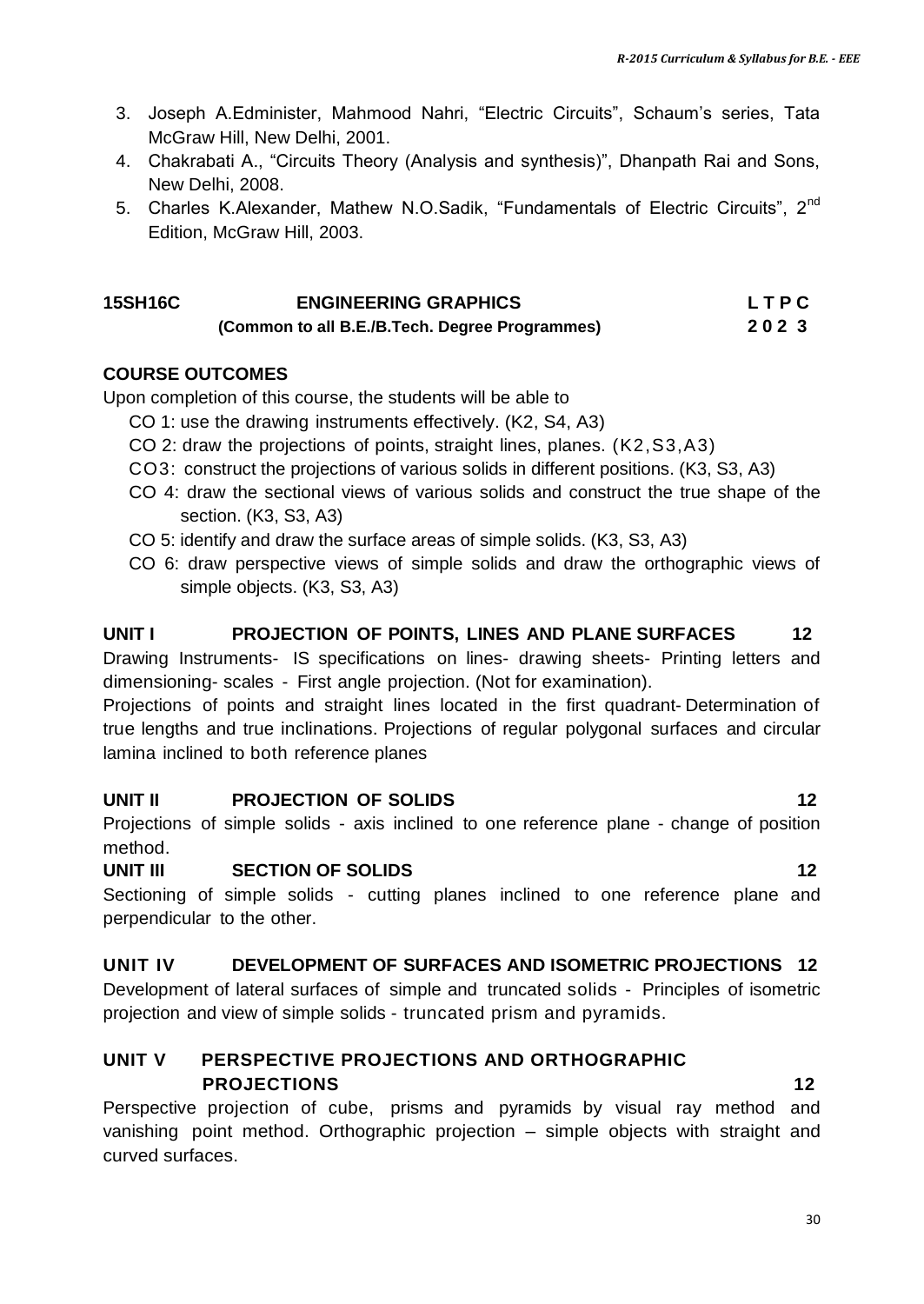3. Joseph A.Edminister, Mahmood Nahri, "Electric Circuits", Schaum's series, Tata McGraw Hill, New Delhi, 2001.
4. Chakrabati A., "Circuits Theory (Analysis and synthesis)", Dhanpath Rai and Sons, New Delhi, 2008.
5. Charles K.Alexander, Mathew N.O.Sadik, "Fundamentals of Electric Circuits", 2nd Edition, McGraw Hill, 2003.

| **15SH16C** | **ENGINEERING GRAPHICS** | **L T P C** |
|---|---|---|
| | **(Common to all B.E./B.Tech. Degree Programmes)** | **2 0 2 3** |

**COURSE OUTCOMES**

Upon completion of this course, the students will be able to

- CO 1: use the drawing instruments effectively. (K2, S4, A3)
- CO 2: draw the projections of points, straight lines, planes. (K2, S3, A3)
- CO3: construct the projections of various solids in different positions. (K3, S3, A3)
- CO 4: draw the sectional views of various solids and construct the true shape of the section. (K3, S3, A3)
- CO 5: identify and draw the surface areas of simple solids. (K3, S3, A3)
- CO 6: draw perspective views of simple solids and draw the orthographic views of simple objects. (K3, S3, A3)

**UNIT I PROJECTION OF POINTS, LINES AND PLANE SURFACES 12**

Drawing Instruments- IS specifications on lines- drawing sheets- Printing letters and dimensioning- scales - First angle projection. (Not for examination).

Projections of points and straight lines located in the first quadrant- Determination of true lengths and true inclinations. Projections of regular polygonal surfaces and circular lamina inclined to both reference planes

**UNIT II PROJECTION OF SOLIDS 12**

Projections of simple solids - axis inclined to one reference plane - change of position method.

**UNIT III SECTION OF SOLIDS 12**

Sectioning of simple solids - cutting planes inclined to one reference plane and perpendicular to the other.

**UNIT IV DEVELOPMENT OF SURFACES AND ISOMETRIC PROJECTIONS 12**

Development of lateral surfaces of simple and truncated solids - Principles of isometric projection and view of simple solids - truncated prism and pyramids.

**UNIT V PERSPECTIVE PROJECTIONS AND ORTHOGRAPHIC PROJECTIONS 12**

Perspective projection of cube, prisms and pyramids by visual ray method and vanishing point method. Orthographic projection – simple objects with straight and curved surfaces.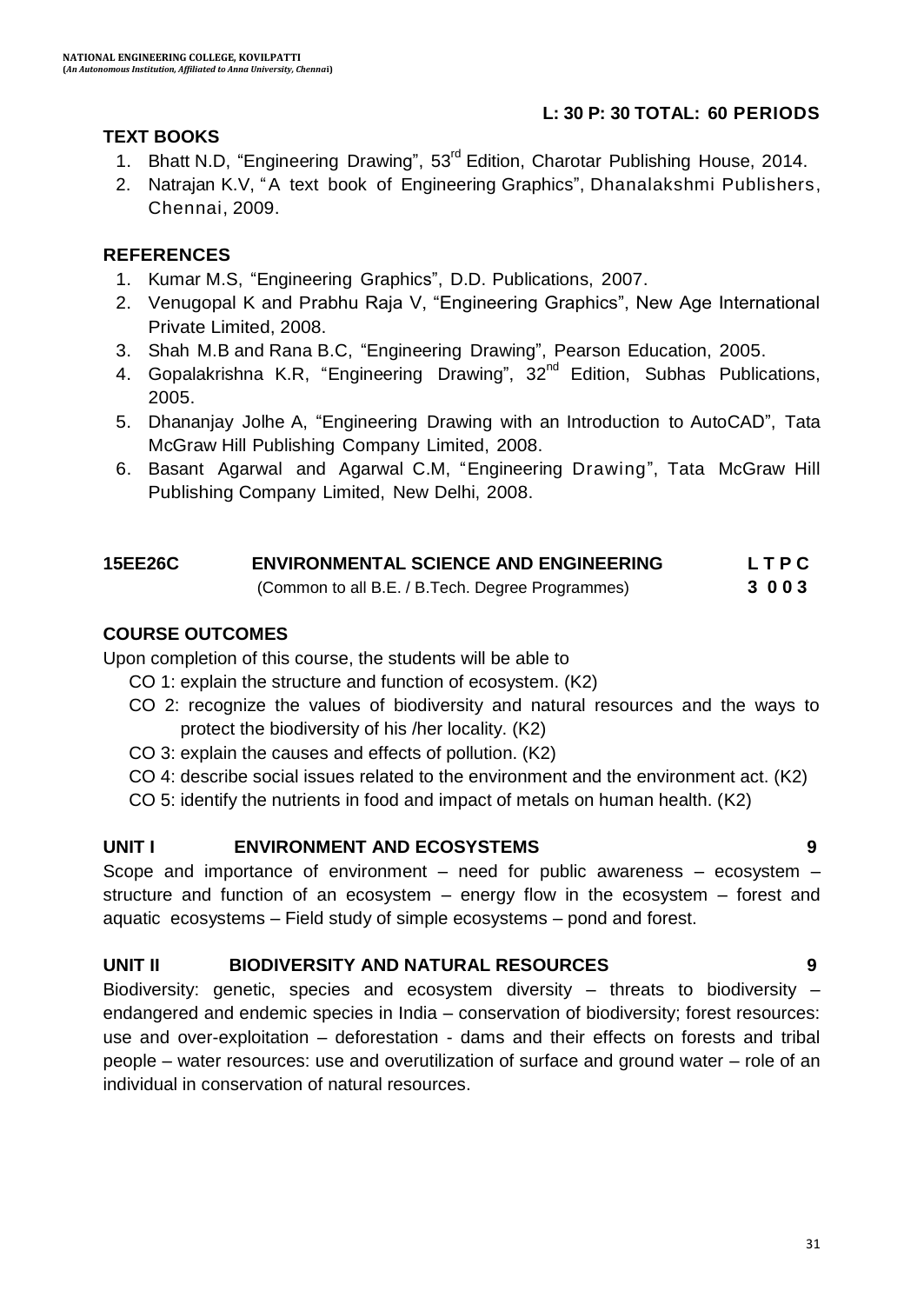**L: 30 P: 30 TOTAL: 60 PERIODS**

**TEXT BOOKS**

1. Bhatt N.D, "Engineering Drawing", 53rd Edition, Charotar Publishing House, 2014.
2. Natrajan K.V, "A text book of Engineering Graphics", Dhanalakshmi Publishers, Chennai, 2009.

**REFERENCES**

1. Kumar M.S, "Engineering Graphics", D.D. Publications, 2007.
2. Venugopal K and Prabhu Raja V, "Engineering Graphics", New Age International Private Limited, 2008.
3. Shah M.B and Rana B.C, "Engineering Drawing", Pearson Education, 2005.
4. Gopalakrishna K.R, "Engineering Drawing", 32nd Edition, Subhas Publications, 2005.
5. Dhananjay Jolhe A, "Engineering Drawing with an Introduction to AutoCAD", Tata McGraw Hill Publishing Company Limited, 2008.
6. Basant Agarwal and Agarwal C.M, "Engineering Drawing", Tata McGraw Hill Publishing Company Limited, New Delhi, 2008.

| **15EE26C** | **ENVIRONMENTAL SCIENCE AND ENGINEERING** | **L T P C** |
|---|---|---|
| | (Common to all B.E. / B.Tech. Degree Programmes) | **3 0 0 3** |

**COURSE OUTCOMES**

Upon completion of this course, the students will be able to

- CO 1: explain the structure and function of ecosystem. (K2)
- CO 2: recognize the values of biodiversity and natural resources and the ways to protect the biodiversity of his /her locality. (K2)
- CO 3: explain the causes and effects of pollution. (K2)
- CO 4: describe social issues related to the environment and the environment act. (K2)
- CO 5: identify the nutrients in food and impact of metals on human health. (K2)

**UNIT I ENVIRONMENT AND ECOSYSTEMS 9**

Scope and importance of environment – need for public awareness – ecosystem – structure and function of an ecosystem – energy flow in the ecosystem – forest and aquatic ecosystems – Field study of simple ecosystems – pond and forest.

**UNIT II BIODIVERSITY AND NATURAL RESOURCES 9**

Biodiversity: genetic, species and ecosystem diversity – threats to biodiversity – endangered and endemic species in India – conservation of biodiversity; forest resources: use and over-exploitation – deforestation - dams and their effects on forests and tribal people – water resources: use and overutilization of surface and ground water – role of an individual in conservation of natural resources.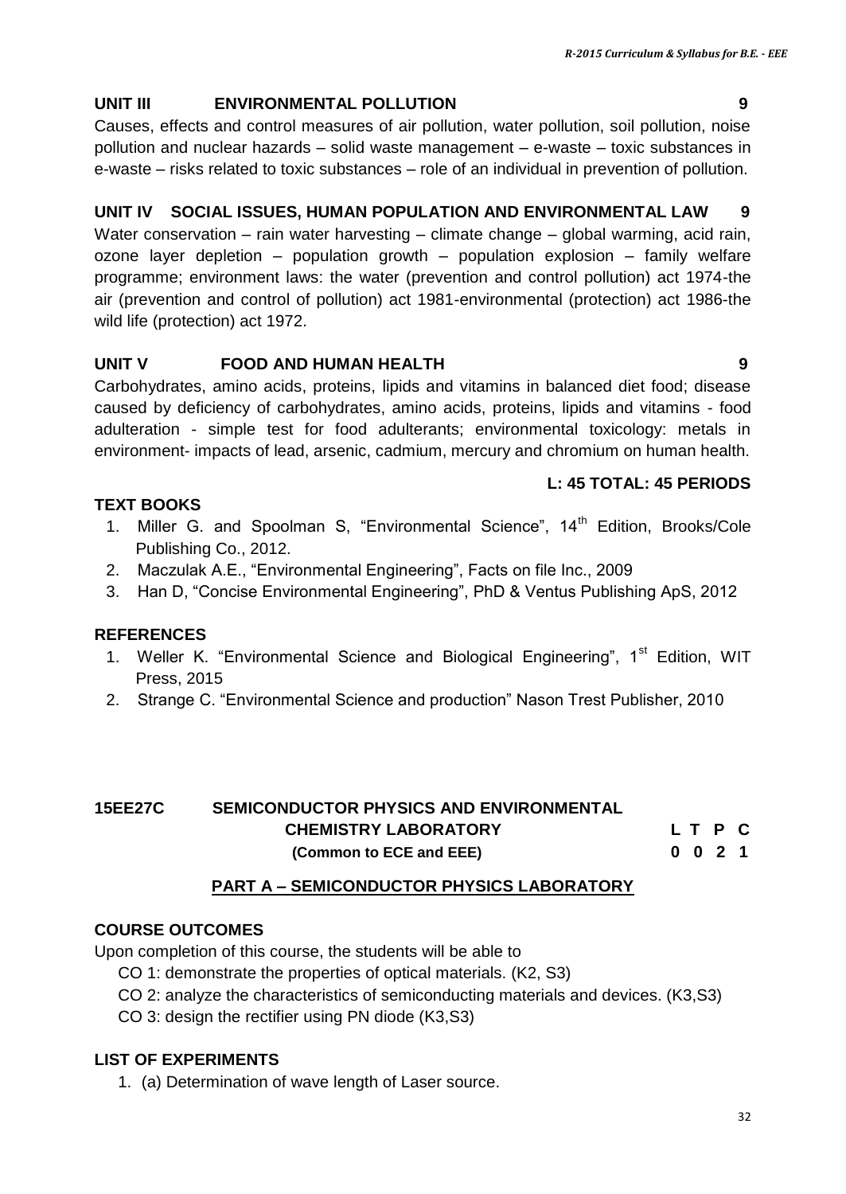### UNIT III ENVIRONMENTAL POLLUTION 9

Causes, effects and control measures of air pollution, water pollution, soil pollution, noise pollution and nuclear hazards – solid waste management – e-waste – toxic substances in e-waste – risks related to toxic substances – role of an individual in prevention of pollution.

### UNIT IV SOCIAL ISSUES, HUMAN POPULATION AND ENVIRONMENTAL LAW 9

Water conservation – rain water harvesting – climate change – global warming, acid rain, ozone layer depletion – population growth – population explosion – family welfare programme; environment laws: the water (prevention and control pollution) act 1974-the air (prevention and control of pollution) act 1981-environmental (protection) act 1986-the wild life (protection) act 1972.

### UNIT V FOOD AND HUMAN HEALTH 9

Carbohydrates, amino acids, proteins, lipids and vitamins in balanced diet food; disease caused by deficiency of carbohydrates, amino acids, proteins, lipids and vitamins - food adulteration - simple test for food adulterants; environmental toxicology: metals in environment- impacts of lead, arsenic, cadmium, mercury and chromium on human health.

**L: 45 TOTAL: 45 PERIODS**

### TEXT BOOKS

1. Miller G. and Spoolman S, "Environmental Science", 14th Edition, Brooks/Cole Publishing Co., 2012.
2. Maczulak A.E., "Environmental Engineering", Facts on file Inc., 2009
3. Han D, "Concise Environmental Engineering", PhD & Ventus Publishing ApS, 2012

### REFERENCES

1. Weller K. "Environmental Science and Biological Engineering", 1st Edition, WIT Press, 2015
2. Strange C. "Environmental Science and production" Nason Trest Publisher, 2010

## 15EE27C SEMICONDUCTOR PHYSICS AND ENVIRONMENTAL CHEMISTRY LABORATORY (Common to ECE and EEE)

| L | T | P | C |
|---|---|---|---|
| 0 | 0 | 2 | 1 |

### PART A – SEMICONDUCTOR PHYSICS LABORATORY

### COURSE OUTCOMES

Upon completion of this course, the students will be able to

- CO 1: demonstrate the properties of optical materials. (K2, S3)
- CO 2: analyze the characteristics of semiconducting materials and devices. (K3,S3)
- CO 3: design the rectifier using PN diode (K3,S3)

### LIST OF EXPERIMENTS

1. (a) Determination of wave length of Laser source.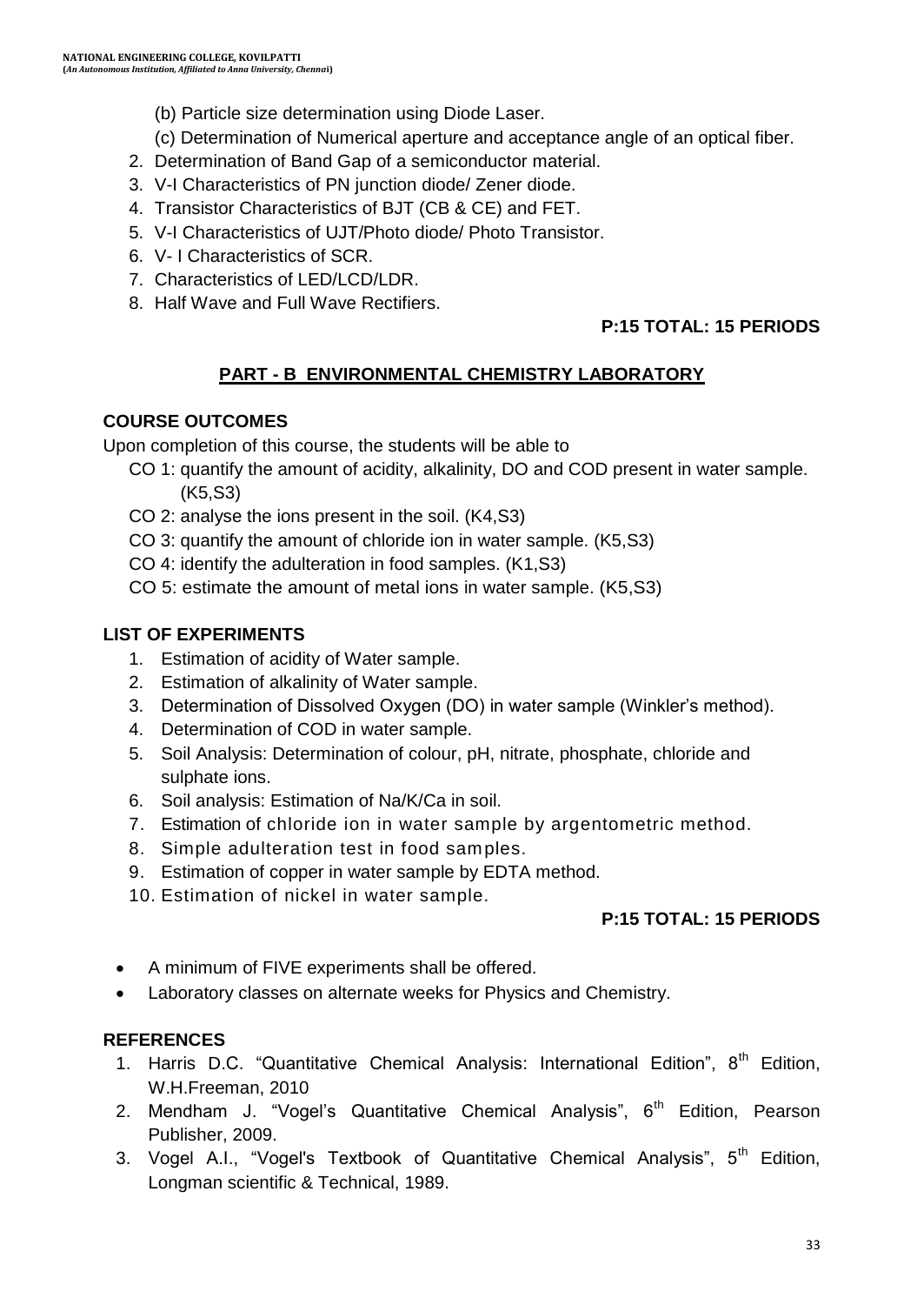(b) Particle size determination using Diode Laser.

(c) Determination of Numerical aperture and acceptance angle of an optical fiber.

2. Determination of Band Gap of a semiconductor material.
3. V-I Characteristics of PN junction diode/ Zener diode.
4. Transistor Characteristics of BJT (CB & CE) and FET.
5. V-I Characteristics of UJT/Photo diode/ Photo Transistor.
6. V- I Characteristics of SCR.
7. Characteristics of LED/LCD/LDR.
8. Half Wave and Full Wave Rectifiers.

**P:15 TOTAL: 15 PERIODS**

## PART - B ENVIRONMENTAL CHEMISTRY LABORATORY

### COURSE OUTCOMES

Upon completion of this course, the students will be able to

- CO 1: quantify the amount of acidity, alkalinity, DO and COD present in water sample. (K5,S3)
- CO 2: analyse the ions present in the soil. (K4,S3)
- CO 3: quantify the amount of chloride ion in water sample. (K5,S3)
- CO 4: identify the adulteration in food samples. (K1,S3)
- CO 5: estimate the amount of metal ions in water sample. (K5,S3)

### LIST OF EXPERIMENTS

1. Estimation of acidity of Water sample.
2. Estimation of alkalinity of Water sample.
3. Determination of Dissolved Oxygen (DO) in water sample (Winkler's method).
4. Determination of COD in water sample.
5. Soil Analysis: Determination of colour, pH, nitrate, phosphate, chloride and sulphate ions.
6. Soil analysis: Estimation of Na/K/Ca in soil.
7. Estimation of chloride ion in water sample by argentometric method.
8. Simple adulteration test in food samples.
9. Estimation of copper in water sample by EDTA method.
10. Estimation of nickel in water sample.

**P:15 TOTAL: 15 PERIODS**

- A minimum of FIVE experiments shall be offered.
- Laboratory classes on alternate weeks for Physics and Chemistry.

### REFERENCES

1. Harris D.C. "Quantitative Chemical Analysis: International Edition", 8th Edition, W.H.Freeman, 2010
2. Mendham J. "Vogel's Quantitative Chemical Analysis", 6th Edition, Pearson Publisher, 2009.
3. Vogel A.I., "Vogel's Textbook of Quantitative Chemical Analysis", 5th Edition, Longman scientific & Technical, 1989.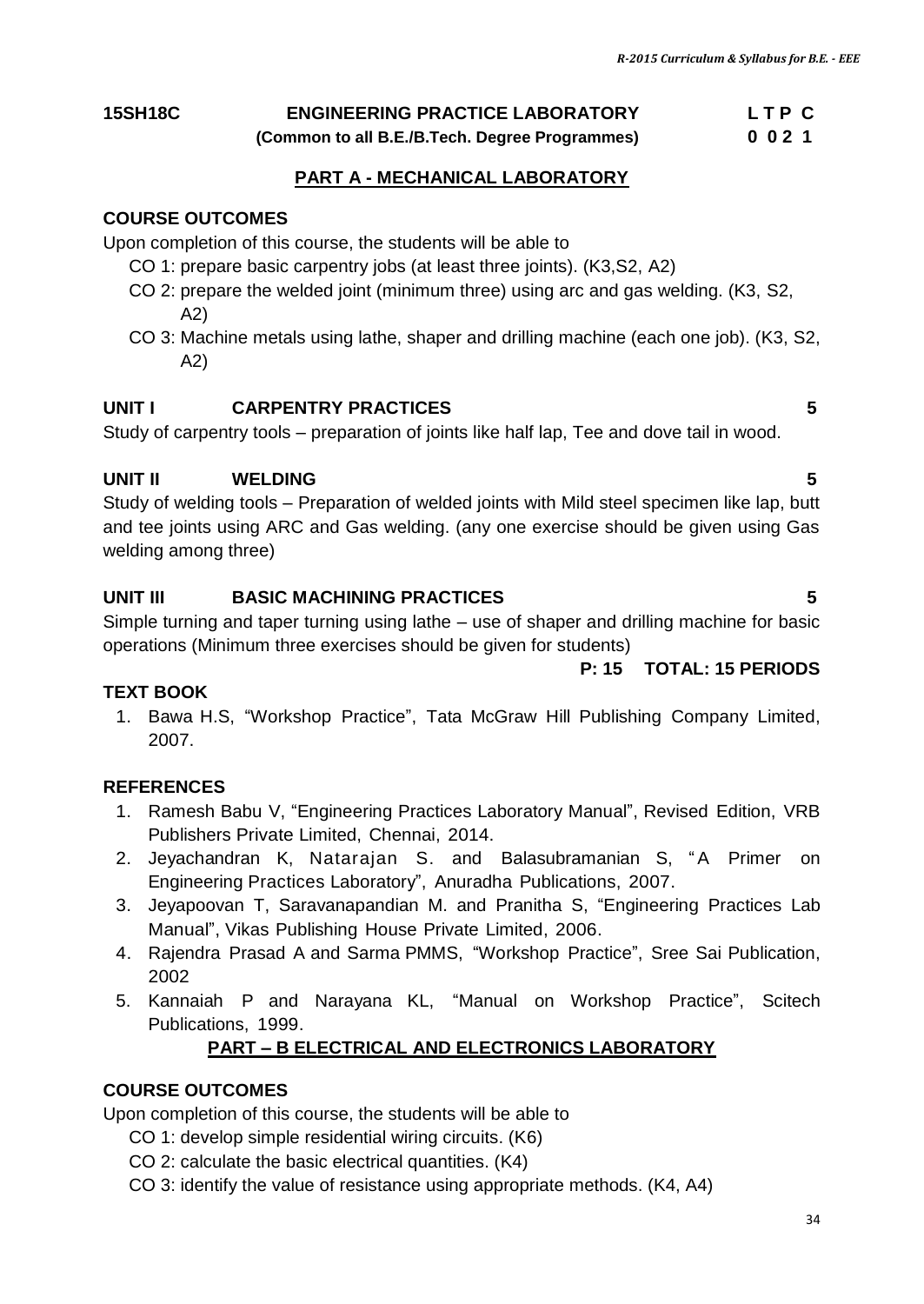**15SH18C ENGINEERING PRACTICE LABORATORY** **L T P C**

**(Common to all B.E./B.Tech. Degree Programmes)** **0 0 2 1**

## PART A - MECHANICAL LABORATORY

**COURSE OUTCOMES**

Upon completion of this course, the students will be able to

- CO 1: prepare basic carpentry jobs (at least three joints). (K3,S2, A2)
- CO 2: prepare the welded joint (minimum three) using arc and gas welding. (K3, S2, A2)
- CO 3: Machine metals using lathe, shaper and drilling machine (each one job). (K3, S2, A2)

**UNIT I CARPENTRY PRACTICES 5**

Study of carpentry tools – preparation of joints like half lap, Tee and dove tail in wood.

**UNIT II WELDING 5**

Study of welding tools – Preparation of welded joints with Mild steel specimen like lap, butt and tee joints using ARC and Gas welding. (any one exercise should be given using Gas welding among three)

**UNIT III BASIC MACHINING PRACTICES 5**

Simple turning and taper turning using lathe – use of shaper and drilling machine for basic operations (Minimum three exercises should be given for students)

**P: 15 TOTAL: 15 PERIODS**

**TEXT BOOK**

1. Bawa H.S, "Workshop Practice", Tata McGraw Hill Publishing Company Limited, 2007.

**REFERENCES**

1. Ramesh Babu V, "Engineering Practices Laboratory Manual", Revised Edition, VRB Publishers Private Limited, Chennai, 2014.
2. Jeyachandran K, Natarajan S. and Balasubramanian S, "A Primer on Engineering Practices Laboratory", Anuradha Publications, 2007.
3. Jeyapoovan T, Saravanapandian M. and Pranitha S, "Engineering Practices Lab Manual", Vikas Publishing House Private Limited, 2006.
4. Rajendra Prasad A and Sarma PMMS, "Workshop Practice", Sree Sai Publication, 2002
5. Kannaiah P and Narayana KL, "Manual on Workshop Practice", Scitech Publications, 1999.

## PART – B ELECTRICAL AND ELECTRONICS LABORATORY

**COURSE OUTCOMES**

Upon completion of this course, the students will be able to

- CO 1: develop simple residential wiring circuits. (K6)
- CO 2: calculate the basic electrical quantities. (K4)
- CO 3: identify the value of resistance using appropriate methods. (K4, A4)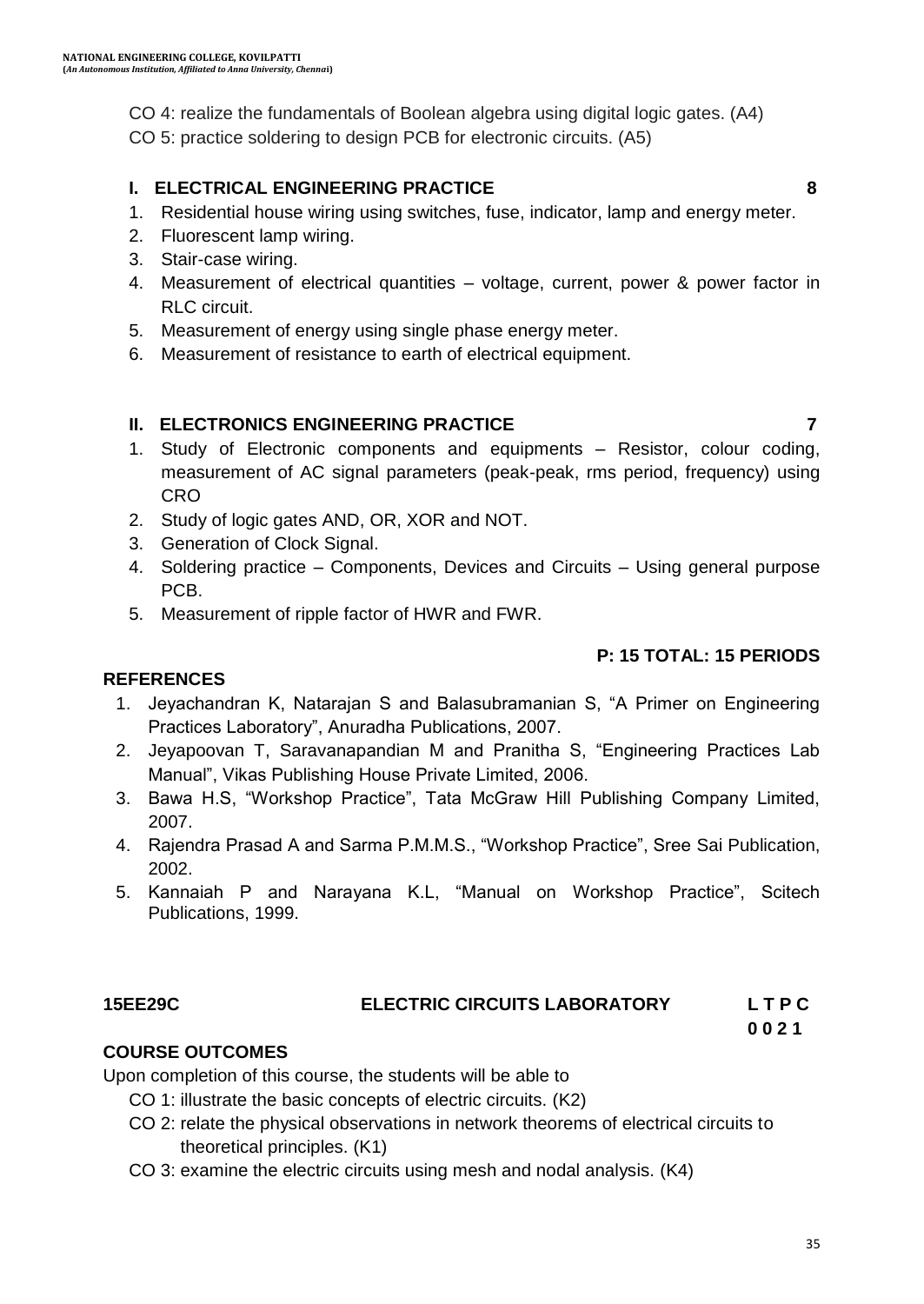CO 4: realize the fundamentals of Boolean algebra using digital logic gates. (A4)

CO 5: practice soldering to design PCB for electronic circuits. (A5)

### I. ELECTRICAL ENGINEERING PRACTICE 8

1. Residential house wiring using switches, fuse, indicator, lamp and energy meter.
2. Fluorescent lamp wiring.
3. Stair-case wiring.
4. Measurement of electrical quantities – voltage, current, power & power factor in RLC circuit.
5. Measurement of energy using single phase energy meter.
6. Measurement of resistance to earth of electrical equipment.

### II. ELECTRONICS ENGINEERING PRACTICE 7

1. Study of Electronic components and equipments – Resistor, colour coding, measurement of AC signal parameters (peak-peak, rms period, frequency) using CRO
2. Study of logic gates AND, OR, XOR and NOT.
3. Generation of Clock Signal.
4. Soldering practice – Components, Devices and Circuits – Using general purpose PCB.
5. Measurement of ripple factor of HWR and FWR.

**P: 15 TOTAL: 15 PERIODS**

### REFERENCES

1. Jeyachandran K, Natarajan S and Balasubramanian S, "A Primer on Engineering Practices Laboratory", Anuradha Publications, 2007.
2. Jeyapoovan T, Saravanapandian M and Pranitha S, "Engineering Practices Lab Manual", Vikas Publishing House Private Limited, 2006.
3. Bawa H.S, "Workshop Practice", Tata McGraw Hill Publishing Company Limited, 2007.
4. Rajendra Prasad A and Sarma P.M.M.S., "Workshop Practice", Sree Sai Publication, 2002.
5. Kannaiah P and Narayana K.L, "Manual on Workshop Practice", Scitech Publications, 1999.

## 15EE29C ELECTRIC CIRCUITS LABORATORY

**L T P C**
**0 0 2 1**

### COURSE OUTCOMES

Upon completion of this course, the students will be able to

CO 1: illustrate the basic concepts of electric circuits. (K2)

CO 2: relate the physical observations in network theorems of electrical circuits to theoretical principles. (K1)

CO 3: examine the electric circuits using mesh and nodal analysis. (K4)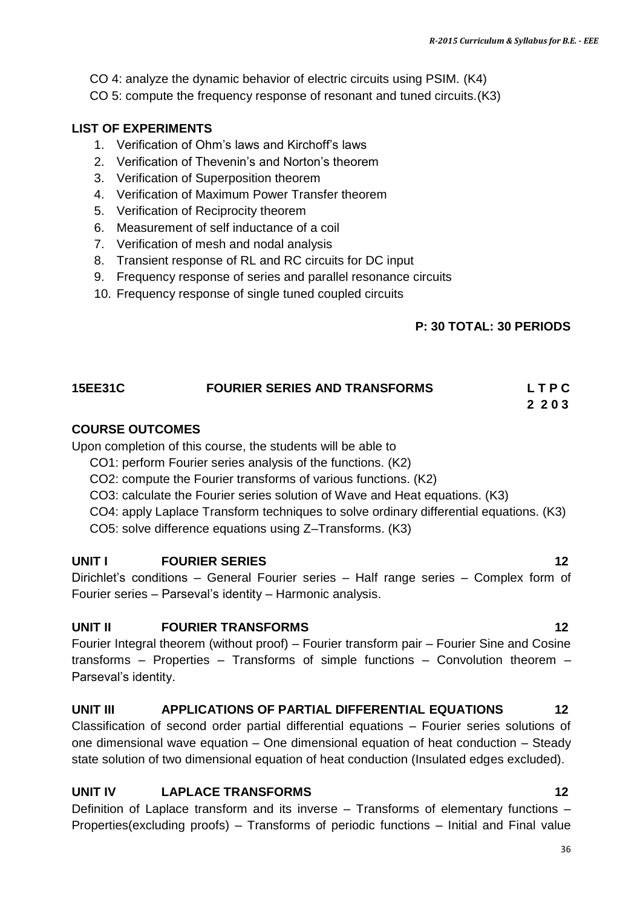CO 4: analyze the dynamic behavior of electric circuits using PSIM. (K4)

CO 5: compute the frequency response of resonant and tuned circuits.(K3)

**LIST OF EXPERIMENTS**

1. Verification of Ohm's laws and Kirchoff's laws
2. Verification of Thevenin's and Norton's theorem
3. Verification of Superposition theorem
4. Verification of Maximum Power Transfer theorem
5. Verification of Reciprocity theorem
6. Measurement of self inductance of a coil
7. Verification of mesh and nodal analysis
8. Transient response of RL and RC circuits for DC input
9. Frequency response of series and parallel resonance circuits
10. Frequency response of single tuned coupled circuits

**P: 30 TOTAL: 30 PERIODS**

## 15EE31C FOURIER SERIES AND TRANSFORMS

**L T P C**
**2 2 0 3**

**COURSE OUTCOMES**

Upon completion of this course, the students will be able to

CO1: perform Fourier series analysis of the functions. (K2)

CO2: compute the Fourier transforms of various functions. (K2)

CO3: calculate the Fourier series solution of Wave and Heat equations. (K3)

CO4: apply Laplace Transform techniques to solve ordinary differential equations. (K3)

CO5: solve difference equations using Z–Transforms. (K3)

**UNIT I FOURIER SERIES 12**

Dirichlet's conditions – General Fourier series – Half range series – Complex form of Fourier series – Parseval's identity – Harmonic analysis.

**UNIT II FOURIER TRANSFORMS 12**

Fourier Integral theorem (without proof) – Fourier transform pair – Fourier Sine and Cosine transforms – Properties – Transforms of simple functions – Convolution theorem – Parseval's identity.

**UNIT III APPLICATIONS OF PARTIAL DIFFERENTIAL EQUATIONS 12**

Classification of second order partial differential equations – Fourier series solutions of one dimensional wave equation – One dimensional equation of heat conduction – Steady state solution of two dimensional equation of heat conduction (Insulated edges excluded).

**UNIT IV LAPLACE TRANSFORMS 12**

Definition of Laplace transform and its inverse – Transforms of elementary functions – Properties(excluding proofs) – Transforms of periodic functions – Initial and Final value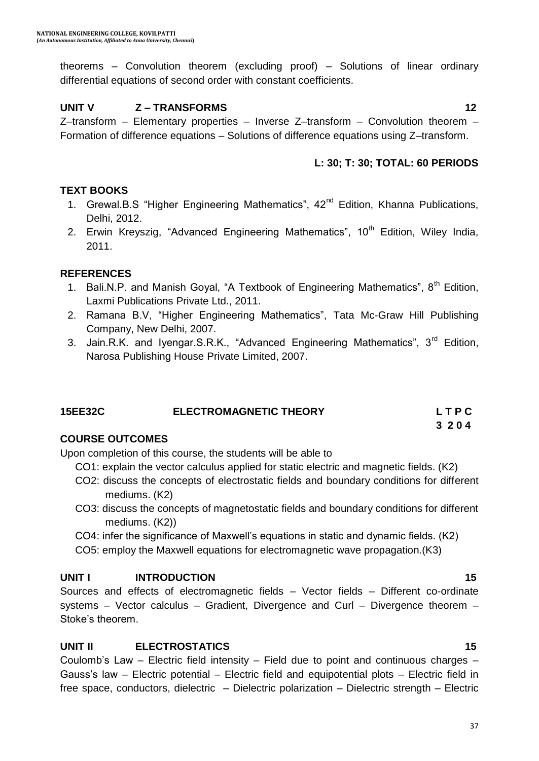theorems – Convolution theorem (excluding proof) – Solutions of linear ordinary differential equations of second order with constant coefficients.

### UNIT V Z – TRANSFORMS 12

Z–transform – Elementary properties – Inverse Z–transform – Convolution theorem – Formation of difference equations – Solutions of difference equations using Z–transform.

**L: 30; T: 30; TOTAL: 60 PERIODS**

### TEXT BOOKS

1. Grewal.B.S "Higher Engineering Mathematics", 42nd Edition, Khanna Publications, Delhi, 2012.
2. Erwin Kreyszig, "Advanced Engineering Mathematics", 10th Edition, Wiley India, 2011.

### REFERENCES

1. Bali.N.P. and Manish Goyal, "A Textbook of Engineering Mathematics", 8th Edition, Laxmi Publications Private Ltd., 2011.
2. Ramana B.V, "Higher Engineering Mathematics", Tata Mc-Graw Hill Publishing Company, New Delhi, 2007.
3. Jain.R.K. and Iyengar.S.R.K., "Advanced Engineering Mathematics", 3rd Edition, Narosa Publishing House Private Limited, 2007.

## 15EE32C ELECTROMAGNETIC THEORY

| L | T | P | C |
|---|---|---|---|
| 3 | 2 | 0 | 4 |

### COURSE OUTCOMES

Upon completion of this course, the students will be able to

- CO1: explain the vector calculus applied for static electric and magnetic fields. (K2)
- CO2: discuss the concepts of electrostatic fields and boundary conditions for different mediums. (K2)
- CO3: discuss the concepts of magnetostatic fields and boundary conditions for different mediums. (K2))
- CO4: infer the significance of Maxwell's equations in static and dynamic fields. (K2)
- CO5: employ the Maxwell equations for electromagnetic wave propagation.(K3)

### UNIT I INTRODUCTION 15

Sources and effects of electromagnetic fields – Vector fields – Different co-ordinate systems – Vector calculus – Gradient, Divergence and Curl – Divergence theorem – Stoke's theorem.

### UNIT II ELECTROSTATICS 15

Coulomb's Law – Electric field intensity – Field due to point and continuous charges – Gauss's law – Electric potential – Electric field and equipotential plots – Electric field in free space, conductors, dielectric – Dielectric polarization – Dielectric strength – Electric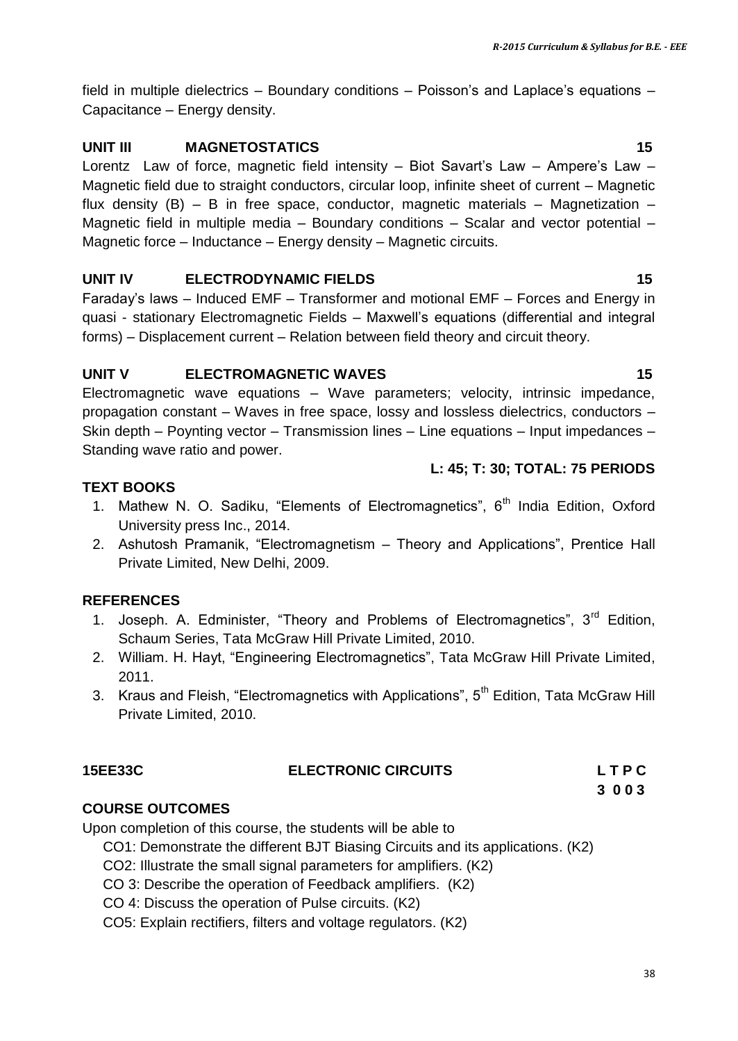field in multiple dielectrics – Boundary conditions – Poisson's and Laplace's equations – Capacitance – Energy density.

**UNIT III MAGNETOSTATICS 15**

Lorentz Law of force, magnetic field intensity – Biot Savart's Law – Ampere's Law – Magnetic field due to straight conductors, circular loop, infinite sheet of current – Magnetic flux density (B) – B in free space, conductor, magnetic materials – Magnetization – Magnetic field in multiple media – Boundary conditions – Scalar and vector potential – Magnetic force – Inductance – Energy density – Magnetic circuits.

**UNIT IV ELECTRODYNAMIC FIELDS 15**

Faraday's laws – Induced EMF – Transformer and motional EMF – Forces and Energy in quasi - stationary Electromagnetic Fields – Maxwell's equations (differential and integral forms) – Displacement current – Relation between field theory and circuit theory.

**UNIT V ELECTROMAGNETIC WAVES 15**

Electromagnetic wave equations – Wave parameters; velocity, intrinsic impedance, propagation constant – Waves in free space, lossy and lossless dielectrics, conductors – Skin depth – Poynting vector – Transmission lines – Line equations – Input impedances – Standing wave ratio and power.

**L: 45; T: 30; TOTAL: 75 PERIODS**

**TEXT BOOKS**

1. Mathew N. O. Sadiku, "Elements of Electromagnetics", 6th India Edition, Oxford University press Inc., 2014.
2. Ashutosh Pramanik, "Electromagnetism – Theory and Applications", Prentice Hall Private Limited, New Delhi, 2009.

**REFERENCES**

1. Joseph. A. Edminister, "Theory and Problems of Electromagnetics", 3rd Edition, Schaum Series, Tata McGraw Hill Private Limited, 2010.
2. William. H. Hayt, "Engineering Electromagnetics", Tata McGraw Hill Private Limited, 2011.
3. Kraus and Fleish, "Electromagnetics with Applications", 5th Edition, Tata McGraw Hill Private Limited, 2010.

| 15EE33C | ELECTRONIC CIRCUITS | L T P C |
|---|---|---|
| | | 3 0 0 3 |

**COURSE OUTCOMES**

Upon completion of this course, the students will be able to

CO1: Demonstrate the different BJT Biasing Circuits and its applications. (K2)

CO2: Illustrate the small signal parameters for amplifiers. (K2)

CO 3: Describe the operation of Feedback amplifiers. (K2)

CO 4: Discuss the operation of Pulse circuits. (K2)

CO5: Explain rectifiers, filters and voltage regulators. (K2)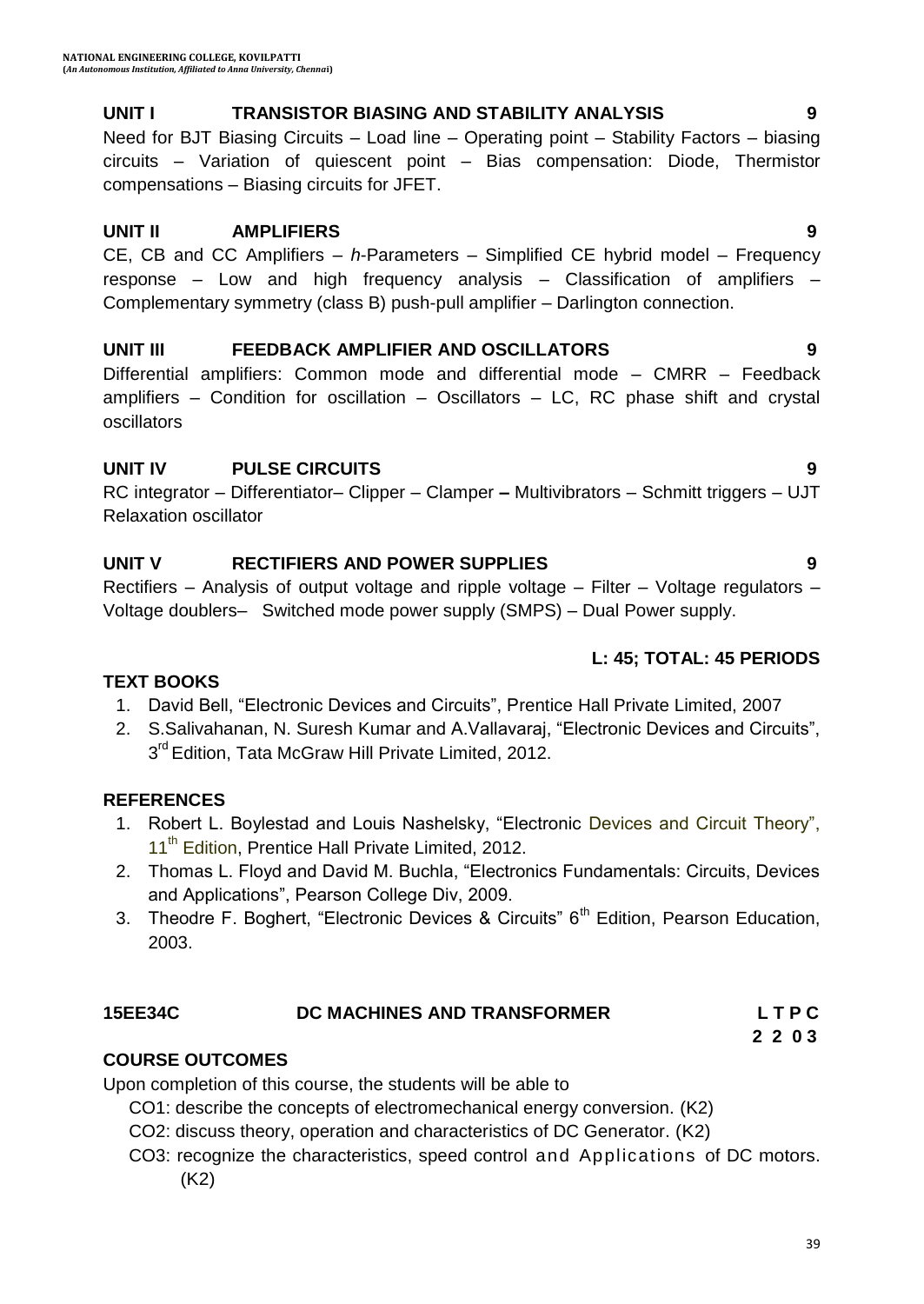**UNIT I TRANSISTOR BIASING AND STABILITY ANALYSIS 9**

Need for BJT Biasing Circuits – Load line – Operating point – Stability Factors – biasing circuits – Variation of quiescent point – Bias compensation: Diode, Thermistor compensations – Biasing circuits for JFET.

**UNIT II AMPLIFIERS 9**

CE, CB and CC Amplifiers – *h*-Parameters – Simplified CE hybrid model – Frequency response – Low and high frequency analysis – Classification of amplifiers – Complementary symmetry (class B) push-pull amplifier – Darlington connection.

**UNIT III FEEDBACK AMPLIFIER AND OSCILLATORS 9**

Differential amplifiers: Common mode and differential mode – CMRR – Feedback amplifiers – Condition for oscillation – Oscillators – LC, RC phase shift and crystal oscillators

**UNIT IV PULSE CIRCUITS 9**

RC integrator – Differentiator– Clipper – Clamper **–** Multivibrators – Schmitt triggers – UJT Relaxation oscillator

**UNIT V RECTIFIERS AND POWER SUPPLIES 9**

Rectifiers – Analysis of output voltage and ripple voltage – Filter – Voltage regulators – Voltage doublers– Switched mode power supply (SMPS) – Dual Power supply.

**L: 45; TOTAL: 45 PERIODS**

**TEXT BOOKS**

1. David Bell, "Electronic Devices and Circuits", Prentice Hall Private Limited, 2007
2. S.Salivahanan, N. Suresh Kumar and A.Vallavaraj, "Electronic Devices and Circuits", 3rd Edition, Tata McGraw Hill Private Limited, 2012.

**REFERENCES**

1. Robert L. Boylestad and Louis Nashelsky, "Electronic Devices and Circuit Theory", 11th Edition, Prentice Hall Private Limited, 2012.
2. Thomas L. Floyd and David M. Buchla, "Electronics Fundamentals: Circuits, Devices and Applications", Pearson College Div, 2009.
3. Theodre F. Boghert, "Electronic Devices & Circuits" 6th Edition, Pearson Education, 2003.

## 15EE34C DC MACHINES AND TRANSFORMER

| L | T | P | C |
|---|---|---|---|
| 2 | 2 | 0 | 3 |

**COURSE OUTCOMES**

Upon completion of this course, the students will be able to

- CO1: describe the concepts of electromechanical energy conversion. (K2)
- CO2: discuss theory, operation and characteristics of DC Generator. (K2)
- CO3: recognize the characteristics, speed control and Applications of DC motors. (K2)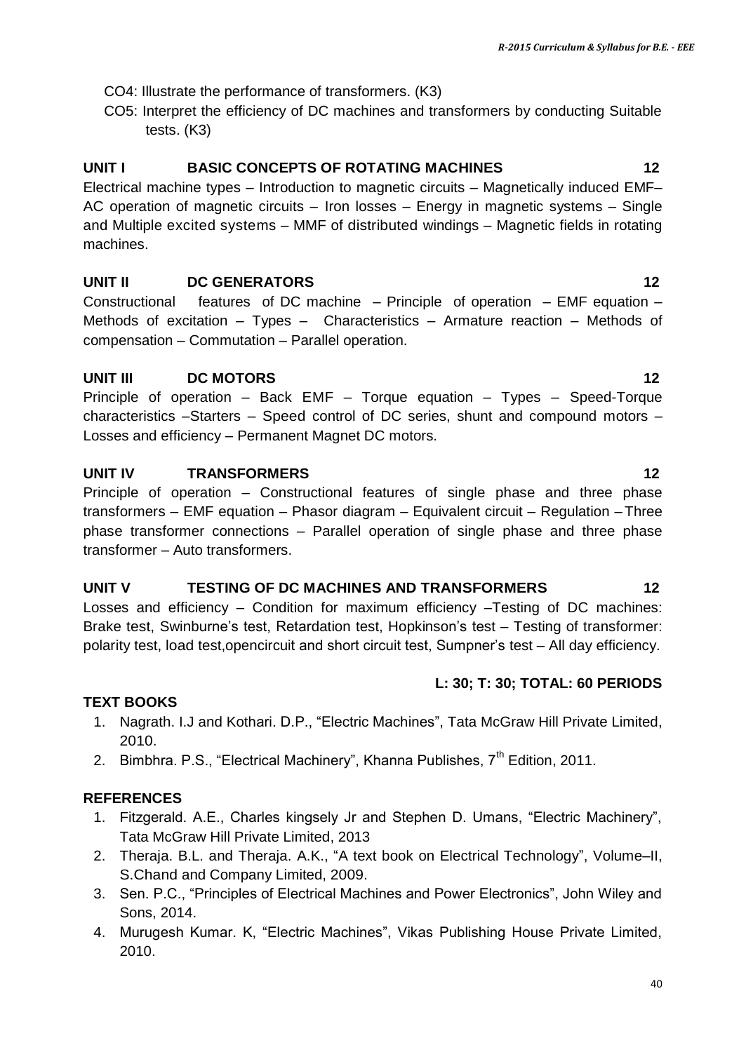CO4: Illustrate the performance of transformers. (K3)

CO5: Interpret the efficiency of DC machines and transformers by conducting Suitable tests. (K3)

## UNIT I BASIC CONCEPTS OF ROTATING MACHINES 12

Electrical machine types – Introduction to magnetic circuits – Magnetically induced EMF– AC operation of magnetic circuits – Iron losses – Energy in magnetic systems – Single and Multiple excited systems – MMF of distributed windings – Magnetic fields in rotating machines.

## UNIT II DC GENERATORS 12

Constructional features of DC machine – Principle of operation – EMF equation – Methods of excitation – Types – Characteristics – Armature reaction – Methods of compensation – Commutation – Parallel operation.

## UNIT III DC MOTORS 12

Principle of operation – Back EMF – Torque equation – Types – Speed-Torque characteristics –Starters – Speed control of DC series, shunt and compound motors – Losses and efficiency – Permanent Magnet DC motors.

## UNIT IV TRANSFORMERS 12

Principle of operation – Constructional features of single phase and three phase transformers – EMF equation – Phasor diagram – Equivalent circuit – Regulation – Three phase transformer connections – Parallel operation of single phase and three phase transformer – Auto transformers.

## UNIT V TESTING OF DC MACHINES AND TRANSFORMERS 12

Losses and efficiency – Condition for maximum efficiency –Testing of DC machines: Brake test, Swinburne's test, Retardation test, Hopkinson's test – Testing of transformer: polarity test, load test,opencircuit and short circuit test, Sumpner's test – All day efficiency.

**L: 30; T: 30; TOTAL: 60 PERIODS**

**TEXT BOOKS**

1. Nagrath. I.J and Kothari. D.P., "Electric Machines", Tata McGraw Hill Private Limited, 2010.
2. Bimbhra. P.S., "Electrical Machinery", Khanna Publishes, 7th Edition, 2011.

**REFERENCES**

1. Fitzgerald. A.E., Charles kingsely Jr and Stephen D. Umans, "Electric Machinery", Tata McGraw Hill Private Limited, 2013
2. Theraja. B.L. and Theraja. A.K., "A text book on Electrical Technology", Volume–II, S.Chand and Company Limited, 2009.
3. Sen. P.C., "Principles of Electrical Machines and Power Electronics", John Wiley and Sons, 2014.
4. Murugesh Kumar. K, "Electric Machines", Vikas Publishing House Private Limited, 2010.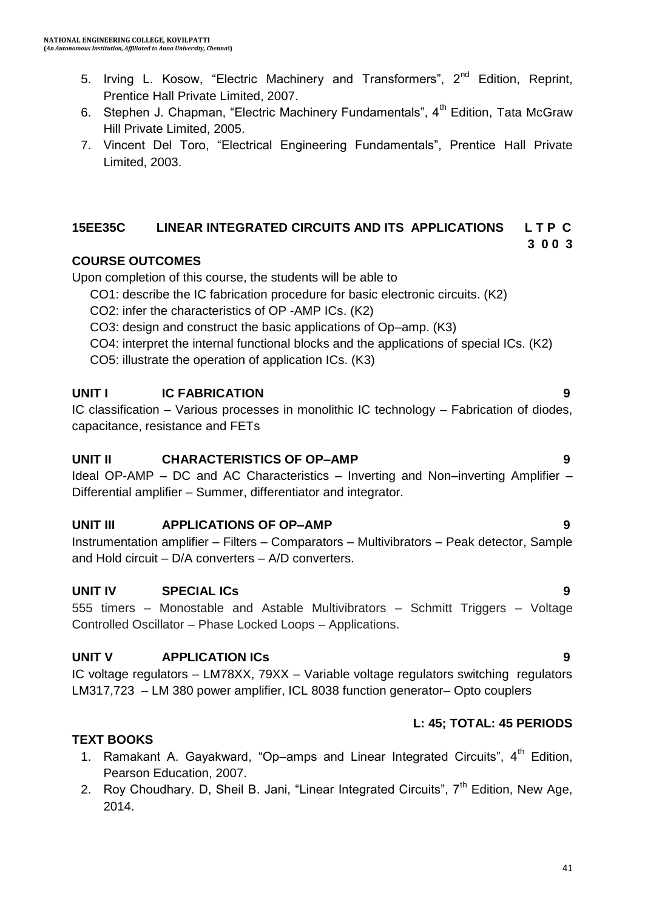5. Irving L. Kosow, “Electric Machinery and Transformers”, 2nd Edition, Reprint, Prentice Hall Private Limited, 2007.
6. Stephen J. Chapman, “Electric Machinery Fundamentals”, 4th Edition, Tata McGraw Hill Private Limited, 2005.
7. Vincent Del Toro, “Electrical Engineering Fundamentals”, Prentice Hall Private Limited, 2003.

## 15EE35C LINEAR INTEGRATED CIRCUITS AND ITS APPLICATIONS

**L T P C**
**3 0 0 3**

### COURSE OUTCOMES

Upon completion of this course, the students will be able to

CO1: describe the IC fabrication procedure for basic electronic circuits. (K2)
CO2: infer the characteristics of OP -AMP ICs. (K2)
CO3: design and construct the basic applications of Op–amp. (K3)
CO4: interpret the internal functional blocks and the applications of special ICs. (K2)
CO5: illustrate the operation of application ICs. (K3)

### UNIT I IC FABRICATION 9

IC classification – Various processes in monolithic IC technology – Fabrication of diodes, capacitance, resistance and FETs

### UNIT II CHARACTERISTICS OF OP–AMP 9

Ideal OP-AMP – DC and AC Characteristics – Inverting and Non–inverting Amplifier – Differential amplifier – Summer, differentiator and integrator.

### UNIT III APPLICATIONS OF OP–AMP 9

Instrumentation amplifier – Filters – Comparators – Multivibrators – Peak detector, Sample and Hold circuit – D/A converters – A/D converters.

### UNIT IV SPECIAL ICs 9

555 timers – Monostable and Astable Multivibrators – Schmitt Triggers – Voltage Controlled Oscillator – Phase Locked Loops – Applications.

### UNIT V APPLICATION ICs 9

IC voltage regulators – LM78XX, 79XX – Variable voltage regulators switching regulators LM317,723 – LM 380 power amplifier, ICL 8038 function generator– Opto couplers

**L: 45; TOTAL: 45 PERIODS**

### TEXT BOOKS

1. Ramakant A. Gayakward, “Op–amps and Linear Integrated Circuits”, 4th Edition, Pearson Education, 2007.
2. Roy Choudhary. D, Sheil B. Jani, “Linear Integrated Circuits”, 7th Edition, New Age, 2014.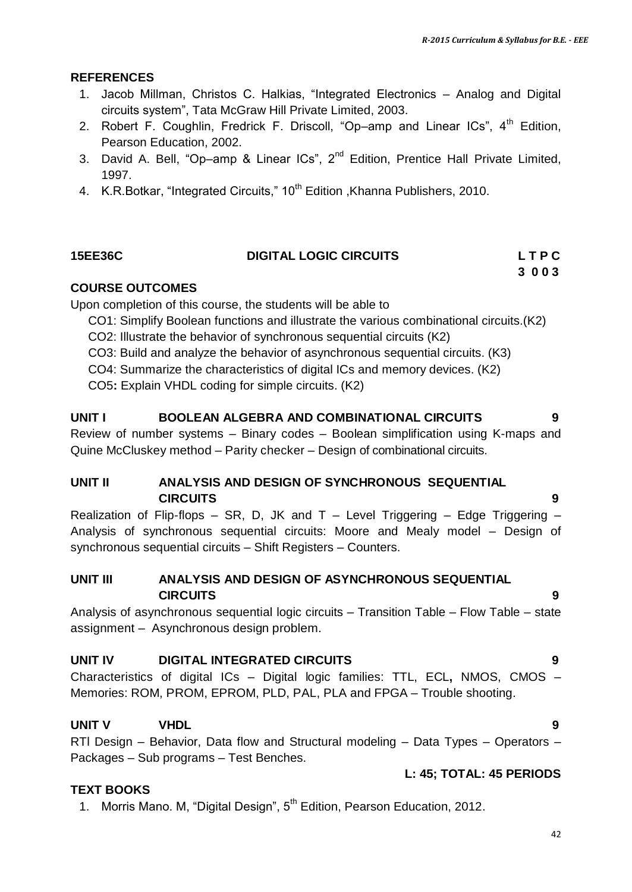## REFERENCES

1. Jacob Millman, Christos C. Halkias, "Integrated Electronics – Analog and Digital circuits system", Tata McGraw Hill Private Limited, 2003.
2. Robert F. Coughlin, Fredrick F. Driscoll, "Op–amp and Linear ICs", 4th Edition, Pearson Education, 2002.
3. David A. Bell, "Op–amp & Linear ICs", 2nd Edition, Prentice Hall Private Limited, 1997.
4. K.R.Botkar, "Integrated Circuits," 10th Edition ,Khanna Publishers, 2010.

## 15EE36C DIGITAL LOGIC CIRCUITS

| L | T | P | C |
|---|---|---|---|
| 3 | 0 | 0 | 3 |

### COURSE OUTCOMES

Upon completion of this course, the students will be able to

CO1: Simplify Boolean functions and illustrate the various combinational circuits.(K2)
CO2: Illustrate the behavior of synchronous sequential circuits (K2)
CO3: Build and analyze the behavior of asynchronous sequential circuits. (K3)
CO4: Summarize the characteristics of digital ICs and memory devices. (K2)
CO5**:** Explain VHDL coding for simple circuits. (K2)

### UNIT I BOOLEAN ALGEBRA AND COMBINATIONAL CIRCUITS — 9

Review of number systems – Binary codes – Boolean simplification using K-maps and Quine McCluskey method – Parity checker – Design of combinational circuits.

### UNIT II ANALYSIS AND DESIGN OF SYNCHRONOUS SEQUENTIAL CIRCUITS — 9

Realization of Flip-flops – SR, D, JK and T – Level Triggering – Edge Triggering – Analysis of synchronous sequential circuits: Moore and Mealy model – Design of synchronous sequential circuits – Shift Registers – Counters.

### UNIT III ANALYSIS AND DESIGN OF ASYNCHRONOUS SEQUENTIAL CIRCUITS — 9

Analysis of asynchronous sequential logic circuits – Transition Table – Flow Table – state assignment – Asynchronous design problem.

### UNIT IV DIGITAL INTEGRATED CIRCUITS — 9

Characteristics of digital ICs – Digital logic families: TTL, ECL**,** NMOS, CMOS – Memories: ROM, PROM, EPROM, PLD, PAL, PLA and FPGA – Trouble shooting.

### UNIT V VHDL — 9

RTl Design – Behavior, Data flow and Structural modeling – Data Types – Operators – Packages – Sub programs – Test Benches.

**L: 45; TOTAL: 45 PERIODS**

### TEXT BOOKS

1. Morris Mano. M, "Digital Design", 5th Edition, Pearson Education, 2012.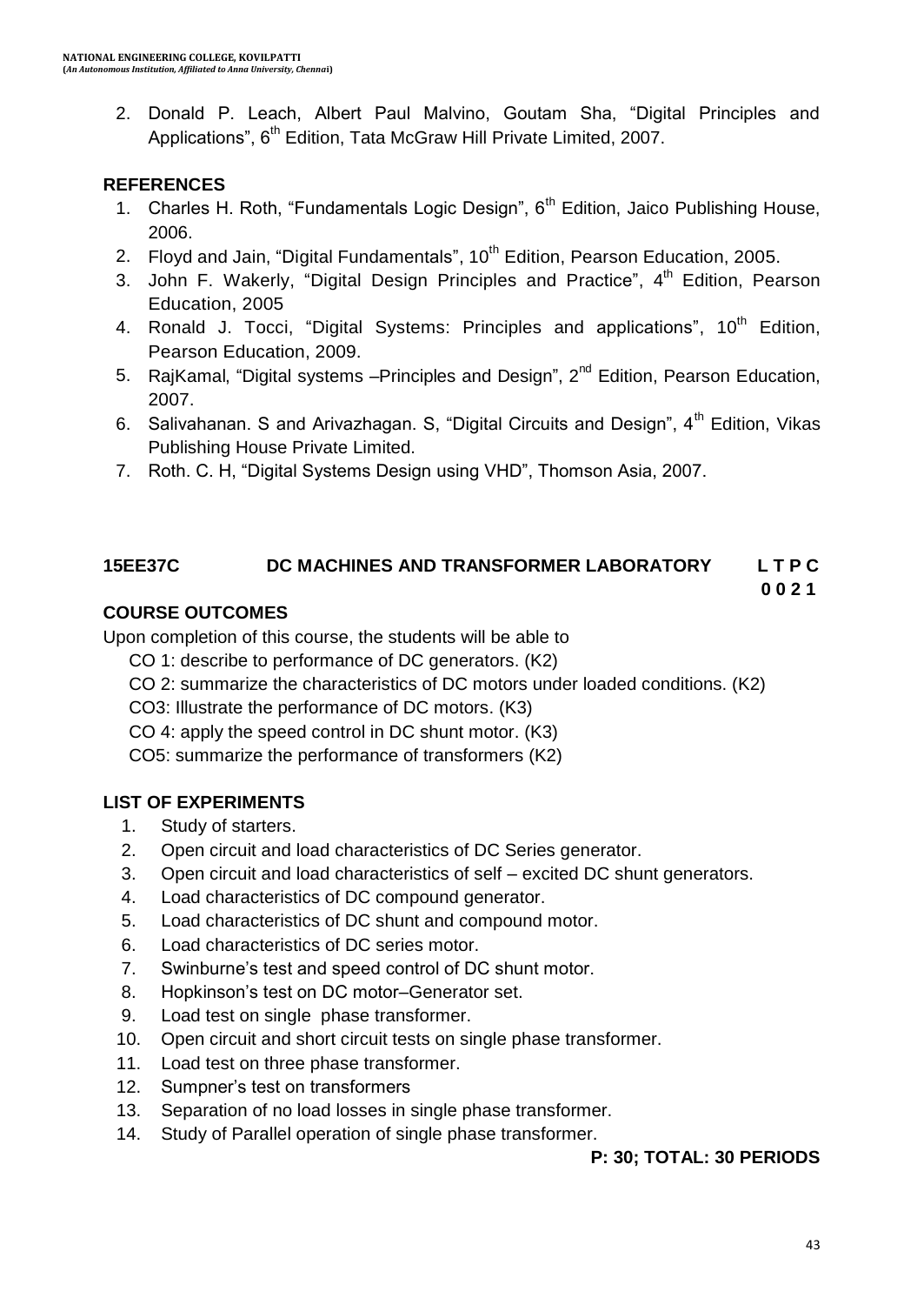2. Donald P. Leach, Albert Paul Malvino, Goutam Sha, "Digital Principles and Applications", 6th Edition, Tata McGraw Hill Private Limited, 2007.

### REFERENCES

1. Charles H. Roth, "Fundamentals Logic Design", 6th Edition, Jaico Publishing House, 2006.
2. Floyd and Jain, "Digital Fundamentals", 10th Edition, Pearson Education, 2005.
3. John F. Wakerly, "Digital Design Principles and Practice", 4th Edition, Pearson Education, 2005
4. Ronald J. Tocci, "Digital Systems: Principles and applications", 10th Edition, Pearson Education, 2009.
5. RajKamal, "Digital systems –Principles and Design", 2nd Edition, Pearson Education, 2007.
6. Salivahanan. S and Arivazhagan. S, "Digital Circuits and Design", 4th Edition, Vikas Publishing House Private Limited.
7. Roth. C. H, "Digital Systems Design using VHD", Thomson Asia, 2007.

## 15EE37C DC MACHINES AND TRANSFORMER LABORATORY

**L T P C**
**0 0 2 1**

### COURSE OUTCOMES

Upon completion of this course, the students will be able to

CO 1: describe to performance of DC generators. (K2)

CO 2: summarize the characteristics of DC motors under loaded conditions. (K2)

CO3: Illustrate the performance of DC motors. (K3)

CO 4: apply the speed control in DC shunt motor. (K3)

CO5: summarize the performance of transformers (K2)

### LIST OF EXPERIMENTS

1. Study of starters.
2. Open circuit and load characteristics of DC Series generator.
3. Open circuit and load characteristics of self – excited DC shunt generators.
4. Load characteristics of DC compound generator.
5. Load characteristics of DC shunt and compound motor.
6. Load characteristics of DC series motor.
7. Swinburne's test and speed control of DC shunt motor.
8. Hopkinson's test on DC motor–Generator set.
9. Load test on single phase transformer.
10. Open circuit and short circuit tests on single phase transformer.
11. Load test on three phase transformer.
12. Sumpner's test on transformers
13. Separation of no load losses in single phase transformer.
14. Study of Parallel operation of single phase transformer.

**P: 30; TOTAL: 30 PERIODS**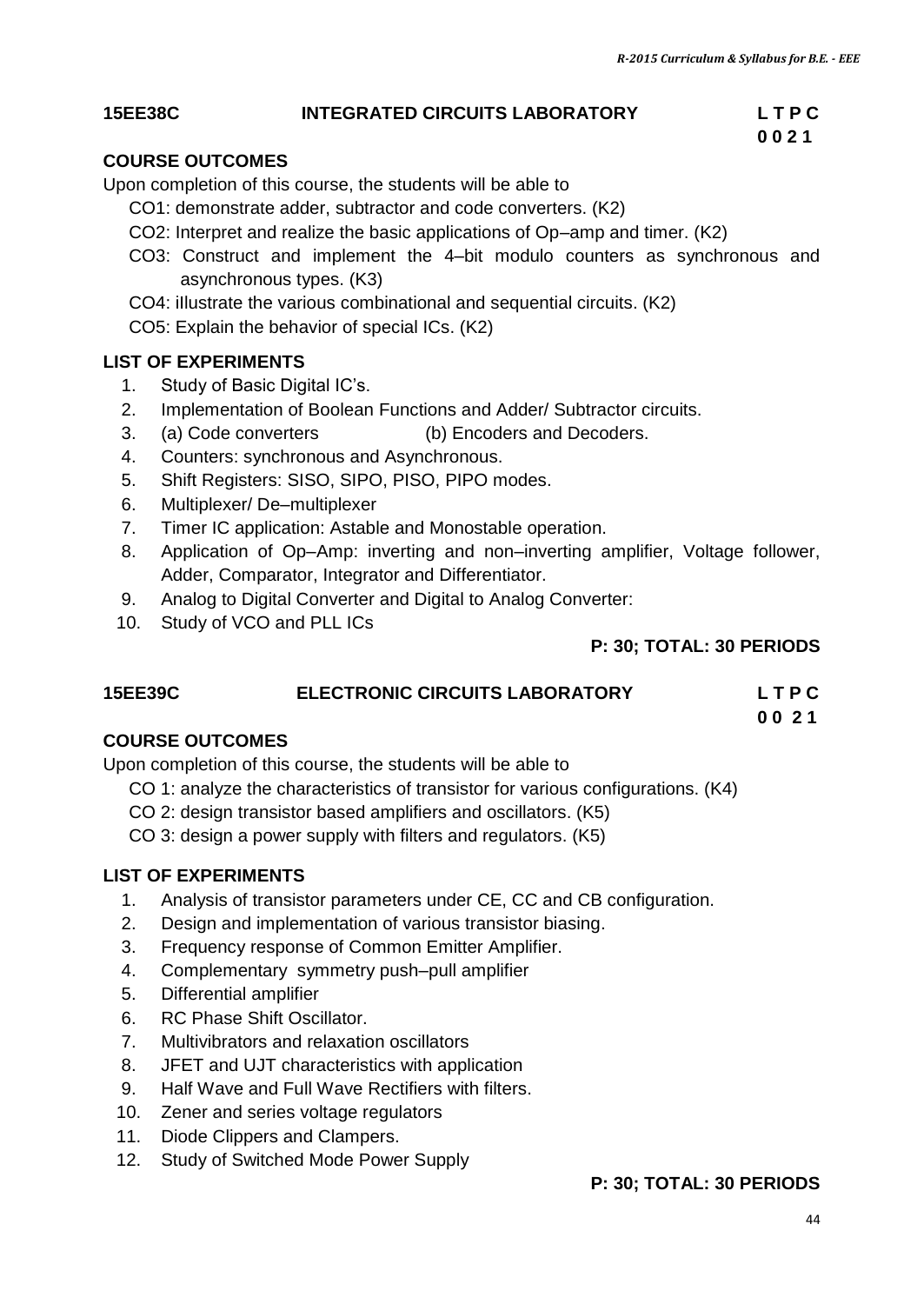## 15EE38C INTEGRATED CIRCUITS LABORATORY

**L T P C**
**0 0 2 1**

### COURSE OUTCOMES

Upon completion of this course, the students will be able to

- CO1: demonstrate adder, subtractor and code converters. (K2)
- CO2: Interpret and realize the basic applications of Op–amp and timer. (K2)
- CO3: Construct and implement the 4–bit modulo counters as synchronous and asynchronous types. (K3)
- CO4: illustrate the various combinational and sequential circuits. (K2)
- CO5: Explain the behavior of special ICs. (K2)

### LIST OF EXPERIMENTS

1. Study of Basic Digital IC's.
2. Implementation of Boolean Functions and Adder/ Subtractor circuits.
3. (a) Code converters (b) Encoders and Decoders.
4. Counters: synchronous and Asynchronous.
5. Shift Registers: SISO, SIPO, PISO, PIPO modes.
6. Multiplexer/ De–multiplexer
7. Timer IC application: Astable and Monostable operation.
8. Application of Op–Amp: inverting and non–inverting amplifier, Voltage follower, Adder, Comparator, Integrator and Differentiator.
9. Analog to Digital Converter and Digital to Analog Converter:
10. Study of VCO and PLL ICs

**P: 30; TOTAL: 30 PERIODS**

## 15EE39C ELECTRONIC CIRCUITS LABORATORY

**L T P C**
**0 0 2 1**

### COURSE OUTCOMES

Upon completion of this course, the students will be able to

- CO 1: analyze the characteristics of transistor for various configurations. (K4)
- CO 2: design transistor based amplifiers and oscillators. (K5)
- CO 3: design a power supply with filters and regulators. (K5)

### LIST OF EXPERIMENTS

1. Analysis of transistor parameters under CE, CC and CB configuration.
2. Design and implementation of various transistor biasing.
3. Frequency response of Common Emitter Amplifier.
4. Complementary symmetry push–pull amplifier
5. Differential amplifier
6. RC Phase Shift Oscillator.
7. Multivibrators and relaxation oscillators
8. JFET and UJT characteristics with application
9. Half Wave and Full Wave Rectifiers with filters.
10. Zener and series voltage regulators
11. Diode Clippers and Clampers.
12. Study of Switched Mode Power Supply

**P: 30; TOTAL: 30 PERIODS**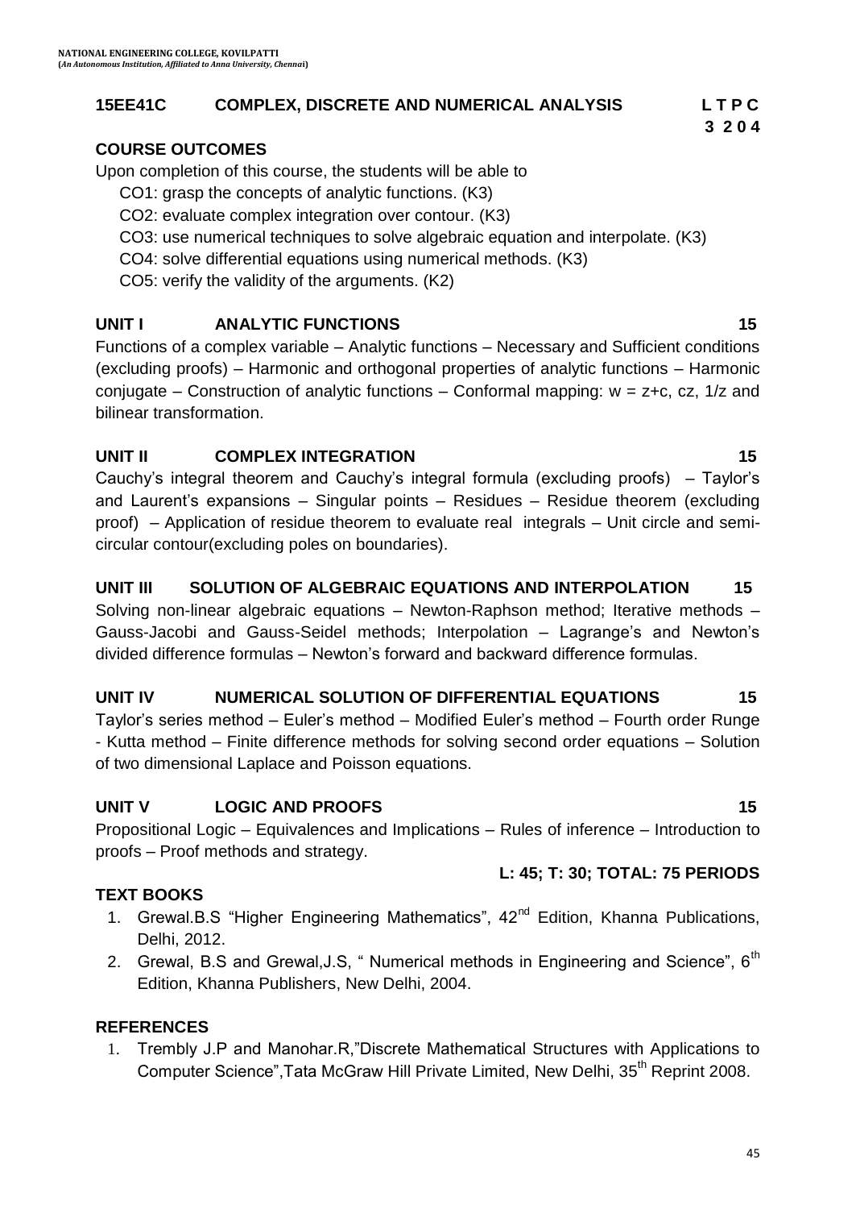**NATIONAL ENGINEERING COLLEGE, KOVILPATTI**
**(*An Autonomous Institution, Affiliated to Anna University, Chennai*)**

## 15EE41C COMPLEX, DISCRETE AND NUMERICAL ANALYSIS

| L | T | P | C |
|---|---|---|---|
| 3 | 2 | 0 | 4 |

### COURSE OUTCOMES

Upon completion of this course, the students will be able to

- CO1: grasp the concepts of analytic functions. (K3)
- CO2: evaluate complex integration over contour. (K3)
- CO3: use numerical techniques to solve algebraic equation and interpolate. (K3)
- CO4: solve differential equations using numerical methods. (K3)
- CO5: verify the validity of the arguments. (K2)

### UNIT I ANALYTIC FUNCTIONS 15

Functions of a complex variable – Analytic functions – Necessary and Sufficient conditions (excluding proofs) – Harmonic and orthogonal properties of analytic functions – Harmonic conjugate – Construction of analytic functions – Conformal mapping: $w = z+c$, $cz$, $1/z$ and bilinear transformation.

### UNIT II COMPLEX INTEGRATION 15

Cauchy's integral theorem and Cauchy's integral formula (excluding proofs) – Taylor's and Laurent's expansions – Singular points – Residues – Residue theorem (excluding proof) – Application of residue theorem to evaluate real integrals – Unit circle and semi-circular contour(excluding poles on boundaries).

### UNIT III SOLUTION OF ALGEBRAIC EQUATIONS AND INTERPOLATION 15

Solving non-linear algebraic equations – Newton-Raphson method; Iterative methods – Gauss-Jacobi and Gauss-Seidel methods; Interpolation – Lagrange's and Newton's divided difference formulas – Newton's forward and backward difference formulas.

### UNIT IV NUMERICAL SOLUTION OF DIFFERENTIAL EQUATIONS 15

Taylor's series method – Euler's method – Modified Euler's method – Fourth order Runge - Kutta method – Finite difference methods for solving second order equations – Solution of two dimensional Laplace and Poisson equations.

### UNIT V LOGIC AND PROOFS 15

Propositional Logic – Equivalences and Implications – Rules of inference – Introduction to proofs – Proof methods and strategy.

**L: 45; T: 30; TOTAL: 75 PERIODS**

### TEXT BOOKS

1. Grewal.B.S "Higher Engineering Mathematics", 42nd Edition, Khanna Publications, Delhi, 2012.
2. Grewal, B.S and Grewal,J.S, " Numerical methods in Engineering and Science", 6th Edition, Khanna Publishers, New Delhi, 2004.

### REFERENCES

1. Trembly J.P and Manohar.R,"Discrete Mathematical Structures with Applications to Computer Science",Tata McGraw Hill Private Limited, New Delhi, 35th Reprint 2008.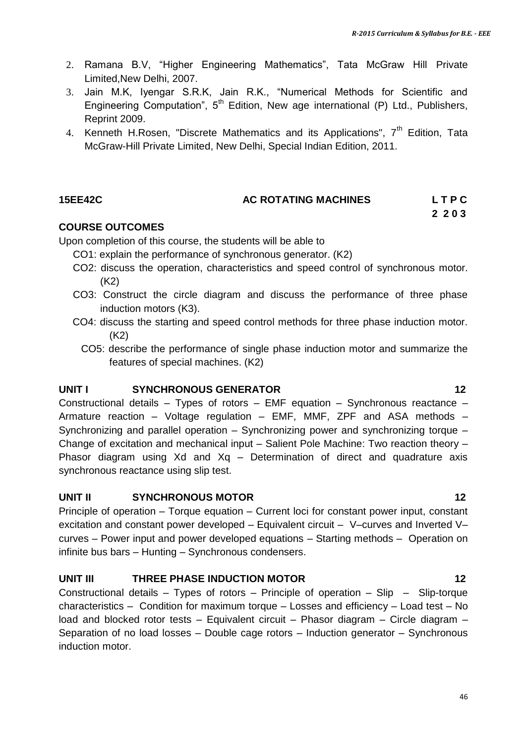2. Ramana B.V, “Higher Engineering Mathematics”, Tata McGraw Hill Private Limited,New Delhi, 2007.
3. Jain M.K, Iyengar S.R.K, Jain R.K., “Numerical Methods for Scientific and Engineering Computation”, 5th Edition, New age international (P) Ltd., Publishers, Reprint 2009.
4. Kenneth H.Rosen, "Discrete Mathematics and its Applications", 7th Edition, Tata McGraw-Hill Private Limited, New Delhi, Special Indian Edition, 2011.

## 15EE42C AC ROTATING MACHINES

**L T P C**
**2 2 0 3**

### COURSE OUTCOMES

Upon completion of this course, the students will be able to

- CO1: explain the performance of synchronous generator. (K2)
- CO2: discuss the operation, characteristics and speed control of synchronous motor. (K2)
- CO3: Construct the circle diagram and discuss the performance of three phase induction motors (K3).
- CO4: discuss the starting and speed control methods for three phase induction motor. (K2)
- CO5: describe the performance of single phase induction motor and summarize the features of special machines. (K2)

### UNIT I SYNCHRONOUS GENERATOR 12

Constructional details – Types of rotors – EMF equation – Synchronous reactance – Armature reaction – Voltage regulation – EMF, MMF, ZPF and ASA methods – Synchronizing and parallel operation – Synchronizing power and synchronizing torque – Change of excitation and mechanical input – Salient Pole Machine: Two reaction theory – Phasor diagram using Xd and Xq – Determination of direct and quadrature axis synchronous reactance using slip test.

### UNIT II SYNCHRONOUS MOTOR 12

Principle of operation – Torque equation – Current loci for constant power input, constant excitation and constant power developed – Equivalent circuit – V–curves and Inverted V–curves – Power input and power developed equations – Starting methods – Operation on infinite bus bars – Hunting – Synchronous condensers.

### UNIT III THREE PHASE INDUCTION MOTOR 12

Constructional details – Types of rotors – Principle of operation – Slip – Slip-torque characteristics – Condition for maximum torque – Losses and efficiency – Load test – No load and blocked rotor tests – Equivalent circuit – Phasor diagram – Circle diagram – Separation of no load losses – Double cage rotors – Induction generator – Synchronous induction motor.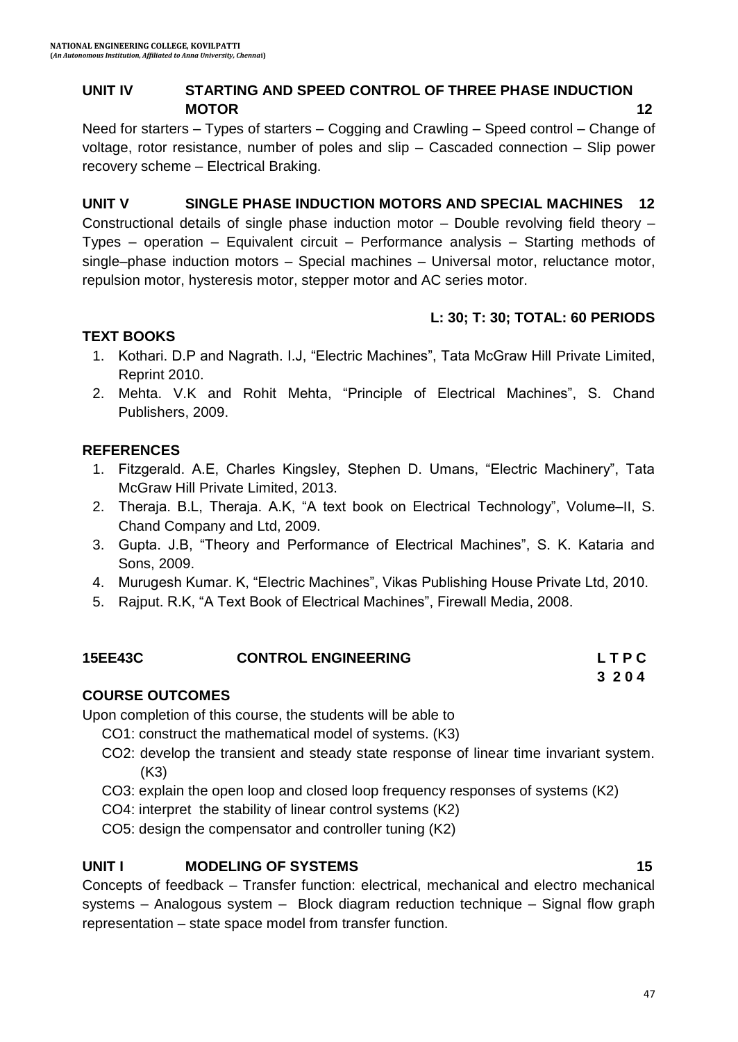### UNIT IV STARTING AND SPEED CONTROL OF THREE PHASE INDUCTION MOTOR 12

Need for starters – Types of starters – Cogging and Crawling – Speed control – Change of voltage, rotor resistance, number of poles and slip – Cascaded connection – Slip power recovery scheme – Electrical Braking.

### UNIT V SINGLE PHASE INDUCTION MOTORS AND SPECIAL MACHINES 12

Constructional details of single phase induction motor – Double revolving field theory – Types – operation – Equivalent circuit – Performance analysis – Starting methods of single–phase induction motors – Special machines – Universal motor, reluctance motor, repulsion motor, hysteresis motor, stepper motor and AC series motor.

**L: 30; T: 30; TOTAL: 60 PERIODS**

### TEXT BOOKS

1. Kothari. D.P and Nagrath. I.J, "Electric Machines", Tata McGraw Hill Private Limited, Reprint 2010.
2. Mehta. V.K and Rohit Mehta, "Principle of Electrical Machines", S. Chand Publishers, 2009.

### REFERENCES

1. Fitzgerald. A.E, Charles Kingsley, Stephen D. Umans, "Electric Machinery", Tata McGraw Hill Private Limited, 2013.
2. Theraja. B.L, Theraja. A.K, "A text book on Electrical Technology", Volume–II, S. Chand Company and Ltd, 2009.
3. Gupta. J.B, "Theory and Performance of Electrical Machines", S. K. Kataria and Sons, 2009.
4. Murugesh Kumar. K, "Electric Machines", Vikas Publishing House Private Ltd, 2010.
5. Rajput. R.K, "A Text Book of Electrical Machines", Firewall Media, 2008.

## 15EE43C CONTROL ENGINEERING

| L | T | P | C |
|---|---|---|---|
| 3 | 2 | 0 | 4 |

### COURSE OUTCOMES

Upon completion of this course, the students will be able to

- CO1: construct the mathematical model of systems. (K3)
- CO2: develop the transient and steady state response of linear time invariant system. (K3)
- CO3: explain the open loop and closed loop frequency responses of systems (K2)
- CO4: interpret the stability of linear control systems (K2)
- CO5: design the compensator and controller tuning (K2)

### UNIT I MODELING OF SYSTEMS 15

Concepts of feedback – Transfer function: electrical, mechanical and electro mechanical systems – Analogous system – Block diagram reduction technique – Signal flow graph representation – state space model from transfer function.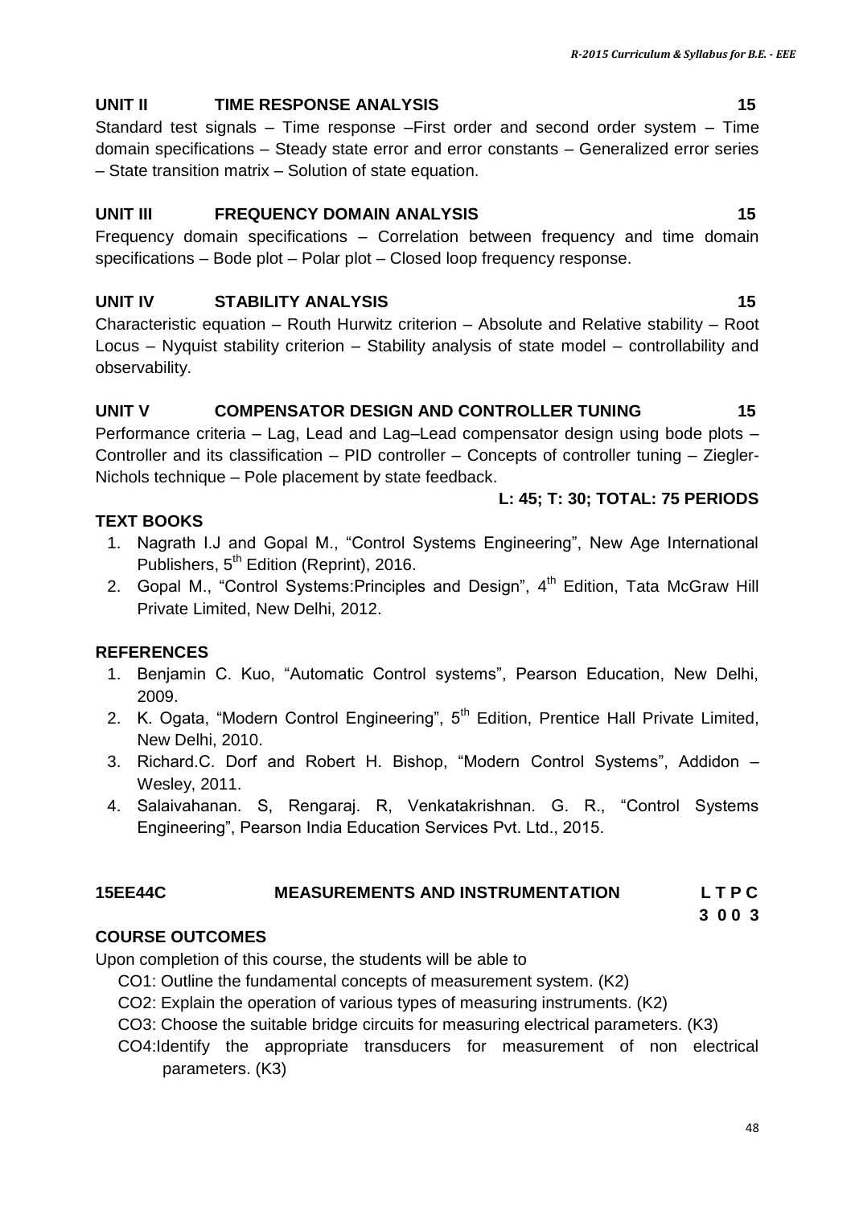### UNIT II TIME RESPONSE ANALYSIS 15

Standard test signals – Time response –First order and second order system – Time domain specifications – Steady state error and error constants – Generalized error series – State transition matrix – Solution of state equation.

### UNIT III FREQUENCY DOMAIN ANALYSIS 15

Frequency domain specifications – Correlation between frequency and time domain specifications – Bode plot – Polar plot – Closed loop frequency response.

### UNIT IV STABILITY ANALYSIS 15

Characteristic equation – Routh Hurwitz criterion – Absolute and Relative stability – Root Locus – Nyquist stability criterion – Stability analysis of state model – controllability and observability.

### UNIT V COMPENSATOR DESIGN AND CONTROLLER TUNING 15

Performance criteria – Lag, Lead and Lag–Lead compensator design using bode plots – Controller and its classification – PID controller – Concepts of controller tuning – Ziegler-Nichols technique – Pole placement by state feedback.

**L: 45; T: 30; TOTAL: 75 PERIODS**

### TEXT BOOKS

1. Nagrath I.J and Gopal M., "Control Systems Engineering", New Age International Publishers, 5th Edition (Reprint), 2016.
2. Gopal M., "Control Systems:Principles and Design", 4th Edition, Tata McGraw Hill Private Limited, New Delhi, 2012.

### REFERENCES

1. Benjamin C. Kuo, "Automatic Control systems", Pearson Education, New Delhi, 2009.
2. K. Ogata, "Modern Control Engineering", 5th Edition, Prentice Hall Private Limited, New Delhi, 2010.
3. Richard.C. Dorf and Robert H. Bishop, "Modern Control Systems", Addidon – Wesley, 2011.
4. Salaivahanan. S, Rengaraj. R, Venkatakrishnan. G. R., "Control Systems Engineering", Pearson India Education Services Pvt. Ltd., 2015.

## 15EE44C MEASUREMENTS AND INSTRUMENTATION

| L | T | P | C |
|---|---|---|---|
| 3 | 0 | 0 | 3 |

### COURSE OUTCOMES

Upon completion of this course, the students will be able to

- CO1: Outline the fundamental concepts of measurement system. (K2)
- CO2: Explain the operation of various types of measuring instruments. (K2)
- CO3: Choose the suitable bridge circuits for measuring electrical parameters. (K3)
- CO4:Identify the appropriate transducers for measurement of non electrical parameters. (K3)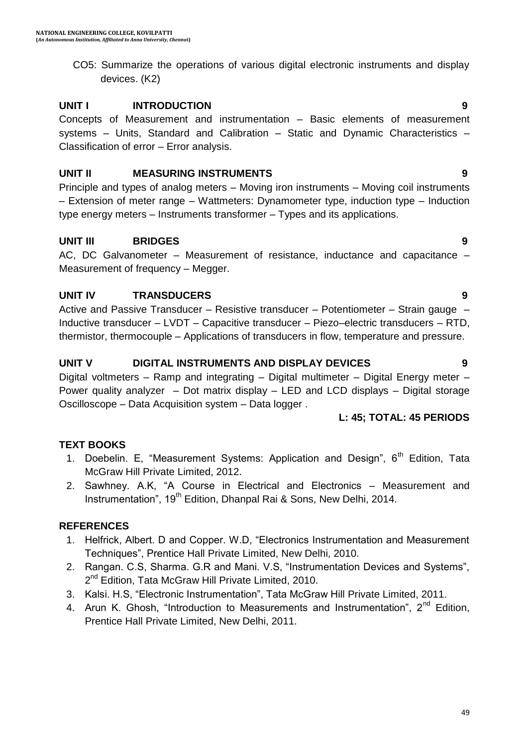CO5: Summarize the operations of various digital electronic instruments and display devices. (K2)

**UNIT I INTRODUCTION 9**

Concepts of Measurement and instrumentation – Basic elements of measurement systems – Units, Standard and Calibration – Static and Dynamic Characteristics – Classification of error – Error analysis.

**UNIT II MEASURING INSTRUMENTS 9**

Principle and types of analog meters – Moving iron instruments – Moving coil instruments – Extension of meter range – Wattmeters: Dynamometer type, induction type – Induction type energy meters – Instruments transformer – Types and its applications.

**UNIT III BRIDGES 9**

AC, DC Galvanometer – Measurement of resistance, inductance and capacitance – Measurement of frequency – Megger.

**UNIT IV TRANSDUCERS 9**

Active and Passive Transducer – Resistive transducer – Potentiometer – Strain gauge – Inductive transducer – LVDT – Capacitive transducer – Piezo–electric transducers – RTD, thermistor, thermocouple – Applications of transducers in flow, temperature and pressure.

**UNIT V DIGITAL INSTRUMENTS AND DISPLAY DEVICES 9**

Digital voltmeters – Ramp and integrating – Digital multimeter – Digital Energy meter – Power quality analyzer – Dot matrix display – LED and LCD displays – Digital storage Oscilloscope – Data Acquisition system – Data logger .

**L: 45; TOTAL: 45 PERIODS**

**TEXT BOOKS**

1. Doebelin. E, "Measurement Systems: Application and Design", 6th Edition, Tata McGraw Hill Private Limited, 2012.
2. Sawhney. A.K, "A Course in Electrical and Electronics – Measurement and Instrumentation", 19th Edition, Dhanpal Rai & Sons, New Delhi, 2014.

**REFERENCES**

1. Helfrick, Albert. D and Copper. W.D, "Electronics Instrumentation and Measurement Techniques", Prentice Hall Private Limited, New Delhi, 2010.
2. Rangan. C.S, Sharma. G.R and Mani. V.S, "Instrumentation Devices and Systems", 2nd Edition, Tata McGraw Hill Private Limited, 2010.
3. Kalsi. H.S, "Electronic Instrumentation", Tata McGraw Hill Private Limited, 2011.
4. Arun K. Ghosh, "Introduction to Measurements and Instrumentation", 2nd Edition, Prentice Hall Private Limited, New Delhi, 2011.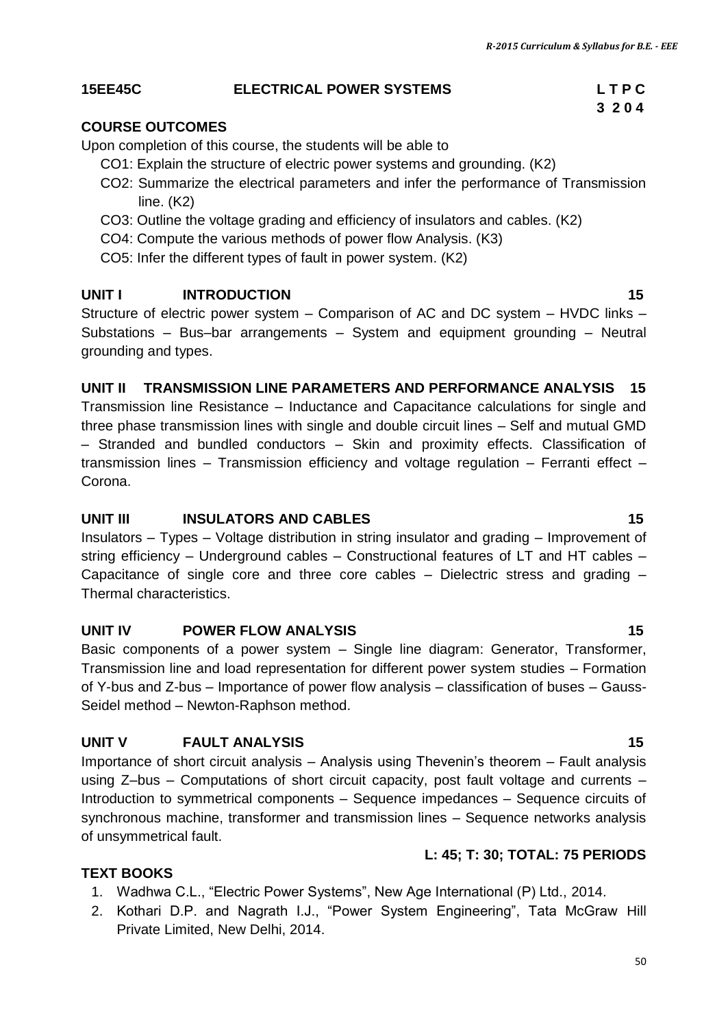## 15EE45C ELECTRICAL POWER SYSTEMS

| L | T | P | C |
|---|---|---|---|
| 3 | 2 | 0 | 4 |

### COURSE OUTCOMES

Upon completion of this course, the students will be able to

- CO1: Explain the structure of electric power systems and grounding. (K2)
- CO2: Summarize the electrical parameters and infer the performance of Transmission line. (K2)
- CO3: Outline the voltage grading and efficiency of insulators and cables. (K2)
- CO4: Compute the various methods of power flow Analysis. (K3)
- CO5: Infer the different types of fault in power system. (K2)

### UNIT I INTRODUCTION 15

Structure of electric power system – Comparison of AC and DC system – HVDC links – Substations – Bus–bar arrangements – System and equipment grounding – Neutral grounding and types.

### UNIT II TRANSMISSION LINE PARAMETERS AND PERFORMANCE ANALYSIS 15

Transmission line Resistance – Inductance and Capacitance calculations for single and three phase transmission lines with single and double circuit lines – Self and mutual GMD – Stranded and bundled conductors – Skin and proximity effects. Classification of transmission lines – Transmission efficiency and voltage regulation – Ferranti effect – Corona.

### UNIT III INSULATORS AND CABLES 15

Insulators – Types – Voltage distribution in string insulator and grading – Improvement of string efficiency – Underground cables – Constructional features of LT and HT cables – Capacitance of single core and three core cables – Dielectric stress and grading – Thermal characteristics.

### UNIT IV POWER FLOW ANALYSIS 15

Basic components of a power system – Single line diagram: Generator, Transformer, Transmission line and load representation for different power system studies – Formation of Y-bus and Z-bus – Importance of power flow analysis – classification of buses – Gauss-Seidel method – Newton-Raphson method.

### UNIT V FAULT ANALYSIS 15

Importance of short circuit analysis – Analysis using Thevenin's theorem – Fault analysis using Z–bus – Computations of short circuit capacity, post fault voltage and currents – Introduction to symmetrical components – Sequence impedances – Sequence circuits of synchronous machine, transformer and transmission lines – Sequence networks analysis of unsymmetrical fault.

**L: 45; T: 30; TOTAL: 75 PERIODS**

### TEXT BOOKS

1. Wadhwa C.L., "Electric Power Systems", New Age International (P) Ltd., 2014.
2. Kothari D.P. and Nagrath I.J., "Power System Engineering", Tata McGraw Hill Private Limited, New Delhi, 2014.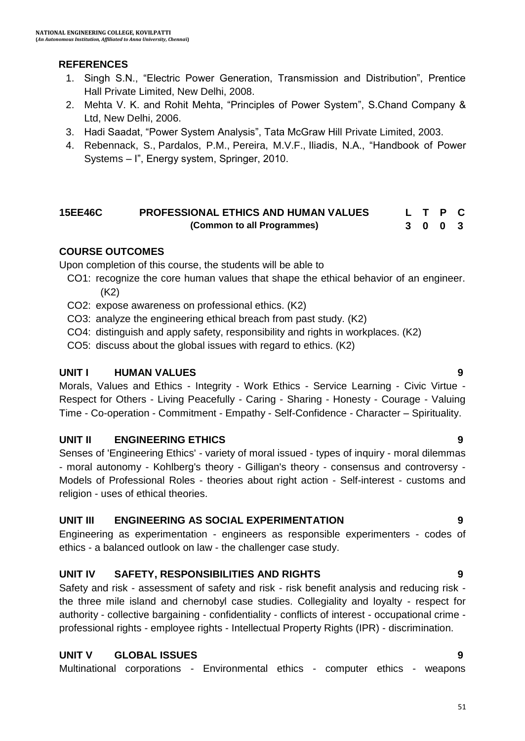**REFERENCES**

1. Singh S.N., "Electric Power Generation, Transmission and Distribution", Prentice Hall Private Limited, New Delhi, 2008.
2. Mehta V. K. and Rohit Mehta, "Principles of Power System", S.Chand Company & Ltd, New Delhi, 2006.
3. Hadi Saadat, "Power System Analysis", Tata McGraw Hill Private Limited, 2003.
4. Rebennack, S., Pardalos, P.M., Pereira, M.V.F., Iliadis, N.A., "Handbook of Power Systems – I", Energy system, Springer, 2010.

| **15EE46C** | **PROFESSIONAL ETHICS AND HUMAN VALUES** | **L** | **T** | **P** | **C** |
|---|---|---|---|---|---|
| | **(Common to all Programmes)** | **3** | **0** | **0** | **3** |

**COURSE OUTCOMES**

Upon completion of this course, the students will be able to

- CO1: recognize the core human values that shape the ethical behavior of an engineer. (K2)
- CO2: expose awareness on professional ethics. (K2)
- CO3: analyze the engineering ethical breach from past study. (K2)
- CO4: distinguish and apply safety, responsibility and rights in workplaces. (K2)
- CO5: discuss about the global issues with regard to ethics. (K2)

**UNIT I HUMAN VALUES** **9**

Morals, Values and Ethics - Integrity - Work Ethics - Service Learning - Civic Virtue - Respect for Others - Living Peacefully - Caring - Sharing - Honesty - Courage - Valuing Time - Co-operation - Commitment - Empathy - Self-Confidence - Character – Spirituality.

**UNIT II ENGINEERING ETHICS** **9**

Senses of 'Engineering Ethics' - variety of moral issued - types of inquiry - moral dilemmas - moral autonomy - Kohlberg's theory - Gilligan's theory - consensus and controversy - Models of Professional Roles - theories about right action - Self-interest - customs and religion - uses of ethical theories.

**UNIT III ENGINEERING AS SOCIAL EXPERIMENTATION** **9**

Engineering as experimentation - engineers as responsible experimenters - codes of ethics - a balanced outlook on law - the challenger case study.

**UNIT IV SAFETY, RESPONSIBILITIES AND RIGHTS** **9**

Safety and risk - assessment of safety and risk - risk benefit analysis and reducing risk - the three mile island and chernobyl case studies. Collegiality and loyalty - respect for authority - collective bargaining - confidentiality - conflicts of interest - occupational crime - professional rights - employee rights - Intellectual Property Rights (IPR) - discrimination.

**UNIT V GLOBAL ISSUES** **9**

Multinational corporations - Environmental ethics - computer ethics - weapons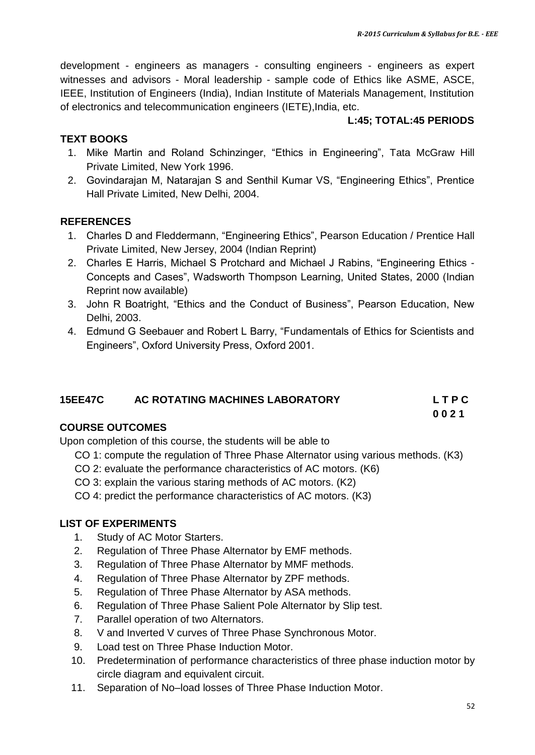development - engineers as managers - consulting engineers - engineers as expert witnesses and advisors - Moral leadership - sample code of Ethics like ASME, ASCE, IEEE, Institution of Engineers (India), Indian Institute of Materials Management, Institution of electronics and telecommunication engineers (IETE),India, etc.

**L:45; TOTAL:45 PERIODS**

**TEXT BOOKS**

1. Mike Martin and Roland Schinzinger, "Ethics in Engineering", Tata McGraw Hill Private Limited, New York 1996.
2. Govindarajan M, Natarajan S and Senthil Kumar VS, "Engineering Ethics", Prentice Hall Private Limited, New Delhi, 2004.

**REFERENCES**

1. Charles D and Fleddermann, "Engineering Ethics", Pearson Education / Prentice Hall Private Limited, New Jersey, 2004 (Indian Reprint)
2. Charles E Harris, Michael S Protchard and Michael J Rabins, "Engineering Ethics - Concepts and Cases", Wadsworth Thompson Learning, United States, 2000 (Indian Reprint now available)
3. John R Boatright, "Ethics and the Conduct of Business", Pearson Education, New Delhi, 2003.
4. Edmund G Seebauer and Robert L Barry, "Fundamentals of Ethics for Scientists and Engineers", Oxford University Press, Oxford 2001.

## 15EE47C AC ROTATING MACHINES LABORATORY

**L T P C**
**0 0 2 1**

**COURSE OUTCOMES**

Upon completion of this course, the students will be able to

CO 1: compute the regulation of Three Phase Alternator using various methods. (K3)
CO 2: evaluate the performance characteristics of AC motors. (K6)
CO 3: explain the various staring methods of AC motors. (K2)
CO 4: predict the performance characteristics of AC motors. (K3)

**LIST OF EXPERIMENTS**

1. Study of AC Motor Starters.
2. Regulation of Three Phase Alternator by EMF methods.
3. Regulation of Three Phase Alternator by MMF methods.
4. Regulation of Three Phase Alternator by ZPF methods.
5. Regulation of Three Phase Alternator by ASA methods.
6. Regulation of Three Phase Salient Pole Alternator by Slip test.
7. Parallel operation of two Alternators.
8. V and Inverted V curves of Three Phase Synchronous Motor.
9. Load test on Three Phase Induction Motor.
10. Predetermination of performance characteristics of three phase induction motor by circle diagram and equivalent circuit.
11. Separation of No–load losses of Three Phase Induction Motor.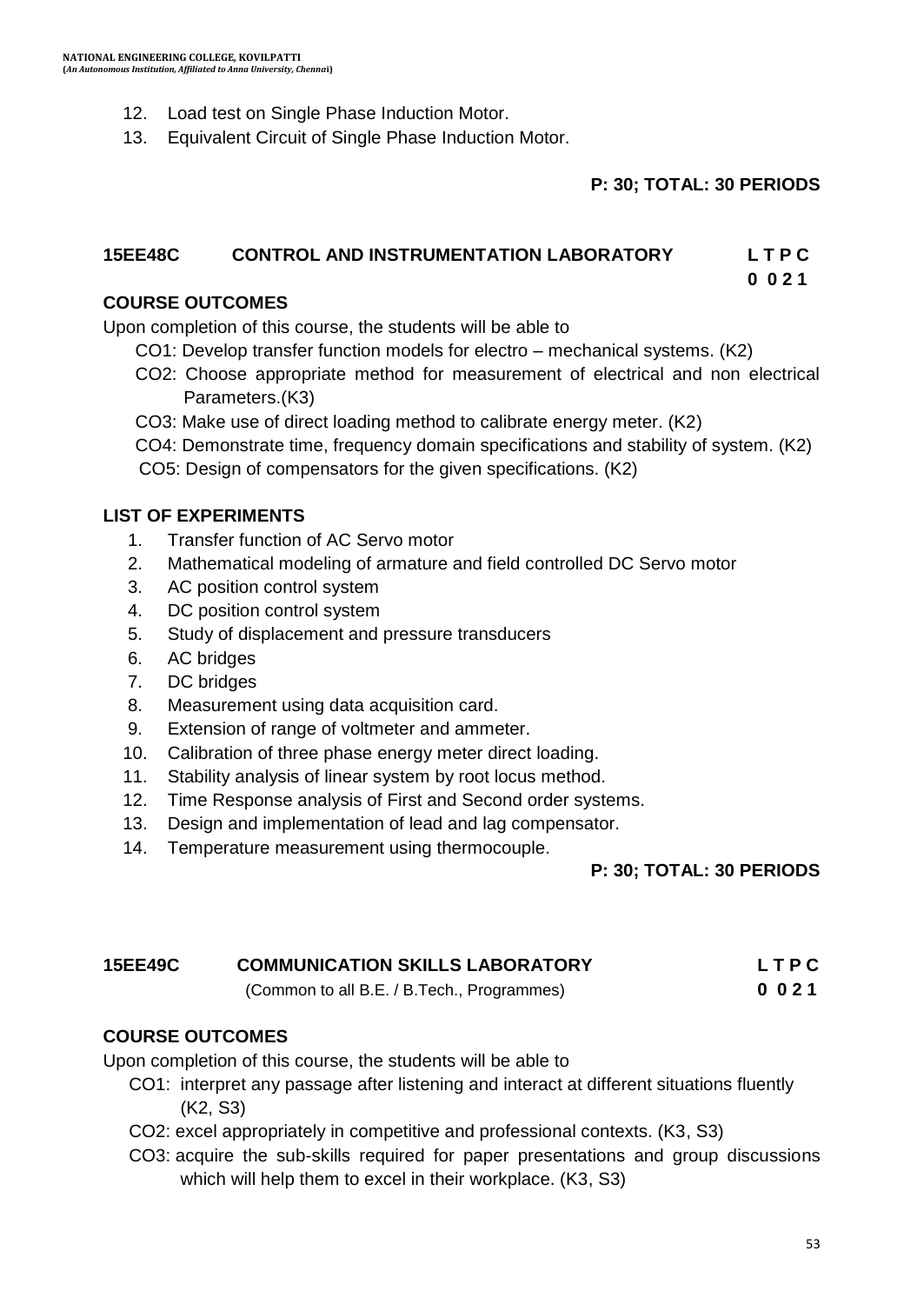12. Load test on Single Phase Induction Motor.
13. Equivalent Circuit of Single Phase Induction Motor.

**P: 30; TOTAL: 30 PERIODS**

## 15EE48C CONTROL AND INSTRUMENTATION LABORATORY

**L T P C**
**0 0 2 1**

### COURSE OUTCOMES

Upon completion of this course, the students will be able to

- CO1: Develop transfer function models for electro – mechanical systems. (K2)
- CO2: Choose appropriate method for measurement of electrical and non electrical Parameters.(K3)
- CO3: Make use of direct loading method to calibrate energy meter. (K2)
- CO4: Demonstrate time, frequency domain specifications and stability of system. (K2)
- CO5: Design of compensators for the given specifications. (K2)

### LIST OF EXPERIMENTS

1. Transfer function of AC Servo motor
2. Mathematical modeling of armature and field controlled DC Servo motor
3. AC position control system
4. DC position control system
5. Study of displacement and pressure transducers
6. AC bridges
7. DC bridges
8. Measurement using data acquisition card.
9. Extension of range of voltmeter and ammeter.
10. Calibration of three phase energy meter direct loading.
11. Stability analysis of linear system by root locus method.
12. Time Response analysis of First and Second order systems.
13. Design and implementation of lead and lag compensator.
14. Temperature measurement using thermocouple.

**P: 30; TOTAL: 30 PERIODS**

## 15EE49C COMMUNICATION SKILLS LABORATORY

(Common to all B.E. / B.Tech., Programmes)

**L T P C**
**0 0 2 1**

### COURSE OUTCOMES

Upon completion of this course, the students will be able to

- CO1: interpret any passage after listening and interact at different situations fluently (K2, S3)
- CO2: excel appropriately in competitive and professional contexts. (K3, S3)
- CO3: acquire the sub-skills required for paper presentations and group discussions which will help them to excel in their workplace. (K3, S3)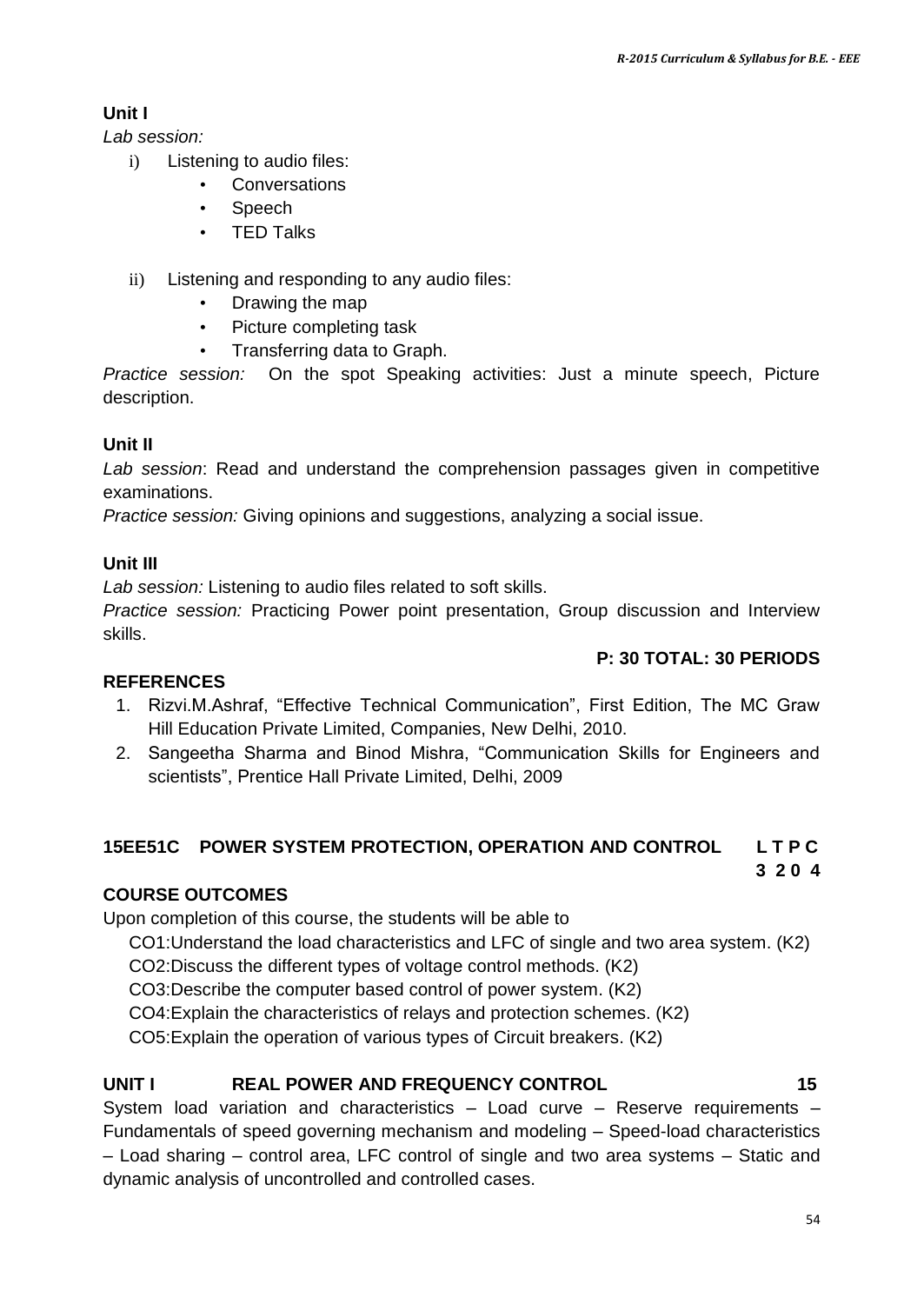**Unit I**

*Lab session:*

i) Listening to audio files:
   - Conversations
   - Speech
   - TED Talks

ii) Listening and responding to any audio files:
   - Drawing the map
   - Picture completing task
   - Transferring data to Graph.

*Practice session:* On the spot Speaking activities: Just a minute speech, Picture description.

**Unit II**

*Lab session*: Read and understand the comprehension passages given in competitive examinations.

*Practice session:* Giving opinions and suggestions, analyzing a social issue.

**Unit III**

*Lab session:* Listening to audio files related to soft skills.

*Practice session:* Practicing Power point presentation, Group discussion and Interview skills.

**P: 30 TOTAL: 30 PERIODS**

**REFERENCES**

1. Rizvi.M.Ashraf, "Effective Technical Communication", First Edition, The MC Graw Hill Education Private Limited, Companies, New Delhi, 2010.
2. Sangeetha Sharma and Binod Mishra, "Communication Skills for Engineers and scientists", Prentice Hall Private Limited, Delhi, 2009

## 15EE51C POWER SYSTEM PROTECTION, OPERATION AND CONTROL

**L T P C**
**3 2 0 4**

**COURSE OUTCOMES**

Upon completion of this course, the students will be able to

CO1:Understand the load characteristics and LFC of single and two area system. (K2)

CO2:Discuss the different types of voltage control methods. (K2)

CO3:Describe the computer based control of power system. (K2)

CO4:Explain the characteristics of relays and protection schemes. (K2)

CO5:Explain the operation of various types of Circuit breakers. (K2)

**UNIT I REAL POWER AND FREQUENCY CONTROL 15**

System load variation and characteristics – Load curve – Reserve requirements – Fundamentals of speed governing mechanism and modeling – Speed-load characteristics – Load sharing – control area, LFC control of single and two area systems – Static and dynamic analysis of uncontrolled and controlled cases.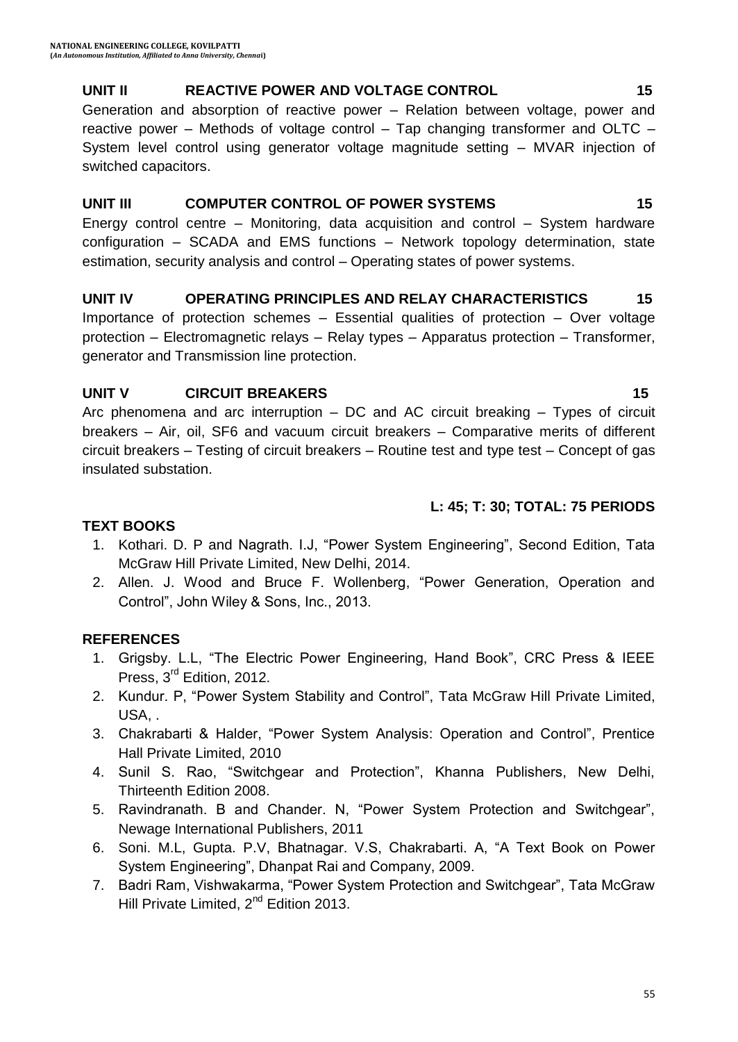**UNIT II REACTIVE POWER AND VOLTAGE CONTROL 15**

Generation and absorption of reactive power – Relation between voltage, power and reactive power – Methods of voltage control – Tap changing transformer and OLTC – System level control using generator voltage magnitude setting – MVAR injection of switched capacitors.

**UNIT III COMPUTER CONTROL OF POWER SYSTEMS 15**

Energy control centre – Monitoring, data acquisition and control – System hardware configuration – SCADA and EMS functions – Network topology determination, state estimation, security analysis and control – Operating states of power systems.

**UNIT IV OPERATING PRINCIPLES AND RELAY CHARACTERISTICS 15**

Importance of protection schemes – Essential qualities of protection – Over voltage protection – Electromagnetic relays – Relay types – Apparatus protection – Transformer, generator and Transmission line protection.

**UNIT V CIRCUIT BREAKERS 15**

Arc phenomena and arc interruption – DC and AC circuit breaking – Types of circuit breakers – Air, oil, SF6 and vacuum circuit breakers – Comparative merits of different circuit breakers – Testing of circuit breakers – Routine test and type test – Concept of gas insulated substation.

**L: 45; T: 30; TOTAL: 75 PERIODS**

**TEXT BOOKS**

1. Kothari. D. P and Nagrath. I.J, "Power System Engineering", Second Edition, Tata McGraw Hill Private Limited, New Delhi, 2014.
2. Allen. J. Wood and Bruce F. Wollenberg, "Power Generation, Operation and Control", John Wiley & Sons, Inc., 2013.

**REFERENCES**

1. Grigsby. L.L, "The Electric Power Engineering, Hand Book", CRC Press & IEEE Press, 3rd Edition, 2012.
2. Kundur. P, "Power System Stability and Control", Tata McGraw Hill Private Limited, USA, .
3. Chakrabarti & Halder, "Power System Analysis: Operation and Control", Prentice Hall Private Limited, 2010
4. Sunil S. Rao, "Switchgear and Protection", Khanna Publishers, New Delhi, Thirteenth Edition 2008.
5. Ravindranath. B and Chander. N, "Power System Protection and Switchgear", Newage International Publishers, 2011
6. Soni. M.L, Gupta. P.V, Bhatnagar. V.S, Chakrabarti. A, "A Text Book on Power System Engineering", Dhanpat Rai and Company, 2009.
7. Badri Ram, Vishwakarma, "Power System Protection and Switchgear", Tata McGraw Hill Private Limited, 2nd Edition 2013.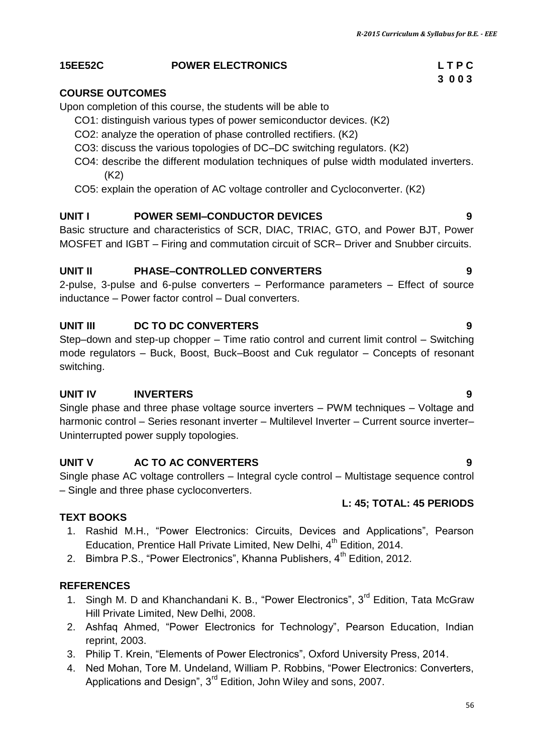**15EE52C POWER ELECTRONICS L T P C**
**3 0 0 3**

**COURSE OUTCOMES**

Upon completion of this course, the students will be able to

- CO1: distinguish various types of power semiconductor devices. (K2)
- CO2: analyze the operation of phase controlled rectifiers. (K2)
- CO3: discuss the various topologies of DC–DC switching regulators. (K2)
- CO4: describe the different modulation techniques of pulse width modulated inverters. (K2)
- CO5: explain the operation of AC voltage controller and Cycloconverter. (K2)

**UNIT I POWER SEMI–CONDUCTOR DEVICES 9**

Basic structure and characteristics of SCR, DIAC, TRIAC, GTO, and Power BJT, Power MOSFET and IGBT – Firing and commutation circuit of SCR– Driver and Snubber circuits.

**UNIT II PHASE–CONTROLLED CONVERTERS 9**

2-pulse, 3-pulse and 6-pulse converters – Performance parameters – Effect of source inductance – Power factor control – Dual converters.

**UNIT III DC TO DC CONVERTERS 9**

Step–down and step-up chopper – Time ratio control and current limit control – Switching mode regulators – Buck, Boost, Buck–Boost and Cuk regulator – Concepts of resonant switching.

**UNIT IV INVERTERS 9**

Single phase and three phase voltage source inverters – PWM techniques – Voltage and harmonic control – Series resonant inverter – Multilevel Inverter – Current source inverter– Uninterrupted power supply topologies.

**UNIT V AC TO AC CONVERTERS 9**

Single phase AC voltage controllers – Integral cycle control – Multistage sequence control – Single and three phase cycloconverters.

**L: 45; TOTAL: 45 PERIODS**

**TEXT BOOKS**

1. Rashid M.H., "Power Electronics: Circuits, Devices and Applications", Pearson Education, Prentice Hall Private Limited, New Delhi, 4th Edition, 2014.
2. Bimbra P.S., "Power Electronics", Khanna Publishers, 4th Edition, 2012.

**REFERENCES**

1. Singh M. D and Khanchandani K. B., "Power Electronics", 3rd Edition, Tata McGraw Hill Private Limited, New Delhi, 2008.
2. Ashfaq Ahmed, "Power Electronics for Technology", Pearson Education, Indian reprint, 2003.
3. Philip T. Krein, "Elements of Power Electronics", Oxford University Press, 2014.
4. Ned Mohan, Tore M. Undeland, William P. Robbins, "Power Electronics: Converters, Applications and Design", 3rd Edition, John Wiley and sons, 2007.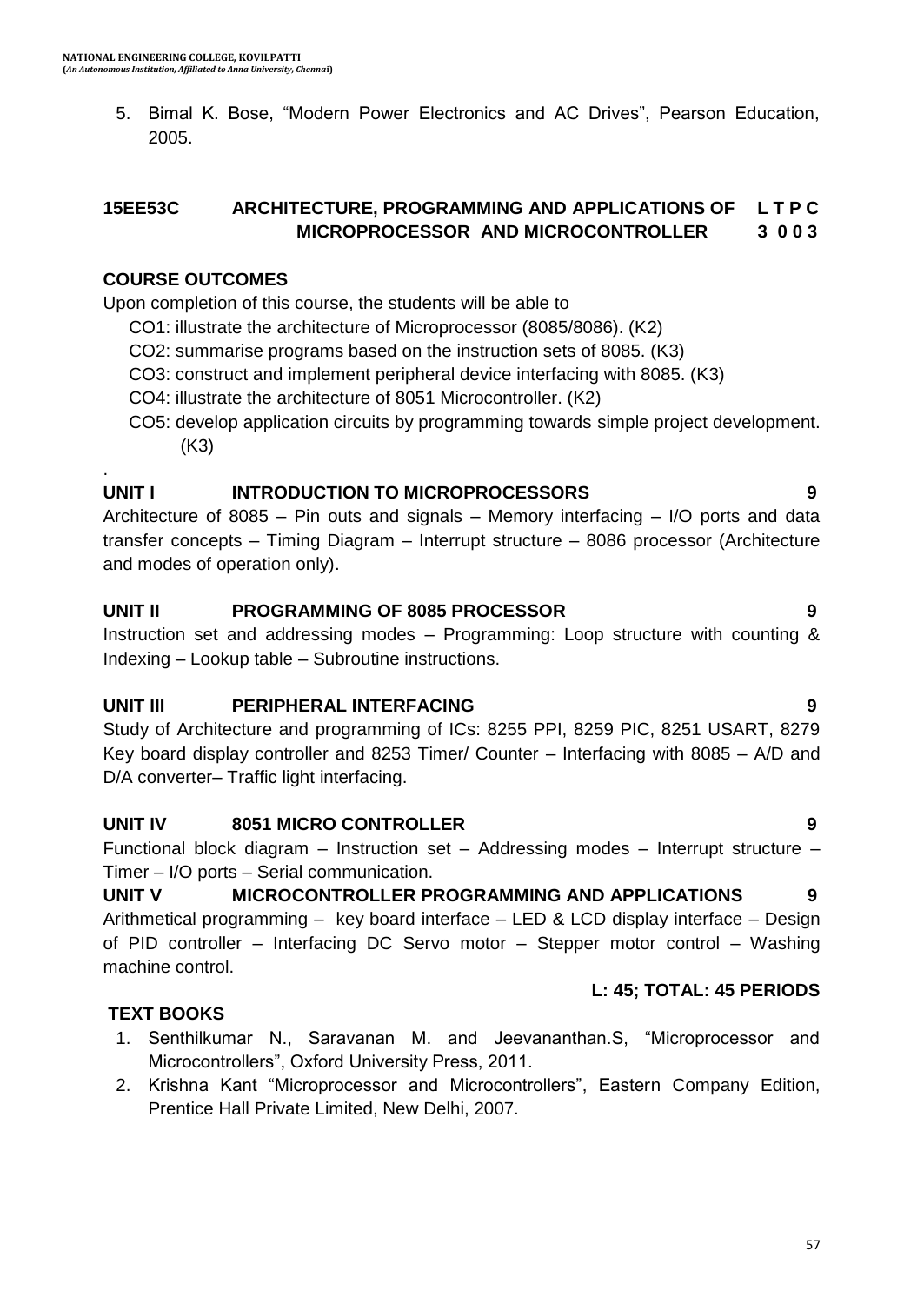5. Bimal K. Bose, "Modern Power Electronics and AC Drives", Pearson Education, 2005.

## 15EE53C ARCHITECTURE, PROGRAMMING AND APPLICATIONS OF MICROPROCESSOR AND MICROCONTROLLER

**L T P C**
**3 0 0 3**

### COURSE OUTCOMES

Upon completion of this course, the students will be able to

CO1: illustrate the architecture of Microprocessor (8085/8086). (K2)

CO2: summarise programs based on the instruction sets of 8085. (K3)

CO3: construct and implement peripheral device interfacing with 8085. (K3)

CO4: illustrate the architecture of 8051 Microcontroller. (K2)

CO5: develop application circuits by programming towards simple project development. (K3)

### UNIT I INTRODUCTION TO MICROPROCESSORS 9

Architecture of 8085 – Pin outs and signals – Memory interfacing – I/O ports and data transfer concepts – Timing Diagram – Interrupt structure – 8086 processor (Architecture and modes of operation only).

### UNIT II PROGRAMMING OF 8085 PROCESSOR 9

Instruction set and addressing modes – Programming: Loop structure with counting & Indexing – Lookup table – Subroutine instructions.

### UNIT III PERIPHERAL INTERFACING 9

Study of Architecture and programming of ICs: 8255 PPI, 8259 PIC, 8251 USART, 8279 Key board display controller and 8253 Timer/ Counter – Interfacing with 8085 – A/D and D/A converter– Traffic light interfacing.

### UNIT IV 8051 MICRO CONTROLLER 9

Functional block diagram – Instruction set – Addressing modes – Interrupt structure – Timer – I/O ports – Serial communication.

### UNIT V MICROCONTROLLER PROGRAMMING AND APPLICATIONS 9

Arithmetical programming – key board interface – LED & LCD display interface – Design of PID controller – Interfacing DC Servo motor – Stepper motor control – Washing machine control.

**L: 45; TOTAL: 45 PERIODS**

### TEXT BOOKS

1. Senthilkumar N., Saravanan M. and Jeevananthan.S, "Microprocessor and Microcontrollers", Oxford University Press, 2011.
2. Krishna Kant "Microprocessor and Microcontrollers", Eastern Company Edition, Prentice Hall Private Limited, New Delhi, 2007.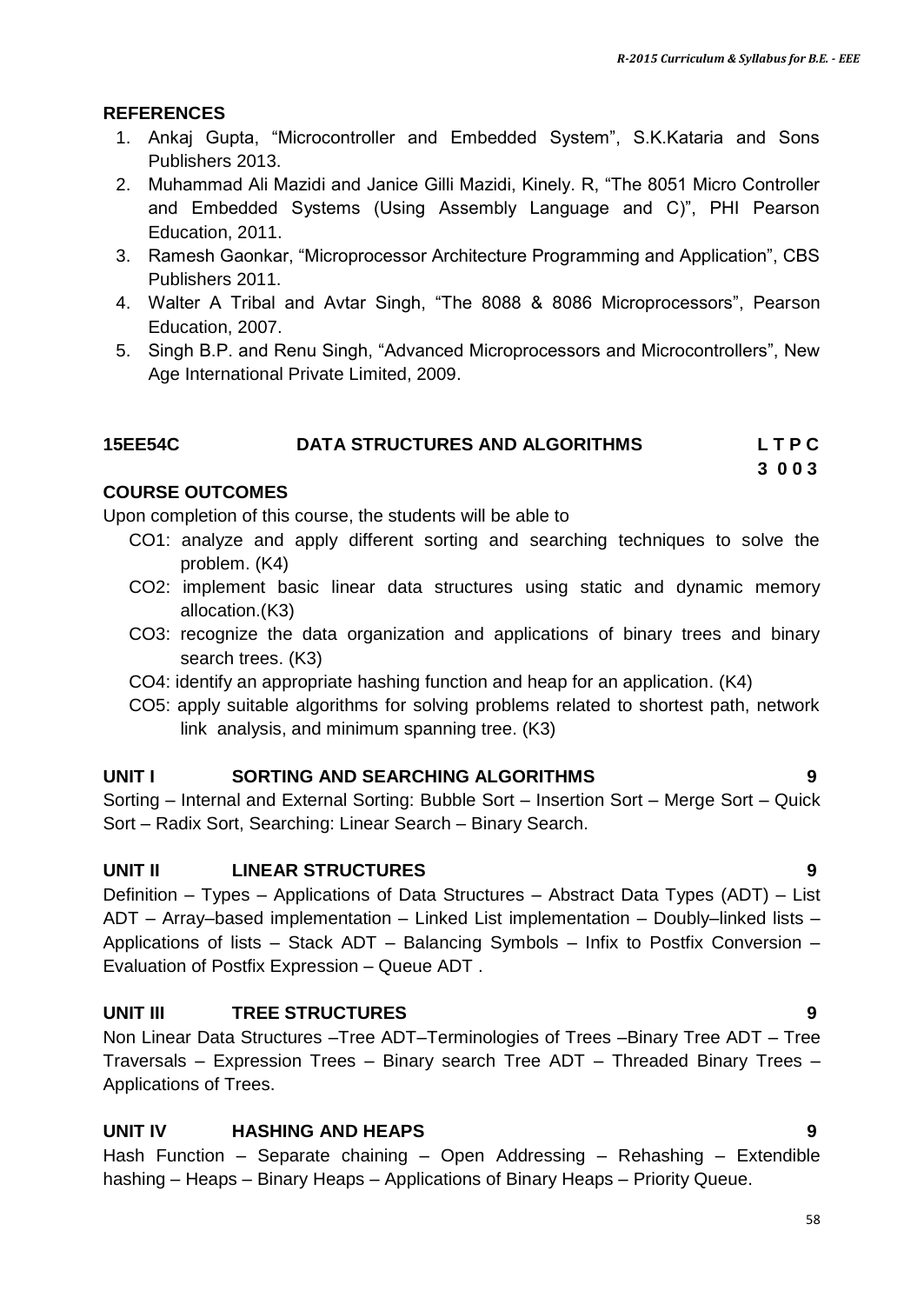**REFERENCES**

1. Ankaj Gupta, "Microcontroller and Embedded System", S.K.Kataria and Sons Publishers 2013.
2. Muhammad Ali Mazidi and Janice Gilli Mazidi, Kinely. R, "The 8051 Micro Controller and Embedded Systems (Using Assembly Language and C)", PHI Pearson Education, 2011.
3. Ramesh Gaonkar, "Microprocessor Architecture Programming and Application", CBS Publishers 2011.
4. Walter A Tribal and Avtar Singh, "The 8088 & 8086 Microprocessors", Pearson Education, 2007.
5. Singh B.P. and Renu Singh, "Advanced Microprocessors and Microcontrollers", New Age International Private Limited, 2009.

## 15EE54C DATA STRUCTURES AND ALGORITHMS

| L | T | P | C |
|---|---|---|---|
| 3 | 0 | 0 | 3 |

**COURSE OUTCOMES**

Upon completion of this course, the students will be able to

- CO1: analyze and apply different sorting and searching techniques to solve the problem. (K4)
- CO2: implement basic linear data structures using static and dynamic memory allocation.(K3)
- CO3: recognize the data organization and applications of binary trees and binary search trees. (K3)
- CO4: identify an appropriate hashing function and heap for an application. (K4)
- CO5: apply suitable algorithms for solving problems related to shortest path, network link analysis, and minimum spanning tree. (K3)

**UNIT I SORTING AND SEARCHING ALGORITHMS 9**

Sorting – Internal and External Sorting: Bubble Sort – Insertion Sort – Merge Sort – Quick Sort – Radix Sort, Searching: Linear Search – Binary Search.

**UNIT II LINEAR STRUCTURES 9**

Definition – Types – Applications of Data Structures – Abstract Data Types (ADT) – List ADT – Array–based implementation – Linked List implementation – Doubly–linked lists – Applications of lists – Stack ADT – Balancing Symbols – Infix to Postfix Conversion – Evaluation of Postfix Expression – Queue ADT .

**UNIT III TREE STRUCTURES 9**

Non Linear Data Structures –Tree ADT–Terminologies of Trees –Binary Tree ADT – Tree Traversals – Expression Trees – Binary search Tree ADT – Threaded Binary Trees – Applications of Trees.

**UNIT IV HASHING AND HEAPS 9**

Hash Function – Separate chaining – Open Addressing – Rehashing – Extendible hashing – Heaps – Binary Heaps – Applications of Binary Heaps – Priority Queue.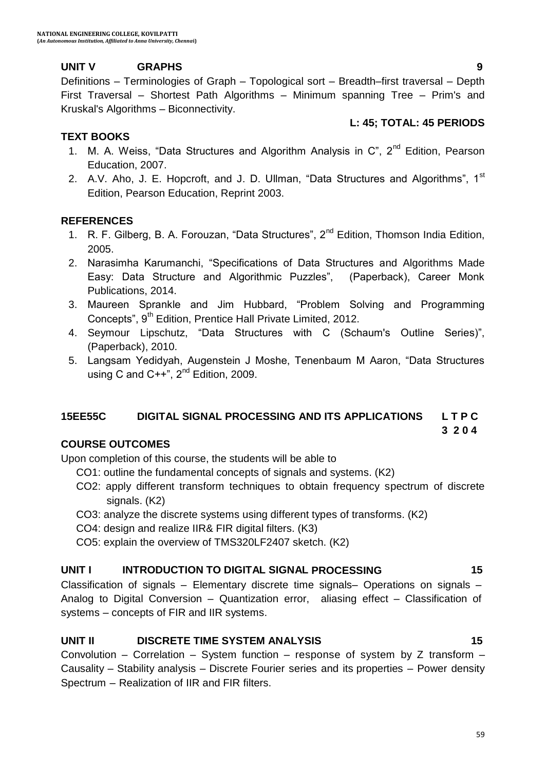### UNIT V GRAPHS 9

Definitions – Terminologies of Graph – Topological sort – Breadth–first traversal – Depth First Traversal – Shortest Path Algorithms – Minimum spanning Tree – Prim's and Kruskal's Algorithms – Biconnectivity.

**L: 45; TOTAL: 45 PERIODS**

### TEXT BOOKS

1. M. A. Weiss, "Data Structures and Algorithm Analysis in C", 2nd Edition, Pearson Education, 2007.
2. A.V. Aho, J. E. Hopcroft, and J. D. Ullman, "Data Structures and Algorithms", 1st Edition, Pearson Education, Reprint 2003.

### REFERENCES

1. R. F. Gilberg, B. A. Forouzan, "Data Structures", 2nd Edition, Thomson India Edition, 2005.
2. Narasimha Karumanchi, "Specifications of Data Structures and Algorithms Made Easy: Data Structure and Algorithmic Puzzles", (Paperback), Career Monk Publications, 2014.
3. Maureen Sprankle and Jim Hubbard, "Problem Solving and Programming Concepts", 9th Edition, Prentice Hall Private Limited, 2012.
4. Seymour Lipschutz, "Data Structures with C (Schaum's Outline Series)", (Paperback), 2010.
5. Langsam Yedidyah, Augenstein J Moshe, Tenenbaum M Aaron, "Data Structures using C and C++", 2nd Edition, 2009.

## 15EE55C DIGITAL SIGNAL PROCESSING AND ITS APPLICATIONS

| L | T | P | C |
|---|---|---|---|
| 3 | 2 | 0 | 4 |

### COURSE OUTCOMES

Upon completion of this course, the students will be able to

- CO1: outline the fundamental concepts of signals and systems. (K2)
- CO2: apply different transform techniques to obtain frequency spectrum of discrete signals. (K2)
- CO3: analyze the discrete systems using different types of transforms. (K2)
- CO4: design and realize IIR& FIR digital filters. (K3)
- CO5: explain the overview of TMS320LF2407 sketch. (K2)

### UNIT I INTRODUCTION TO DIGITAL SIGNAL PROCESSING 15

Classification of signals – Elementary discrete time signals– Operations on signals – Analog to Digital Conversion – Quantization error, aliasing effect – Classification of systems – concepts of FIR and IIR systems.

### UNIT II DISCRETE TIME SYSTEM ANALYSIS 15

Convolution – Correlation – System function – response of system by Z transform – Causality – Stability analysis – Discrete Fourier series and its properties – Power density Spectrum – Realization of IIR and FIR filters.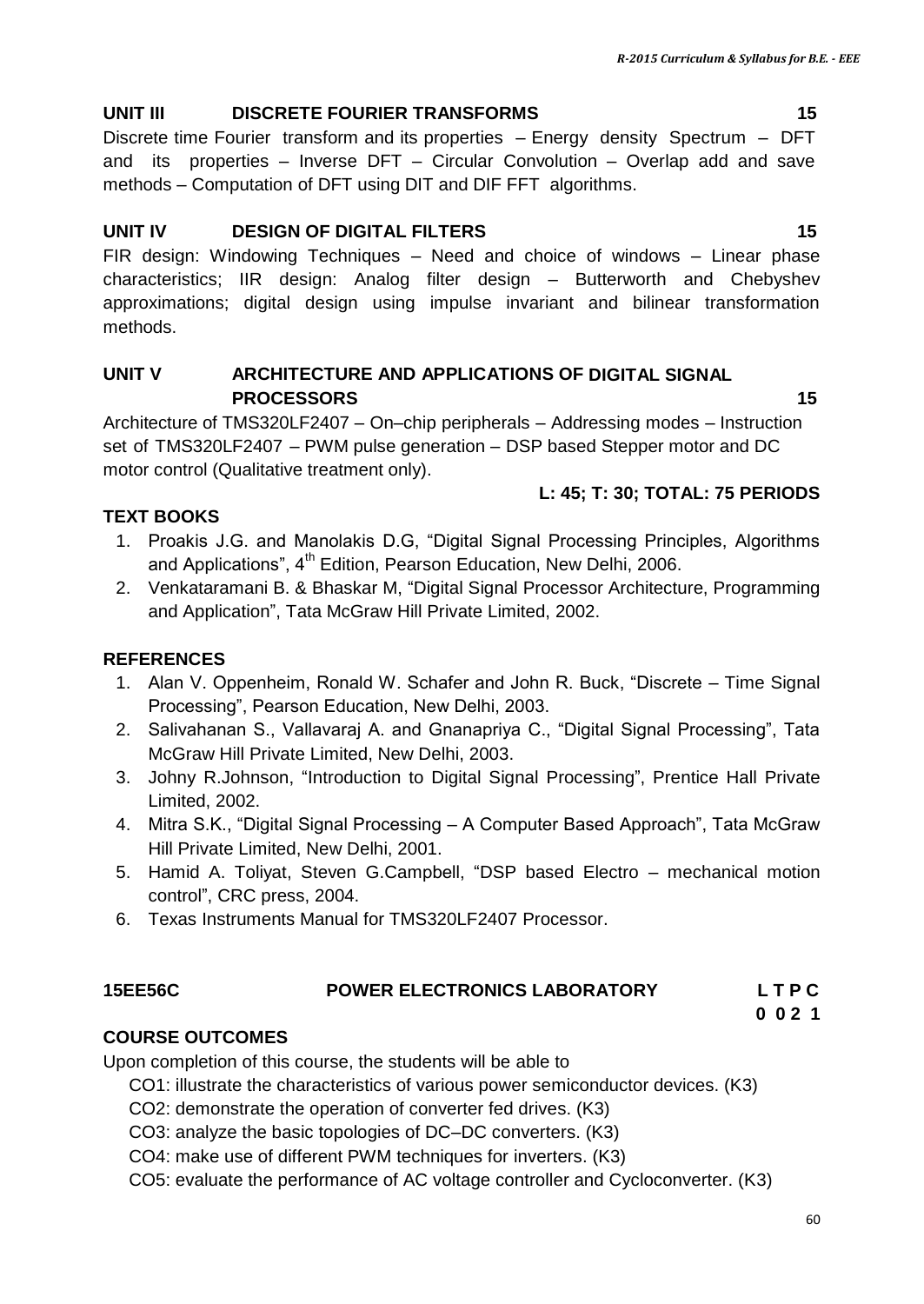### UNIT III DISCRETE FOURIER TRANSFORMS 15

Discrete time Fourier transform and its properties – Energy density Spectrum – DFT and its properties – Inverse DFT – Circular Convolution – Overlap add and save methods – Computation of DFT using DIT and DIF FFT algorithms.

### UNIT IV DESIGN OF DIGITAL FILTERS 15

FIR design: Windowing Techniques – Need and choice of windows – Linear phase characteristics; IIR design: Analog filter design – Butterworth and Chebyshev approximations; digital design using impulse invariant and bilinear transformation methods.

### UNIT V ARCHITECTURE AND APPLICATIONS OF DIGITAL SIGNAL PROCESSORS 15

Architecture of TMS320LF2407 – On–chip peripherals – Addressing modes – Instruction set of TMS320LF2407 – PWM pulse generation – DSP based Stepper motor and DC motor control (Qualitative treatment only).

**L: 45; T: 30; TOTAL: 75 PERIODS**

### TEXT BOOKS

1. Proakis J.G. and Manolakis D.G, "Digital Signal Processing Principles, Algorithms and Applications", 4th Edition, Pearson Education, New Delhi, 2006.
2. Venkataramani B. & Bhaskar M, "Digital Signal Processor Architecture, Programming and Application", Tata McGraw Hill Private Limited, 2002.

### REFERENCES

1. Alan V. Oppenheim, Ronald W. Schafer and John R. Buck, "Discrete – Time Signal Processing", Pearson Education, New Delhi, 2003.
2. Salivahanan S., Vallavaraj A. and Gnanapriya C., "Digital Signal Processing", Tata McGraw Hill Private Limited, New Delhi, 2003.
3. Johny R.Johnson, "Introduction to Digital Signal Processing", Prentice Hall Private Limited, 2002.
4. Mitra S.K., "Digital Signal Processing – A Computer Based Approach", Tata McGraw Hill Private Limited, New Delhi, 2001.
5. Hamid A. Toliyat, Steven G.Campbell, "DSP based Electro – mechanical motion control", CRC press, 2004.
6. Texas Instruments Manual for TMS320LF2407 Processor.

## 15EE56C POWER ELECTRONICS LABORATORY

| L | T | P | C |
|---|---|---|---|
| 0 | 0 | 2 | 1 |

### COURSE OUTCOMES

Upon completion of this course, the students will be able to

CO1: illustrate the characteristics of various power semiconductor devices. (K3)

CO2: demonstrate the operation of converter fed drives. (K3)

CO3: analyze the basic topologies of DC–DC converters. (K3)

CO4: make use of different PWM techniques for inverters. (K3)

CO5: evaluate the performance of AC voltage controller and Cycloconverter. (K3)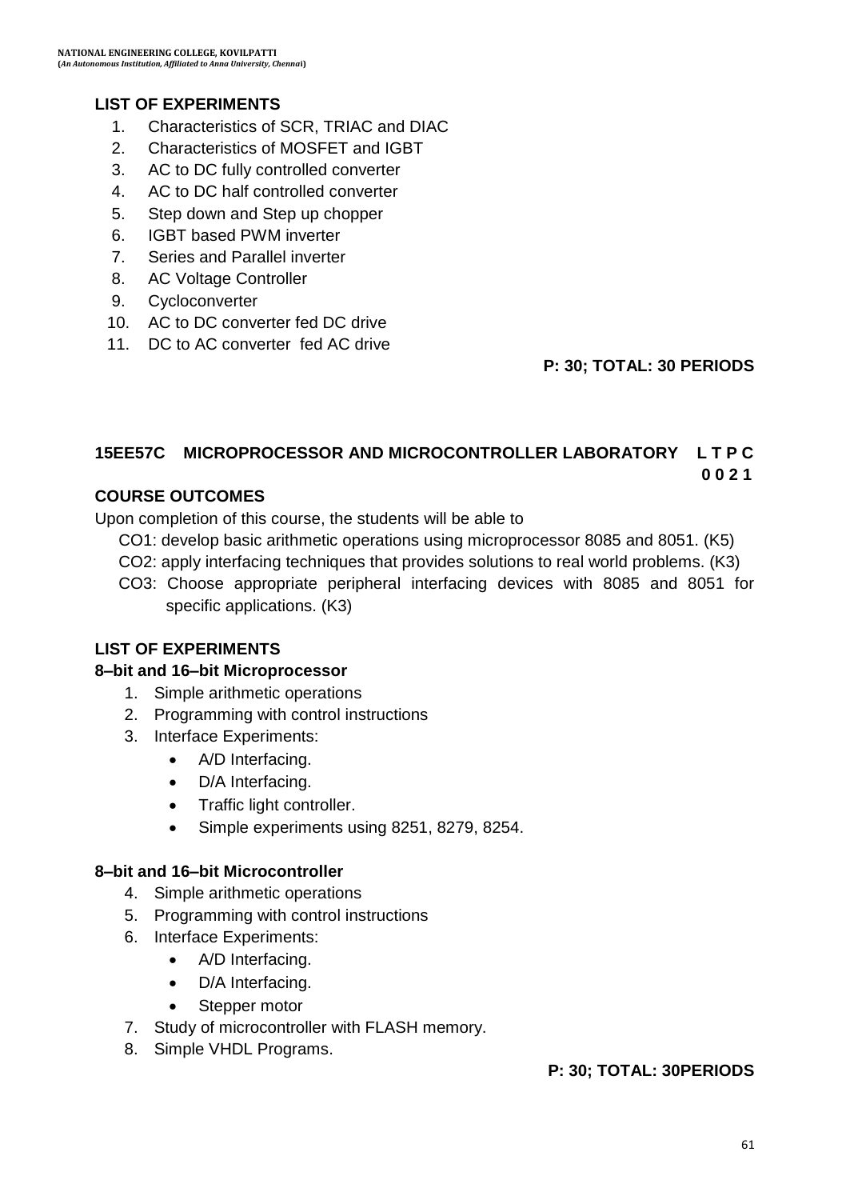### LIST OF EXPERIMENTS

1. Characteristics of SCR, TRIAC and DIAC
2. Characteristics of MOSFET and IGBT
3. AC to DC fully controlled converter
4. AC to DC half controlled converter
5. Step down and Step up chopper
6. IGBT based PWM inverter
7. Series and Parallel inverter
8. AC Voltage Controller
9. Cycloconverter
10. AC to DC converter fed DC drive
11. DC to AC converter fed AC drive

**P: 30; TOTAL: 30 PERIODS**

## 15EE57C MICROPROCESSOR AND MICROCONTROLLER LABORATORY L T P C 0 0 2 1

### COURSE OUTCOMES

Upon completion of this course, the students will be able to

CO1: develop basic arithmetic operations using microprocessor 8085 and 8051. (K5)

CO2: apply interfacing techniques that provides solutions to real world problems. (K3)

CO3: Choose appropriate peripheral interfacing devices with 8085 and 8051 for specific applications. (K3)

### LIST OF EXPERIMENTS

**8–bit and 16–bit Microprocessor**

1. Simple arithmetic operations
2. Programming with control instructions
3. Interface Experiments:
   - A/D Interfacing.
   - D/A Interfacing.
   - Traffic light controller.
   - Simple experiments using 8251, 8279, 8254.

**8–bit and 16–bit Microcontroller**

4. Simple arithmetic operations
5. Programming with control instructions
6. Interface Experiments:
   - A/D Interfacing.
   - D/A Interfacing.
   - Stepper motor
7. Study of microcontroller with FLASH memory.
8. Simple VHDL Programs.

**P: 30; TOTAL: 30PERIODS**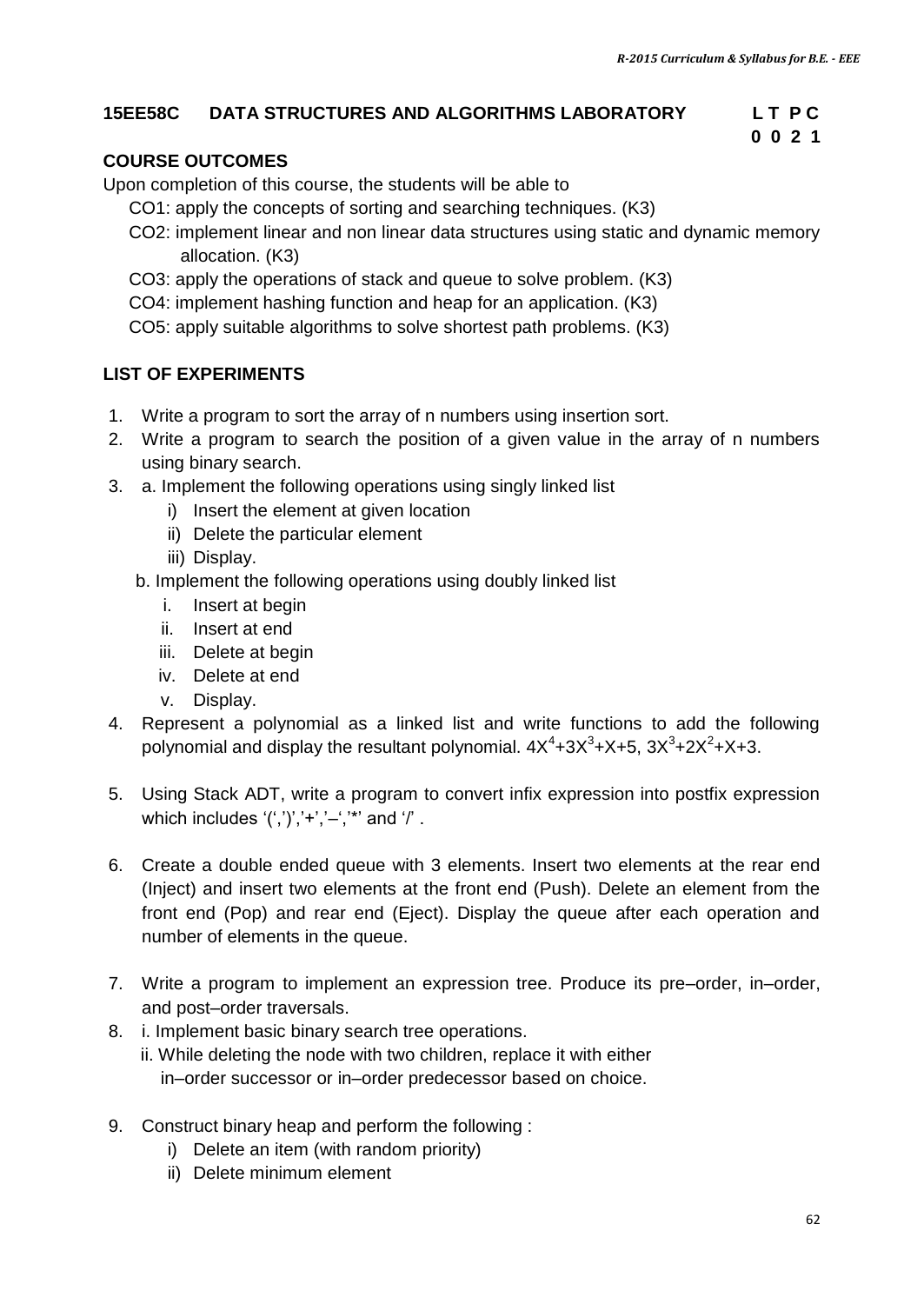## 15EE58C DATA STRUCTURES AND ALGORITHMS LABORATORY

| L | T | P | C |
|---|---|---|---|
| 0 | 0 | 2 | 1 |

### COURSE OUTCOMES

Upon completion of this course, the students will be able to

- CO1: apply the concepts of sorting and searching techniques. (K3)
- CO2: implement linear and non linear data structures using static and dynamic memory allocation. (K3)
- CO3: apply the operations of stack and queue to solve problem. (K3)
- CO4: implement hashing function and heap for an application. (K3)
- CO5: apply suitable algorithms to solve shortest path problems. (K3)

### LIST OF EXPERIMENTS

1. Write a program to sort the array of n numbers using insertion sort.
2. Write a program to search the position of a given value in the array of n numbers using binary search.
3. a. Implement the following operations using singly linked list
   i) Insert the element at given location
   ii) Delete the particular element
   iii) Display.

   b. Implement the following operations using doubly linked list
   i. Insert at begin
   ii. Insert at end
   iii. Delete at begin
   iv. Delete at end
   v. Display.
4. Represent a polynomial as a linked list and write functions to add the following polynomial and display the resultant polynomial. $4X^4+3X^3+X+5$, $3X^3+2X^2+X+3$.
5. Using Stack ADT, write a program to convert infix expression into postfix expression which includes '(',')','+','–','*' and '/' .
6. Create a double ended queue with 3 elements. Insert two elements at the rear end (Inject) and insert two elements at the front end (Push). Delete an element from the front end (Pop) and rear end (Eject). Display the queue after each operation and number of elements in the queue.
7. Write a program to implement an expression tree. Produce its pre–order, in–order, and post–order traversals.
8. i. Implement basic binary search tree operations.
   ii. While deleting the node with two children, replace it with either in–order successor or in–order predecessor based on choice.
9. Construct binary heap and perform the following :
   i) Delete an item (with random priority)
   ii) Delete minimum element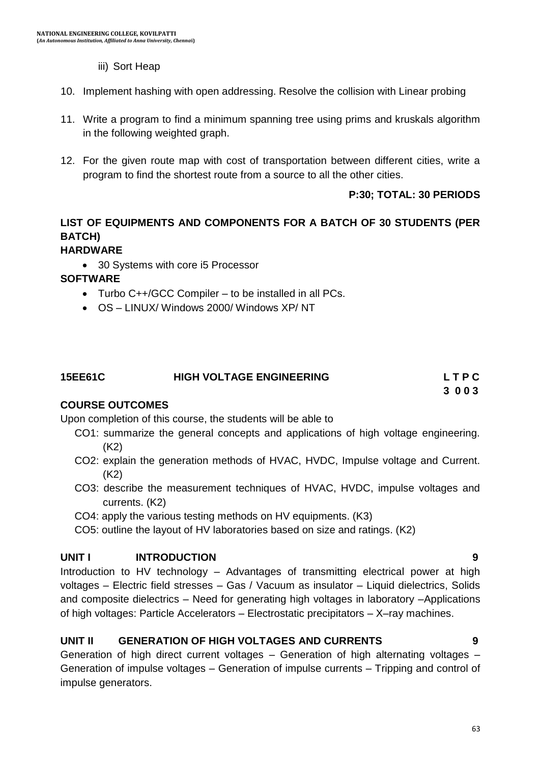iii) Sort Heap

10. Implement hashing with open addressing. Resolve the collision with Linear probing

11. Write a program to find a minimum spanning tree using prims and kruskals algorithm in the following weighted graph.

12. For the given route map with cost of transportation between different cities, write a program to find the shortest route from a source to all the other cities.

**P:30; TOTAL: 30 PERIODS**

**LIST OF EQUIPMENTS AND COMPONENTS FOR A BATCH OF 30 STUDENTS (PER BATCH)**

**HARDWARE**

- 30 Systems with core i5 Processor

**SOFTWARE**

- Turbo C++/GCC Compiler – to be installed in all PCs.
- OS – LINUX/ Windows 2000/ Windows XP/ NT

## 15EE61C HIGH VOLTAGE ENGINEERING

| L | T | P | C |
|---|---|---|---|
| 3 | 0 | 0 | 3 |

**COURSE OUTCOMES**

Upon completion of this course, the students will be able to

CO1: summarize the general concepts and applications of high voltage engineering. (K2)

CO2: explain the generation methods of HVAC, HVDC, Impulse voltage and Current. (K2)

CO3: describe the measurement techniques of HVAC, HVDC, impulse voltages and currents. (K2)

CO4: apply the various testing methods on HV equipments. (K3)

CO5: outline the layout of HV laboratories based on size and ratings. (K2)

**UNIT I INTRODUCTION 9**

Introduction to HV technology – Advantages of transmitting electrical power at high voltages – Electric field stresses – Gas / Vacuum as insulator – Liquid dielectrics, Solids and composite dielectrics – Need for generating high voltages in laboratory –Applications of high voltages: Particle Accelerators – Electrostatic precipitators – X–ray machines.

**UNIT II GENERATION OF HIGH VOLTAGES AND CURRENTS 9**

Generation of high direct current voltages – Generation of high alternating voltages – Generation of impulse voltages – Generation of impulse currents – Tripping and control of impulse generators.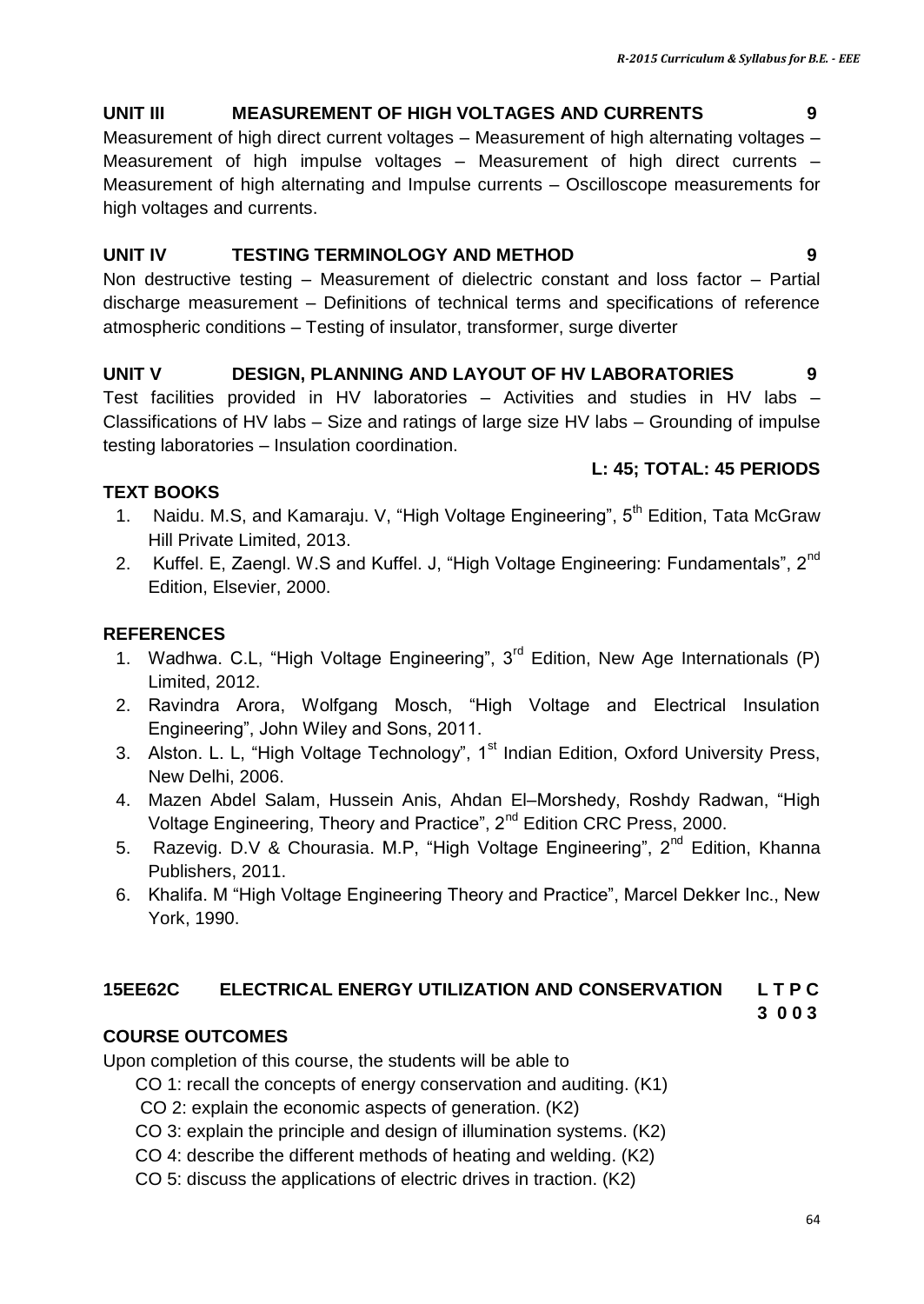### UNIT III MEASUREMENT OF HIGH VOLTAGES AND CURRENTS 9

Measurement of high direct current voltages – Measurement of high alternating voltages – Measurement of high impulse voltages – Measurement of high direct currents – Measurement of high alternating and Impulse currents – Oscilloscope measurements for high voltages and currents.

### UNIT IV TESTING TERMINOLOGY AND METHOD 9

Non destructive testing – Measurement of dielectric constant and loss factor – Partial discharge measurement – Definitions of technical terms and specifications of reference atmospheric conditions – Testing of insulator, transformer, surge diverter

### UNIT V DESIGN, PLANNING AND LAYOUT OF HV LABORATORIES 9

Test facilities provided in HV laboratories – Activities and studies in HV labs – Classifications of HV labs – Size and ratings of large size HV labs – Grounding of impulse testing laboratories – Insulation coordination.

**L: 45; TOTAL: 45 PERIODS**

**TEXT BOOKS**

1. Naidu. M.S, and Kamaraju. V, "High Voltage Engineering", 5th Edition, Tata McGraw Hill Private Limited, 2013.
2. Kuffel. E, Zaengl. W.S and Kuffel. J, "High Voltage Engineering: Fundamentals", 2nd Edition, Elsevier, 2000.

**REFERENCES**

1. Wadhwa. C.L, "High Voltage Engineering", 3rd Edition, New Age Internationals (P) Limited, 2012.
2. Ravindra Arora, Wolfgang Mosch, "High Voltage and Electrical Insulation Engineering", John Wiley and Sons, 2011.
3. Alston. L. L, "High Voltage Technology", 1st Indian Edition, Oxford University Press, New Delhi, 2006.
4. Mazen Abdel Salam, Hussein Anis, Ahdan El–Morshedy, Roshdy Radwan, "High Voltage Engineering, Theory and Practice", 2nd Edition CRC Press, 2000.
5. Razevig. D.V & Chourasia. M.P, "High Voltage Engineering", 2nd Edition, Khanna Publishers, 2011.
6. Khalifa. M "High Voltage Engineering Theory and Practice", Marcel Dekker Inc., New York, 1990.

## 15EE62C ELECTRICAL ENERGY UTILIZATION AND CONSERVATION

| L | T | P | C |
|---|---|---|---|
| 3 | 0 | 0 | 3 |

**COURSE OUTCOMES**

Upon completion of this course, the students will be able to

- CO 1: recall the concepts of energy conservation and auditing. (K1)
- CO 2: explain the economic aspects of generation. (K2)
- CO 3: explain the principle and design of illumination systems. (K2)
- CO 4: describe the different methods of heating and welding. (K2)
- CO 5: discuss the applications of electric drives in traction. (K2)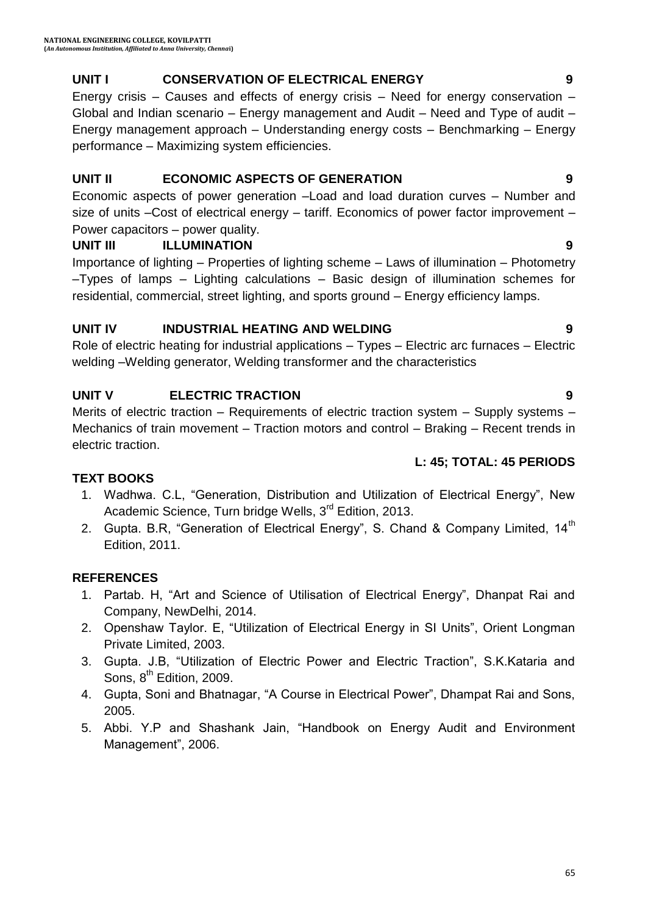**UNIT I CONSERVATION OF ELECTRICAL ENERGY 9**

Energy crisis – Causes and effects of energy crisis – Need for energy conservation – Global and Indian scenario – Energy management and Audit – Need and Type of audit – Energy management approach – Understanding energy costs – Benchmarking – Energy performance – Maximizing system efficiencies.

**UNIT II ECONOMIC ASPECTS OF GENERATION 9**

Economic aspects of power generation –Load and load duration curves – Number and size of units –Cost of electrical energy – tariff. Economics of power factor improvement – Power capacitors – power quality.

**UNIT III ILLUMINATION 9**

Importance of lighting – Properties of lighting scheme – Laws of illumination – Photometry –Types of lamps – Lighting calculations – Basic design of illumination schemes for residential, commercial, street lighting, and sports ground – Energy efficiency lamps.

**UNIT IV INDUSTRIAL HEATING AND WELDING 9**

Role of electric heating for industrial applications – Types – Electric arc furnaces – Electric welding –Welding generator, Welding transformer and the characteristics

**UNIT V ELECTRIC TRACTION 9**

Merits of electric traction – Requirements of electric traction system – Supply systems – Mechanics of train movement – Traction motors and control – Braking – Recent trends in electric traction.

**L: 45; TOTAL: 45 PERIODS**

**TEXT BOOKS**

1. Wadhwa. C.L, "Generation, Distribution and Utilization of Electrical Energy", New Academic Science, Turn bridge Wells, 3rd Edition, 2013.
2. Gupta. B.R, "Generation of Electrical Energy", S. Chand & Company Limited, 14th Edition, 2011.

**REFERENCES**

1. Partab. H, "Art and Science of Utilisation of Electrical Energy", Dhanpat Rai and Company, NewDelhi, 2014.
2. Openshaw Taylor. E, "Utilization of Electrical Energy in SI Units", Orient Longman Private Limited, 2003.
3. Gupta. J.B, "Utilization of Electric Power and Electric Traction", S.K.Kataria and Sons, 8th Edition, 2009.
4. Gupta, Soni and Bhatnagar, "A Course in Electrical Power", Dhampat Rai and Sons, 2005.
5. Abbi. Y.P and Shashank Jain, "Handbook on Energy Audit and Environment Management", 2006.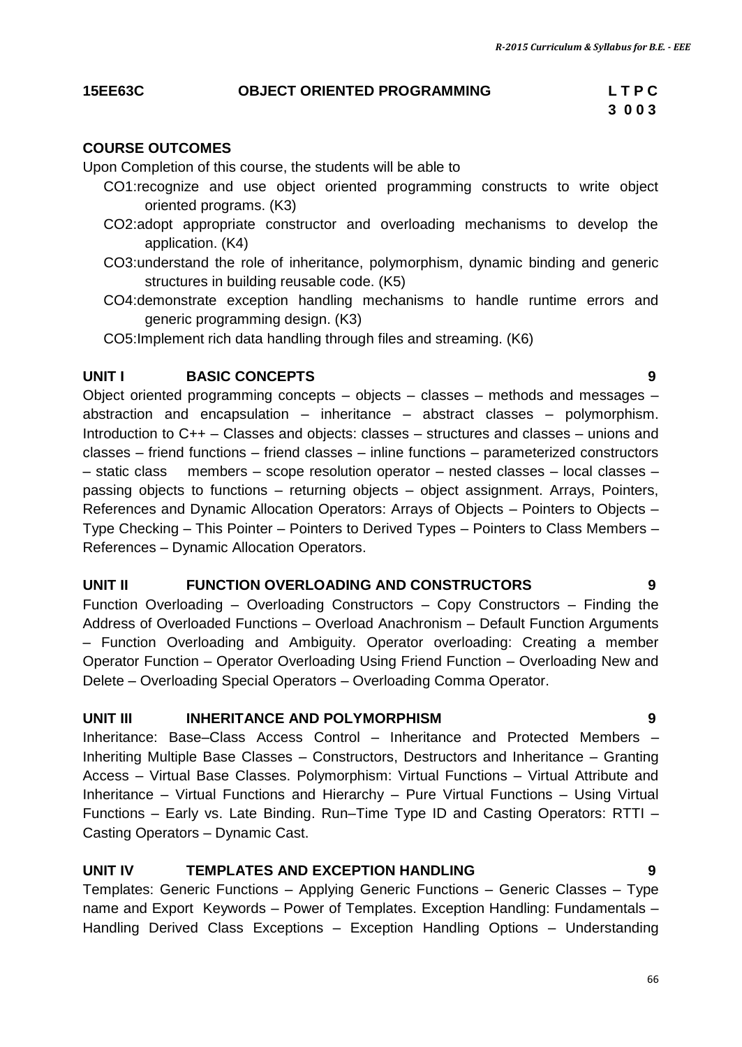## 15EE63C OBJECT ORIENTED PROGRAMMING

**L T P C**
**3 0 0 3**

**COURSE OUTCOMES**

Upon Completion of this course, the students will be able to

- CO1: recognize and use object oriented programming constructs to write object oriented programs. (K3)
- CO2: adopt appropriate constructor and overloading mechanisms to develop the application. (K4)
- CO3: understand the role of inheritance, polymorphism, dynamic binding and generic structures in building reusable code. (K5)
- CO4: demonstrate exception handling mechanisms to handle runtime errors and generic programming design. (K3)
- CO5: Implement rich data handling through files and streaming. (K6)

### UNIT I BASIC CONCEPTS 9

Object oriented programming concepts – objects – classes – methods and messages – abstraction and encapsulation – inheritance – abstract classes – polymorphism. Introduction to C++ – Classes and objects: classes – structures and classes – unions and classes – friend functions – friend classes – inline functions – parameterized constructors – static class members – scope resolution operator – nested classes – local classes – passing objects to functions – returning objects – object assignment. Arrays, Pointers, References and Dynamic Allocation Operators: Arrays of Objects – Pointers to Objects – Type Checking – This Pointer – Pointers to Derived Types – Pointers to Class Members – References – Dynamic Allocation Operators.

### UNIT II FUNCTION OVERLOADING AND CONSTRUCTORS 9

Function Overloading – Overloading Constructors – Copy Constructors – Finding the Address of Overloaded Functions – Overload Anachronism – Default Function Arguments – Function Overloading and Ambiguity. Operator overloading: Creating a member Operator Function – Operator Overloading Using Friend Function – Overloading New and Delete – Overloading Special Operators – Overloading Comma Operator.

### UNIT III INHERITANCE AND POLYMORPHISM 9

Inheritance: Base–Class Access Control – Inheritance and Protected Members – Inheriting Multiple Base Classes – Constructors, Destructors and Inheritance – Granting Access – Virtual Base Classes. Polymorphism: Virtual Functions – Virtual Attribute and Inheritance – Virtual Functions and Hierarchy – Pure Virtual Functions – Using Virtual Functions – Early vs. Late Binding. Run–Time Type ID and Casting Operators: RTTI – Casting Operators – Dynamic Cast.

### UNIT IV TEMPLATES AND EXCEPTION HANDLING 9

Templates: Generic Functions – Applying Generic Functions – Generic Classes – Type name and Export Keywords – Power of Templates. Exception Handling: Fundamentals – Handling Derived Class Exceptions – Exception Handling Options – Understanding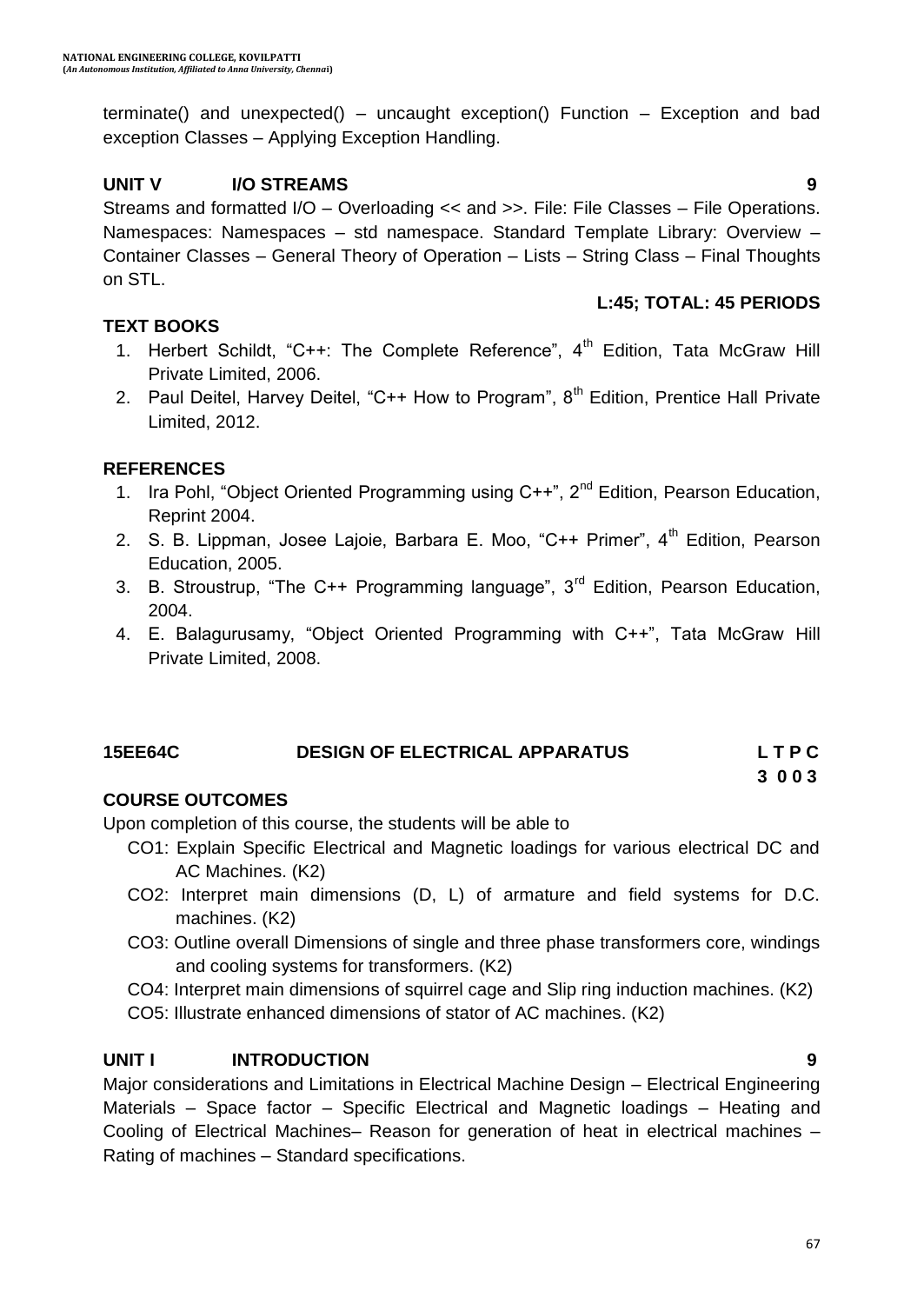terminate() and unexpected() – uncaught exception() Function – Exception and bad exception Classes – Applying Exception Handling.

**UNIT V I/O STREAMS 9**

Streams and formatted I/O – Overloading << and >>. File: File Classes – File Operations. Namespaces: Namespaces – std namespace. Standard Template Library: Overview – Container Classes – General Theory of Operation – Lists – String Class – Final Thoughts on STL.

**L:45; TOTAL: 45 PERIODS**

**TEXT BOOKS**

1. Herbert Schildt, "C++: The Complete Reference", 4th Edition, Tata McGraw Hill Private Limited, 2006.
2. Paul Deitel, Harvey Deitel, "C++ How to Program", 8th Edition, Prentice Hall Private Limited, 2012.

**REFERENCES**

1. Ira Pohl, "Object Oriented Programming using C++", 2nd Edition, Pearson Education, Reprint 2004.
2. S. B. Lippman, Josee Lajoie, Barbara E. Moo, "C++ Primer", 4th Edition, Pearson Education, 2005.
3. B. Stroustrup, "The C++ Programming language", 3rd Edition, Pearson Education, 2004.
4. E. Balagurusamy, "Object Oriented Programming with C++", Tata McGraw Hill Private Limited, 2008.

## 15EE64C DESIGN OF ELECTRICAL APPARATUS

| L | T | P | C |
|---|---|---|---|
| 3 | 0 | 0 | 3 |

**COURSE OUTCOMES**

Upon completion of this course, the students will be able to

- CO1: Explain Specific Electrical and Magnetic loadings for various electrical DC and AC Machines. (K2)
- CO2: Interpret main dimensions (D, L) of armature and field systems for D.C. machines. (K2)
- CO3: Outline overall Dimensions of single and three phase transformers core, windings and cooling systems for transformers. (K2)
- CO4: Interpret main dimensions of squirrel cage and Slip ring induction machines. (K2)
- CO5: Illustrate enhanced dimensions of stator of AC machines. (K2)

**UNIT I INTRODUCTION 9**

Major considerations and Limitations in Electrical Machine Design – Electrical Engineering Materials – Space factor – Specific Electrical and Magnetic loadings – Heating and Cooling of Electrical Machines– Reason for generation of heat in electrical machines – Rating of machines – Standard specifications.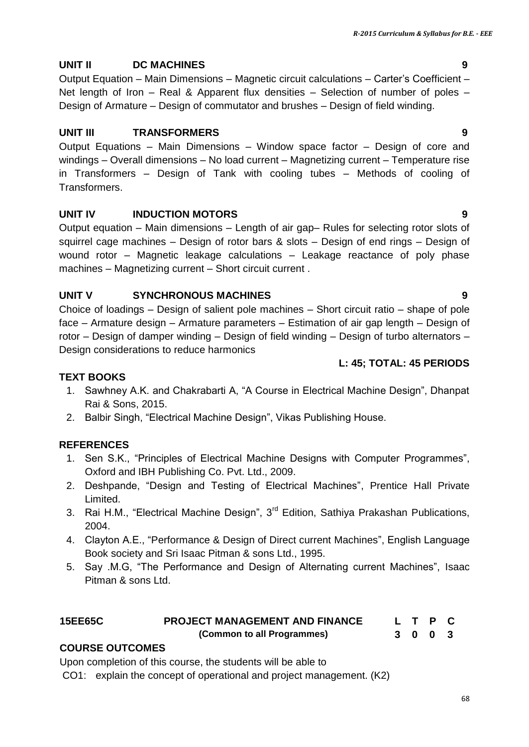### UNIT II DC MACHINES 9

Output Equation – Main Dimensions – Magnetic circuit calculations – Carter's Coefficient – Net length of Iron – Real & Apparent flux densities – Selection of number of poles – Design of Armature – Design of commutator and brushes – Design of field winding.

### UNIT III TRANSFORMERS 9

Output Equations – Main Dimensions – Window space factor – Design of core and windings – Overall dimensions – No load current – Magnetizing current – Temperature rise in Transformers – Design of Tank with cooling tubes – Methods of cooling of Transformers.

### UNIT IV INDUCTION MOTORS 9

Output equation – Main dimensions – Length of air gap– Rules for selecting rotor slots of squirrel cage machines – Design of rotor bars & slots – Design of end rings – Design of wound rotor – Magnetic leakage calculations – Leakage reactance of poly phase machines – Magnetizing current – Short circuit current .

### UNIT V SYNCHRONOUS MACHINES 9

Choice of loadings – Design of salient pole machines – Short circuit ratio – shape of pole face – Armature design – Armature parameters – Estimation of air gap length – Design of rotor – Design of damper winding – Design of field winding – Design of turbo alternators – Design considerations to reduce harmonics

**L: 45; TOTAL: 45 PERIODS**

### TEXT BOOKS

1. Sawhney A.K. and Chakrabarti A, "A Course in Electrical Machine Design", Dhanpat Rai & Sons, 2015.
2. Balbir Singh, "Electrical Machine Design", Vikas Publishing House.

### REFERENCES

1. Sen S.K., "Principles of Electrical Machine Designs with Computer Programmes", Oxford and IBH Publishing Co. Pvt. Ltd., 2009.
2. Deshpande, "Design and Testing of Electrical Machines", Prentice Hall Private Limited.
3. Rai H.M., "Electrical Machine Design", 3rd Edition, Sathiya Prakashan Publications, 2004.
4. Clayton A.E., "Performance & Design of Direct current Machines", English Language Book society and Sri Isaac Pitman & sons Ltd., 1995.
5. Say .M.G, "The Performance and Design of Alternating current Machines", Isaac Pitman & sons Ltd.

## 15EE65C PROJECT MANAGEMENT AND FINANCE (Common to all Programmes)

| L | T | P | C |
|---|---|---|---|
| 3 | 0 | 0 | 3 |

### COURSE OUTCOMES

Upon completion of this course, the students will be able to

CO1: explain the concept of operational and project management. (K2)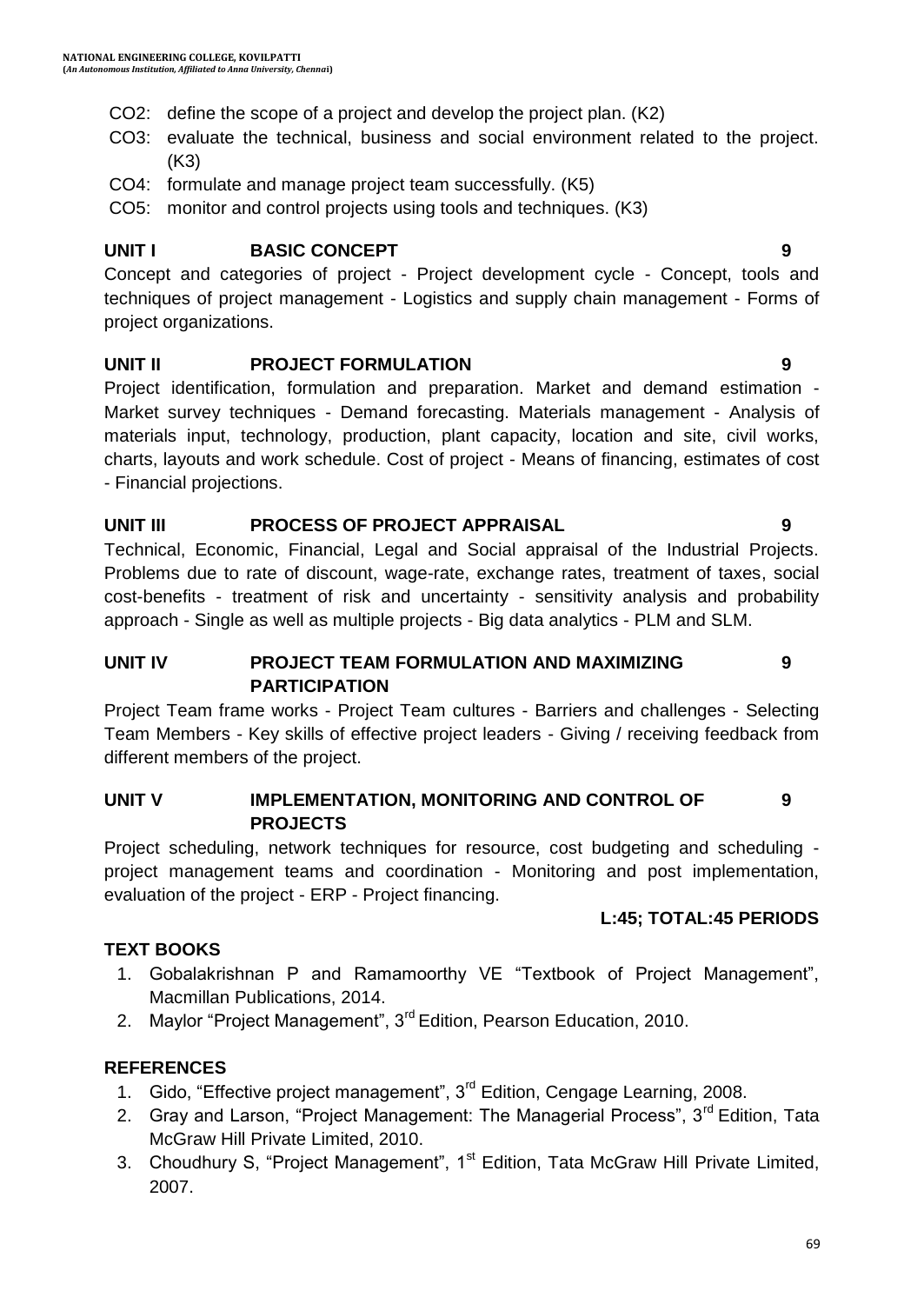CO2: define the scope of a project and develop the project plan. (K2)

CO3: evaluate the technical, business and social environment related to the project. (K3)

CO4: formulate and manage project team successfully. (K5)

CO5: monitor and control projects using tools and techniques. (K3)

**UNIT I BASIC CONCEPT 9**

Concept and categories of project - Project development cycle - Concept, tools and techniques of project management - Logistics and supply chain management - Forms of project organizations.

**UNIT II PROJECT FORMULATION 9**

Project identification, formulation and preparation. Market and demand estimation - Market survey techniques - Demand forecasting. Materials management - Analysis of materials input, technology, production, plant capacity, location and site, civil works, charts, layouts and work schedule. Cost of project - Means of financing, estimates of cost - Financial projections.

**UNIT III PROCESS OF PROJECT APPRAISAL 9**

Technical, Economic, Financial, Legal and Social appraisal of the Industrial Projects. Problems due to rate of discount, wage-rate, exchange rates, treatment of taxes, social cost-benefits - treatment of risk and uncertainty - sensitivity analysis and probability approach - Single as well as multiple projects - Big data analytics - PLM and SLM.

**UNIT IV PROJECT TEAM FORMULATION AND MAXIMIZING PARTICIPATION 9**

Project Team frame works - Project Team cultures - Barriers and challenges - Selecting Team Members - Key skills of effective project leaders - Giving / receiving feedback from different members of the project.

**UNIT V IMPLEMENTATION, MONITORING AND CONTROL OF PROJECTS 9**

Project scheduling, network techniques for resource, cost budgeting and scheduling - project management teams and coordination - Monitoring and post implementation, evaluation of the project - ERP - Project financing.

**L:45; TOTAL:45 PERIODS**

**TEXT BOOKS**

1. Gobalakrishnan P and Ramamoorthy VE "Textbook of Project Management", Macmillan Publications, 2014.
2. Maylor "Project Management", 3rd Edition, Pearson Education, 2010.

**REFERENCES**

1. Gido, "Effective project management", 3rd Edition, Cengage Learning, 2008.
2. Gray and Larson, "Project Management: The Managerial Process", 3rd Edition, Tata McGraw Hill Private Limited, 2010.
3. Choudhury S, "Project Management", 1st Edition, Tata McGraw Hill Private Limited, 2007.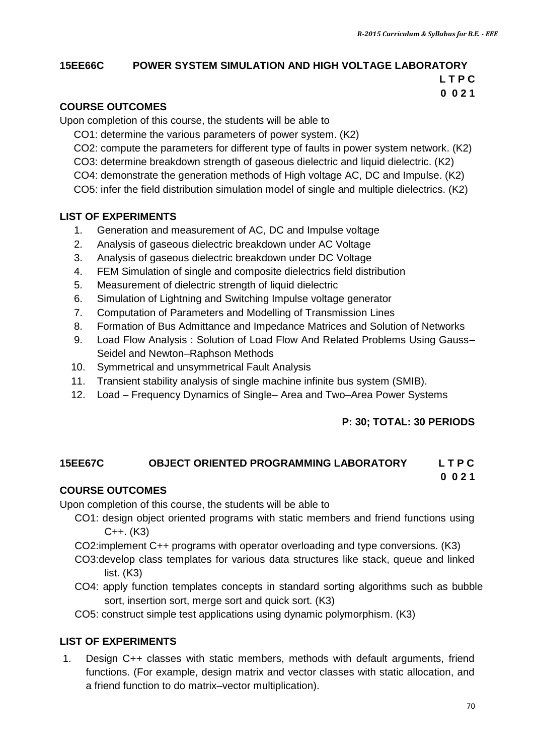## 15EE66C POWER SYSTEM SIMULATION AND HIGH VOLTAGE LABORATORY

**L T P C**
**0 0 2 1**

### COURSE OUTCOMES

Upon completion of this course, the students will be able to

CO1: determine the various parameters of power system. (K2)
CO2: compute the parameters for different type of faults in power system network. (K2)
CO3: determine breakdown strength of gaseous dielectric and liquid dielectric. (K2)
CO4: demonstrate the generation methods of High voltage AC, DC and Impulse. (K2)
CO5: infer the field distribution simulation model of single and multiple dielectrics. (K2)

### LIST OF EXPERIMENTS

1. Generation and measurement of AC, DC and Impulse voltage
2. Analysis of gaseous dielectric breakdown under AC Voltage
3. Analysis of gaseous dielectric breakdown under DC Voltage
4. FEM Simulation of single and composite dielectrics field distribution
5. Measurement of dielectric strength of liquid dielectric
6. Simulation of Lightning and Switching Impulse voltage generator
7. Computation of Parameters and Modelling of Transmission Lines
8. Formation of Bus Admittance and Impedance Matrices and Solution of Networks
9. Load Flow Analysis : Solution of Load Flow And Related Problems Using Gauss–Seidel and Newton–Raphson Methods
10. Symmetrical and unsymmetrical Fault Analysis
11. Transient stability analysis of single machine infinite bus system (SMIB).
12. Load – Frequency Dynamics of Single– Area and Two–Area Power Systems

**P: 30; TOTAL: 30 PERIODS**

## 15EE67C OBJECT ORIENTED PROGRAMMING LABORATORY

**L T P C**
**0 0 2 1**

### COURSE OUTCOMES

Upon completion of this course, the students will be able to

CO1: design object oriented programs with static members and friend functions using C++. (K3)
CO2:implement C++ programs with operator overloading and type conversions. (K3)
CO3:develop class templates for various data structures like stack, queue and linked list. (K3)
CO4: apply function templates concepts in standard sorting algorithms such as bubble sort, insertion sort, merge sort and quick sort. (K3)
CO5: construct simple test applications using dynamic polymorphism. (K3)

### LIST OF EXPERIMENTS

1. Design C++ classes with static members, methods with default arguments, friend functions. (For example, design matrix and vector classes with static allocation, and a friend function to do matrix–vector multiplication).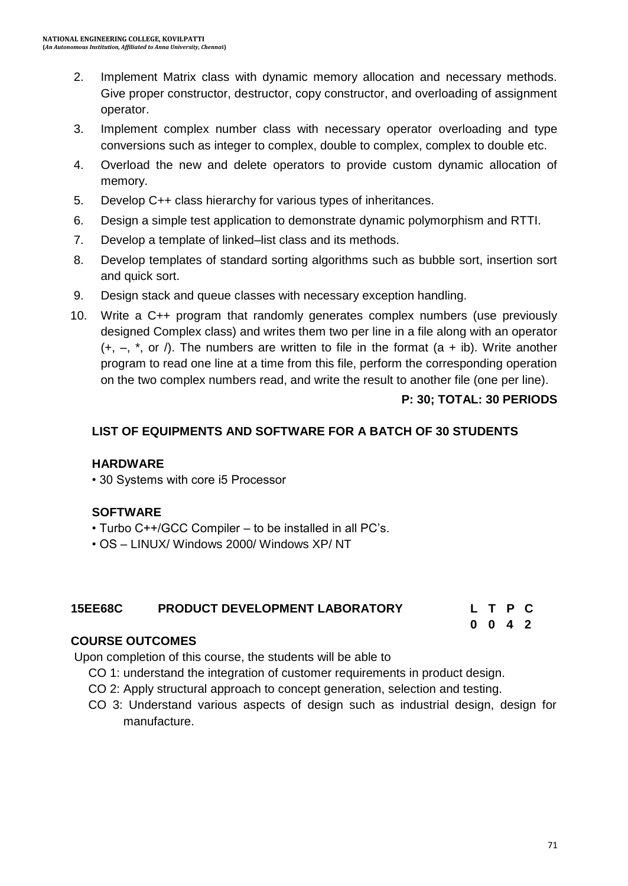2. Implement Matrix class with dynamic memory allocation and necessary methods. Give proper constructor, destructor, copy constructor, and overloading of assignment operator.
3. Implement complex number class with necessary operator overloading and type conversions such as integer to complex, double to complex, complex to double etc.
4. Overload the new and delete operators to provide custom dynamic allocation of memory.
5. Develop C++ class hierarchy for various types of inheritances.
6. Design a simple test application to demonstrate dynamic polymorphism and RTTI.
7. Develop a template of linked–list class and its methods.
8. Develop templates of standard sorting algorithms such as bubble sort, insertion sort and quick sort.
9. Design stack and queue classes with necessary exception handling.
10. Write a C++ program that randomly generates complex numbers (use previously designed Complex class) and writes them two per line in a file along with an operator (+, –, *, or /). The numbers are written to file in the format (a + ib). Write another program to read one line at a time from this file, perform the corresponding operation on the two complex numbers read, and write the result to another file (one per line).

**P: 30; TOTAL: 30 PERIODS**

**LIST OF EQUIPMENTS AND SOFTWARE FOR A BATCH OF 30 STUDENTS**

**HARDWARE**

- 30 Systems with core i5 Processor

**SOFTWARE**

- Turbo C++/GCC Compiler – to be installed in all PC's.
- OS – LINUX/ Windows 2000/ Windows XP/ NT

## 15EE68C PRODUCT DEVELOPMENT LABORATORY

| L | T | P | C |
|---|---|---|---|
| 0 | 0 | 4 | 2 |

**COURSE OUTCOMES**

Upon completion of this course, the students will be able to

CO 1: understand the integration of customer requirements in product design.

CO 2: Apply structural approach to concept generation, selection and testing.

CO 3: Understand various aspects of design such as industrial design, design for manufacture.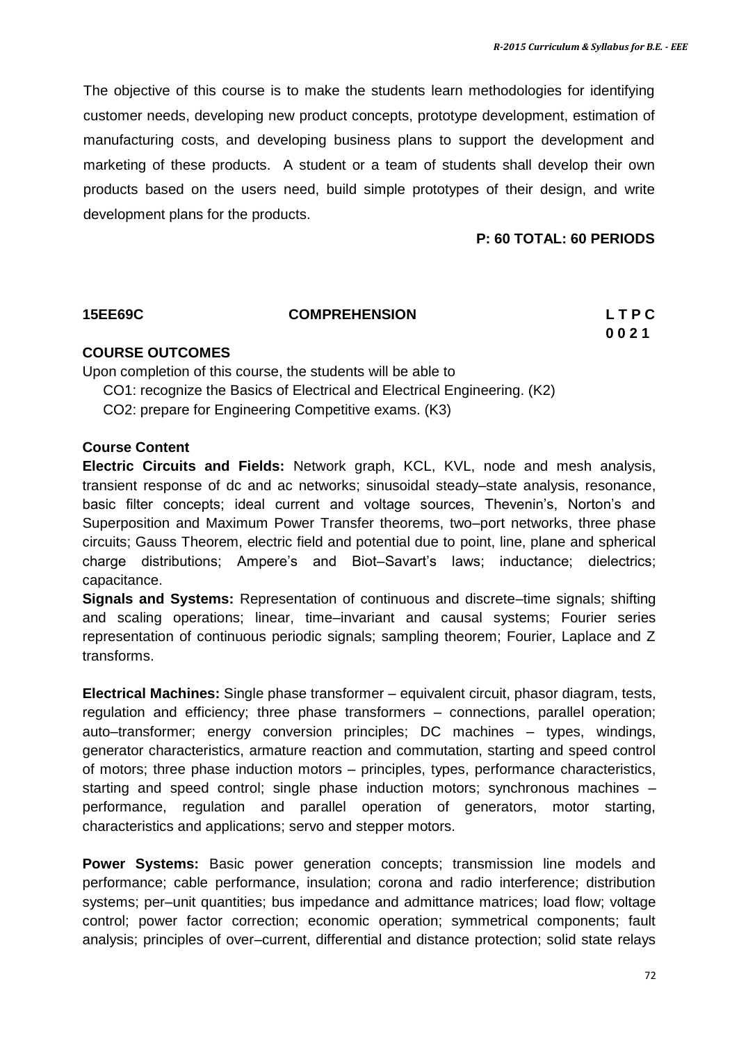The objective of this course is to make the students learn methodologies for identifying customer needs, developing new product concepts, prototype development, estimation of manufacturing costs, and developing business plans to support the development and marketing of these products. A student or a team of students shall develop their own products based on the users need, build simple prototypes of their design, and write development plans for the products.

**P: 60 TOTAL: 60 PERIODS**

**15EE69C COMPREHENSION L T P C**
**0 0 2 1**

**COURSE OUTCOMES**

Upon completion of this course, the students will be able to

- CO1: recognize the Basics of Electrical and Electrical Engineering. (K2)
- CO2: prepare for Engineering Competitive exams. (K3)

**Course Content**

**Electric Circuits and Fields:** Network graph, KCL, KVL, node and mesh analysis, transient response of dc and ac networks; sinusoidal steady–state analysis, resonance, basic filter concepts; ideal current and voltage sources, Thevenin's, Norton's and Superposition and Maximum Power Transfer theorems, two–port networks, three phase circuits; Gauss Theorem, electric field and potential due to point, line, plane and spherical charge distributions; Ampere's and Biot–Savart's laws; inductance; dielectrics; capacitance.

**Signals and Systems:** Representation of continuous and discrete–time signals; shifting and scaling operations; linear, time–invariant and causal systems; Fourier series representation of continuous periodic signals; sampling theorem; Fourier, Laplace and Z transforms.

**Electrical Machines:** Single phase transformer – equivalent circuit, phasor diagram, tests, regulation and efficiency; three phase transformers – connections, parallel operation; auto–transformer; energy conversion principles; DC machines – types, windings, generator characteristics, armature reaction and commutation, starting and speed control of motors; three phase induction motors – principles, types, performance characteristics, starting and speed control; single phase induction motors; synchronous machines – performance, regulation and parallel operation of generators, motor starting, characteristics and applications; servo and stepper motors.

**Power Systems:** Basic power generation concepts; transmission line models and performance; cable performance, insulation; corona and radio interference; distribution systems; per–unit quantities; bus impedance and admittance matrices; load flow; voltage control; power factor correction; economic operation; symmetrical components; fault analysis; principles of over–current, differential and distance protection; solid state relays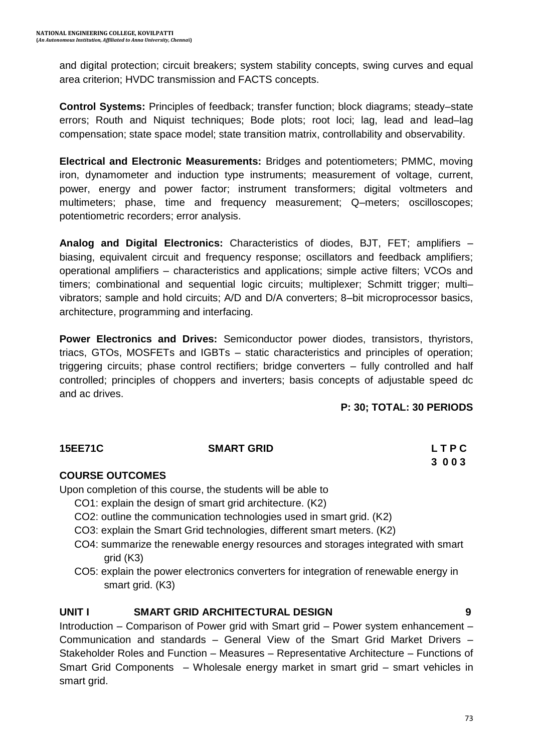and digital protection; circuit breakers; system stability concepts, swing curves and equal area criterion; HVDC transmission and FACTS concepts.

**Control Systems:** Principles of feedback; transfer function; block diagrams; steady–state errors; Routh and Niquist techniques; Bode plots; root loci; lag, lead and lead–lag compensation; state space model; state transition matrix, controllability and observability.

**Electrical and Electronic Measurements:** Bridges and potentiometers; PMMC, moving iron, dynamometer and induction type instruments; measurement of voltage, current, power, energy and power factor; instrument transformers; digital voltmeters and multimeters; phase, time and frequency measurement; Q–meters; oscilloscopes; potentiometric recorders; error analysis.

**Analog and Digital Electronics:** Characteristics of diodes, BJT, FET; amplifiers – biasing, equivalent circuit and frequency response; oscillators and feedback amplifiers; operational amplifiers – characteristics and applications; simple active filters; VCOs and timers; combinational and sequential logic circuits; multiplexer; Schmitt trigger; multi–vibrators; sample and hold circuits; A/D and D/A converters; 8–bit microprocessor basics, architecture, programming and interfacing.

**Power Electronics and Drives:** Semiconductor power diodes, transistors, thyristors, triacs, GTOs, MOSFETs and IGBTs – static characteristics and principles of operation; triggering circuits; phase control rectifiers; bridge converters – fully controlled and half controlled; principles of choppers and inverters; basis concepts of adjustable speed dc and ac drives.

**P: 30; TOTAL: 30 PERIODS**

## 15EE71C SMART GRID

**L T P C**
**3 0 0 3**

### COURSE OUTCOMES

Upon completion of this course, the students will be able to

- CO1: explain the design of smart grid architecture. (K2)
- CO2: outline the communication technologies used in smart grid. (K2)
- CO3: explain the Smart Grid technologies, different smart meters. (K2)
- CO4: summarize the renewable energy resources and storages integrated with smart grid (K3)
- CO5: explain the power electronics converters for integration of renewable energy in smart grid. (K3)

### UNIT I SMART GRID ARCHITECTURAL DESIGN 9

Introduction – Comparison of Power grid with Smart grid – Power system enhancement – Communication and standards – General View of the Smart Grid Market Drivers – Stakeholder Roles and Function – Measures – Representative Architecture – Functions of Smart Grid Components – Wholesale energy market in smart grid – smart vehicles in smart grid.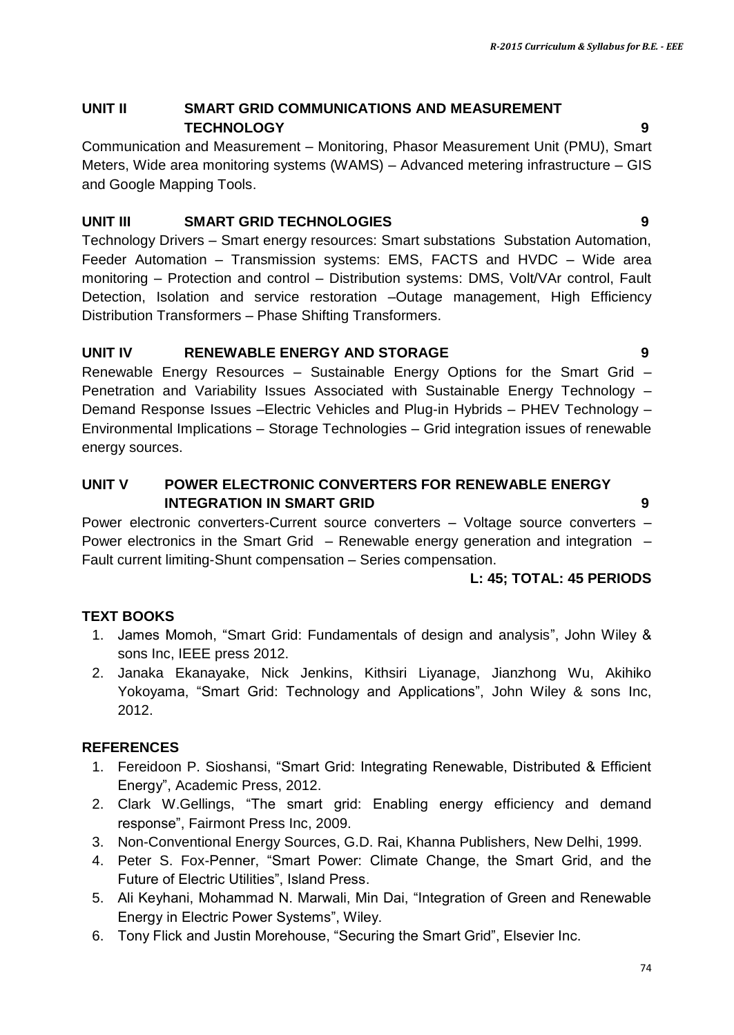### UNIT II SMART GRID COMMUNICATIONS AND MEASUREMENT TECHNOLOGY 9

Communication and Measurement – Monitoring, Phasor Measurement Unit (PMU), Smart Meters, Wide area monitoring systems (WAMS) – Advanced metering infrastructure – GIS and Google Mapping Tools.

### UNIT III SMART GRID TECHNOLOGIES 9

Technology Drivers – Smart energy resources: Smart substations Substation Automation, Feeder Automation – Transmission systems: EMS, FACTS and HVDC – Wide area monitoring – Protection and control – Distribution systems: DMS, Volt/VAr control, Fault Detection, Isolation and service restoration –Outage management, High Efficiency Distribution Transformers – Phase Shifting Transformers.

### UNIT IV RENEWABLE ENERGY AND STORAGE 9

Renewable Energy Resources – Sustainable Energy Options for the Smart Grid – Penetration and Variability Issues Associated with Sustainable Energy Technology – Demand Response Issues –Electric Vehicles and Plug-in Hybrids – PHEV Technology – Environmental Implications – Storage Technologies – Grid integration issues of renewable energy sources.

### UNIT V POWER ELECTRONIC CONVERTERS FOR RENEWABLE ENERGY INTEGRATION IN SMART GRID 9

Power electronic converters-Current source converters – Voltage source converters – Power electronics in the Smart Grid – Renewable energy generation and integration – Fault current limiting-Shunt compensation – Series compensation.

**L: 45; TOTAL: 45 PERIODS**

### TEXT BOOKS

1. James Momoh, "Smart Grid: Fundamentals of design and analysis", John Wiley & sons Inc, IEEE press 2012.
2. Janaka Ekanayake, Nick Jenkins, Kithsiri Liyanage, Jianzhong Wu, Akihiko Yokoyama, "Smart Grid: Technology and Applications", John Wiley & sons Inc, 2012.

### REFERENCES

1. Fereidoon P. Sioshansi, "Smart Grid: Integrating Renewable, Distributed & Efficient Energy", Academic Press, 2012.
2. Clark W.Gellings, "The smart grid: Enabling energy efficiency and demand response", Fairmont Press Inc, 2009.
3. Non-Conventional Energy Sources, G.D. Rai, Khanna Publishers, New Delhi, 1999.
4. Peter S. Fox-Penner, "Smart Power: Climate Change, the Smart Grid, and the Future of Electric Utilities", Island Press.
5. Ali Keyhani, Mohammad N. Marwali, Min Dai, "Integration of Green and Renewable Energy in Electric Power Systems", Wiley.
6. Tony Flick and Justin Morehouse, "Securing the Smart Grid", Elsevier Inc.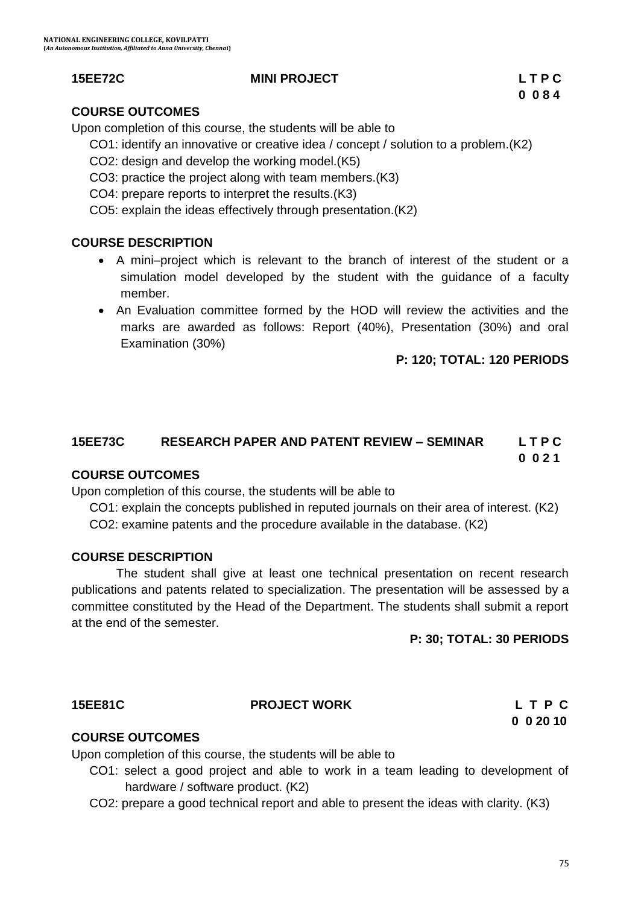## 15EE72C MINI PROJECT

| L | T | P | C |
|---|---|---|---|
| 0 | 0 | 8 | 4 |

**COURSE OUTCOMES**

Upon completion of this course, the students will be able to

CO1: identify an innovative or creative idea / concept / solution to a problem.(K2)

CO2: design and develop the working model.(K5)

CO3: practice the project along with team members.(K3)

CO4: prepare reports to interpret the results.(K3)

CO5: explain the ideas effectively through presentation.(K2)

**COURSE DESCRIPTION**

- A mini–project which is relevant to the branch of interest of the student or a simulation model developed by the student with the guidance of a faculty member.
- An Evaluation committee formed by the HOD will review the activities and the marks are awarded as follows: Report (40%), Presentation (30%) and oral Examination (30%)

**P: 120; TOTAL: 120 PERIODS**

## 15EE73C RESEARCH PAPER AND PATENT REVIEW – SEMINAR

| L | T | P | C |
|---|---|---|---|
| 0 | 0 | 2 | 1 |

**COURSE OUTCOMES**

Upon completion of this course, the students will be able to

CO1: explain the concepts published in reputed journals on their area of interest. (K2)

CO2: examine patents and the procedure available in the database. (K2)

**COURSE DESCRIPTION**

The student shall give at least one technical presentation on recent research publications and patents related to specialization. The presentation will be assessed by a committee constituted by the Head of the Department. The students shall submit a report at the end of the semester.

**P: 30; TOTAL: 30 PERIODS**

## 15EE81C PROJECT WORK

| L | T | P | C |
|---|---|---|---|
| 0 | 0 | 20 | 10 |

**COURSE OUTCOMES**

Upon completion of this course, the students will be able to

CO1: select a good project and able to work in a team leading to development of hardware / software product. (K2)

CO2: prepare a good technical report and able to present the ideas with clarity. (K3)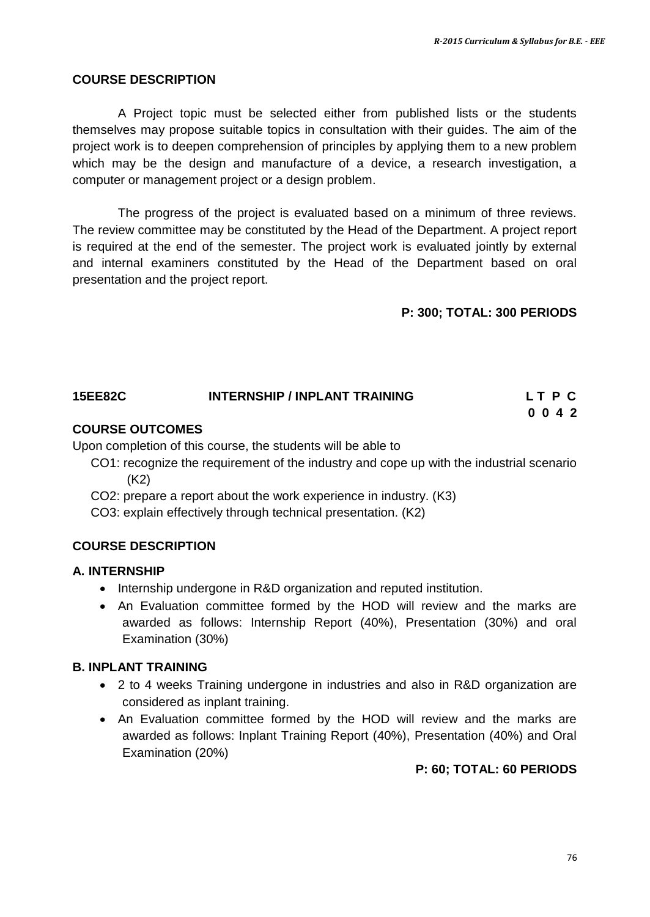## COURSE DESCRIPTION

A Project topic must be selected either from published lists or the students themselves may propose suitable topics in consultation with their guides. The aim of the project work is to deepen comprehension of principles by applying them to a new problem which may be the design and manufacture of a device, a research investigation, a computer or management project or a design problem.

The progress of the project is evaluated based on a minimum of three reviews. The review committee may be constituted by the Head of the Department. A project report is required at the end of the semester. The project work is evaluated jointly by external and internal examiners constituted by the Head of the Department based on oral presentation and the project report.

**P: 300; TOTAL: 300 PERIODS**

## 15EE82C INTERNSHIP / INPLANT TRAINING

| L | T | P | C |
|---|---|---|---|
| 0 | 0 | 4 | 2 |

## COURSE OUTCOMES

Upon completion of this course, the students will be able to

CO1: recognize the requirement of the industry and cope up with the industrial scenario (K2)

CO2: prepare a report about the work experience in industry. (K3)

CO3: explain effectively through technical presentation. (K2)

## COURSE DESCRIPTION

### A. INTERNSHIP

- Internship undergone in R&D organization and reputed institution.
- An Evaluation committee formed by the HOD will review and the marks are awarded as follows: Internship Report (40%), Presentation (30%) and oral Examination (30%)

### B. INPLANT TRAINING

- 2 to 4 weeks Training undergone in industries and also in R&D organization are considered as inplant training.
- An Evaluation committee formed by the HOD will review and the marks are awarded as follows: Inplant Training Report (40%), Presentation (40%) and Oral Examination (20%)

**P: 60; TOTAL: 60 PERIODS**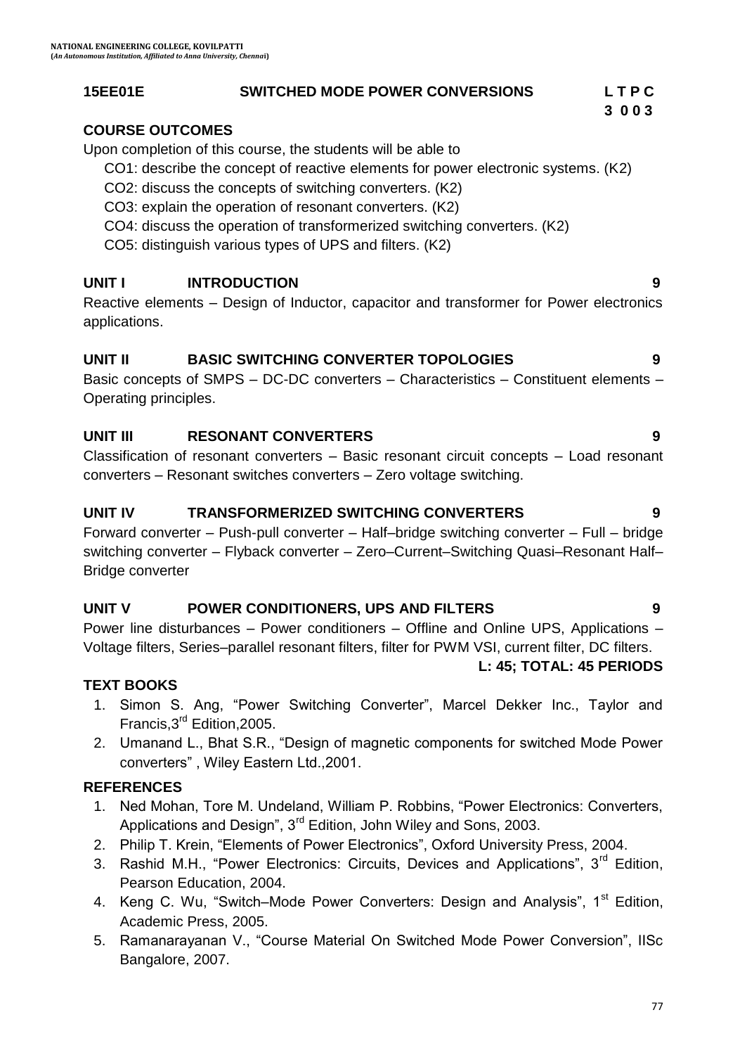| 15EE01E | SWITCHED MODE POWER CONVERSIONS | L T P C |
|---|---|---|
| | | 3 0 0 3 |

## COURSE OUTCOMES

Upon completion of this course, the students will be able to

- CO1: describe the concept of reactive elements for power electronic systems. (K2)
- CO2: discuss the concepts of switching converters. (K2)
- CO3: explain the operation of resonant converters. (K2)
- CO4: discuss the operation of transformerized switching converters. (K2)
- CO5: distinguish various types of UPS and filters. (K2)

## UNIT I INTRODUCTION 9

Reactive elements – Design of Inductor, capacitor and transformer for Power electronics applications.

## UNIT II BASIC SWITCHING CONVERTER TOPOLOGIES 9

Basic concepts of SMPS – DC-DC converters – Characteristics – Constituent elements – Operating principles.

## UNIT III RESONANT CONVERTERS 9

Classification of resonant converters – Basic resonant circuit concepts – Load resonant converters – Resonant switches converters – Zero voltage switching.

## UNIT IV TRANSFORMERIZED SWITCHING CONVERTERS 9

Forward converter – Push-pull converter – Half–bridge switching converter – Full – bridge switching converter – Flyback converter – Zero–Current–Switching Quasi–Resonant Half–Bridge converter

## UNIT V POWER CONDITIONERS, UPS AND FILTERS 9

Power line disturbances – Power conditioners – Offline and Online UPS, Applications – Voltage filters, Series–parallel resonant filters, filter for PWM VSI, current filter, DC filters.

**L: 45; TOTAL: 45 PERIODS**

## TEXT BOOKS

1. Simon S. Ang, "Power Switching Converter", Marcel Dekker Inc., Taylor and Francis,3rd Edition,2005.
2. Umanand L., Bhat S.R., "Design of magnetic components for switched Mode Power converters" , Wiley Eastern Ltd.,2001.

## REFERENCES

1. Ned Mohan, Tore M. Undeland, William P. Robbins, "Power Electronics: Converters, Applications and Design", 3rd Edition, John Wiley and Sons, 2003.
2. Philip T. Krein, "Elements of Power Electronics", Oxford University Press, 2004.
3. Rashid M.H., "Power Electronics: Circuits, Devices and Applications", 3rd Edition, Pearson Education, 2004.
4. Keng C. Wu, "Switch–Mode Power Converters: Design and Analysis", 1st Edition, Academic Press, 2005.
5. Ramanarayanan V., "Course Material On Switched Mode Power Conversion", IISc Bangalore, 2007.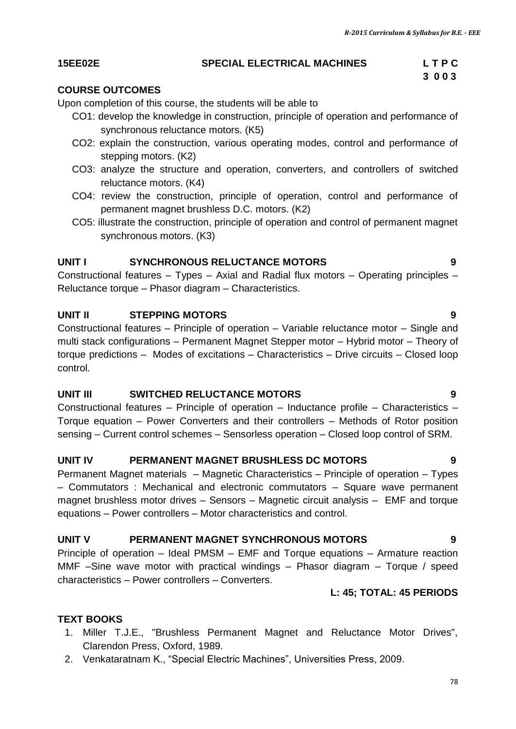**15EE02E** **SPECIAL ELECTRICAL MACHINES** **L T P C**
**3 0 0 3**

**COURSE OUTCOMES**

Upon completion of this course, the students will be able to

- CO1: develop the knowledge in construction, principle of operation and performance of synchronous reluctance motors. (K5)
- CO2: explain the construction, various operating modes, control and performance of stepping motors. (K2)
- CO3: analyze the structure and operation, converters, and controllers of switched reluctance motors. (K4)
- CO4: review the construction, principle of operation, control and performance of permanent magnet brushless D.C. motors. (K2)
- CO5: illustrate the construction, principle of operation and control of permanent magnet synchronous motors. (K3)

**UNIT I SYNCHRONOUS RELUCTANCE MOTORS 9**

Constructional features – Types – Axial and Radial flux motors – Operating principles – Reluctance torque – Phasor diagram – Characteristics.

**UNIT II STEPPING MOTORS 9**

Constructional features – Principle of operation – Variable reluctance motor – Single and multi stack configurations – Permanent Magnet Stepper motor – Hybrid motor – Theory of torque predictions – Modes of excitations – Characteristics – Drive circuits – Closed loop control.

**UNIT III SWITCHED RELUCTANCE MOTORS 9**

Constructional features – Principle of operation – Inductance profile – Characteristics – Torque equation – Power Converters and their controllers – Methods of Rotor position sensing – Current control schemes – Sensorless operation – Closed loop control of SRM.

**UNIT IV PERMANENT MAGNET BRUSHLESS DC MOTORS 9**

Permanent Magnet materials – Magnetic Characteristics – Principle of operation – Types – Commutators : Mechanical and electronic commutators – Square wave permanent magnet brushless motor drives – Sensors – Magnetic circuit analysis – EMF and torque equations – Power controllers – Motor characteristics and control.

**UNIT V PERMANENT MAGNET SYNCHRONOUS MOTORS 9**

Principle of operation – Ideal PMSM – EMF and Torque equations – Armature reaction MMF –Sine wave motor with practical windings – Phasor diagram – Torque / speed characteristics – Power controllers – Converters.

**L: 45; TOTAL: 45 PERIODS**

**TEXT BOOKS**

1. Miller T.J.E., "Brushless Permanent Magnet and Reluctance Motor Drives", Clarendon Press, Oxford, 1989.
2. Venkataratnam K., "Special Electric Machines", Universities Press, 2009.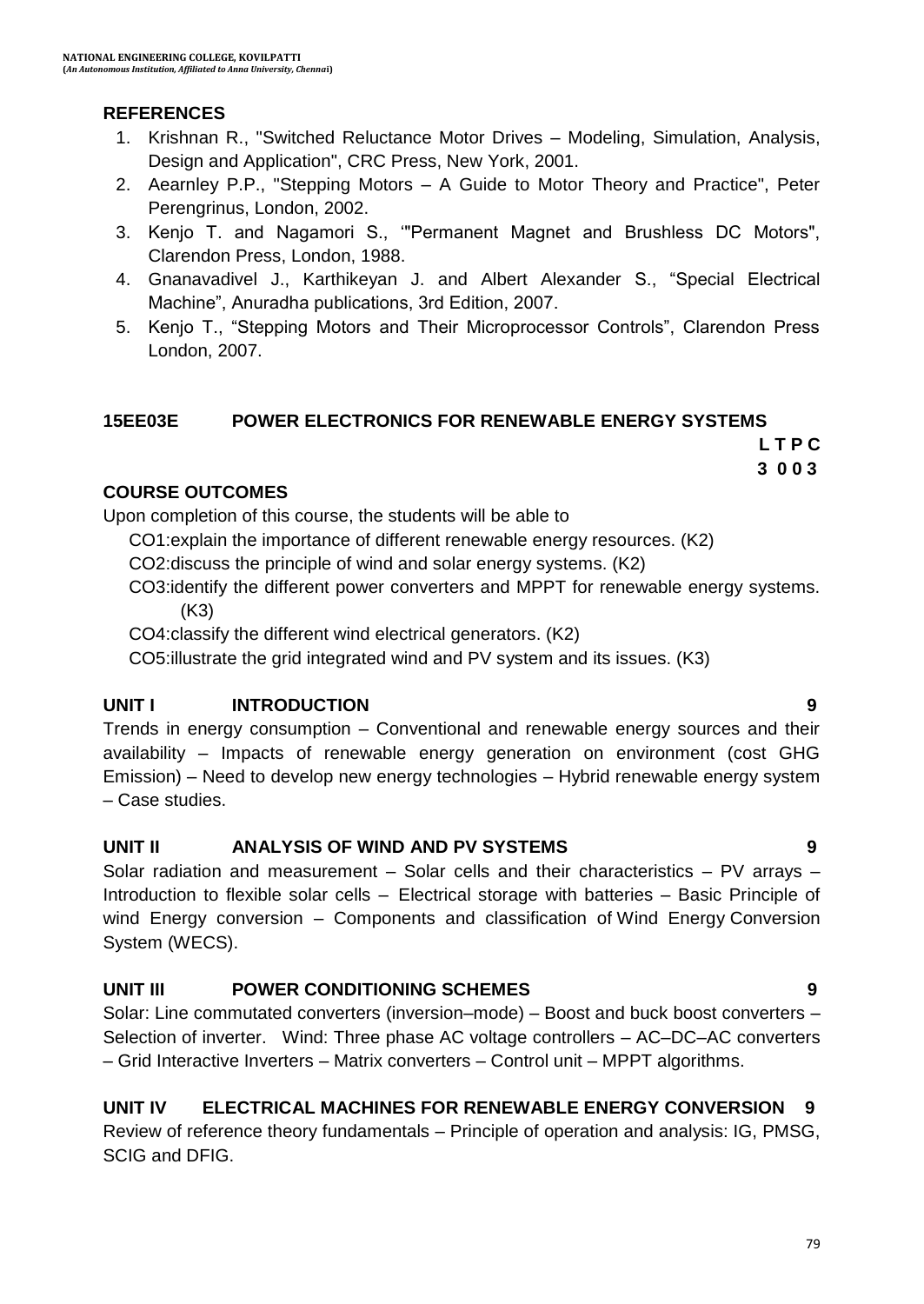## REFERENCES

1. Krishnan R., "Switched Reluctance Motor Drives – Modeling, Simulation, Analysis, Design and Application", CRC Press, New York, 2001.
2. Aearnley P.P., "Stepping Motors – A Guide to Motor Theory and Practice", Peter Perengrinus, London, 2002.
3. Kenjo T. and Nagamori S., '"Permanent Magnet and Brushless DC Motors", Clarendon Press, London, 1988.
4. Gnanavadivel J., Karthikeyan J. and Albert Alexander S., "Special Electrical Machine", Anuradha publications, 3rd Edition, 2007.
5. Kenjo T., "Stepping Motors and Their Microprocessor Controls", Clarendon Press London, 2007.

## 15EE03E POWER ELECTRONICS FOR RENEWABLE ENERGY SYSTEMS

**L T P C**
**3 0 0 3**

### COURSE OUTCOMES

Upon completion of this course, the students will be able to

CO1:explain the importance of different renewable energy resources. (K2)

CO2:discuss the principle of wind and solar energy systems. (K2)

CO3:identify the different power converters and MPPT for renewable energy systems. (K3)

CO4:classify the different wind electrical generators. (K2)

CO5:illustrate the grid integrated wind and PV system and its issues. (K3)

### UNIT I INTRODUCTION 9

Trends in energy consumption – Conventional and renewable energy sources and their availability – Impacts of renewable energy generation on environment (cost GHG Emission) – Need to develop new energy technologies – Hybrid renewable energy system – Case studies.

### UNIT II ANALYSIS OF WIND AND PV SYSTEMS 9

Solar radiation and measurement – Solar cells and their characteristics – PV arrays – Introduction to flexible solar cells – Electrical storage with batteries – Basic Principle of wind Energy conversion – Components and classification of Wind Energy Conversion System (WECS).

### UNIT III POWER CONDITIONING SCHEMES 9

Solar: Line commutated converters (inversion–mode) – Boost and buck boost converters – Selection of inverter. Wind: Three phase AC voltage controllers – AC–DC–AC converters – Grid Interactive Inverters – Matrix converters – Control unit – MPPT algorithms.

### UNIT IV ELECTRICAL MACHINES FOR RENEWABLE ENERGY CONVERSION 9

Review of reference theory fundamentals – Principle of operation and analysis: IG, PMSG, SCIG and DFIG.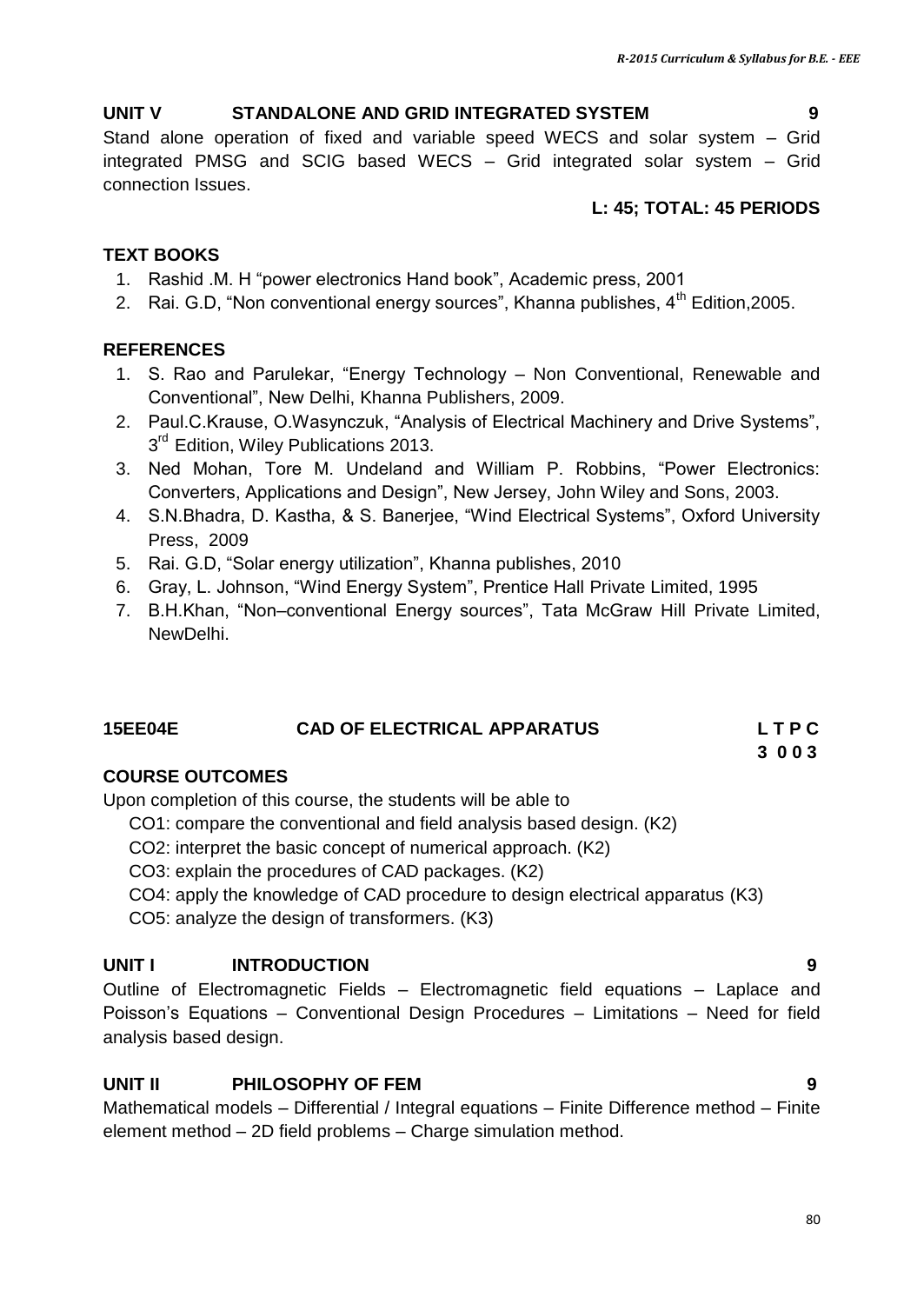### UNIT V STANDALONE AND GRID INTEGRATED SYSTEM 9

Stand alone operation of fixed and variable speed WECS and solar system – Grid integrated PMSG and SCIG based WECS – Grid integrated solar system – Grid connection Issues.

**L: 45; TOTAL: 45 PERIODS**

### TEXT BOOKS

1. Rashid .M. H "power electronics Hand book", Academic press, 2001
2. Rai. G.D, "Non conventional energy sources", Khanna publishes, 4th Edition,2005.

### REFERENCES

1. S. Rao and Parulekar, "Energy Technology – Non Conventional, Renewable and Conventional", New Delhi, Khanna Publishers, 2009.
2. Paul.C.Krause, O.Wasynczuk, "Analysis of Electrical Machinery and Drive Systems", 3rd Edition, Wiley Publications 2013.
3. Ned Mohan, Tore M. Undeland and William P. Robbins, "Power Electronics: Converters, Applications and Design", New Jersey, John Wiley and Sons, 2003.
4. S.N.Bhadra, D. Kastha, & S. Banerjee, "Wind Electrical Systems", Oxford University Press, 2009
5. Rai. G.D, "Solar energy utilization", Khanna publishes, 2010
6. Gray, L. Johnson, "Wind Energy System", Prentice Hall Private Limited, 1995
7. B.H.Khan, "Non–conventional Energy sources", Tata McGraw Hill Private Limited, NewDelhi.

## 15EE04E CAD OF ELECTRICAL APPARATUS

**L T P C**
**3 0 0 3**

### COURSE OUTCOMES

Upon completion of this course, the students will be able to

- CO1: compare the conventional and field analysis based design. (K2)
- CO2: interpret the basic concept of numerical approach. (K2)
- CO3: explain the procedures of CAD packages. (K2)
- CO4: apply the knowledge of CAD procedure to design electrical apparatus (K3)
- CO5: analyze the design of transformers. (K3)

### UNIT I INTRODUCTION 9

Outline of Electromagnetic Fields – Electromagnetic field equations – Laplace and Poisson's Equations – Conventional Design Procedures – Limitations – Need for field analysis based design.

### UNIT II PHILOSOPHY OF FEM 9

Mathematical models – Differential / Integral equations – Finite Difference method – Finite element method – 2D field problems – Charge simulation method.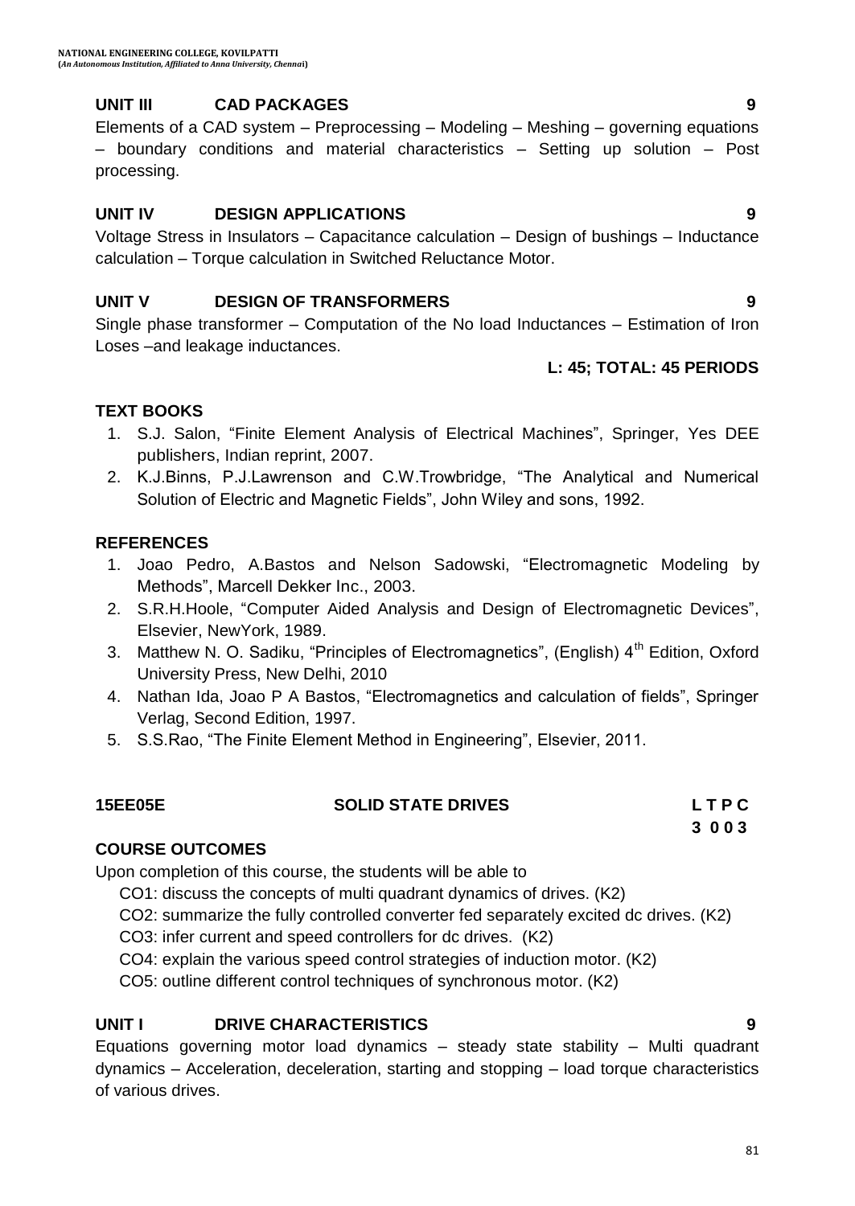### UNIT III CAD PACKAGES 9

Elements of a CAD system – Preprocessing – Modeling – Meshing – governing equations – boundary conditions and material characteristics – Setting up solution – Post processing.

### UNIT IV DESIGN APPLICATIONS 9

Voltage Stress in Insulators – Capacitance calculation – Design of bushings – Inductance calculation – Torque calculation in Switched Reluctance Motor.

### UNIT V DESIGN OF TRANSFORMERS 9

Single phase transformer – Computation of the No load Inductances – Estimation of Iron Loses –and leakage inductances.

**L: 45; TOTAL: 45 PERIODS**

### TEXT BOOKS

1. S.J. Salon, "Finite Element Analysis of Electrical Machines", Springer, Yes DEE publishers, Indian reprint, 2007.
2. K.J.Binns, P.J.Lawrenson and C.W.Trowbridge, "The Analytical and Numerical Solution of Electric and Magnetic Fields", John Wiley and sons, 1992.

### REFERENCES

1. Joao Pedro, A.Bastos and Nelson Sadowski, "Electromagnetic Modeling by Methods", Marcell Dekker Inc., 2003.
2. S.R.H.Hoole, "Computer Aided Analysis and Design of Electromagnetic Devices", Elsevier, NewYork, 1989.
3. Matthew N. O. Sadiku, "Principles of Electromagnetics", (English) 4th Edition, Oxford University Press, New Delhi, 2010
4. Nathan Ida, Joao P A Bastos, "Electromagnetics and calculation of fields", Springer Verlag, Second Edition, 1997.
5. S.S.Rao, "The Finite Element Method in Engineering", Elsevier, 2011.

## 15EE05E SOLID STATE DRIVES

| L | T | P | C |
|---|---|---|---|
| 3 | 0 | 0 | 3 |

### COURSE OUTCOMES

Upon completion of this course, the students will be able to

- CO1: discuss the concepts of multi quadrant dynamics of drives. (K2)
- CO2: summarize the fully controlled converter fed separately excited dc drives. (K2)
- CO3: infer current and speed controllers for dc drives. (K2)
- CO4: explain the various speed control strategies of induction motor. (K2)
- CO5: outline different control techniques of synchronous motor. (K2)

### UNIT I DRIVE CHARACTERISTICS 9

Equations governing motor load dynamics – steady state stability – Multi quadrant dynamics – Acceleration, deceleration, starting and stopping – load torque characteristics of various drives.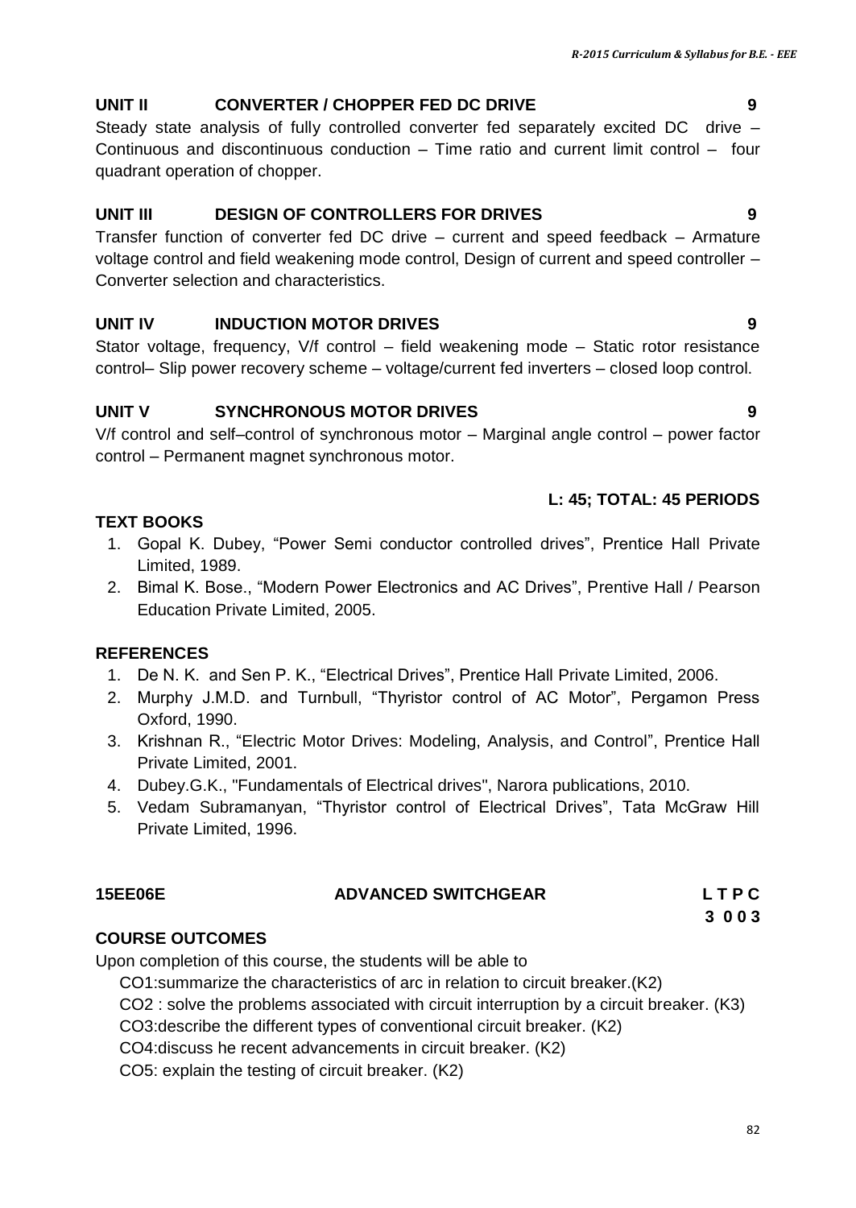### UNIT II CONVERTER / CHOPPER FED DC DRIVE 9

Steady state analysis of fully controlled converter fed separately excited DC drive – Continuous and discontinuous conduction – Time ratio and current limit control – four quadrant operation of chopper.

### UNIT III DESIGN OF CONTROLLERS FOR DRIVES 9

Transfer function of converter fed DC drive – current and speed feedback – Armature voltage control and field weakening mode control, Design of current and speed controller – Converter selection and characteristics.

### UNIT IV INDUCTION MOTOR DRIVES 9

Stator voltage, frequency, V/f control – field weakening mode – Static rotor resistance control– Slip power recovery scheme – voltage/current fed inverters – closed loop control.

### UNIT V SYNCHRONOUS MOTOR DRIVES 9

V/f control and self–control of synchronous motor – Marginal angle control – power factor control – Permanent magnet synchronous motor.

**L: 45; TOTAL: 45 PERIODS**

### TEXT BOOKS

1. Gopal K. Dubey, "Power Semi conductor controlled drives", Prentice Hall Private Limited, 1989.
2. Bimal K. Bose., "Modern Power Electronics and AC Drives", Prentive Hall / Pearson Education Private Limited, 2005.

### REFERENCES

1. De N. K. and Sen P. K., "Electrical Drives", Prentice Hall Private Limited, 2006.
2. Murphy J.M.D. and Turnbull, "Thyristor control of AC Motor", Pergamon Press Oxford, 1990.
3. Krishnan R., "Electric Motor Drives: Modeling, Analysis, and Control", Prentice Hall Private Limited, 2001.
4. Dubey.G.K., "Fundamentals of Electrical drives", Narora publications, 2010.
5. Vedam Subramanyan, "Thyristor control of Electrical Drives", Tata McGraw Hill Private Limited, 1996.

## 15EE06E ADVANCED SWITCHGEAR

| L | T | P | C |
|---|---|---|---|
| 3 | 0 | 0 | 3 |

### COURSE OUTCOMES

Upon completion of this course, the students will be able to

CO1:summarize the characteristics of arc in relation to circuit breaker.(K2)

CO2 : solve the problems associated with circuit interruption by a circuit breaker. (K3)

CO3:describe the different types of conventional circuit breaker. (K2)

CO4:discuss he recent advancements in circuit breaker. (K2)

CO5: explain the testing of circuit breaker. (K2)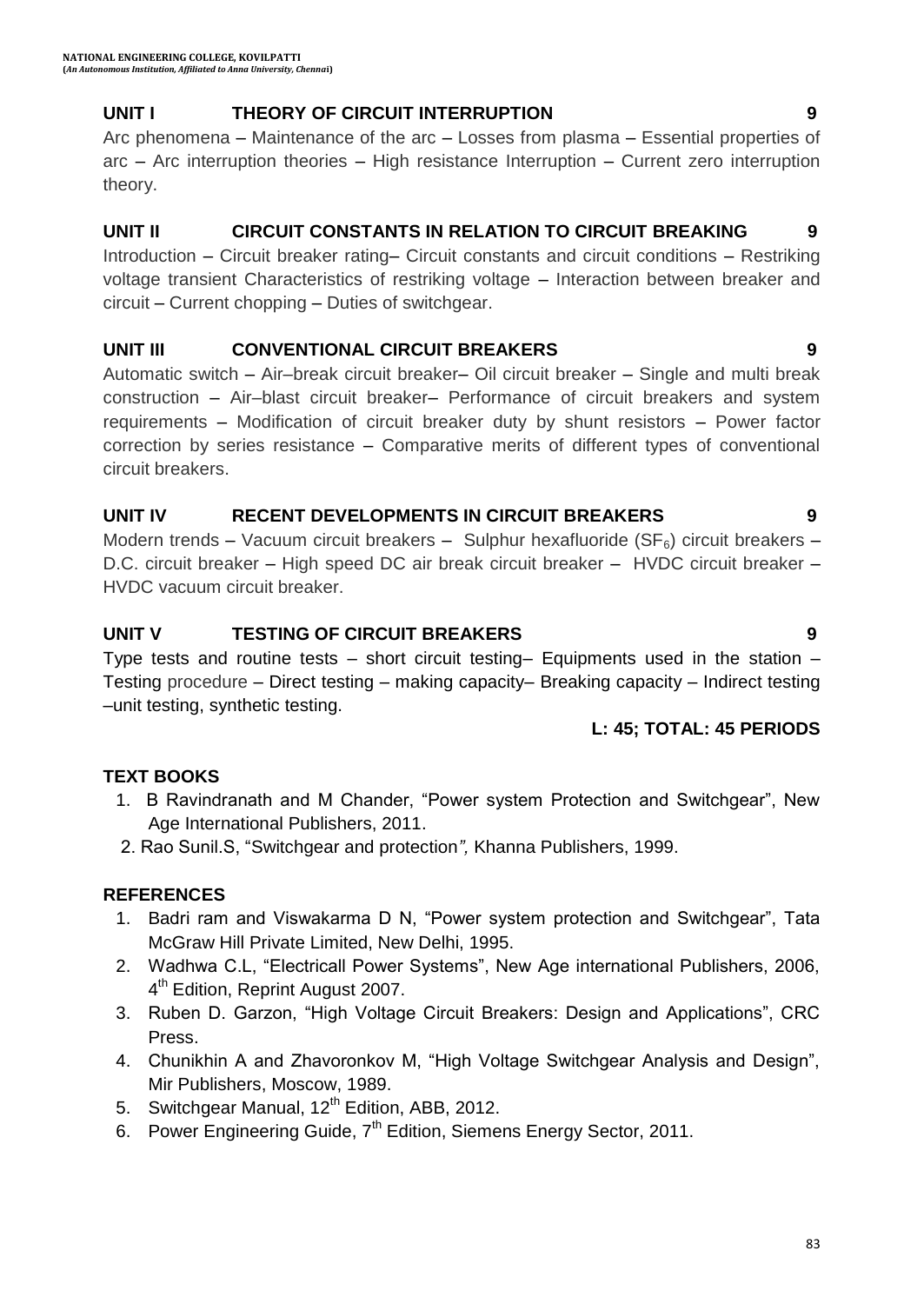## UNIT I THEORY OF CIRCUIT INTERRUPTION 9

Arc phenomena – Maintenance of the arc – Losses from plasma – Essential properties of arc – Arc interruption theories – High resistance Interruption – Current zero interruption theory.

## UNIT II CIRCUIT CONSTANTS IN RELATION TO CIRCUIT BREAKING 9

Introduction – Circuit breaker rating– Circuit constants and circuit conditions – Restriking voltage transient Characteristics of restriking voltage – Interaction between breaker and circuit – Current chopping – Duties of switchgear.

## UNIT III CONVENTIONAL CIRCUIT BREAKERS 9

Automatic switch – Air–break circuit breaker– Oil circuit breaker – Single and multi break construction – Air–blast circuit breaker– Performance of circuit breakers and system requirements – Modification of circuit breaker duty by shunt resistors – Power factor correction by series resistance – Comparative merits of different types of conventional circuit breakers.

## UNIT IV RECENT DEVELOPMENTS IN CIRCUIT BREAKERS 9

Modern trends – Vacuum circuit breakers – Sulphur hexafluoride ($SF_6$) circuit breakers – D.C. circuit breaker – High speed DC air break circuit breaker – HVDC circuit breaker – HVDC vacuum circuit breaker.

## UNIT V TESTING OF CIRCUIT BREAKERS 9

Type tests and routine tests – short circuit testing– Equipments used in the station – Testing procedure – Direct testing – making capacity– Breaking capacity – Indirect testing –unit testing, synthetic testing.

**L: 45; TOTAL: 45 PERIODS**

### TEXT BOOKS

1. B Ravindranath and M Chander, "Power system Protection and Switchgear", New Age International Publishers, 2011.
2. Rao Sunil.S, "Switchgear and protection", Khanna Publishers, 1999.

### REFERENCES

1. Badri ram and Viswakarma D N, "Power system protection and Switchgear", Tata McGraw Hill Private Limited, New Delhi, 1995.
2. Wadhwa C.L, "Electricall Power Systems", New Age international Publishers, 2006, 4th Edition, Reprint August 2007.
3. Ruben D. Garzon, "High Voltage Circuit Breakers: Design and Applications", CRC Press.
4. Chunikhin A and Zhavoronkov M, "High Voltage Switchgear Analysis and Design", Mir Publishers, Moscow, 1989.
5. Switchgear Manual, 12th Edition, ABB, 2012.
6. Power Engineering Guide, 7th Edition, Siemens Energy Sector, 2011.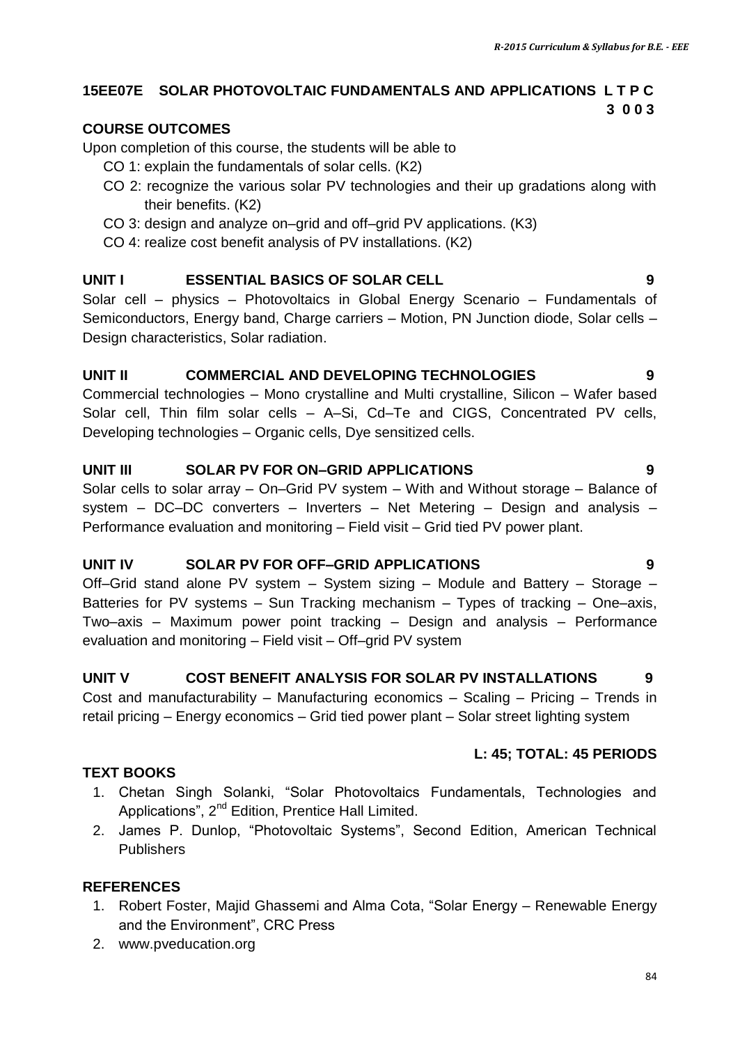## 15EE07E SOLAR PHOTOVOLTAIC FUNDAMENTALS AND APPLICATIONS

**L T P C**
**3 0 0 3**

### COURSE OUTCOMES

Upon completion of this course, the students will be able to

- CO 1: explain the fundamentals of solar cells. (K2)
- CO 2: recognize the various solar PV technologies and their up gradations along with their benefits. (K2)
- CO 3: design and analyze on–grid and off–grid PV applications. (K3)
- CO 4: realize cost benefit analysis of PV installations. (K2)

### UNIT I ESSENTIAL BASICS OF SOLAR CELL 9

Solar cell – physics – Photovoltaics in Global Energy Scenario – Fundamentals of Semiconductors, Energy band, Charge carriers – Motion, PN Junction diode, Solar cells – Design characteristics, Solar radiation.

### UNIT II COMMERCIAL AND DEVELOPING TECHNOLOGIES 9

Commercial technologies – Mono crystalline and Multi crystalline, Silicon – Wafer based Solar cell, Thin film solar cells – A–Si, Cd–Te and CIGS, Concentrated PV cells, Developing technologies – Organic cells, Dye sensitized cells.

### UNIT III SOLAR PV FOR ON–GRID APPLICATIONS 9

Solar cells to solar array – On–Grid PV system – With and Without storage – Balance of system – DC–DC converters – Inverters – Net Metering – Design and analysis – Performance evaluation and monitoring – Field visit – Grid tied PV power plant.

### UNIT IV SOLAR PV FOR OFF–GRID APPLICATIONS 9

Off–Grid stand alone PV system – System sizing – Module and Battery – Storage – Batteries for PV systems – Sun Tracking mechanism – Types of tracking – One–axis, Two–axis – Maximum power point tracking – Design and analysis – Performance evaluation and monitoring – Field visit – Off–grid PV system

### UNIT V COST BENEFIT ANALYSIS FOR SOLAR PV INSTALLATIONS 9

Cost and manufacturability – Manufacturing economics – Scaling – Pricing – Trends in retail pricing – Energy economics – Grid tied power plant – Solar street lighting system

**L: 45; TOTAL: 45 PERIODS**

### TEXT BOOKS

1. Chetan Singh Solanki, "Solar Photovoltaics Fundamentals, Technologies and Applications", 2nd Edition, Prentice Hall Limited.
2. James P. Dunlop, "Photovoltaic Systems", Second Edition, American Technical Publishers

### REFERENCES

1. Robert Foster, Majid Ghassemi and Alma Cota, "Solar Energy – Renewable Energy and the Environment", CRC Press
2. www.pveducation.org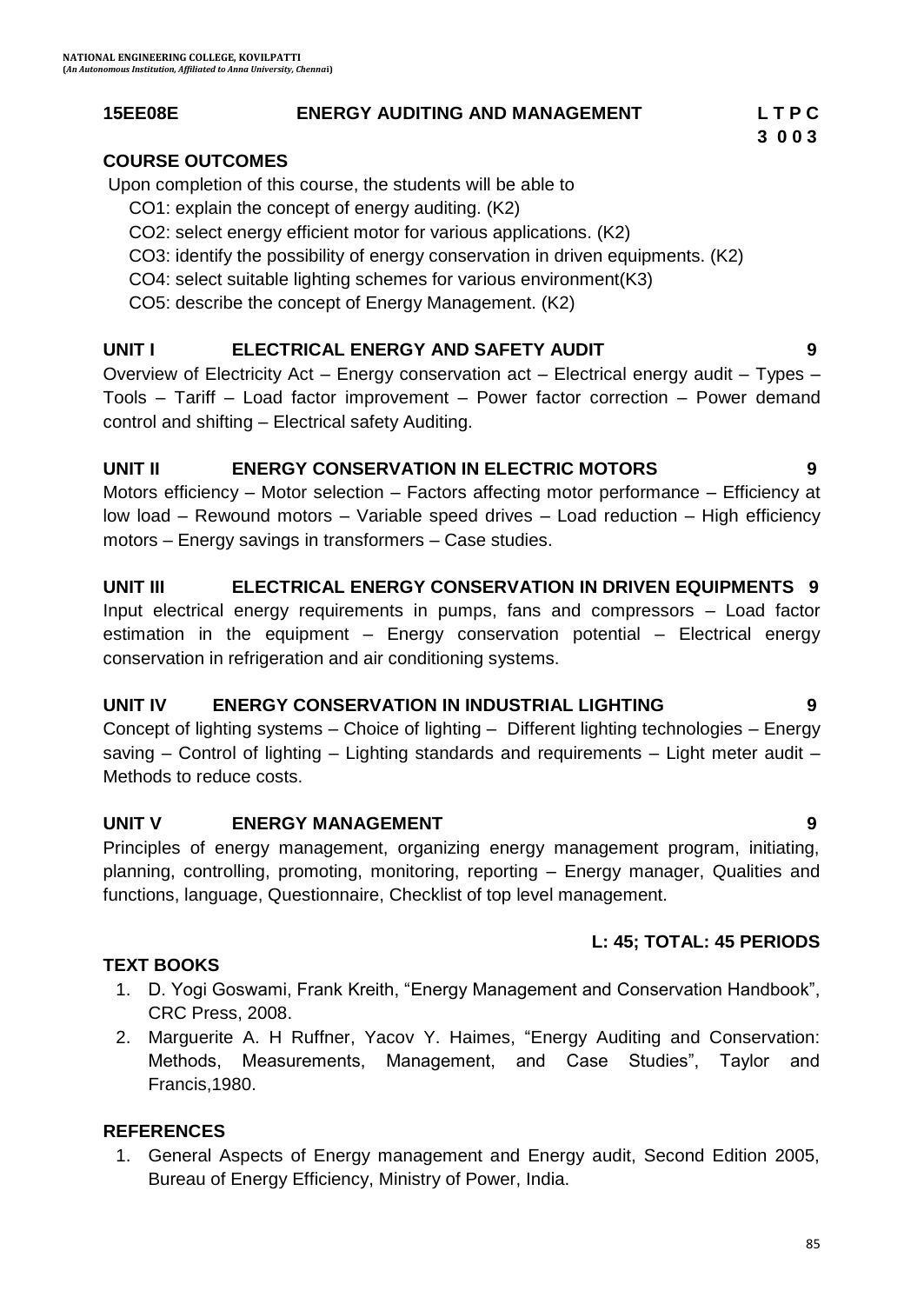**15EE08E ENERGY AUDITING AND MANAGEMENT**

| L | T | P | C |
|---|---|---|---|
| 3 | 0 | 0 | 3 |

## COURSE OUTCOMES

Upon completion of this course, the students will be able to

- CO1: explain the concept of energy auditing. (K2)
- CO2: select energy efficient motor for various applications. (K2)
- CO3: identify the possibility of energy conservation in driven equipments. (K2)
- CO4: select suitable lighting schemes for various environment(K3)
- CO5: describe the concept of Energy Management. (K2)

## UNIT I ELECTRICAL ENERGY AND SAFETY AUDIT 9

Overview of Electricity Act – Energy conservation act – Electrical energy audit – Types – Tools – Tariff – Load factor improvement – Power factor correction – Power demand control and shifting – Electrical safety Auditing.

## UNIT II ENERGY CONSERVATION IN ELECTRIC MOTORS 9

Motors efficiency – Motor selection – Factors affecting motor performance – Efficiency at low load – Rewound motors – Variable speed drives – Load reduction – High efficiency motors – Energy savings in transformers – Case studies.

## UNIT III ELECTRICAL ENERGY CONSERVATION IN DRIVEN EQUIPMENTS 9

Input electrical energy requirements in pumps, fans and compressors – Load factor estimation in the equipment – Energy conservation potential – Electrical energy conservation in refrigeration and air conditioning systems.

## UNIT IV ENERGY CONSERVATION IN INDUSTRIAL LIGHTING 9

Concept of lighting systems – Choice of lighting – Different lighting technologies – Energy saving – Control of lighting – Lighting standards and requirements – Light meter audit – Methods to reduce costs.

## UNIT V ENERGY MANAGEMENT 9

Principles of energy management, organizing energy management program, initiating, planning, controlling, promoting, monitoring, reporting – Energy manager, Qualities and functions, language, Questionnaire, Checklist of top level management.

**L: 45; TOTAL: 45 PERIODS**

## TEXT BOOKS

1. D. Yogi Goswami, Frank Kreith, "Energy Management and Conservation Handbook", CRC Press, 2008.
2. Marguerite A. H Ruffner, Yacov Y. Haimes, "Energy Auditing and Conservation: Methods, Measurements, Management, and Case Studies", Taylor and Francis,1980.

## REFERENCES

1. General Aspects of Energy management and Energy audit, Second Edition 2005, Bureau of Energy Efficiency, Ministry of Power, India.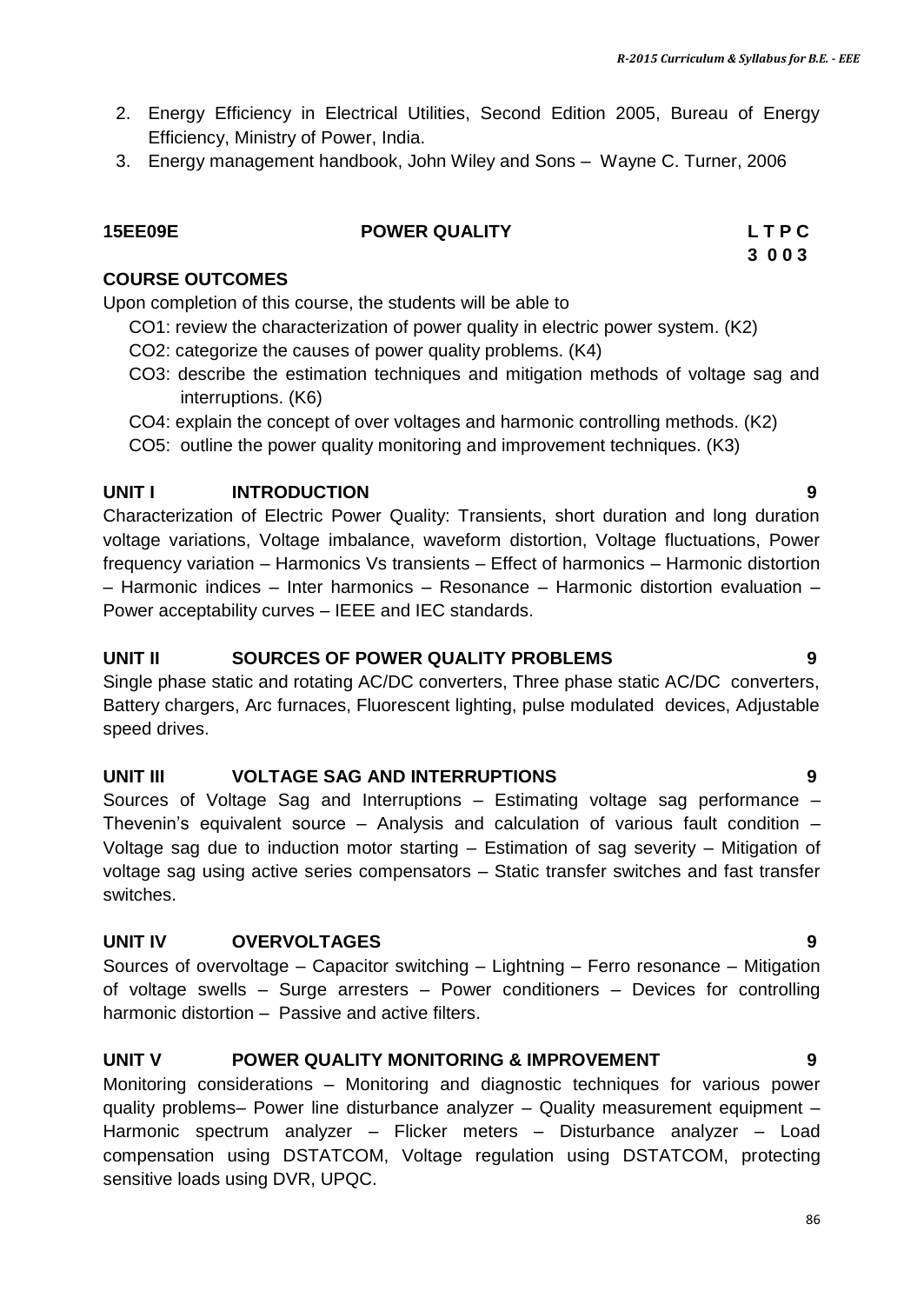2. Energy Efficiency in Electrical Utilities, Second Edition 2005, Bureau of Energy Efficiency, Ministry of Power, India.
3. Energy management handbook, John Wiley and Sons – Wayne C. Turner, 2006

**15EE09E** **POWER QUALITY** **L T P C**
**3 0 0 3**

**COURSE OUTCOMES**

Upon completion of this course, the students will be able to

CO1: review the characterization of power quality in electric power system. (K2)
CO2: categorize the causes of power quality problems. (K4)
CO3: describe the estimation techniques and mitigation methods of voltage sag and interruptions. (K6)
CO4: explain the concept of over voltages and harmonic controlling methods. (K2)
CO5: outline the power quality monitoring and improvement techniques. (K3)

**UNIT I INTRODUCTION 9**

Characterization of Electric Power Quality: Transients, short duration and long duration voltage variations, Voltage imbalance, waveform distortion, Voltage fluctuations, Power frequency variation – Harmonics Vs transients – Effect of harmonics – Harmonic distortion – Harmonic indices – Inter harmonics – Resonance – Harmonic distortion evaluation – Power acceptability curves – IEEE and IEC standards.

**UNIT II SOURCES OF POWER QUALITY PROBLEMS 9**

Single phase static and rotating AC/DC converters, Three phase static AC/DC converters, Battery chargers, Arc furnaces, Fluorescent lighting, pulse modulated devices, Adjustable speed drives.

**UNIT III VOLTAGE SAG AND INTERRUPTIONS 9**

Sources of Voltage Sag and Interruptions – Estimating voltage sag performance – Thevenin's equivalent source – Analysis and calculation of various fault condition – Voltage sag due to induction motor starting – Estimation of sag severity – Mitigation of voltage sag using active series compensators – Static transfer switches and fast transfer switches.

**UNIT IV OVERVOLTAGES 9**

Sources of overvoltage – Capacitor switching – Lightning – Ferro resonance – Mitigation of voltage swells – Surge arresters – Power conditioners – Devices for controlling harmonic distortion – Passive and active filters.

**UNIT V POWER QUALITY MONITORING & IMPROVEMENT 9**

Monitoring considerations – Monitoring and diagnostic techniques for various power quality problems– Power line disturbance analyzer – Quality measurement equipment – Harmonic spectrum analyzer – Flicker meters – Disturbance analyzer – Load compensation using DSTATCOM, Voltage regulation using DSTATCOM, protecting sensitive loads using DVR, UPQC.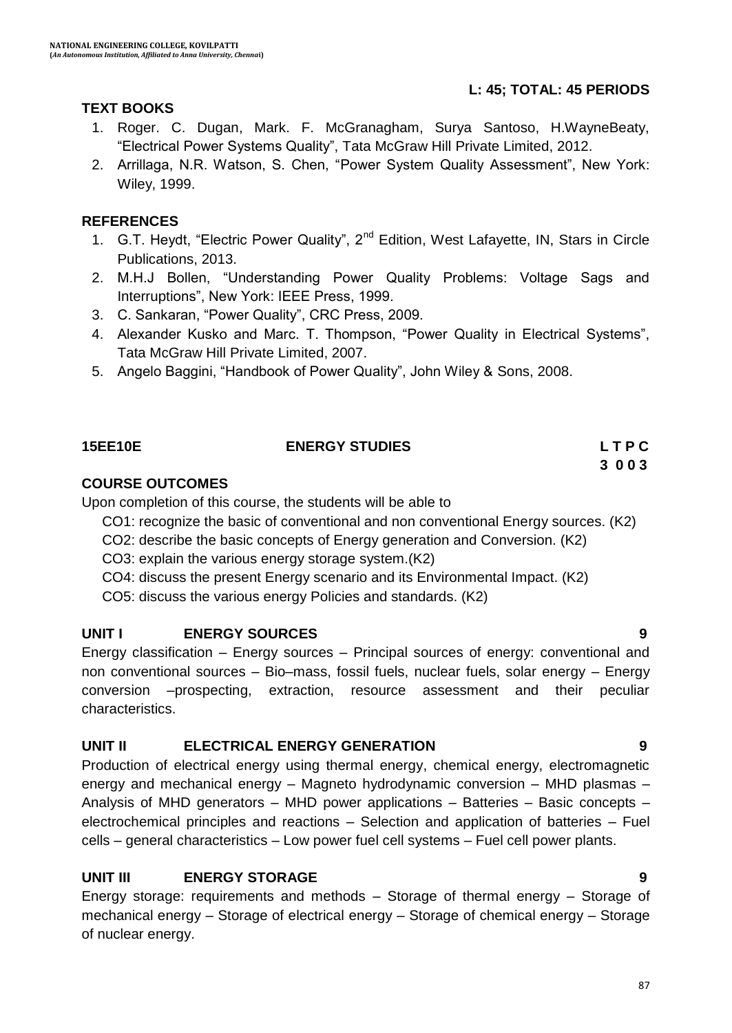**L: 45; TOTAL: 45 PERIODS**

**TEXT BOOKS**

1. Roger. C. Dugan, Mark. F. McGranagham, Surya Santoso, H.WayneBeaty, "Electrical Power Systems Quality", Tata McGraw Hill Private Limited, 2012.
2. Arrillaga, N.R. Watson, S. Chen, "Power System Quality Assessment", New York: Wiley, 1999.

**REFERENCES**

1. G.T. Heydt, "Electric Power Quality", 2nd Edition, West Lafayette, IN, Stars in Circle Publications, 2013.
2. M.H.J Bollen, "Understanding Power Quality Problems: Voltage Sags and Interruptions", New York: IEEE Press, 1999.
3. C. Sankaran, "Power Quality", CRC Press, 2009.
4. Alexander Kusko and Marc. T. Thompson, "Power Quality in Electrical Systems", Tata McGraw Hill Private Limited, 2007.
5. Angelo Baggini, "Handbook of Power Quality", John Wiley & Sons, 2008.

## 15EE10E ENERGY STUDIES

| L | T | P | C |
|---|---|---|---|
| 3 | 0 | 0 | 3 |

**COURSE OUTCOMES**

Upon completion of this course, the students will be able to

- CO1: recognize the basic of conventional and non conventional Energy sources. (K2)
- CO2: describe the basic concepts of Energy generation and Conversion. (K2)
- CO3: explain the various energy storage system.(K2)
- CO4: discuss the present Energy scenario and its Environmental Impact. (K2)
- CO5: discuss the various energy Policies and standards. (K2)

**UNIT I ENERGY SOURCES 9**

Energy classification – Energy sources – Principal sources of energy: conventional and non conventional sources – Bio–mass, fossil fuels, nuclear fuels, solar energy – Energy conversion –prospecting, extraction, resource assessment and their peculiar characteristics.

**UNIT II ELECTRICAL ENERGY GENERATION 9**

Production of electrical energy using thermal energy, chemical energy, electromagnetic energy and mechanical energy – Magneto hydrodynamic conversion – MHD plasmas – Analysis of MHD generators – MHD power applications – Batteries – Basic concepts – electrochemical principles and reactions – Selection and application of batteries – Fuel cells – general characteristics – Low power fuel cell systems – Fuel cell power plants.

**UNIT III ENERGY STORAGE 9**

Energy storage: requirements and methods – Storage of thermal energy – Storage of mechanical energy – Storage of electrical energy – Storage of chemical energy – Storage of nuclear energy.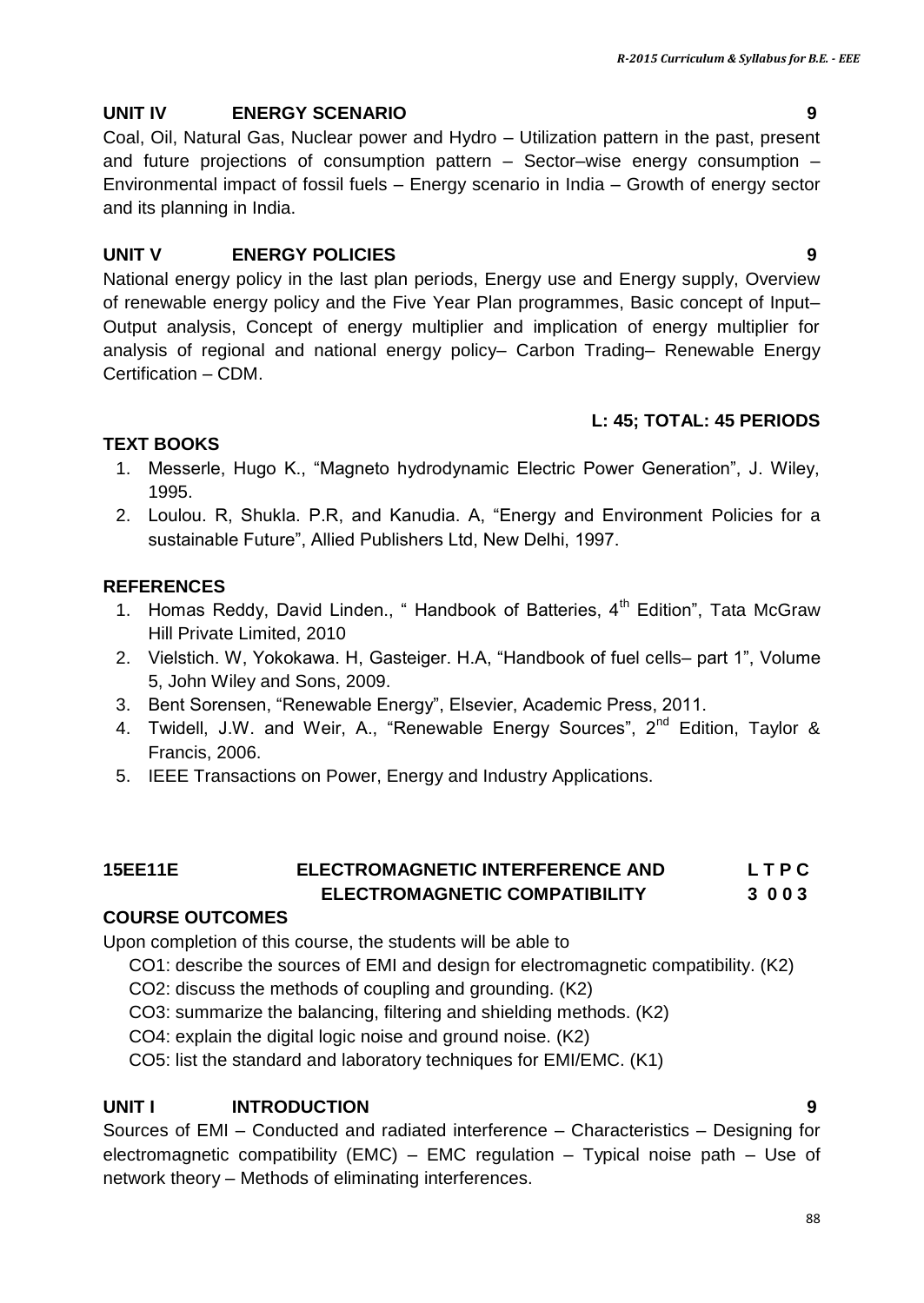### UNIT IV ENERGY SCENARIO 9

Coal, Oil, Natural Gas, Nuclear power and Hydro – Utilization pattern in the past, present and future projections of consumption pattern – Sector–wise energy consumption – Environmental impact of fossil fuels – Energy scenario in India – Growth of energy sector and its planning in India.

### UNIT V ENERGY POLICIES 9

National energy policy in the last plan periods, Energy use and Energy supply, Overview of renewable energy policy and the Five Year Plan programmes, Basic concept of Input–Output analysis, Concept of energy multiplier and implication of energy multiplier for analysis of regional and national energy policy– Carbon Trading– Renewable Energy Certification – CDM.

**L: 45; TOTAL: 45 PERIODS**

### TEXT BOOKS

1. Messerle, Hugo K., "Magneto hydrodynamic Electric Power Generation", J. Wiley, 1995.
2. Loulou. R, Shukla. P.R, and Kanudia. A, "Energy and Environment Policies for a sustainable Future", Allied Publishers Ltd, New Delhi, 1997.

### REFERENCES

1. Homas Reddy, David Linden., " Handbook of Batteries, 4th Edition", Tata McGraw Hill Private Limited, 2010
2. Vielstich. W, Yokokawa. H, Gasteiger. H.A, "Handbook of fuel cells– part 1", Volume 5, John Wiley and Sons, 2009.
3. Bent Sorensen, "Renewable Energy", Elsevier, Academic Press, 2011.
4. Twidell, J.W. and Weir, A., "Renewable Energy Sources", 2nd Edition, Taylor & Francis, 2006.
5. IEEE Transactions on Power, Energy and Industry Applications.

## 15EE11E ELECTROMAGNETIC INTERFERENCE AND ELECTROMAGNETIC COMPATIBILITY

**L T P C**
**3 0 0 3**

### COURSE OUTCOMES

Upon completion of this course, the students will be able to

CO1: describe the sources of EMI and design for electromagnetic compatibility. (K2)
CO2: discuss the methods of coupling and grounding. (K2)
CO3: summarize the balancing, filtering and shielding methods. (K2)
CO4: explain the digital logic noise and ground noise. (K2)
CO5: list the standard and laboratory techniques for EMI/EMC. (K1)

### UNIT I INTRODUCTION 9

Sources of EMI – Conducted and radiated interference – Characteristics – Designing for electromagnetic compatibility (EMC) – EMC regulation – Typical noise path – Use of network theory – Methods of eliminating interferences.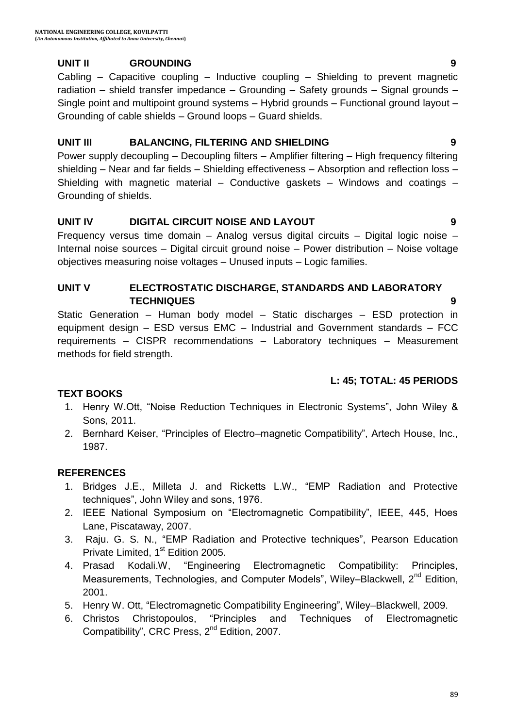## UNIT II GROUNDING 9

Cabling – Capacitive coupling – Inductive coupling – Shielding to prevent magnetic radiation – shield transfer impedance – Grounding – Safety grounds – Signal grounds – Single point and multipoint ground systems – Hybrid grounds – Functional ground layout – Grounding of cable shields – Ground loops – Guard shields.

## UNIT III BALANCING, FILTERING AND SHIELDING 9

Power supply decoupling – Decoupling filters – Amplifier filtering – High frequency filtering shielding – Near and far fields – Shielding effectiveness – Absorption and reflection loss – Shielding with magnetic material – Conductive gaskets – Windows and coatings – Grounding of shields.

## UNIT IV DIGITAL CIRCUIT NOISE AND LAYOUT 9

Frequency versus time domain – Analog versus digital circuits – Digital logic noise – Internal noise sources – Digital circuit ground noise – Power distribution – Noise voltage objectives measuring noise voltages – Unused inputs – Logic families.

## UNIT V ELECTROSTATIC DISCHARGE, STANDARDS AND LABORATORY TECHNIQUES 9

Static Generation – Human body model – Static discharges – ESD protection in equipment design – ESD versus EMC – Industrial and Government standards – FCC requirements – CISPR recommendations – Laboratory techniques – Measurement methods for field strength.

**L: 45; TOTAL: 45 PERIODS**

## TEXT BOOKS

1. Henry W.Ott, "Noise Reduction Techniques in Electronic Systems", John Wiley & Sons, 2011.
2. Bernhard Keiser, "Principles of Electro–magnetic Compatibility", Artech House, Inc., 1987.

## REFERENCES

1. Bridges J.E., Milleta J. and Ricketts L.W., "EMP Radiation and Protective techniques", John Wiley and sons, 1976.
2. IEEE National Symposium on "Electromagnetic Compatibility", IEEE, 445, Hoes Lane, Piscataway, 2007.
3. Raju. G. S. N., "EMP Radiation and Protective techniques", Pearson Education Private Limited, 1st Edition 2005.
4. Prasad Kodali.W, "Engineering Electromagnetic Compatibility: Principles, Measurements, Technologies, and Computer Models", Wiley–Blackwell, 2nd Edition, 2001.
5. Henry W. Ott, "Electromagnetic Compatibility Engineering", Wiley–Blackwell, 2009.
6. Christos Christopoulos, "Principles and Techniques of Electromagnetic Compatibility", CRC Press, 2nd Edition, 2007.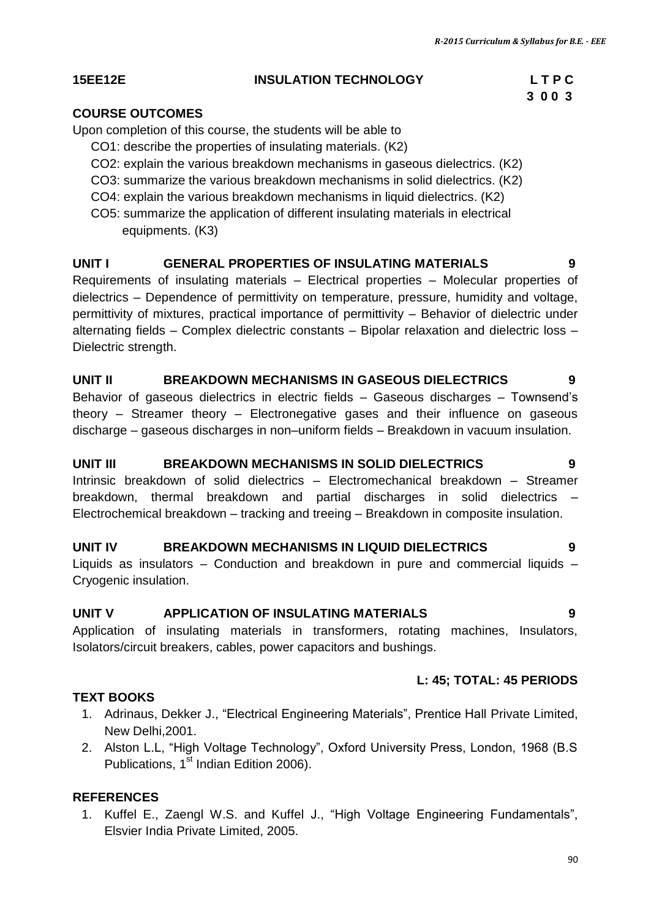## 15EE12E INSULATION TECHNOLOGY

| L | T | P | C |
|---|---|---|---|
| 3 | 0 | 0 | 3 |

### COURSE OUTCOMES

Upon completion of this course, the students will be able to

- CO1: describe the properties of insulating materials. (K2)
- CO2: explain the various breakdown mechanisms in gaseous dielectrics. (K2)
- CO3: summarize the various breakdown mechanisms in solid dielectrics. (K2)
- CO4: explain the various breakdown mechanisms in liquid dielectrics. (K2)
- CO5: summarize the application of different insulating materials in electrical equipments. (K3)

### UNIT I GENERAL PROPERTIES OF INSULATING MATERIALS 9

Requirements of insulating materials – Electrical properties – Molecular properties of dielectrics – Dependence of permittivity on temperature, pressure, humidity and voltage, permittivity of mixtures, practical importance of permittivity – Behavior of dielectric under alternating fields – Complex dielectric constants – Bipolar relaxation and dielectric loss – Dielectric strength.

### UNIT II BREAKDOWN MECHANISMS IN GASEOUS DIELECTRICS 9

Behavior of gaseous dielectrics in electric fields – Gaseous discharges – Townsend's theory – Streamer theory – Electronegative gases and their influence on gaseous discharge – gaseous discharges in non–uniform fields – Breakdown in vacuum insulation.

### UNIT III BREAKDOWN MECHANISMS IN SOLID DIELECTRICS 9

Intrinsic breakdown of solid dielectrics – Electromechanical breakdown – Streamer breakdown, thermal breakdown and partial discharges in solid dielectrics – Electrochemical breakdown – tracking and treeing – Breakdown in composite insulation.

### UNIT IV BREAKDOWN MECHANISMS IN LIQUID DIELECTRICS 9

Liquids as insulators – Conduction and breakdown in pure and commercial liquids – Cryogenic insulation.

### UNIT V APPLICATION OF INSULATING MATERIALS 9

Application of insulating materials in transformers, rotating machines, Insulators, Isolators/circuit breakers, cables, power capacitors and bushings.

**L: 45; TOTAL: 45 PERIODS**

### TEXT BOOKS

1. Adrinaus, Dekker J., "Electrical Engineering Materials", Prentice Hall Private Limited, New Delhi,2001.
2. Alston L.L, "High Voltage Technology", Oxford University Press, London, 1968 (B.S Publications, 1st Indian Edition 2006).

### REFERENCES

1. Kuffel E., Zaengl W.S. and Kuffel J., "High Voltage Engineering Fundamentals", Elsvier India Private Limited, 2005.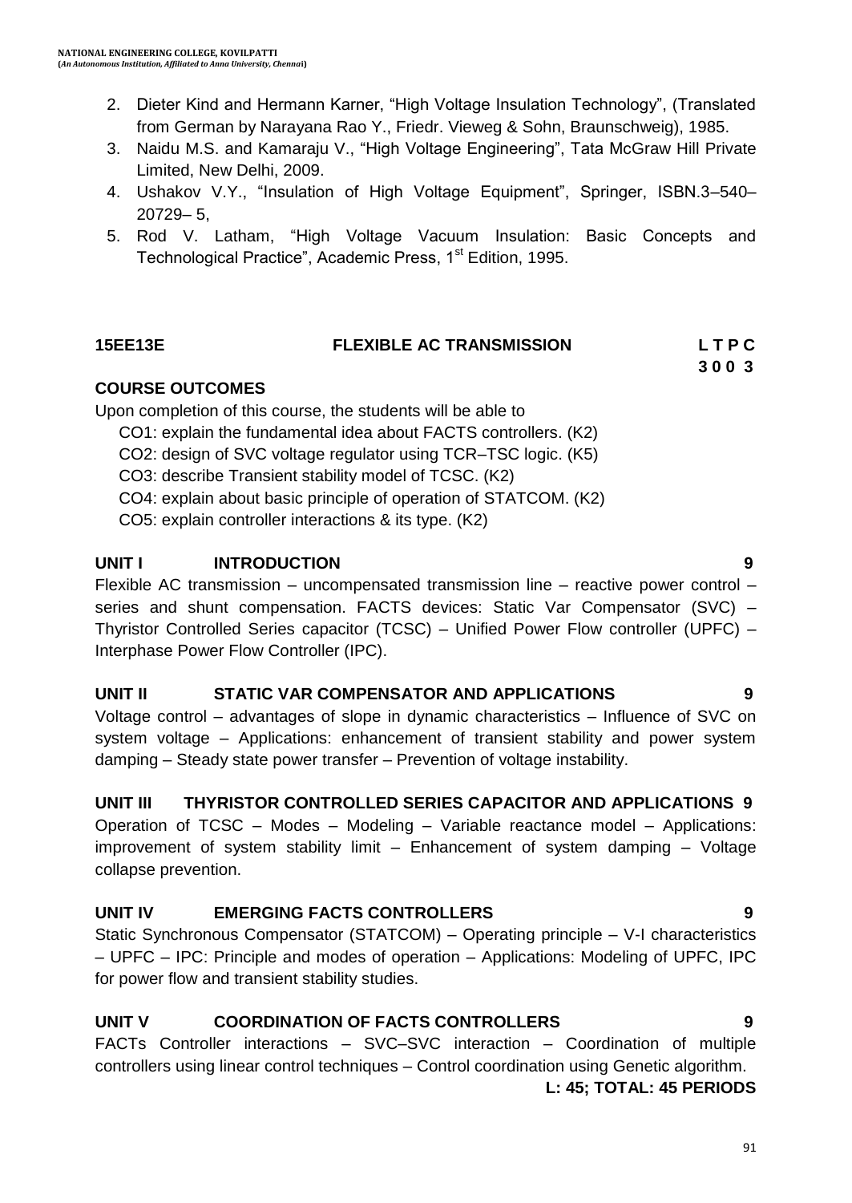2. Dieter Kind and Hermann Karner, "High Voltage Insulation Technology", (Translated from German by Narayana Rao Y., Friedr. Vieweg & Sohn, Braunschweig), 1985.
3. Naidu M.S. and Kamaraju V., "High Voltage Engineering", Tata McGraw Hill Private Limited, New Delhi, 2009.
4. Ushakov V.Y., "Insulation of High Voltage Equipment", Springer, ISBN.3–540–20729– 5,
5. Rod V. Latham, "High Voltage Vacuum Insulation: Basic Concepts and Technological Practice", Academic Press, 1st Edition, 1995.

## 15EE13E FLEXIBLE AC TRANSMISSION

**L T P C**
**3 0 0 3**

### COURSE OUTCOMES

Upon completion of this course, the students will be able to

- CO1: explain the fundamental idea about FACTS controllers. (K2)
- CO2: design of SVC voltage regulator using TCR–TSC logic. (K5)
- CO3: describe Transient stability model of TCSC. (K2)
- CO4: explain about basic principle of operation of STATCOM. (K2)
- CO5: explain controller interactions & its type. (K2)

### UNIT I INTRODUCTION 9

Flexible AC transmission – uncompensated transmission line – reactive power control – series and shunt compensation. FACTS devices: Static Var Compensator (SVC) – Thyristor Controlled Series capacitor (TCSC) – Unified Power Flow controller (UPFC) – Interphase Power Flow Controller (IPC).

### UNIT II STATIC VAR COMPENSATOR AND APPLICATIONS 9

Voltage control – advantages of slope in dynamic characteristics – Influence of SVC on system voltage – Applications: enhancement of transient stability and power system damping – Steady state power transfer – Prevention of voltage instability.

### UNIT III THYRISTOR CONTROLLED SERIES CAPACITOR AND APPLICATIONS 9

Operation of TCSC – Modes – Modeling – Variable reactance model – Applications: improvement of system stability limit – Enhancement of system damping – Voltage collapse prevention.

### UNIT IV EMERGING FACTS CONTROLLERS 9

Static Synchronous Compensator (STATCOM) – Operating principle – V-I characteristics – UPFC – IPC: Principle and modes of operation – Applications: Modeling of UPFC, IPC for power flow and transient stability studies.

### UNIT V COORDINATION OF FACTS CONTROLLERS 9

FACTs Controller interactions – SVC–SVC interaction – Coordination of multiple controllers using linear control techniques – Control coordination using Genetic algorithm.

**L: 45; TOTAL: 45 PERIODS**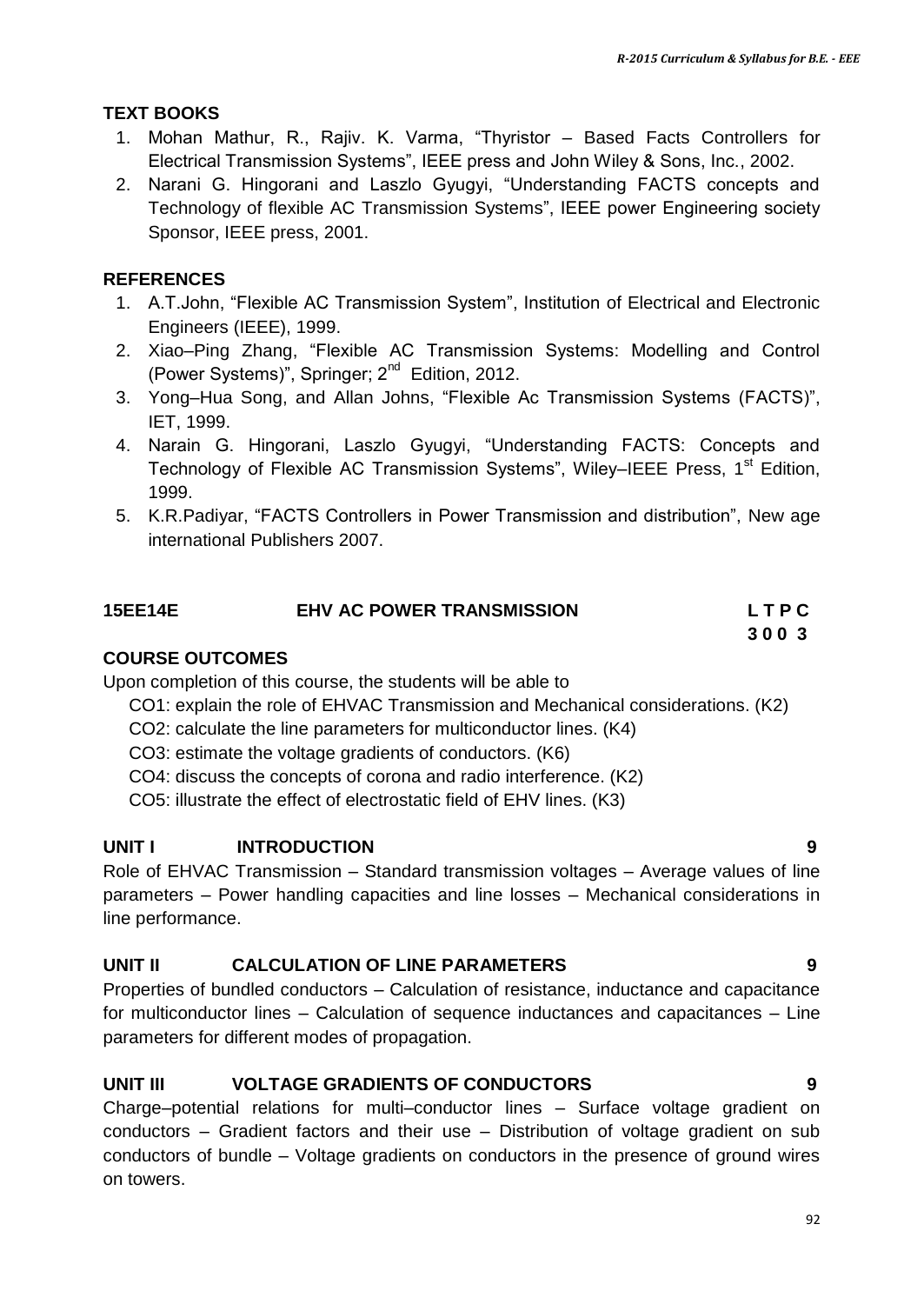## TEXT BOOKS

1. Mohan Mathur, R., Rajiv. K. Varma, “Thyristor – Based Facts Controllers for Electrical Transmission Systems”, IEEE press and John Wiley & Sons, Inc., 2002.
2. Narani G. Hingorani and Laszlo Gyugyi, “Understanding FACTS concepts and Technology of flexible AC Transmission Systems”, IEEE power Engineering society Sponsor, IEEE press, 2001.

## REFERENCES

1. A.T.John, “Flexible AC Transmission System”, Institution of Electrical and Electronic Engineers (IEEE), 1999.
2. Xiao–Ping Zhang, “Flexible AC Transmission Systems: Modelling and Control (Power Systems)”, Springer; 2nd Edition, 2012.
3. Yong–Hua Song, and Allan Johns, “Flexible Ac Transmission Systems (FACTS)”, IET, 1999.
4. Narain G. Hingorani, Laszlo Gyugyi, “Understanding FACTS: Concepts and Technology of Flexible AC Transmission Systems”, Wiley–IEEE Press, 1st Edition, 1999.
5. K.R.Padiyar, “FACTS Controllers in Power Transmission and distribution”, New age international Publishers 2007.

## 15EE14E EHV AC POWER TRANSMISSION

**L T P C**
**3 0 0 3**

## COURSE OUTCOMES

Upon completion of this course, the students will be able to

- CO1: explain the role of EHVAC Transmission and Mechanical considerations. (K2)
- CO2: calculate the line parameters for multiconductor lines. (K4)
- CO3: estimate the voltage gradients of conductors. (K6)
- CO4: discuss the concepts of corona and radio interference. (K2)
- CO5: illustrate the effect of electrostatic field of EHV lines. (K3)

### UNIT I INTRODUCTION 9

Role of EHVAC Transmission – Standard transmission voltages – Average values of line parameters – Power handling capacities and line losses – Mechanical considerations in line performance.

### UNIT II CALCULATION OF LINE PARAMETERS 9

Properties of bundled conductors – Calculation of resistance, inductance and capacitance for multiconductor lines – Calculation of sequence inductances and capacitances – Line parameters for different modes of propagation.

### UNIT III VOLTAGE GRADIENTS OF CONDUCTORS 9

Charge–potential relations for multi–conductor lines – Surface voltage gradient on conductors – Gradient factors and their use – Distribution of voltage gradient on sub conductors of bundle – Voltage gradients on conductors in the presence of ground wires on towers.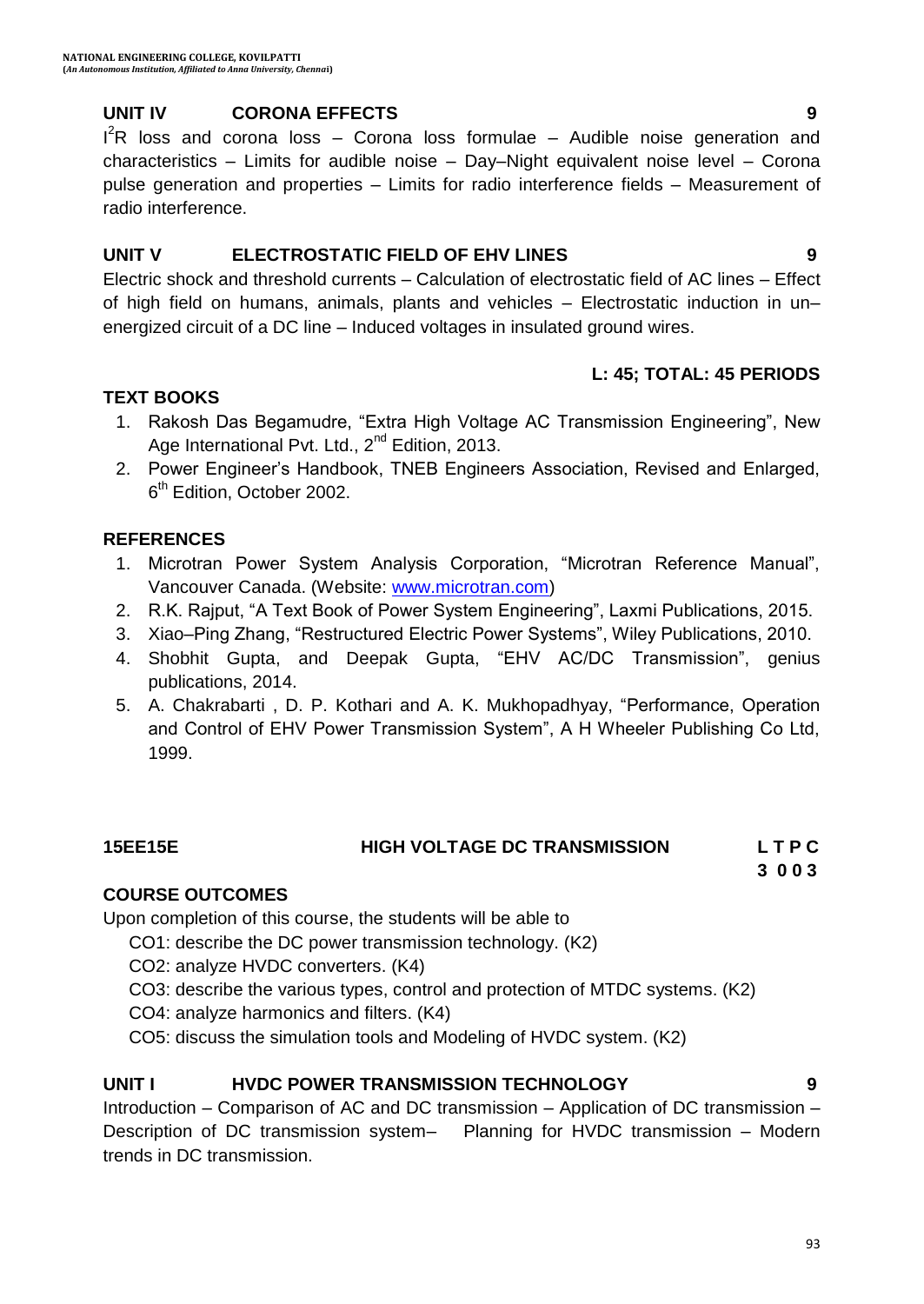### UNIT IV CORONA EFFECTS 9

$I^2R$ loss and corona loss – Corona loss formulae – Audible noise generation and characteristics – Limits for audible noise – Day–Night equivalent noise level – Corona pulse generation and properties – Limits for radio interference fields – Measurement of radio interference.

### UNIT V ELECTROSTATIC FIELD OF EHV LINES 9

Electric shock and threshold currents – Calculation of electrostatic field of AC lines – Effect of high field on humans, animals, plants and vehicles – Electrostatic induction in un–energized circuit of a DC line – Induced voltages in insulated ground wires.

**L: 45; TOTAL: 45 PERIODS**

### TEXT BOOKS

1. Rakosh Das Begamudre, "Extra High Voltage AC Transmission Engineering", New Age International Pvt. Ltd., 2nd Edition, 2013.
2. Power Engineer's Handbook, TNEB Engineers Association, Revised and Enlarged, 6th Edition, October 2002.

### REFERENCES

1. Microtran Power System Analysis Corporation, "Microtran Reference Manual", Vancouver Canada. (Website: www.microtran.com)
2. R.K. Rajput, "A Text Book of Power System Engineering", Laxmi Publications, 2015.
3. Xiao–Ping Zhang, "Restructured Electric Power Systems", Wiley Publications, 2010.
4. Shobhit Gupta, and Deepak Gupta, "EHV AC/DC Transmission", genius publications, 2014.
5. A. Chakrabarti , D. P. Kothari and A. K. Mukhopadhyay, "Performance, Operation and Control of EHV Power Transmission System", A H Wheeler Publishing Co Ltd, 1999.

## 15EE15E HIGH VOLTAGE DC TRANSMISSION

| L | T | P | C |
|---|---|---|---|
| 3 | 0 | 0 | 3 |

### COURSE OUTCOMES

Upon completion of this course, the students will be able to

- CO1: describe the DC power transmission technology. (K2)
- CO2: analyze HVDC converters. (K4)
- CO3: describe the various types, control and protection of MTDC systems. (K2)
- CO4: analyze harmonics and filters. (K4)
- CO5: discuss the simulation tools and Modeling of HVDC system. (K2)

### UNIT I HVDC POWER TRANSMISSION TECHNOLOGY 9

Introduction – Comparison of AC and DC transmission – Application of DC transmission – Description of DC transmission system– Planning for HVDC transmission – Modern trends in DC transmission.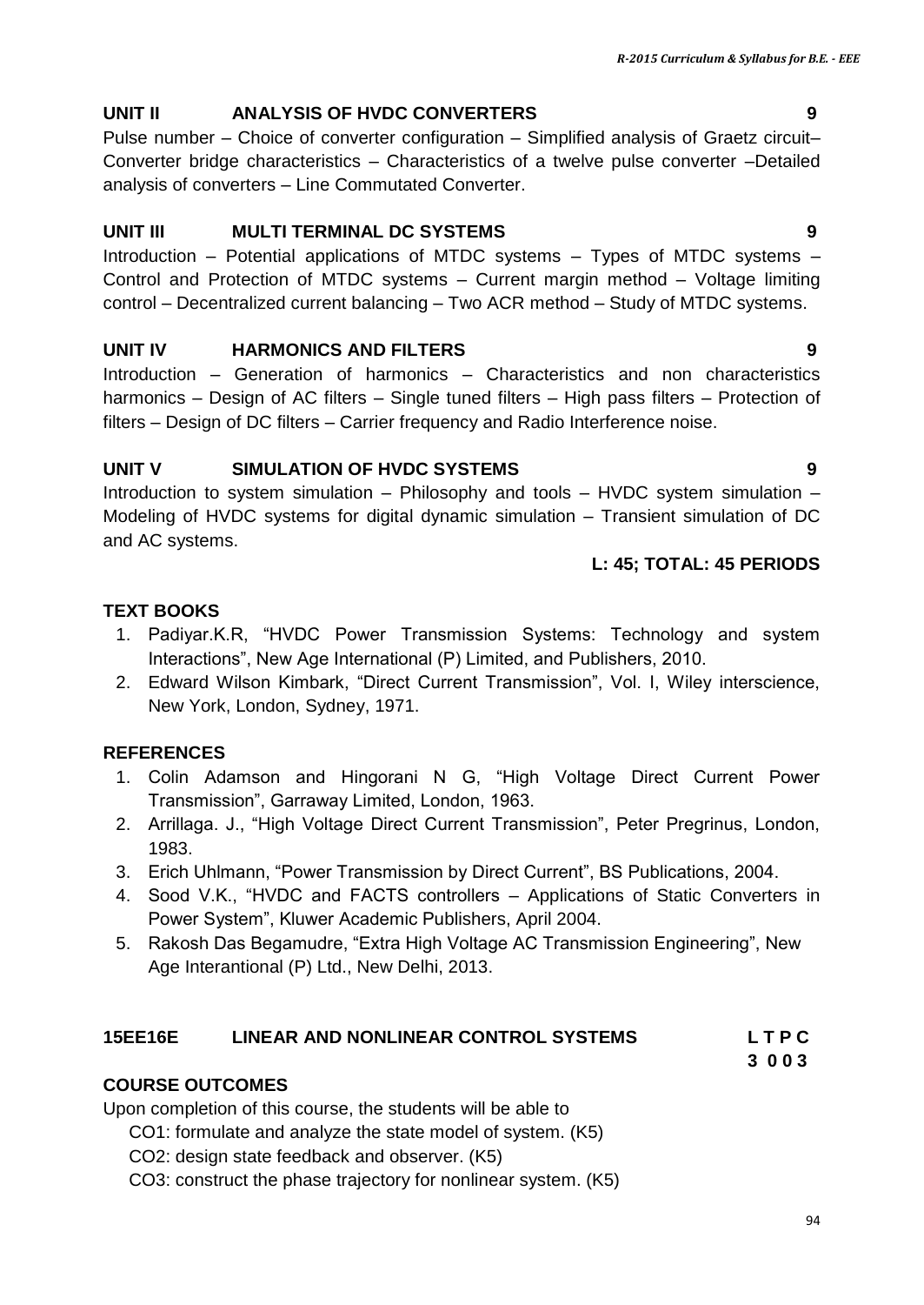**UNIT II ANALYSIS OF HVDC CONVERTERS 9**

Pulse number – Choice of converter configuration – Simplified analysis of Graetz circuit– Converter bridge characteristics – Characteristics of a twelve pulse converter –Detailed analysis of converters – Line Commutated Converter.

**UNIT III MULTI TERMINAL DC SYSTEMS 9**

Introduction – Potential applications of MTDC systems – Types of MTDC systems – Control and Protection of MTDC systems – Current margin method – Voltage limiting control – Decentralized current balancing – Two ACR method – Study of MTDC systems.

**UNIT IV HARMONICS AND FILTERS 9**

Introduction – Generation of harmonics – Characteristics and non characteristics harmonics – Design of AC filters – Single tuned filters – High pass filters – Protection of filters – Design of DC filters – Carrier frequency and Radio Interference noise.

**UNIT V SIMULATION OF HVDC SYSTEMS 9**

Introduction to system simulation – Philosophy and tools – HVDC system simulation – Modeling of HVDC systems for digital dynamic simulation – Transient simulation of DC and AC systems.

**L: 45; TOTAL: 45 PERIODS**

**TEXT BOOKS**

1. Padiyar.K.R, "HVDC Power Transmission Systems: Technology and system Interactions", New Age International (P) Limited, and Publishers, 2010.
2. Edward Wilson Kimbark, "Direct Current Transmission", Vol. I, Wiley interscience, New York, London, Sydney, 1971.

**REFERENCES**

1. Colin Adamson and Hingorani N G, "High Voltage Direct Current Power Transmission", Garraway Limited, London, 1963.
2. Arrillaga. J., "High Voltage Direct Current Transmission", Peter Pregrinus, London, 1983.
3. Erich Uhlmann, "Power Transmission by Direct Current", BS Publications, 2004.
4. Sood V.K., "HVDC and FACTS controllers – Applications of Static Converters in Power System", Kluwer Academic Publishers, April 2004.
5. Rakosh Das Begamudre, "Extra High Voltage AC Transmission Engineering", New Age Interantional (P) Ltd., New Delhi, 2013.

## 15EE16E LINEAR AND NONLINEAR CONTROL SYSTEMS

**L T P C**
**3 0 0 3**

**COURSE OUTCOMES**

Upon completion of this course, the students will be able to

CO1: formulate and analyze the state model of system. (K5)

CO2: design state feedback and observer. (K5)

CO3: construct the phase trajectory for nonlinear system. (K5)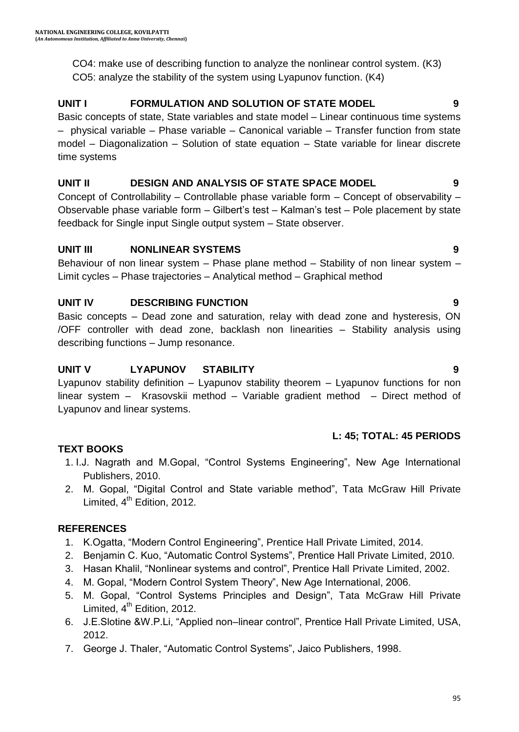CO4: make use of describing function to analyze the nonlinear control system. (K3)
CO5: analyze the stability of the system using Lyapunov function. (K4)

**UNIT I FORMULATION AND SOLUTION OF STATE MODEL 9**

Basic concepts of state, State variables and state model – Linear continuous time systems – physical variable – Phase variable – Canonical variable – Transfer function from state model – Diagonalization – Solution of state equation – State variable for linear discrete time systems

**UNIT II DESIGN AND ANALYSIS OF STATE SPACE MODEL 9**

Concept of Controllability – Controllable phase variable form – Concept of observability – Observable phase variable form – Gilbert's test – Kalman's test – Pole placement by state feedback for Single input Single output system – State observer.

**UNIT III NONLINEAR SYSTEMS 9**

Behaviour of non linear system – Phase plane method – Stability of non linear system – Limit cycles – Phase trajectories – Analytical method – Graphical method

**UNIT IV DESCRIBING FUNCTION 9**

Basic concepts – Dead zone and saturation, relay with dead zone and hysteresis, ON /OFF controller with dead zone, backlash non linearities – Stability analysis using describing functions – Jump resonance.

**UNIT V LYAPUNOV STABILITY 9**

Lyapunov stability definition – Lyapunov stability theorem – Lyapunov functions for non linear system – Krasovskii method – Variable gradient method – Direct method of Lyapunov and linear systems.

**L: 45; TOTAL: 45 PERIODS**

**TEXT BOOKS**

1. I.J. Nagrath and M.Gopal, "Control Systems Engineering", New Age International Publishers, 2010.
2. M. Gopal, "Digital Control and State variable method", Tata McGraw Hill Private Limited, 4th Edition, 2012.

**REFERENCES**

1. K.Ogatta, "Modern Control Engineering", Prentice Hall Private Limited, 2014.
2. Benjamin C. Kuo, "Automatic Control Systems", Prentice Hall Private Limited, 2010.
3. Hasan Khalil, "Nonlinear systems and control", Prentice Hall Private Limited, 2002.
4. M. Gopal, "Modern Control System Theory", New Age International, 2006.
5. M. Gopal, "Control Systems Principles and Design", Tata McGraw Hill Private Limited, 4th Edition, 2012.
6. J.E.Slotine &W.P.Li, "Applied non–linear control", Prentice Hall Private Limited, USA, 2012.
7. George J. Thaler, "Automatic Control Systems", Jaico Publishers, 1998.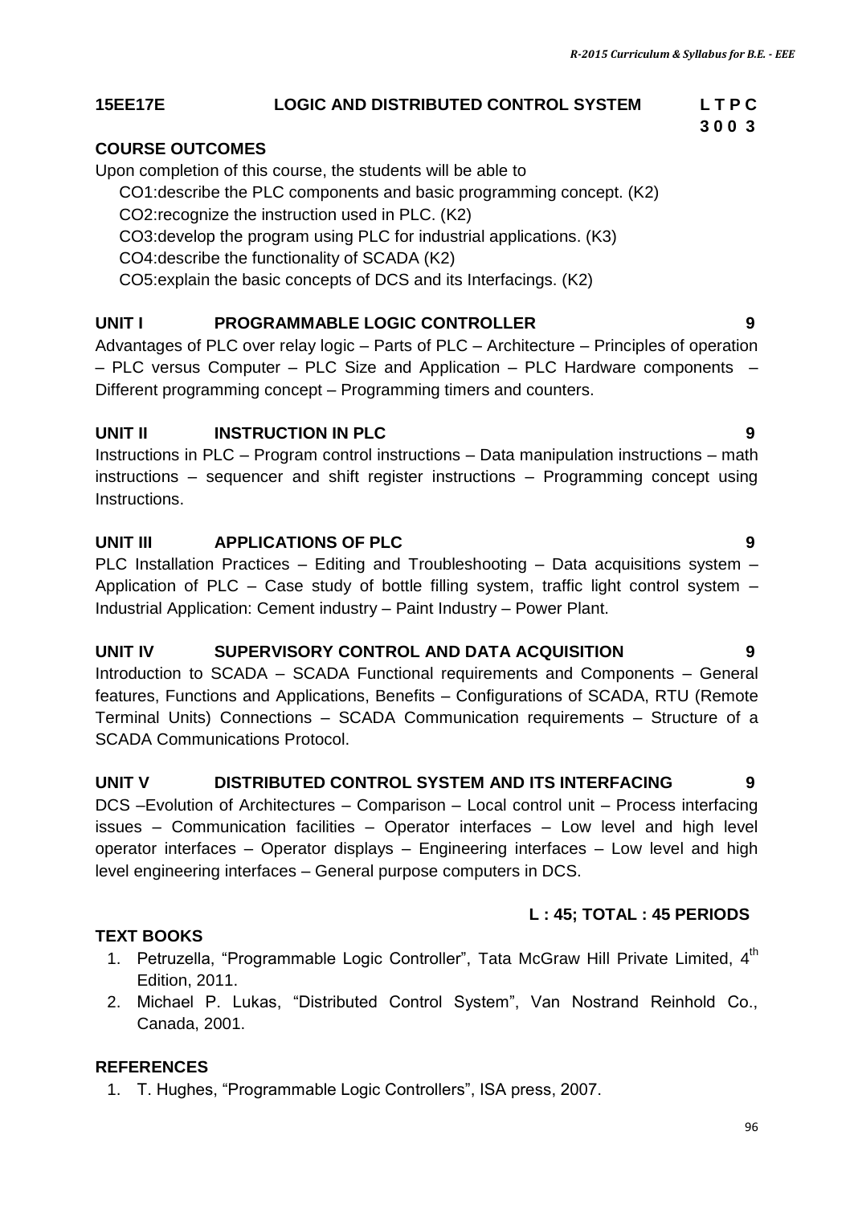## 15EE17E LOGIC AND DISTRIBUTED CONTROL SYSTEM

**L T P C**
**3 0 0 3**

### COURSE OUTCOMES

Upon completion of this course, the students will be able to

- CO1:describe the PLC components and basic programming concept. (K2)
- CO2:recognize the instruction used in PLC. (K2)
- CO3:develop the program using PLC for industrial applications. (K3)
- CO4:describe the functionality of SCADA (K2)
- CO5:explain the basic concepts of DCS and its Interfacings. (K2)

### UNIT I PROGRAMMABLE LOGIC CONTROLLER 9

Advantages of PLC over relay logic – Parts of PLC – Architecture – Principles of operation – PLC versus Computer – PLC Size and Application – PLC Hardware components – Different programming concept – Programming timers and counters.

### UNIT II INSTRUCTION IN PLC 9

Instructions in PLC – Program control instructions – Data manipulation instructions – math instructions – sequencer and shift register instructions – Programming concept using Instructions.

### UNIT III APPLICATIONS OF PLC 9

PLC Installation Practices – Editing and Troubleshooting – Data acquisitions system – Application of PLC – Case study of bottle filling system, traffic light control system – Industrial Application: Cement industry – Paint Industry – Power Plant.

### UNIT IV SUPERVISORY CONTROL AND DATA ACQUISITION 9

Introduction to SCADA – SCADA Functional requirements and Components – General features, Functions and Applications, Benefits – Configurations of SCADA, RTU (Remote Terminal Units) Connections – SCADA Communication requirements – Structure of a SCADA Communications Protocol.

### UNIT V DISTRIBUTED CONTROL SYSTEM AND ITS INTERFACING 9

DCS –Evolution of Architectures – Comparison – Local control unit – Process interfacing issues – Communication facilities – Operator interfaces – Low level and high level operator interfaces – Operator displays – Engineering interfaces – Low level and high level engineering interfaces – General purpose computers in DCS.

**L : 45; TOTAL : 45 PERIODS**

### TEXT BOOKS

1. Petruzella, "Programmable Logic Controller", Tata McGraw Hill Private Limited, 4th Edition, 2011.
2. Michael P. Lukas, "Distributed Control System", Van Nostrand Reinhold Co., Canada, 2001.

### REFERENCES

1. T. Hughes, "Programmable Logic Controllers", ISA press, 2007.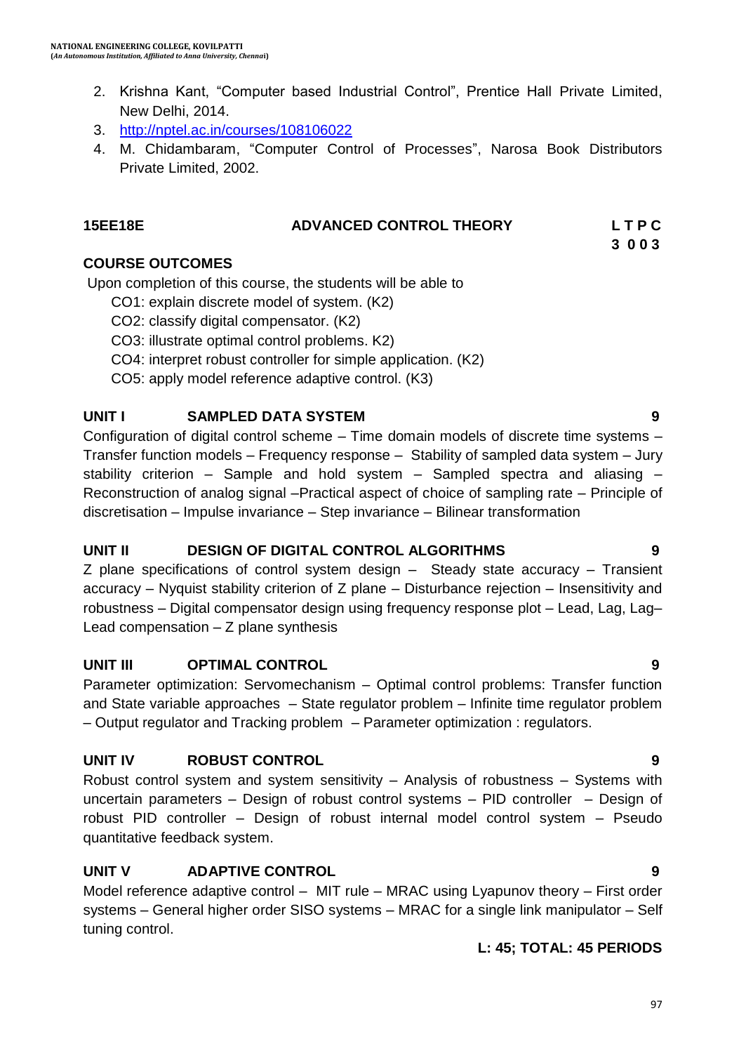2. Krishna Kant, “Computer based Industrial Control”, Prentice Hall Private Limited, New Delhi, 2014.
3. http://nptel.ac.in/courses/108106022
4. M. Chidambaram, “Computer Control of Processes”, Narosa Book Distributors Private Limited, 2002.

## 15EE18E ADVANCED CONTROL THEORY

**L T P C**
**3 0 0 3**

### COURSE OUTCOMES

Upon completion of this course, the students will be able to

CO1: explain discrete model of system. (K2)
CO2: classify digital compensator. (K2)
CO3: illustrate optimal control problems. K2)
CO4: interpret robust controller for simple application. (K2)
CO5: apply model reference adaptive control. (K3)

### UNIT I SAMPLED DATA SYSTEM 9

Configuration of digital control scheme – Time domain models of discrete time systems – Transfer function models – Frequency response – Stability of sampled data system – Jury stability criterion – Sample and hold system – Sampled spectra and aliasing – Reconstruction of analog signal –Practical aspect of choice of sampling rate – Principle of discretisation – Impulse invariance – Step invariance – Bilinear transformation

### UNIT II DESIGN OF DIGITAL CONTROL ALGORITHMS 9

Z plane specifications of control system design – Steady state accuracy – Transient accuracy – Nyquist stability criterion of Z plane – Disturbance rejection – Insensitivity and robustness – Digital compensator design using frequency response plot – Lead, Lag, Lag–Lead compensation – Z plane synthesis

### UNIT III OPTIMAL CONTROL 9

Parameter optimization: Servomechanism – Optimal control problems: Transfer function and State variable approaches – State regulator problem – Infinite time regulator problem – Output regulator and Tracking problem – Parameter optimization : regulators.

### UNIT IV ROBUST CONTROL 9

Robust control system and system sensitivity – Analysis of robustness – Systems with uncertain parameters – Design of robust control systems – PID controller – Design of robust PID controller – Design of robust internal model control system – Pseudo quantitative feedback system.

### UNIT V ADAPTIVE CONTROL 9

Model reference adaptive control – MIT rule – MRAC using Lyapunov theory – First order systems – General higher order SISO systems – MRAC for a single link manipulator – Self tuning control.

**L: 45; TOTAL: 45 PERIODS**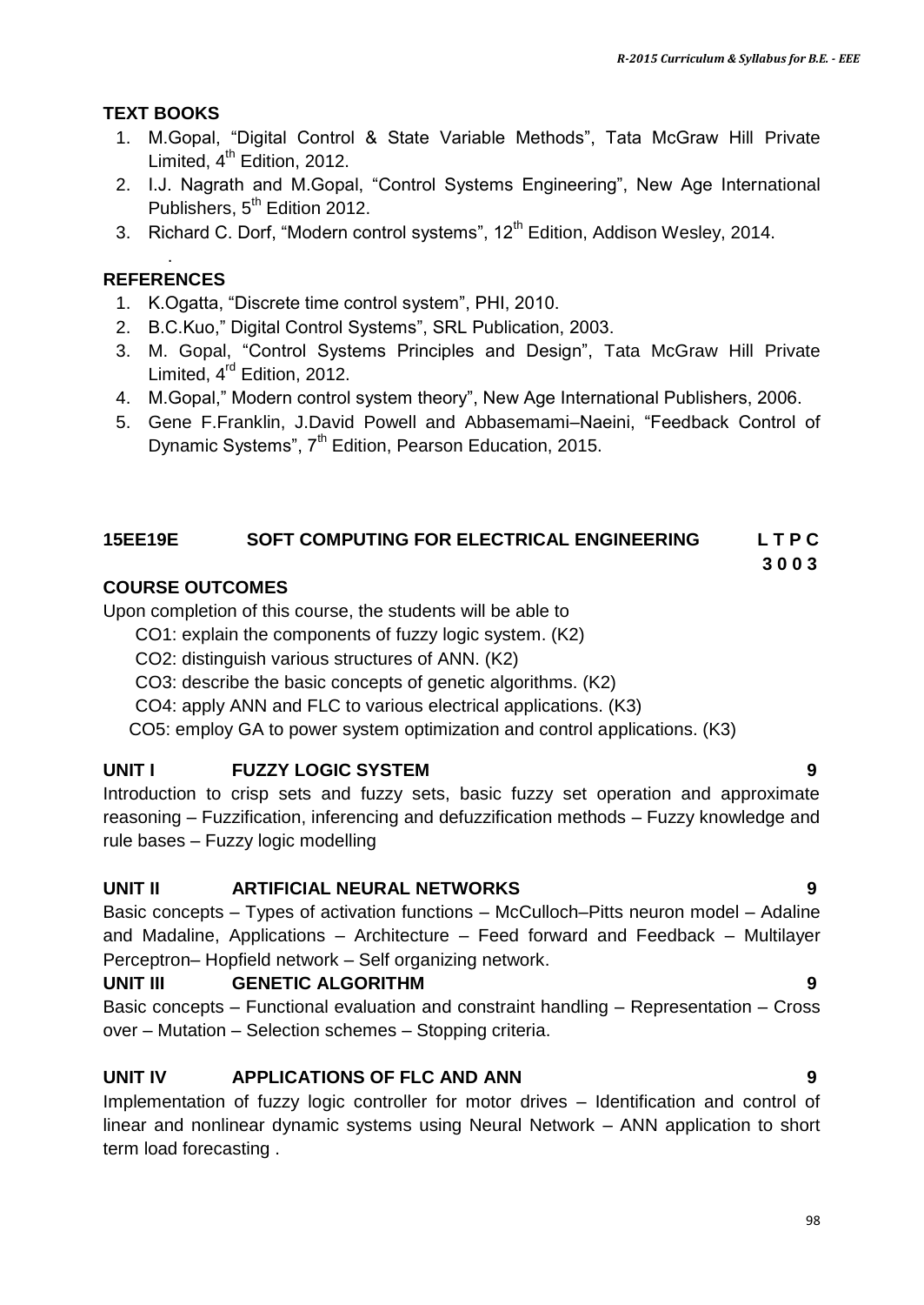**TEXT BOOKS**

1. M.Gopal, "Digital Control & State Variable Methods", Tata McGraw Hill Private Limited, 4th Edition, 2012.
2. I.J. Nagrath and M.Gopal, "Control Systems Engineering", New Age International Publishers, 5th Edition 2012.
3. Richard C. Dorf, "Modern control systems", 12th Edition, Addison Wesley, 2014.

**REFERENCES**

1. K.Ogatta, "Discrete time control system", PHI, 2010.
2. B.C.Kuo," Digital Control Systems", SRL Publication, 2003.
3. M. Gopal, "Control Systems Principles and Design", Tata McGraw Hill Private Limited, 4rd Edition, 2012.
4. M.Gopal," Modern control system theory", New Age International Publishers, 2006.
5. Gene F.Franklin, J.David Powell and Abbasemami–Naeini, "Feedback Control of Dynamic Systems", 7th Edition, Pearson Education, 2015.

## 15EE19E SOFT COMPUTING FOR ELECTRICAL ENGINEERING

**L T P C**
**3 0 0 3**

**COURSE OUTCOMES**

Upon completion of this course, the students will be able to

CO1: explain the components of fuzzy logic system. (K2)

CO2: distinguish various structures of ANN. (K2)

CO3: describe the basic concepts of genetic algorithms. (K2)

CO4: apply ANN and FLC to various electrical applications. (K3)

CO5: employ GA to power system optimization and control applications. (K3)

**UNIT I FUZZY LOGIC SYSTEM 9**

Introduction to crisp sets and fuzzy sets, basic fuzzy set operation and approximate reasoning – Fuzzification, inferencing and defuzzification methods – Fuzzy knowledge and rule bases – Fuzzy logic modelling

**UNIT II ARTIFICIAL NEURAL NETWORKS 9**

Basic concepts – Types of activation functions – McCulloch–Pitts neuron model – Adaline and Madaline, Applications – Architecture – Feed forward and Feedback – Multilayer Perceptron– Hopfield network – Self organizing network.

**UNIT III GENETIC ALGORITHM 9**

Basic concepts – Functional evaluation and constraint handling – Representation – Cross over – Mutation – Selection schemes – Stopping criteria.

**UNIT IV APPLICATIONS OF FLC AND ANN 9**

Implementation of fuzzy logic controller for motor drives – Identification and control of linear and nonlinear dynamic systems using Neural Network – ANN application to short term load forecasting .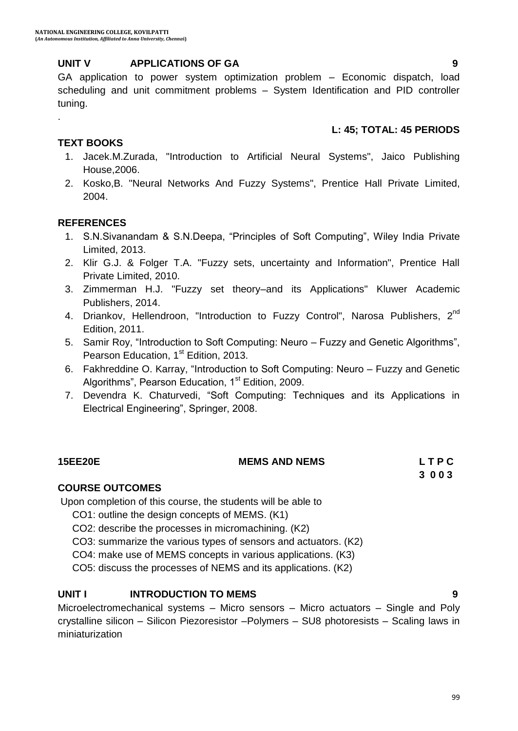**UNIT V APPLICATIONS OF GA 9**

GA application to power system optimization problem – Economic dispatch, load scheduling and unit commitment problems – System Identification and PID controller tuning.

.

**L: 45; TOTAL: 45 PERIODS**

**TEXT BOOKS**

1. Jacek.M.Zurada, "Introduction to Artificial Neural Systems", Jaico Publishing House,2006.
2. Kosko,B. "Neural Networks And Fuzzy Systems", Prentice Hall Private Limited, 2004.

**REFERENCES**

1. S.N.Sivanandam & S.N.Deepa, "Principles of Soft Computing", Wiley India Private Limited, 2013.
2. Klir G.J. & Folger T.A. "Fuzzy sets, uncertainty and Information", Prentice Hall Private Limited, 2010.
3. Zimmerman H.J. "Fuzzy set theory–and its Applications" Kluwer Academic Publishers, 2014.
4. Driankov, Hellendroon, "Introduction to Fuzzy Control", Narosa Publishers, 2nd Edition, 2011.
5. Samir Roy, "Introduction to Soft Computing: Neuro – Fuzzy and Genetic Algorithms", Pearson Education, 1st Edition, 2013.
6. Fakhreddine O. Karray, "Introduction to Soft Computing: Neuro – Fuzzy and Genetic Algorithms", Pearson Education, 1st Edition, 2009.
7. Devendra K. Chaturvedi, "Soft Computing: Techniques and its Applications in Electrical Engineering", Springer, 2008.

**15EE20E MEMS AND NEMS L T P C**
**3 0 0 3**

**COURSE OUTCOMES**

Upon completion of this course, the students will be able to

CO1: outline the design concepts of MEMS. (K1)
CO2: describe the processes in micromachining. (K2)
CO3: summarize the various types of sensors and actuators. (K2)
CO4: make use of MEMS concepts in various applications. (K3)
CO5: discuss the processes of NEMS and its applications. (K2)

**UNIT I INTRODUCTION TO MEMS 9**

Microelectromechanical systems – Micro sensors – Micro actuators – Single and Poly crystalline silicon – Silicon Piezoresistor –Polymers – SU8 photoresists – Scaling laws in miniaturization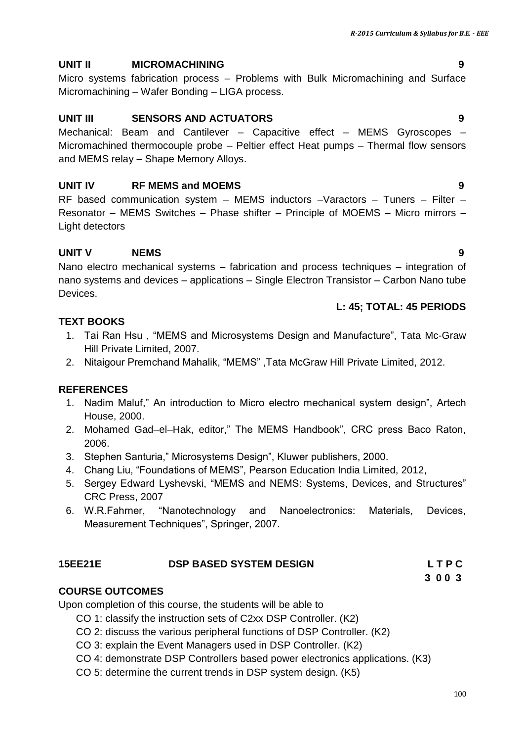### UNIT II MICROMACHINING 9

Micro systems fabrication process – Problems with Bulk Micromachining and Surface Micromachining – Wafer Bonding – LIGA process.

### UNIT III SENSORS AND ACTUATORS 9

Mechanical: Beam and Cantilever – Capacitive effect – MEMS Gyroscopes – Micromachined thermocouple probe – Peltier effect Heat pumps – Thermal flow sensors and MEMS relay – Shape Memory Alloys.

### UNIT IV RF MEMS and MOEMS 9

RF based communication system – MEMS inductors –Varactors – Tuners – Filter – Resonator – MEMS Switches – Phase shifter – Principle of MOEMS – Micro mirrors – Light detectors

### UNIT V NEMS 9

Nano electro mechanical systems – fabrication and process techniques – integration of nano systems and devices – applications – Single Electron Transistor – Carbon Nano tube Devices.

**L: 45; TOTAL: 45 PERIODS**

### TEXT BOOKS

1. Tai Ran Hsu , "MEMS and Microsystems Design and Manufacture", Tata Mc-Graw Hill Private Limited, 2007.
2. Nitaigour Premchand Mahalik, "MEMS" ,Tata McGraw Hill Private Limited, 2012.

### REFERENCES

1. Nadim Maluf," An introduction to Micro electro mechanical system design", Artech House, 2000.
2. Mohamed Gad–el–Hak, editor," The MEMS Handbook", CRC press Baco Raton, 2006.
3. Stephen Santuria," Microsystems Design", Kluwer publishers, 2000.
4. Chang Liu, "Foundations of MEMS", Pearson Education India Limited, 2012,
5. Sergey Edward Lyshevski, "MEMS and NEMS: Systems, Devices, and Structures" CRC Press, 2007
6. W.R.Fahrner, "Nanotechnology and Nanoelectronics: Materials, Devices, Measurement Techniques", Springer, 2007.

## 15EE21E DSP BASED SYSTEM DESIGN

| L | T | P | C |
|---|---|---|---|
| 3 | 0 | 0 | 3 |

### COURSE OUTCOMES

Upon completion of this course, the students will be able to

- CO 1: classify the instruction sets of C2xx DSP Controller. (K2)
- CO 2: discuss the various peripheral functions of DSP Controller. (K2)
- CO 3: explain the Event Managers used in DSP Controller. (K2)
- CO 4: demonstrate DSP Controllers based power electronics applications. (K3)
- CO 5: determine the current trends in DSP system design. (K5)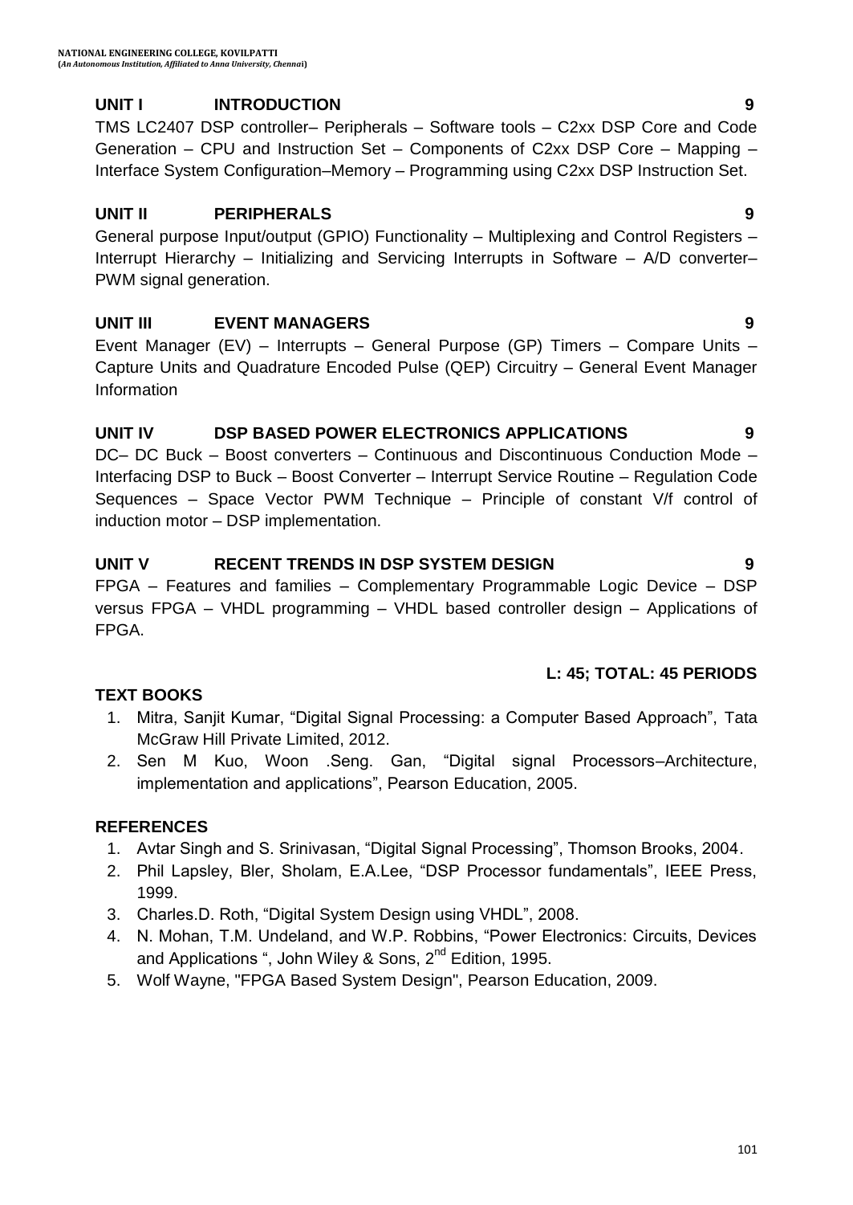## UNIT I INTRODUCTION 9

TMS LC2407 DSP controller– Peripherals – Software tools – C2xx DSP Core and Code Generation – CPU and Instruction Set – Components of C2xx DSP Core – Mapping – Interface System Configuration–Memory – Programming using C2xx DSP Instruction Set.

## UNIT II PERIPHERALS 9

General purpose Input/output (GPIO) Functionality – Multiplexing and Control Registers – Interrupt Hierarchy – Initializing and Servicing Interrupts in Software – A/D converter– PWM signal generation.

## UNIT III EVENT MANAGERS 9

Event Manager (EV) – Interrupts – General Purpose (GP) Timers – Compare Units – Capture Units and Quadrature Encoded Pulse (QEP) Circuitry – General Event Manager Information

## UNIT IV DSP BASED POWER ELECTRONICS APPLICATIONS 9

DC– DC Buck – Boost converters – Continuous and Discontinuous Conduction Mode – Interfacing DSP to Buck – Boost Converter – Interrupt Service Routine – Regulation Code Sequences – Space Vector PWM Technique – Principle of constant V/f control of induction motor – DSP implementation.

## UNIT V RECENT TRENDS IN DSP SYSTEM DESIGN 9

FPGA – Features and families – Complementary Programmable Logic Device – DSP versus FPGA – VHDL programming – VHDL based controller design – Applications of FPGA.

**L: 45; TOTAL: 45 PERIODS**

## TEXT BOOKS

1. Mitra, Sanjit Kumar, "Digital Signal Processing: a Computer Based Approach", Tata McGraw Hill Private Limited, 2012.
2. Sen M Kuo, Woon .Seng. Gan, "Digital signal Processors–Architecture, implementation and applications", Pearson Education, 2005.

## REFERENCES

1. Avtar Singh and S. Srinivasan, "Digital Signal Processing", Thomson Brooks, 2004.
2. Phil Lapsley, Bler, Sholam, E.A.Lee, "DSP Processor fundamentals", IEEE Press, 1999.
3. Charles.D. Roth, "Digital System Design using VHDL", 2008.
4. N. Mohan, T.M. Undeland, and W.P. Robbins, "Power Electronics: Circuits, Devices and Applications ", John Wiley & Sons, 2nd Edition, 1995.
5. Wolf Wayne, "FPGA Based System Design", Pearson Education, 2009.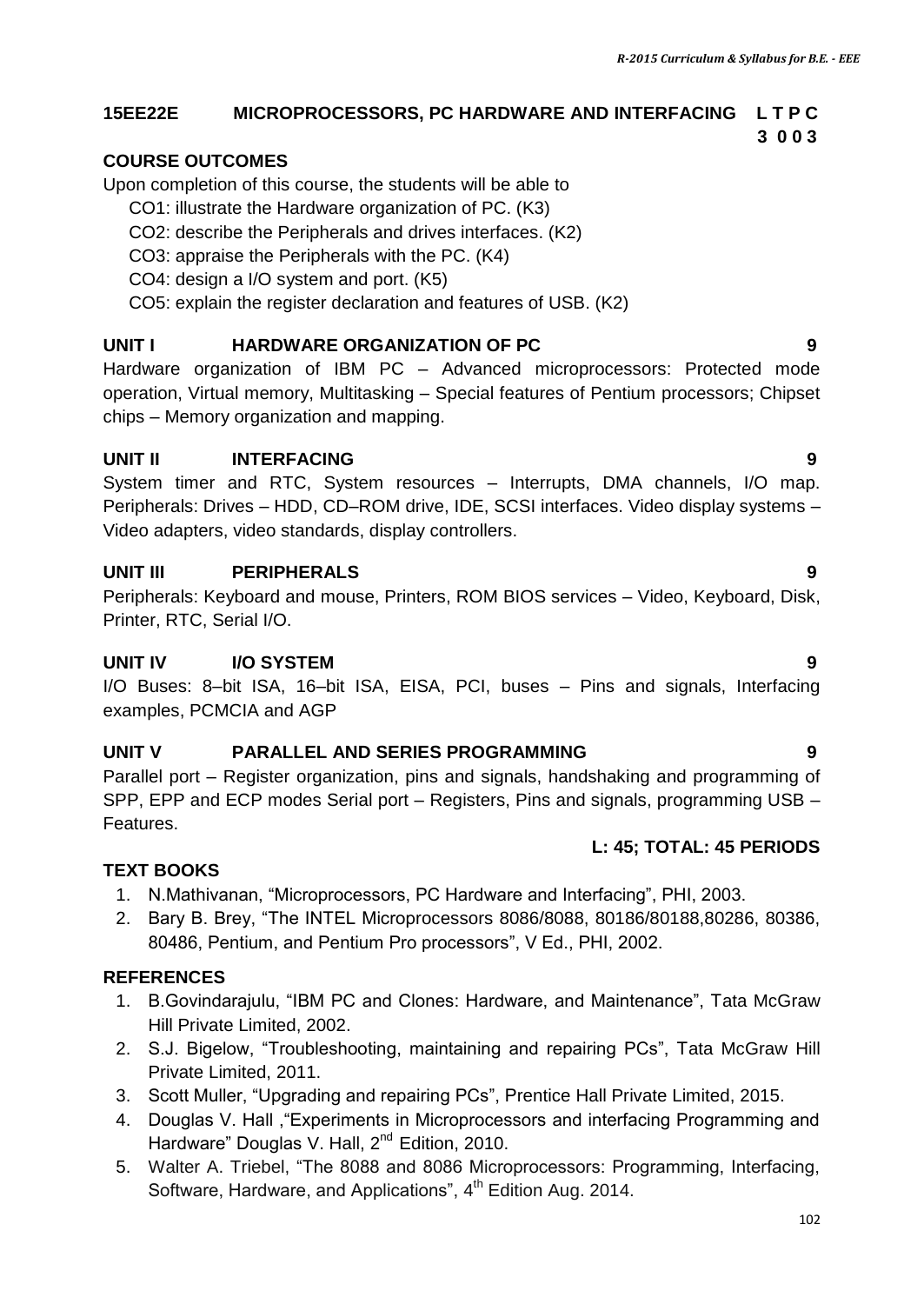## 15EE22E MICROPROCESSORS, PC HARDWARE AND INTERFACING

| L | T | P | C |
|---|---|---|---|
| 3 | 0 | 0 | 3 |

### COURSE OUTCOMES

Upon completion of this course, the students will be able to

- CO1: illustrate the Hardware organization of PC. (K3)
- CO2: describe the Peripherals and drives interfaces. (K2)
- CO3: appraise the Peripherals with the PC. (K4)
- CO4: design a I/O system and port. (K5)
- CO5: explain the register declaration and features of USB. (K2)

### UNIT I HARDWARE ORGANIZATION OF PC — 9

Hardware organization of IBM PC – Advanced microprocessors: Protected mode operation, Virtual memory, Multitasking – Special features of Pentium processors; Chipset chips – Memory organization and mapping.

### UNIT II INTERFACING — 9

System timer and RTC, System resources – Interrupts, DMA channels, I/O map. Peripherals: Drives – HDD, CD–ROM drive, IDE, SCSI interfaces. Video display systems – Video adapters, video standards, display controllers.

### UNIT III PERIPHERALS — 9

Peripherals: Keyboard and mouse, Printers, ROM BIOS services – Video, Keyboard, Disk, Printer, RTC, Serial I/O.

### UNIT IV I/O SYSTEM — 9

I/O Buses: 8–bit ISA, 16–bit ISA, EISA, PCI, buses – Pins and signals, Interfacing examples, PCMCIA and AGP

### UNIT V PARALLEL AND SERIES PROGRAMMING — 9

Parallel port – Register organization, pins and signals, handshaking and programming of SPP, EPP and ECP modes Serial port – Registers, Pins and signals, programming USB – Features.

**L: 45; TOTAL: 45 PERIODS**

### TEXT BOOKS

1. N.Mathivanan, "Microprocessors, PC Hardware and Interfacing", PHI, 2003.
2. Bary B. Brey, "The INTEL Microprocessors 8086/8088, 80186/80188,80286, 80386, 80486, Pentium, and Pentium Pro processors", V Ed., PHI, 2002.

### REFERENCES

1. B.Govindarajulu, "IBM PC and Clones: Hardware, and Maintenance", Tata McGraw Hill Private Limited, 2002.
2. S.J. Bigelow, "Troubleshooting, maintaining and repairing PCs", Tata McGraw Hill Private Limited, 2011.
3. Scott Muller, "Upgrading and repairing PCs", Prentice Hall Private Limited, 2015.
4. Douglas V. Hall ,"Experiments in Microprocessors and interfacing Programming and Hardware" Douglas V. Hall, 2nd Edition, 2010.
5. Walter A. Triebel, "The 8088 and 8086 Microprocessors: Programming, Interfacing, Software, Hardware, and Applications", 4th Edition Aug. 2014.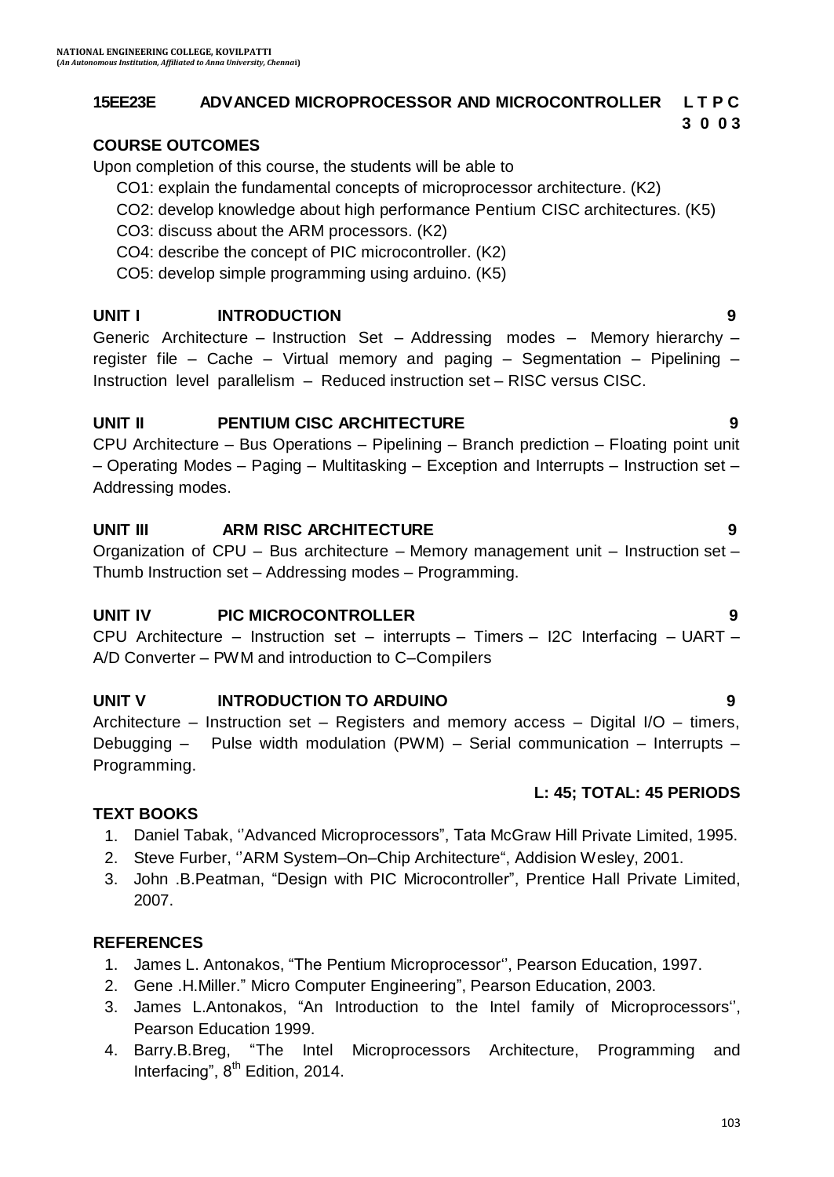## 15EE23E ADVANCED MICROPROCESSOR AND MICROCONTROLLER

| L | T | P | C |
|---|---|---|---|
| 3 | 0 | 0 | 3 |

### COURSE OUTCOMES

Upon completion of this course, the students will be able to

- CO1: explain the fundamental concepts of microprocessor architecture. (K2)
- CO2: develop knowledge about high performance Pentium CISC architectures. (K5)
- CO3: discuss about the ARM processors. (K2)
- CO4: describe the concept of PIC microcontroller. (K2)
- CO5: develop simple programming using arduino. (K5)

### UNIT I INTRODUCTION 9

Generic Architecture – Instruction Set – Addressing modes – Memory hierarchy – register file – Cache – Virtual memory and paging – Segmentation – Pipelining – Instruction level parallelism – Reduced instruction set – RISC versus CISC.

### UNIT II PENTIUM CISC ARCHITECTURE 9

CPU Architecture – Bus Operations – Pipelining – Branch prediction – Floating point unit – Operating Modes – Paging – Multitasking – Exception and Interrupts – Instruction set – Addressing modes.

### UNIT III ARM RISC ARCHITECTURE 9

Organization of CPU – Bus architecture – Memory management unit – Instruction set – Thumb Instruction set – Addressing modes – Programming.

### UNIT IV PIC MICROCONTROLLER 9

CPU Architecture – Instruction set – interrupts – Timers – I2C Interfacing – UART – A/D Converter – PWM and introduction to C–Compilers

### UNIT V INTRODUCTION TO ARDUINO 9

Architecture – Instruction set – Registers and memory access – Digital I/O – timers, Debugging – Pulse width modulation (PWM) – Serial communication – Interrupts – Programming.

**L: 45; TOTAL: 45 PERIODS**

### TEXT BOOKS

1. Daniel Tabak, ''Advanced Microprocessors", Tata McGraw Hill Private Limited, 1995.
2. Steve Furber, ''ARM System–On–Chip Architecture", Addision Wesley, 2001.
3. John .B.Peatman, "Design with PIC Microcontroller", Prentice Hall Private Limited, 2007.

### REFERENCES

1. James L. Antonakos, "The Pentium Microprocessor'', Pearson Education, 1997.
2. Gene .H.Miller." Micro Computer Engineering", Pearson Education, 2003.
3. James L.Antonakos, "An Introduction to the Intel family of Microprocessors'', Pearson Education 1999.
4. Barry.B.Breg, "The Intel Microprocessors Architecture, Programming and Interfacing", 8th Edition, 2014.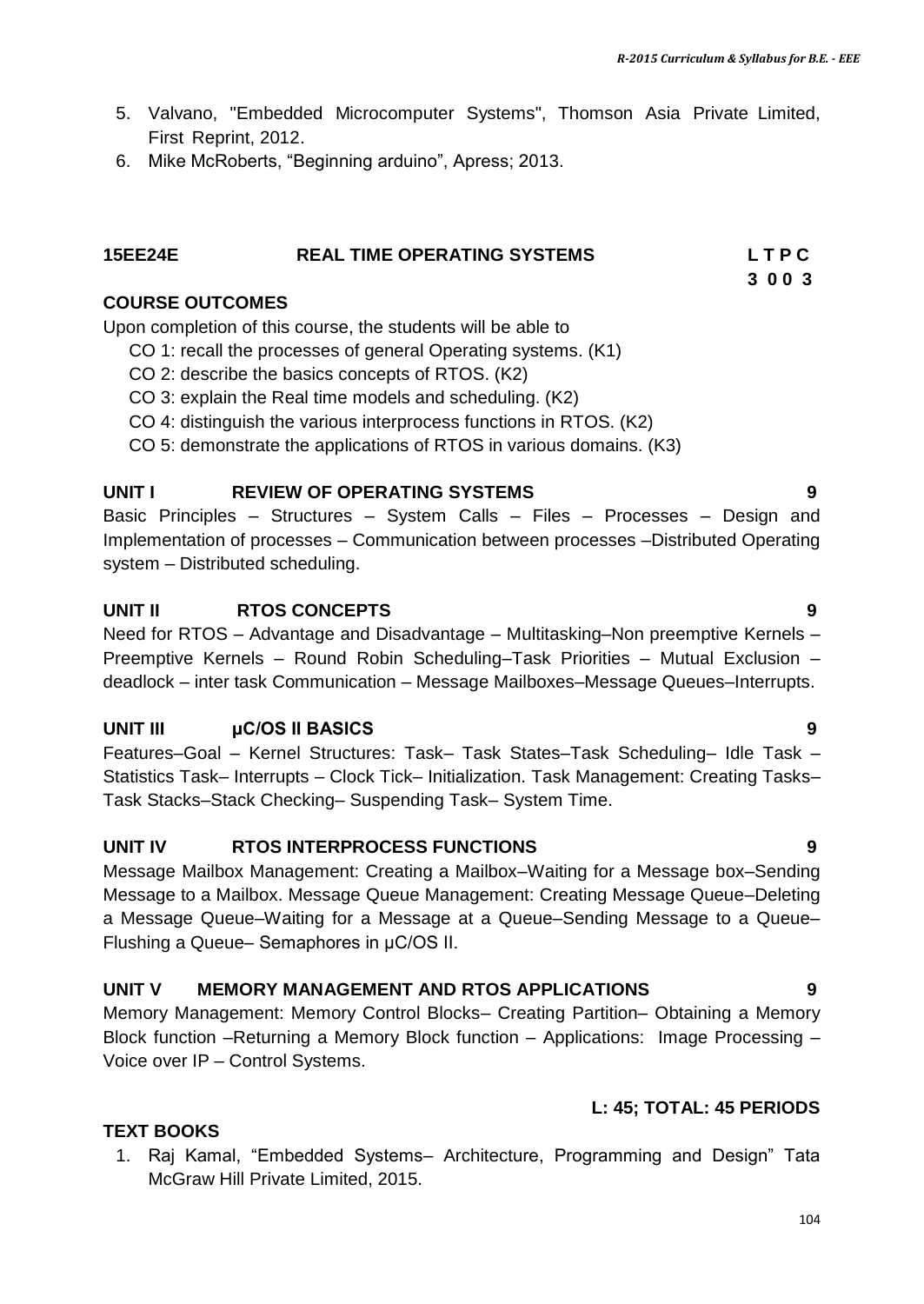5. Valvano, "Embedded Microcomputer Systems", Thomson Asia Private Limited, First Reprint, 2012.
6. Mike McRoberts, "Beginning arduino", Apress; 2013.

## 15EE24E REAL TIME OPERATING SYSTEMS

**L T P C**
**3 0 0 3**

### COURSE OUTCOMES

Upon completion of this course, the students will be able to

- CO 1: recall the processes of general Operating systems. (K1)
- CO 2: describe the basics concepts of RTOS. (K2)
- CO 3: explain the Real time models and scheduling. (K2)
- CO 4: distinguish the various interprocess functions in RTOS. (K2)
- CO 5: demonstrate the applications of RTOS in various domains. (K3)

### UNIT I REVIEW OF OPERATING SYSTEMS 9

Basic Principles – Structures – System Calls – Files – Processes – Design and Implementation of processes – Communication between processes –Distributed Operating system – Distributed scheduling.

### UNIT II RTOS CONCEPTS 9

Need for RTOS – Advantage and Disadvantage – Multitasking–Non preemptive Kernels – Preemptive Kernels – Round Robin Scheduling–Task Priorities – Mutual Exclusion – deadlock – inter task Communication – Message Mailboxes–Message Queues–Interrupts.

### UNIT III μC/OS II BASICS 9

Features–Goal – Kernel Structures: Task– Task States–Task Scheduling– Idle Task – Statistics Task– Interrupts – Clock Tick– Initialization. Task Management: Creating Tasks– Task Stacks–Stack Checking– Suspending Task– System Time.

### UNIT IV RTOS INTERPROCESS FUNCTIONS 9

Message Mailbox Management: Creating a Mailbox–Waiting for a Message box–Sending Message to a Mailbox. Message Queue Management: Creating Message Queue–Deleting a Message Queue–Waiting for a Message at a Queue–Sending Message to a Queue–Flushing a Queue– Semaphores in μC/OS II.

### UNIT V MEMORY MANAGEMENT AND RTOS APPLICATIONS 9

Memory Management: Memory Control Blocks– Creating Partition– Obtaining a Memory Block function –Returning a Memory Block function – Applications: Image Processing – Voice over IP – Control Systems.

**L: 45; TOTAL: 45 PERIODS**

### TEXT BOOKS

1. Raj Kamal, "Embedded Systems– Architecture, Programming and Design" Tata McGraw Hill Private Limited, 2015.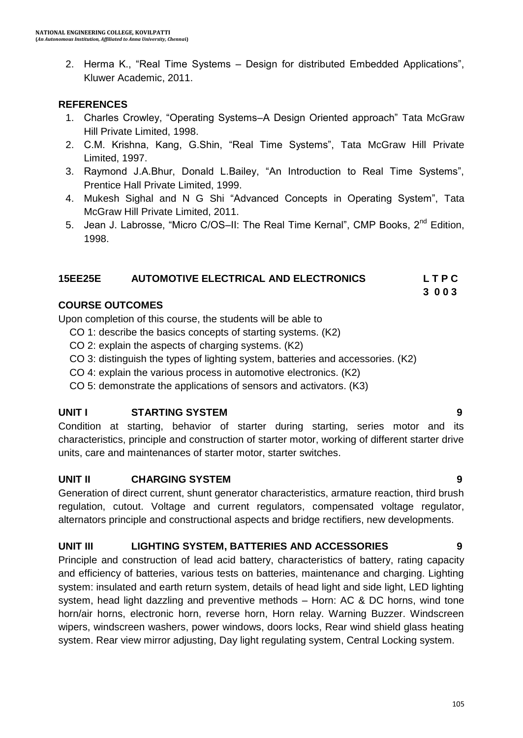2. Herma K., "Real Time Systems – Design for distributed Embedded Applications", Kluwer Academic, 2011.

**REFERENCES**

1. Charles Crowley, "Operating Systems–A Design Oriented approach" Tata McGraw Hill Private Limited, 1998.
2. C.M. Krishna, Kang, G.Shin, "Real Time Systems", Tata McGraw Hill Private Limited, 1997.
3. Raymond J.A.Bhur, Donald L.Bailey, "An Introduction to Real Time Systems", Prentice Hall Private Limited, 1999.
4. Mukesh Sighal and N G Shi "Advanced Concepts in Operating System", Tata McGraw Hill Private Limited, 2011.
5. Jean J. Labrosse, "Micro C/OS–II: The Real Time Kernal", CMP Books, 2nd Edition, 1998.

## 15EE25E AUTOMOTIVE ELECTRICAL AND ELECTRONICS

**L T P C**
**3 0 0 3**

**COURSE OUTCOMES**

Upon completion of this course, the students will be able to

- CO 1: describe the basics concepts of starting systems. (K2)
- CO 2: explain the aspects of charging systems. (K2)
- CO 3: distinguish the types of lighting system, batteries and accessories. (K2)
- CO 4: explain the various process in automotive electronics. (K2)
- CO 5: demonstrate the applications of sensors and activators. (K3)

**UNIT I STARTING SYSTEM 9**

Condition at starting, behavior of starter during starting, series motor and its characteristics, principle and construction of starter motor, working of different starter drive units, care and maintenances of starter motor, starter switches.

**UNIT II CHARGING SYSTEM 9**

Generation of direct current, shunt generator characteristics, armature reaction, third brush regulation, cutout. Voltage and current regulators, compensated voltage regulator, alternators principle and constructional aspects and bridge rectifiers, new developments.

**UNIT III LIGHTING SYSTEM, BATTERIES AND ACCESSORIES 9**

Principle and construction of lead acid battery, characteristics of battery, rating capacity and efficiency of batteries, various tests on batteries, maintenance and charging. Lighting system: insulated and earth return system, details of head light and side light, LED lighting system, head light dazzling and preventive methods – Horn: AC & DC horns, wind tone horn/air horns, electronic horn, reverse horn, Horn relay. Warning Buzzer. Windscreen wipers, windscreen washers, power windows, doors locks, Rear wind shield glass heating system. Rear view mirror adjusting, Day light regulating system, Central Locking system.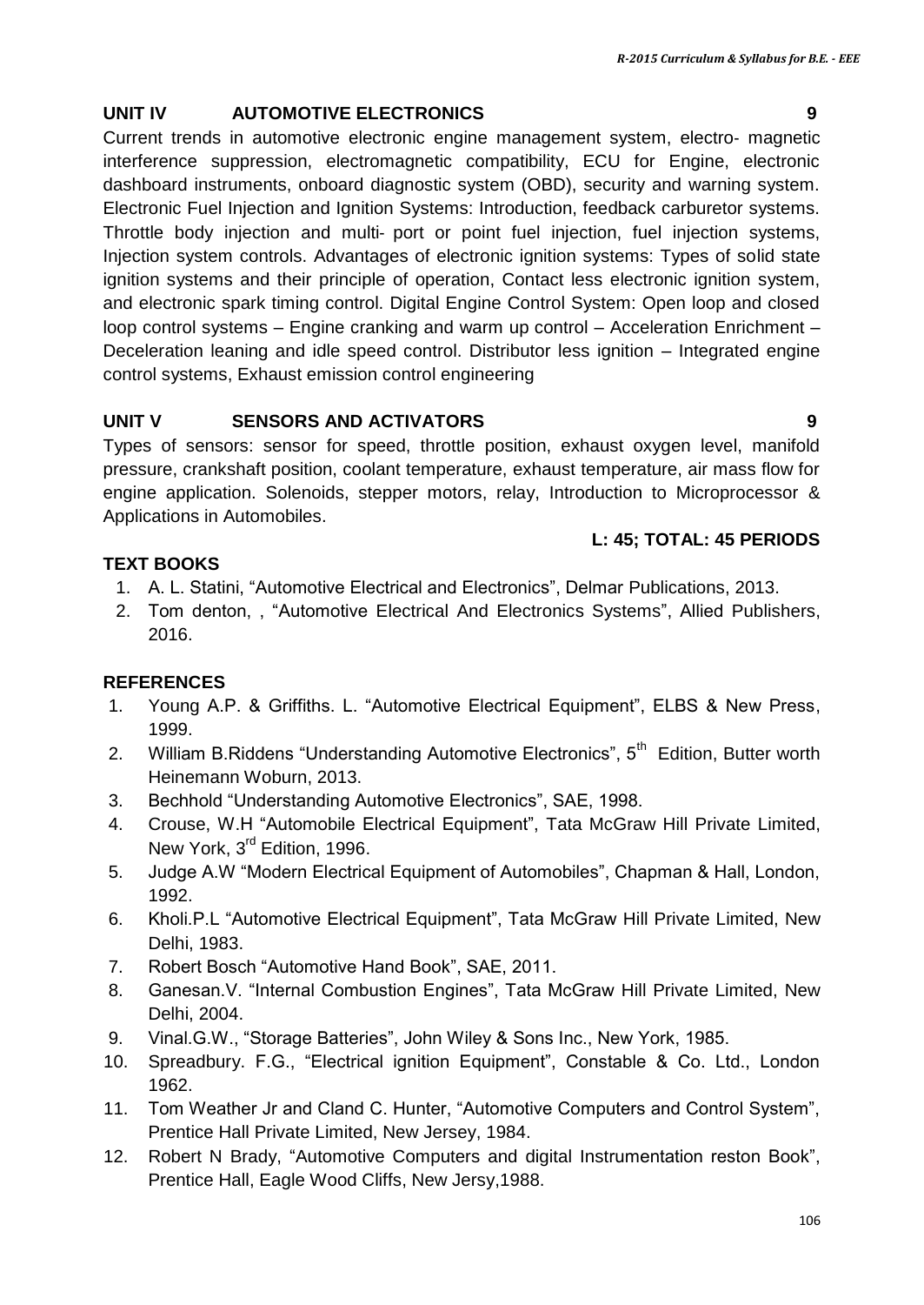## UNIT IV AUTOMOTIVE ELECTRONICS 9

Current trends in automotive electronic engine management system, electro- magnetic interference suppression, electromagnetic compatibility, ECU for Engine, electronic dashboard instruments, onboard diagnostic system (OBD), security and warning system. Electronic Fuel Injection and Ignition Systems: Introduction, feedback carburetor systems. Throttle body injection and multi- port or point fuel injection, fuel injection systems, Injection system controls. Advantages of electronic ignition systems: Types of solid state ignition systems and their principle of operation, Contact less electronic ignition system, and electronic spark timing control. Digital Engine Control System: Open loop and closed loop control systems – Engine cranking and warm up control – Acceleration Enrichment – Deceleration leaning and idle speed control. Distributor less ignition – Integrated engine control systems, Exhaust emission control engineering

## UNIT V SENSORS AND ACTIVATORS 9

Types of sensors: sensor for speed, throttle position, exhaust oxygen level, manifold pressure, crankshaft position, coolant temperature, exhaust temperature, air mass flow for engine application. Solenoids, stepper motors, relay, Introduction to Microprocessor & Applications in Automobiles.

**L: 45; TOTAL: 45 PERIODS**

### TEXT BOOKS

1. A. L. Statini, "Automotive Electrical and Electronics", Delmar Publications, 2013.
2. Tom denton, , "Automotive Electrical And Electronics Systems", Allied Publishers, 2016.

### REFERENCES

1. Young A.P. & Griffiths. L. "Automotive Electrical Equipment", ELBS & New Press, 1999.
2. William B.Riddens "Understanding Automotive Electronics", 5th Edition, Butter worth Heinemann Woburn, 2013.
3. Bechhold "Understanding Automotive Electronics", SAE, 1998.
4. Crouse, W.H "Automobile Electrical Equipment", Tata McGraw Hill Private Limited, New York, 3rd Edition, 1996.
5. Judge A.W "Modern Electrical Equipment of Automobiles", Chapman & Hall, London, 1992.
6. Kholi.P.L "Automotive Electrical Equipment", Tata McGraw Hill Private Limited, New Delhi, 1983.
7. Robert Bosch "Automotive Hand Book", SAE, 2011.
8. Ganesan.V. "Internal Combustion Engines", Tata McGraw Hill Private Limited, New Delhi, 2004.
9. Vinal.G.W., "Storage Batteries", John Wiley & Sons Inc., New York, 1985.
10. Spreadbury. F.G., "Electrical ignition Equipment", Constable & Co. Ltd., London 1962.
11. Tom Weather Jr and Cland C. Hunter, "Automotive Computers and Control System", Prentice Hall Private Limited, New Jersey, 1984.
12. Robert N Brady, "Automotive Computers and digital Instrumentation reston Book", Prentice Hall, Eagle Wood Cliffs, New Jersy,1988.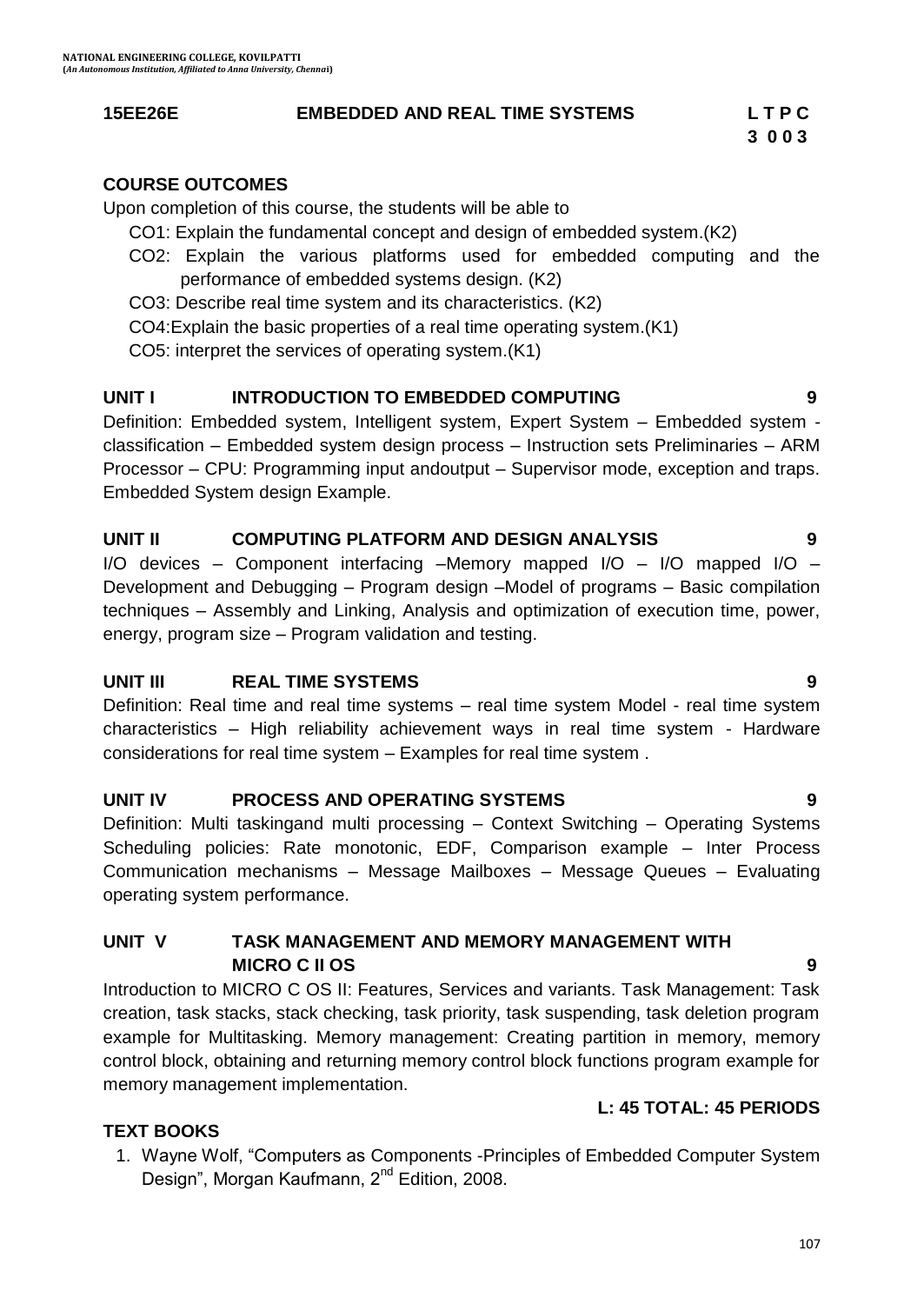**15EE26E EMBEDDED AND REAL TIME SYSTEMS**

| L | T | P | C |
|---|---|---|---|
| 3 | 0 | 0 | 3 |

## COURSE OUTCOMES

Upon completion of this course, the students will be able to

- CO1: Explain the fundamental concept and design of embedded system.(K2)
- CO2: Explain the various platforms used for embedded computing and the performance of embedded systems design. (K2)
- CO3: Describe real time system and its characteristics. (K2)
- CO4:Explain the basic properties of a real time operating system.(K1)
- CO5: interpret the services of operating system.(K1)

## UNIT I INTRODUCTION TO EMBEDDED COMPUTING 9

Definition: Embedded system, Intelligent system, Expert System – Embedded system - classification – Embedded system design process – Instruction sets Preliminaries – ARM Processor – CPU: Programming input andoutput – Supervisor mode, exception and traps. Embedded System design Example.

## UNIT II COMPUTING PLATFORM AND DESIGN ANALYSIS 9

I/O devices – Component interfacing –Memory mapped I/O – I/O mapped I/O – Development and Debugging – Program design –Model of programs – Basic compilation techniques – Assembly and Linking, Analysis and optimization of execution time, power, energy, program size – Program validation and testing.

## UNIT III REAL TIME SYSTEMS 9

Definition: Real time and real time systems – real time system Model - real time system characteristics – High reliability achievement ways in real time system - Hardware considerations for real time system – Examples for real time system .

## UNIT IV PROCESS AND OPERATING SYSTEMS 9

Definition: Multi taskingand multi processing – Context Switching – Operating Systems Scheduling policies: Rate monotonic, EDF, Comparison example – Inter Process Communication mechanisms – Message Mailboxes – Message Queues – Evaluating operating system performance.

## UNIT V TASK MANAGEMENT AND MEMORY MANAGEMENT WITH MICRO C II OS 9

Introduction to MICRO C OS II: Features, Services and variants. Task Management: Task creation, task stacks, stack checking, task priority, task suspending, task deletion program example for Multitasking. Memory management: Creating partition in memory, memory control block, obtaining and returning memory control block functions program example for memory management implementation.

**L: 45 TOTAL: 45 PERIODS**

## TEXT BOOKS

1. Wayne Wolf, "Computers as Components -Principles of Embedded Computer System Design", Morgan Kaufmann, 2nd Edition, 2008.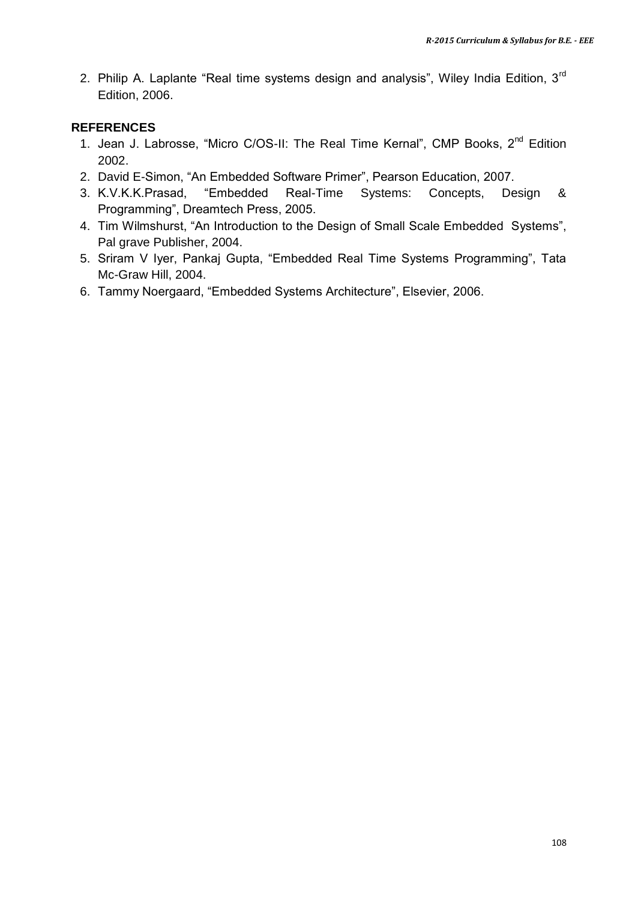2. Philip A. Laplante “Real time systems design and analysis”, Wiley India Edition, 3rd Edition, 2006.

**REFERENCES**

1. Jean J. Labrosse, “Micro C/OS-II: The Real Time Kernal”, CMP Books, 2nd Edition 2002.
2. David E-Simon, “An Embedded Software Primer”, Pearson Education, 2007.
3. K.V.K.K.Prasad, “Embedded Real-Time Systems: Concepts, Design & Programming”, Dreamtech Press, 2005.
4. Tim Wilmshurst, “An Introduction to the Design of Small Scale Embedded Systems”, Pal grave Publisher, 2004.
5. Sriram V Iyer, Pankaj Gupta, “Embedded Real Time Systems Programming”, Tata Mc-Graw Hill, 2004.
6. Tammy Noergaard, “Embedded Systems Architecture”, Elsevier, 2006.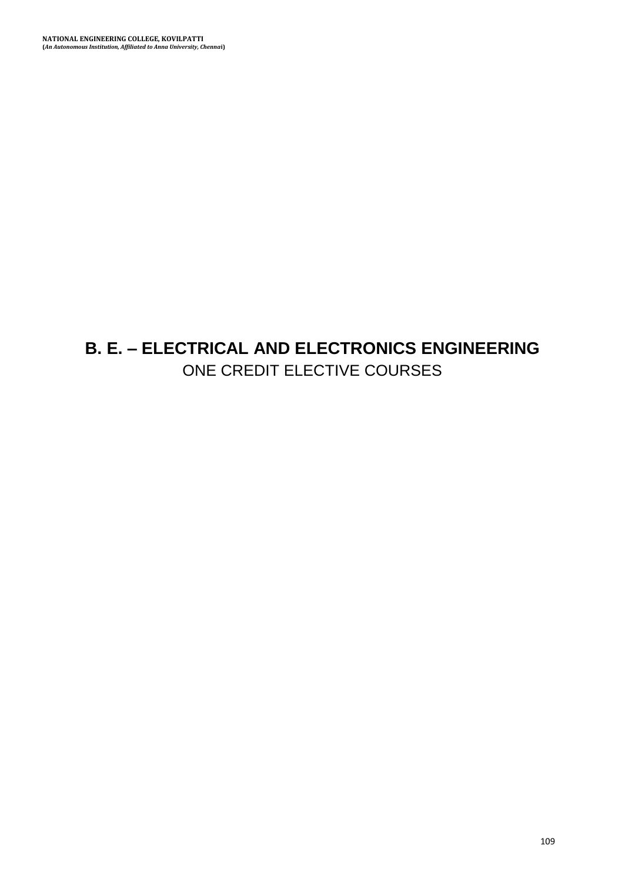# B. E. – ELECTRICAL AND ELECTRONICS ENGINEERING

ONE CREDIT ELECTIVE COURSES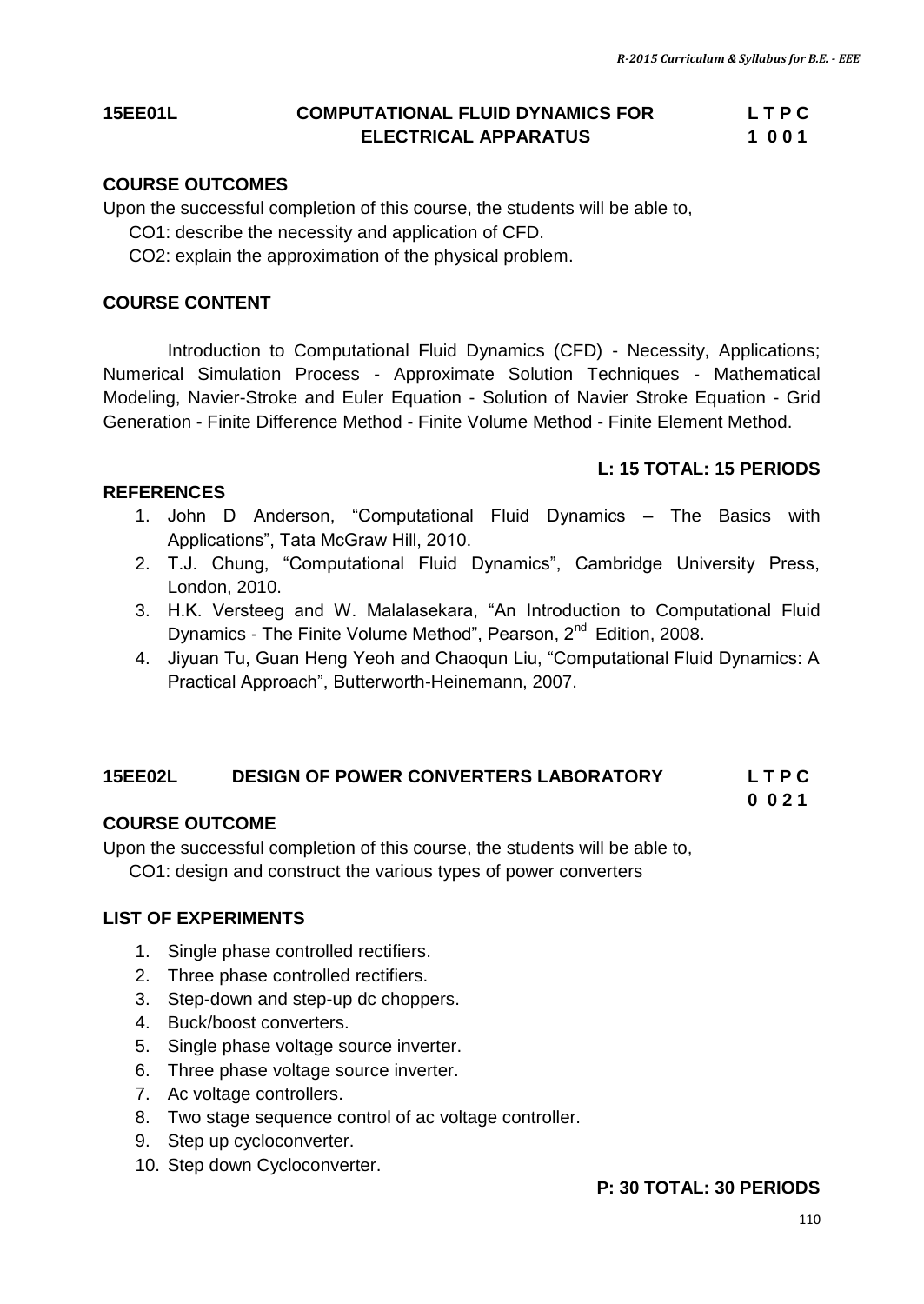## 15EE01L COMPUTATIONAL FLUID DYNAMICS FOR ELECTRICAL APPARATUS

**L T P C**
**1 0 0 1**

### COURSE OUTCOMES

Upon the successful completion of this course, the students will be able to,

CO1: describe the necessity and application of CFD.

CO2: explain the approximation of the physical problem.

### COURSE CONTENT

Introduction to Computational Fluid Dynamics (CFD) - Necessity, Applications; Numerical Simulation Process - Approximate Solution Techniques - Mathematical Modeling, Navier-Stroke and Euler Equation - Solution of Navier Stroke Equation - Grid Generation - Finite Difference Method - Finite Volume Method - Finite Element Method.

**L: 15 TOTAL: 15 PERIODS**

### REFERENCES

1. John D Anderson, "Computational Fluid Dynamics – The Basics with Applications", Tata McGraw Hill, 2010.
2. T.J. Chung, "Computational Fluid Dynamics", Cambridge University Press, London, 2010.
3. H.K. Versteeg and W. Malalasekara, "An Introduction to Computational Fluid Dynamics - The Finite Volume Method", Pearson, 2nd Edition, 2008.
4. Jiyuan Tu, Guan Heng Yeoh and Chaoqun Liu, "Computational Fluid Dynamics: A Practical Approach", Butterworth-Heinemann, 2007.

## 15EE02L DESIGN OF POWER CONVERTERS LABORATORY

**L T P C**
**0 0 2 1**

### COURSE OUTCOME

Upon the successful completion of this course, the students will be able to,

CO1: design and construct the various types of power converters

### LIST OF EXPERIMENTS

1. Single phase controlled rectifiers.
2. Three phase controlled rectifiers.
3. Step-down and step-up dc choppers.
4. Buck/boost converters.
5. Single phase voltage source inverter.
6. Three phase voltage source inverter.
7. Ac voltage controllers.
8. Two stage sequence control of ac voltage controller.
9. Step up cycloconverter.
10. Step down Cycloconverter.

**P: 30 TOTAL: 30 PERIODS**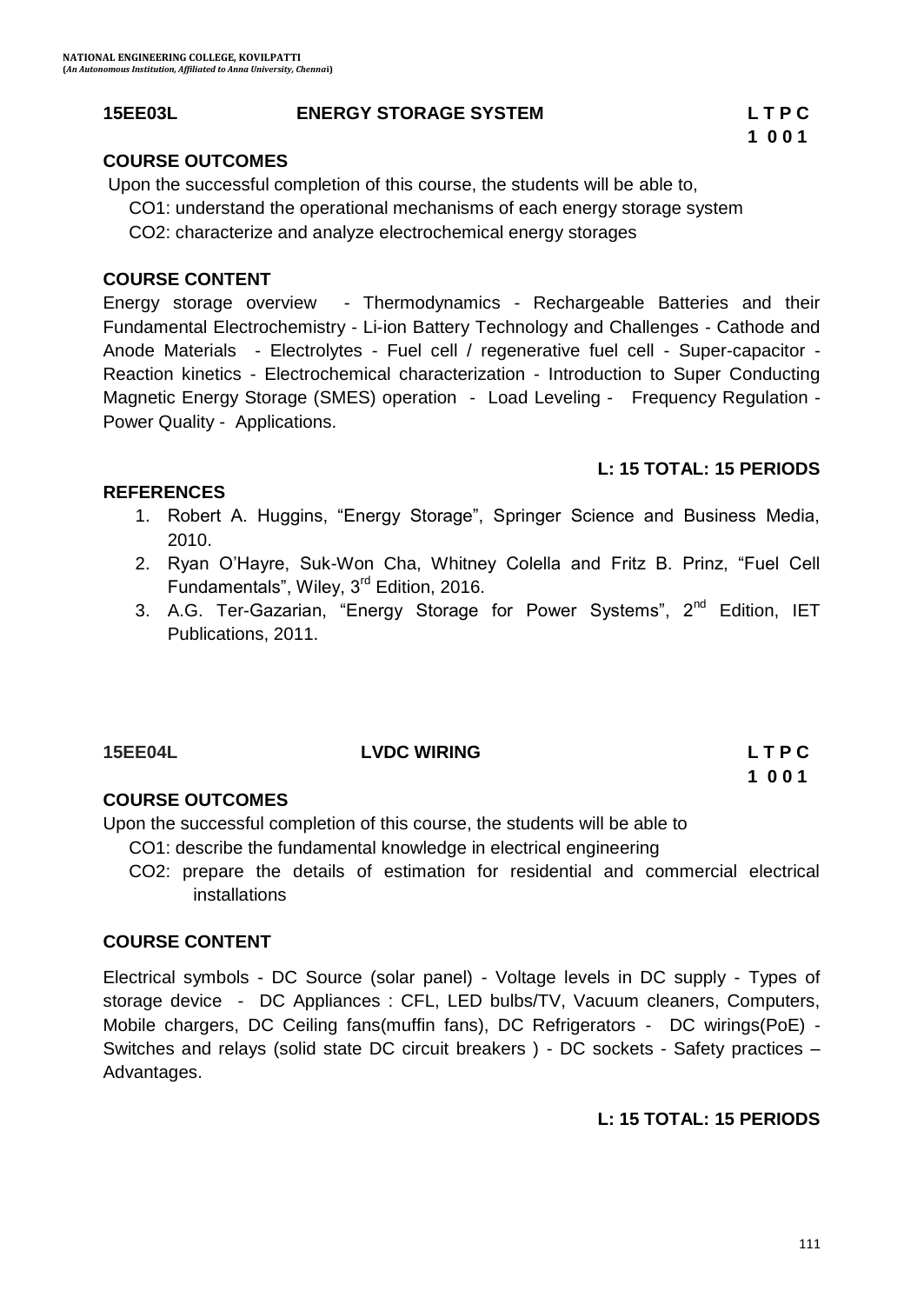**15EE03L ENERGY STORAGE SYSTEM**

**L T P C**
**1 0 0 1**

**COURSE OUTCOMES**

Upon the successful completion of this course, the students will be able to,

CO1: understand the operational mechanisms of each energy storage system

CO2: characterize and analyze electrochemical energy storages

**COURSE CONTENT**

Energy storage overview - Thermodynamics - Rechargeable Batteries and their Fundamental Electrochemistry - Li-ion Battery Technology and Challenges - Cathode and Anode Materials - Electrolytes - Fuel cell / regenerative fuel cell - Super-capacitor - Reaction kinetics - Electrochemical characterization - Introduction to Super Conducting Magnetic Energy Storage (SMES) operation - Load Leveling - Frequency Regulation - Power Quality - Applications.

**L: 15 TOTAL: 15 PERIODS**

**REFERENCES**

1. Robert A. Huggins, "Energy Storage", Springer Science and Business Media, 2010.
2. Ryan O'Hayre, Suk-Won Cha, Whitney Colella and Fritz B. Prinz, "Fuel Cell Fundamentals", Wiley, 3rd Edition, 2016.
3. A.G. Ter-Gazarian, "Energy Storage for Power Systems", 2nd Edition, IET Publications, 2011.

**15EE04L LVDC WIRING**

**L T P C**
**1 0 0 1**

**COURSE OUTCOMES**

Upon the successful completion of this course, the students will be able to

CO1: describe the fundamental knowledge in electrical engineering

CO2: prepare the details of estimation for residential and commercial electrical installations

**COURSE CONTENT**

Electrical symbols - DC Source (solar panel) - Voltage levels in DC supply - Types of storage device - DC Appliances : CFL, LED bulbs/TV, Vacuum cleaners, Computers, Mobile chargers, DC Ceiling fans(muffin fans), DC Refrigerators - DC wirings(PoE) - Switches and relays (solid state DC circuit breakers ) - DC sockets - Safety practices – Advantages.

**L: 15 TOTAL: 15 PERIODS**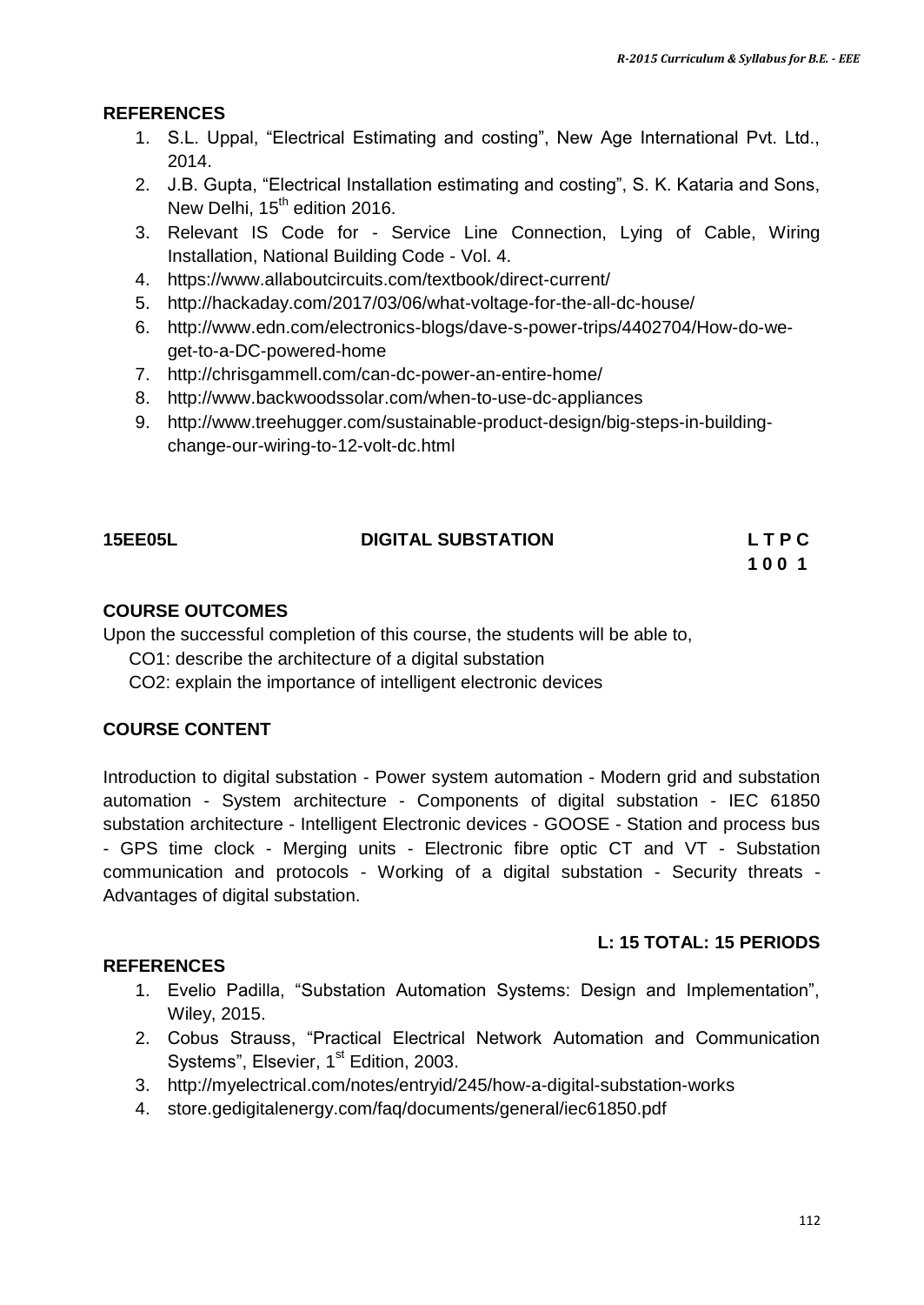## REFERENCES

1. S.L. Uppal, "Electrical Estimating and costing", New Age International Pvt. Ltd., 2014.
2. J.B. Gupta, "Electrical Installation estimating and costing", S. K. Kataria and Sons, New Delhi, 15th edition 2016.
3. Relevant IS Code for - Service Line Connection, Lying of Cable, Wiring Installation, National Building Code - Vol. 4.
4. https://www.allaboutcircuits.com/textbook/direct-current/
5. http://hackaday.com/2017/03/06/what-voltage-for-the-all-dc-house/
6. http://www.edn.com/electronics-blogs/dave-s-power-trips/4402704/How-do-we-get-to-a-DC-powered-home
7. http://chrisgammell.com/can-dc-power-an-entire-home/
8. http://www.backwoodssolar.com/when-to-use-dc-appliances
9. http://www.treehugger.com/sustainable-product-design/big-steps-in-building-change-our-wiring-to-12-volt-dc.html

## 15EE05L DIGITAL SUBSTATION

| L | T | P | C |
|---|---|---|---|
| 1 | 0 | 0 | 1 |

### COURSE OUTCOMES

Upon the successful completion of this course, the students will be able to,

CO1: describe the architecture of a digital substation

CO2: explain the importance of intelligent electronic devices

### COURSE CONTENT

Introduction to digital substation - Power system automation - Modern grid and substation automation - System architecture - Components of digital substation - IEC 61850 substation architecture - Intelligent Electronic devices - GOOSE - Station and process bus - GPS time clock - Merging units - Electronic fibre optic CT and VT - Substation communication and protocols - Working of a digital substation - Security threats - Advantages of digital substation.

**L: 15 TOTAL: 15 PERIODS**

### REFERENCES

1. Evelio Padilla, "Substation Automation Systems: Design and Implementation", Wiley, 2015.
2. Cobus Strauss, "Practical Electrical Network Automation and Communication Systems", Elsevier, 1st Edition, 2003.
3. http://myelectrical.com/notes/entryid/245/how-a-digital-substation-works
4. store.gedigitalenergy.com/faq/documents/general/iec61850.pdf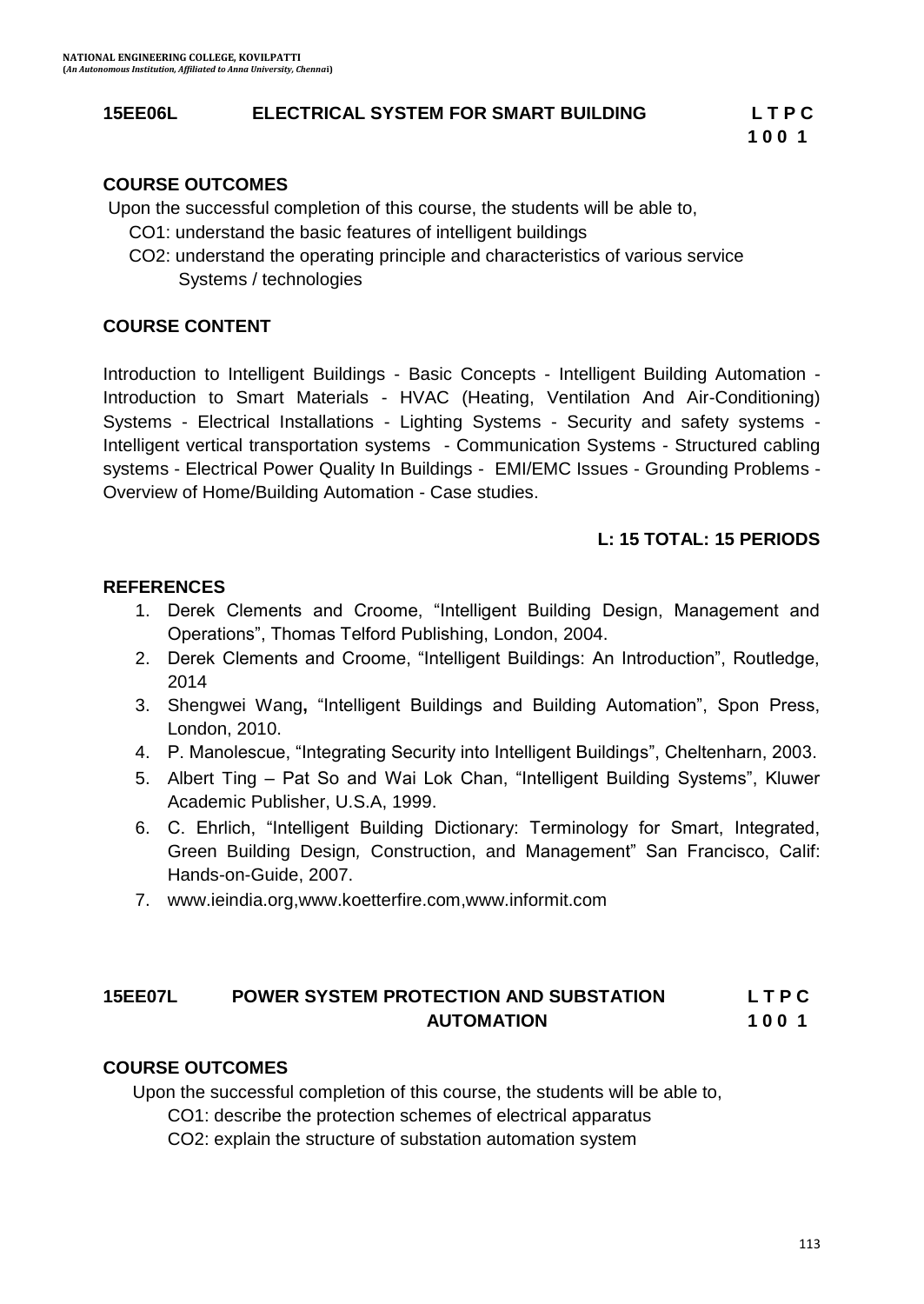**15EE06L ELECTRICAL SYSTEM FOR SMART BUILDING**

**L T P C**
**1 0 0 1**

**COURSE OUTCOMES**

Upon the successful completion of this course, the students will be able to,

CO1: understand the basic features of intelligent buildings

CO2: understand the operating principle and characteristics of various service Systems / technologies

**COURSE CONTENT**

Introduction to Intelligent Buildings - Basic Concepts - Intelligent Building Automation - Introduction to Smart Materials - HVAC (Heating, Ventilation And Air-Conditioning) Systems - Electrical Installations - Lighting Systems - Security and safety systems - Intelligent vertical transportation systems - Communication Systems - Structured cabling systems - Electrical Power Quality In Buildings - EMI/EMC Issues - Grounding Problems - Overview of Home/Building Automation - Case studies.

**L: 15 TOTAL: 15 PERIODS**

**REFERENCES**

1. Derek Clements and Croome, "Intelligent Building Design, Management and Operations", Thomas Telford Publishing, London, 2004.
2. Derek Clements and Croome, "Intelligent Buildings: An Introduction", Routledge, 2014
3. Shengwei Wang**,** "Intelligent Buildings and Building Automation", Spon Press, London, 2010.
4. P. Manolescue, "Integrating Security into Intelligent Buildings", Cheltenharn, 2003.
5. Albert Ting – Pat So and Wai Lok Chan, "Intelligent Building Systems", Kluwer Academic Publisher, U.S.A, 1999.
6. C. Ehrlich, "Intelligent Building Dictionary: Terminology for Smart, Integrated, Green Building Design*,* Construction, and Management" San Francisco, Calif: Hands-on-Guide, 2007.
7. www.ieindia.org,www.koetterfire.com,www.informit.com

**15EE07L POWER SYSTEM PROTECTION AND SUBSTATION AUTOMATION**

**L T P C**
**1 0 0 1**

**COURSE OUTCOMES**

Upon the successful completion of this course, the students will be able to,

CO1: describe the protection schemes of electrical apparatus

CO2: explain the structure of substation automation system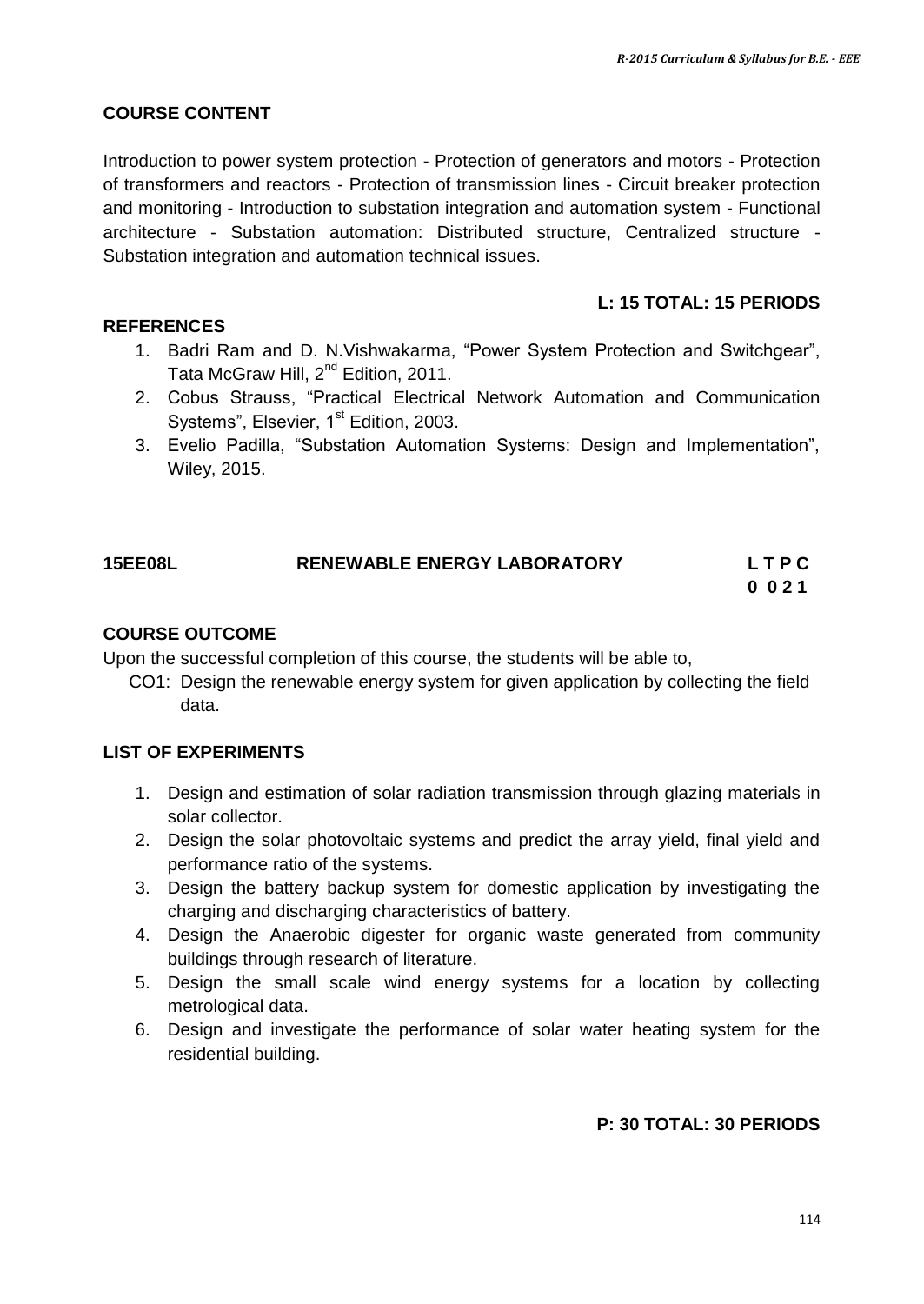**COURSE CONTENT**

Introduction to power system protection - Protection of generators and motors - Protection of transformers and reactors - Protection of transmission lines - Circuit breaker protection and monitoring - Introduction to substation integration and automation system - Functional architecture - Substation automation: Distributed structure, Centralized structure - Substation integration and automation technical issues.

**L: 15 TOTAL: 15 PERIODS**

**REFERENCES**

1. Badri Ram and D. N.Vishwakarma, "Power System Protection and Switchgear", Tata McGraw Hill, 2nd Edition, 2011.
2. Cobus Strauss, "Practical Electrical Network Automation and Communication Systems", Elsevier, 1st Edition, 2003.
3. Evelio Padilla, "Substation Automation Systems: Design and Implementation", Wiley, 2015.

## 15EE08L RENEWABLE ENERGY LABORATORY

| L | T | P | C |
|---|---|---|---|
| 0 | 0 | 2 | 1 |

**COURSE OUTCOME**

Upon the successful completion of this course, the students will be able to,

CO1: Design the renewable energy system for given application by collecting the field data.

**LIST OF EXPERIMENTS**

1. Design and estimation of solar radiation transmission through glazing materials in solar collector.
2. Design the solar photovoltaic systems and predict the array yield, final yield and performance ratio of the systems.
3. Design the battery backup system for domestic application by investigating the charging and discharging characteristics of battery.
4. Design the Anaerobic digester for organic waste generated from community buildings through research of literature.
5. Design the small scale wind energy systems for a location by collecting metrological data.
6. Design and investigate the performance of solar water heating system for the residential building.

**P: 30 TOTAL: 30 PERIODS**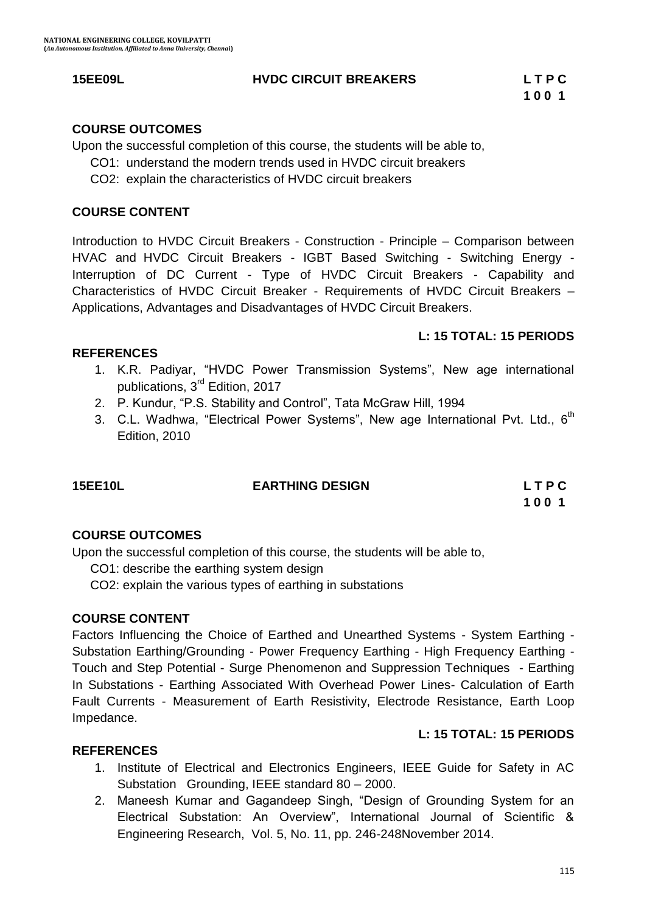## 15EE09L HVDC CIRCUIT BREAKERS

| L | T | P | C |
|---|---|---|---|
| 1 | 0 | 0 | 1 |

### COURSE OUTCOMES

Upon the successful completion of this course, the students will be able to,

CO1: understand the modern trends used in HVDC circuit breakers

CO2: explain the characteristics of HVDC circuit breakers

### COURSE CONTENT

Introduction to HVDC Circuit Breakers - Construction - Principle – Comparison between HVAC and HVDC Circuit Breakers - IGBT Based Switching - Switching Energy - Interruption of DC Current - Type of HVDC Circuit Breakers - Capability and Characteristics of HVDC Circuit Breaker - Requirements of HVDC Circuit Breakers – Applications, Advantages and Disadvantages of HVDC Circuit Breakers.

**L: 15 TOTAL: 15 PERIODS**

### REFERENCES

1. K.R. Padiyar, "HVDC Power Transmission Systems", New age international publications, 3rd Edition, 2017
2. P. Kundur, "P.S. Stability and Control", Tata McGraw Hill, 1994
3. C.L. Wadhwa, "Electrical Power Systems", New age International Pvt. Ltd., 6th Edition, 2010

## 15EE10L EARTHING DESIGN

| L | T | P | C |
|---|---|---|---|
| 1 | 0 | 0 | 1 |

### COURSE OUTCOMES

Upon the successful completion of this course, the students will be able to,

CO1: describe the earthing system design

CO2: explain the various types of earthing in substations

### COURSE CONTENT

Factors Influencing the Choice of Earthed and Unearthed Systems - System Earthing - Substation Earthing/Grounding - Power Frequency Earthing - High Frequency Earthing - Touch and Step Potential - Surge Phenomenon and Suppression Techniques - Earthing In Substations - Earthing Associated With Overhead Power Lines- Calculation of Earth Fault Currents - Measurement of Earth Resistivity, Electrode Resistance, Earth Loop Impedance.

**L: 15 TOTAL: 15 PERIODS**

### REFERENCES

1. Institute of Electrical and Electronics Engineers, IEEE Guide for Safety in AC Substation Grounding, IEEE standard 80 – 2000.
2. Maneesh Kumar and Gagandeep Singh, "Design of Grounding System for an Electrical Substation: An Overview", International Journal of Scientific & Engineering Research, Vol. 5, No. 11, pp. 246-248November 2014.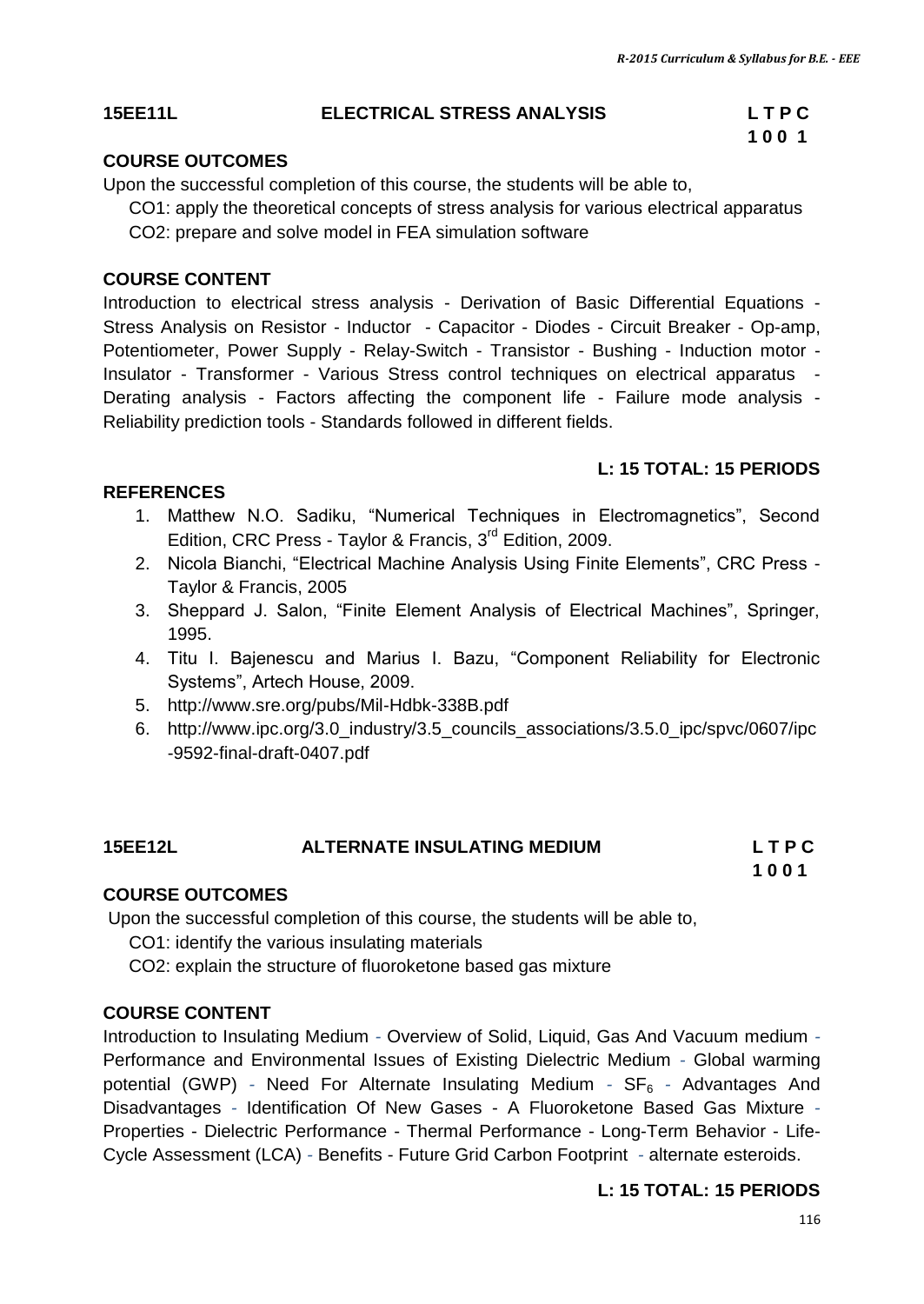## 15EE11L ELECTRICAL STRESS ANALYSIS

**L T P C**
**1 0 0 1**

### COURSE OUTCOMES

Upon the successful completion of this course, the students will be able to,

CO1: apply the theoretical concepts of stress analysis for various electrical apparatus

CO2: prepare and solve model in FEA simulation software

### COURSE CONTENT

Introduction to electrical stress analysis - Derivation of Basic Differential Equations - Stress Analysis on Resistor - Inductor - Capacitor - Diodes - Circuit Breaker - Op-amp, Potentiometer, Power Supply - Relay-Switch - Transistor - Bushing - Induction motor - Insulator - Transformer - Various Stress control techniques on electrical apparatus - Derating analysis - Factors affecting the component life - Failure mode analysis - Reliability prediction tools - Standards followed in different fields.

**L: 15 TOTAL: 15 PERIODS**

### REFERENCES

1. Matthew N.O. Sadiku, "Numerical Techniques in Electromagnetics", Second Edition, CRC Press - Taylor & Francis, 3rd Edition, 2009.
2. Nicola Bianchi, "Electrical Machine Analysis Using Finite Elements", CRC Press - Taylor & Francis, 2005
3. Sheppard J. Salon, "Finite Element Analysis of Electrical Machines", Springer, 1995.
4. Titu I. Bajenescu and Marius I. Bazu, "Component Reliability for Electronic Systems", Artech House, 2009.
5. http://www.sre.org/pubs/Mil-Hdbk-338B.pdf
6. http://www.ipc.org/3.0_industry/3.5_councils_associations/3.5.0_ipc/spvc/0607/ipc-9592-final-draft-0407.pdf

## 15EE12L ALTERNATE INSULATING MEDIUM

**L T P C**
**1 0 0 1**

### COURSE OUTCOMES

Upon the successful completion of this course, the students will be able to,

CO1: identify the various insulating materials

CO2: explain the structure of fluoroketone based gas mixture

### COURSE CONTENT

Introduction to Insulating Medium - Overview of Solid, Liquid, Gas And Vacuum medium - Performance and Environmental Issues of Existing Dielectric Medium - Global warming potential (GWP) - Need For Alternate Insulating Medium - $SF_6$ - Advantages And Disadvantages - Identification Of New Gases - A Fluoroketone Based Gas Mixture - Properties - Dielectric Performance - Thermal Performance - Long-Term Behavior - Life-Cycle Assessment (LCA) - Benefits - Future Grid Carbon Footprint - alternate esteroids.

**L: 15 TOTAL: 15 PERIODS**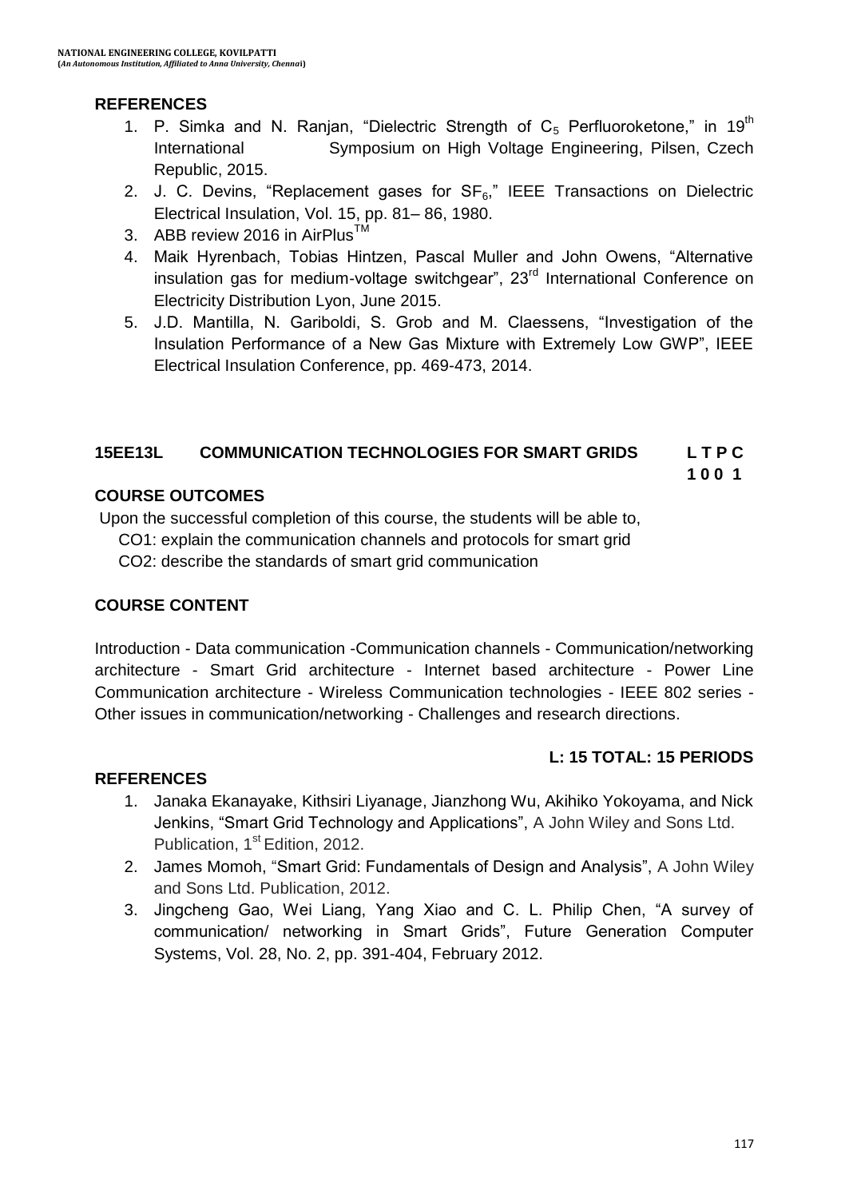## REFERENCES

1. P. Simka and N. Ranjan, "Dielectric Strength of $C_5$ Perfluoroketone," in 19th International Symposium on High Voltage Engineering, Pilsen, Czech Republic, 2015.
2. J. C. Devins, "Replacement gases for $SF_6$," IEEE Transactions on Dielectric Electrical Insulation, Vol. 15, pp. 81– 86, 1980.
3. ABB review 2016 in AirPlus™
4. Maik Hyrenbach, Tobias Hintzen, Pascal Muller and John Owens, "Alternative insulation gas for medium-voltage switchgear", 23rd International Conference on Electricity Distribution Lyon, June 2015.
5. J.D. Mantilla, N. Gariboldi, S. Grob and M. Claessens, "Investigation of the Insulation Performance of a New Gas Mixture with Extremely Low GWP", IEEE Electrical Insulation Conference, pp. 469-473, 2014.

## 15EE13L COMMUNICATION TECHNOLOGIES FOR SMART GRIDS

**L T P C**
**1 0 0 1**

### COURSE OUTCOMES

Upon the successful completion of this course, the students will be able to,

CO1: explain the communication channels and protocols for smart grid

CO2: describe the standards of smart grid communication

### COURSE CONTENT

Introduction - Data communication -Communication channels - Communication/networking architecture - Smart Grid architecture - Internet based architecture - Power Line Communication architecture - Wireless Communication technologies - IEEE 802 series - Other issues in communication/networking - Challenges and research directions.

**L: 15 TOTAL: 15 PERIODS**

### REFERENCES

1. Janaka Ekanayake, Kithsiri Liyanage, Jianzhong Wu, Akihiko Yokoyama, and Nick Jenkins, "Smart Grid Technology and Applications", A John Wiley and Sons Ltd. Publication, 1st Edition, 2012.
2. James Momoh, "Smart Grid: Fundamentals of Design and Analysis", A John Wiley and Sons Ltd. Publication, 2012.
3. Jingcheng Gao, Wei Liang, Yang Xiao and C. L. Philip Chen, "A survey of communication/ networking in Smart Grids", Future Generation Computer Systems, Vol. 28, No. 2, pp. 391-404, February 2012.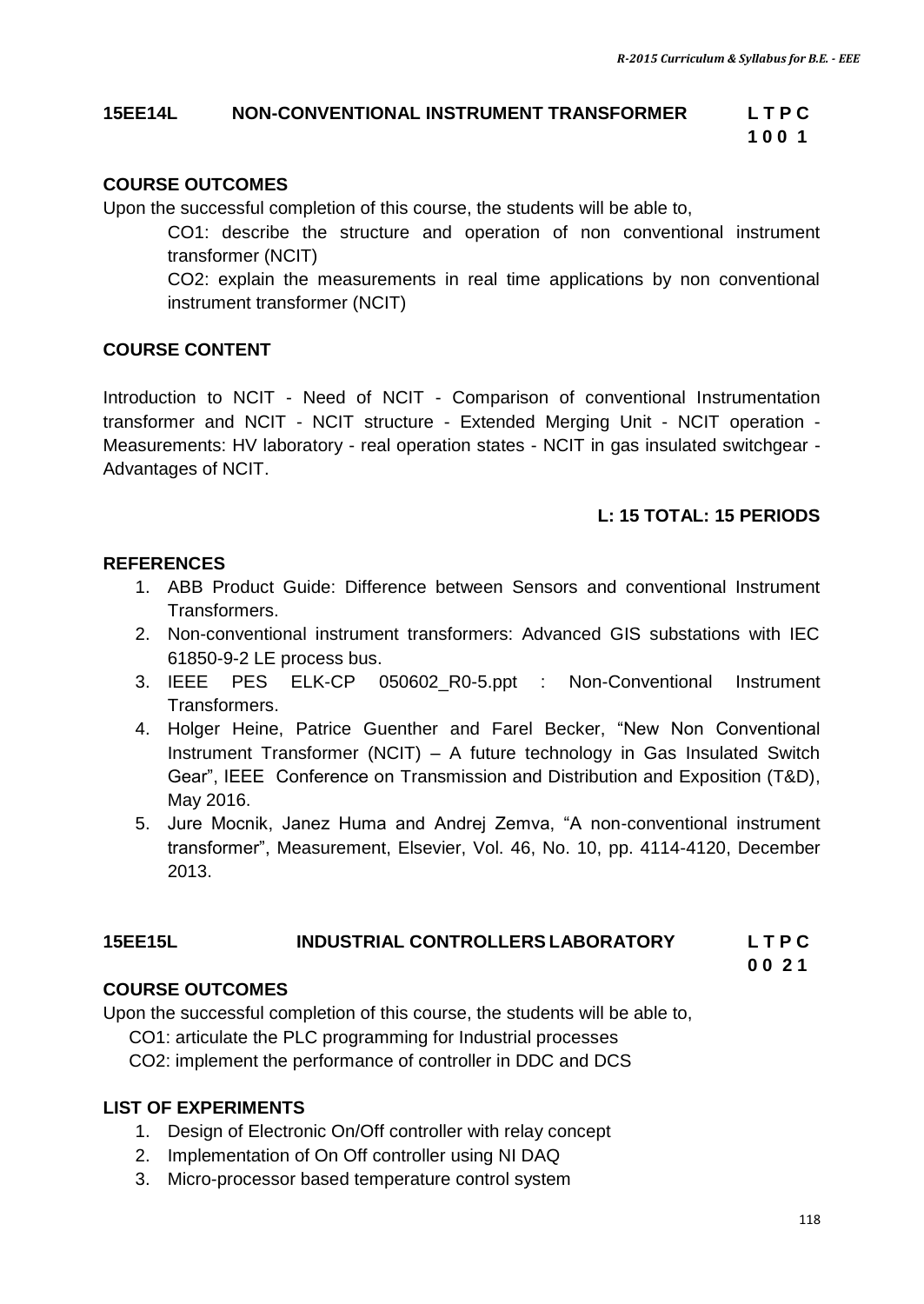## 15EE14L NON-CONVENTIONAL INSTRUMENT TRANSFORMER

**L T P C**
**1 0 0 1**

### COURSE OUTCOMES

Upon the successful completion of this course, the students will be able to,

CO1: describe the structure and operation of non conventional instrument transformer (NCIT)

CO2: explain the measurements in real time applications by non conventional instrument transformer (NCIT)

### COURSE CONTENT

Introduction to NCIT - Need of NCIT - Comparison of conventional Instrumentation transformer and NCIT - NCIT structure - Extended Merging Unit - NCIT operation - Measurements: HV laboratory - real operation states - NCIT in gas insulated switchgear - Advantages of NCIT.

**L: 15 TOTAL: 15 PERIODS**

### REFERENCES

1. ABB Product Guide: Difference between Sensors and conventional Instrument Transformers.
2. Non-conventional instrument transformers: Advanced GIS substations with IEC 61850-9-2 LE process bus.
3. IEEE PES ELK-CP 050602_R0-5.ppt : Non-Conventional Instrument Transformers.
4. Holger Heine, Patrice Guenther and Farel Becker, "New Non Conventional Instrument Transformer (NCIT) – A future technology in Gas Insulated Switch Gear", IEEE Conference on Transmission and Distribution and Exposition (T&D), May 2016.
5. Jure Mocnik, Janez Huma and Andrej Zemva, "A non-conventional instrument transformer", Measurement, Elsevier, Vol. 46, No. 10, pp. 4114-4120, December 2013.

## 15EE15L INDUSTRIAL CONTROLLERS LABORATORY

**L T P C**
**0 0 2 1**

### COURSE OUTCOMES

Upon the successful completion of this course, the students will be able to,

CO1: articulate the PLC programming for Industrial processes

CO2: implement the performance of controller in DDC and DCS

### LIST OF EXPERIMENTS

1. Design of Electronic On/Off controller with relay concept
2. Implementation of On Off controller using NI DAQ
3. Micro-processor based temperature control system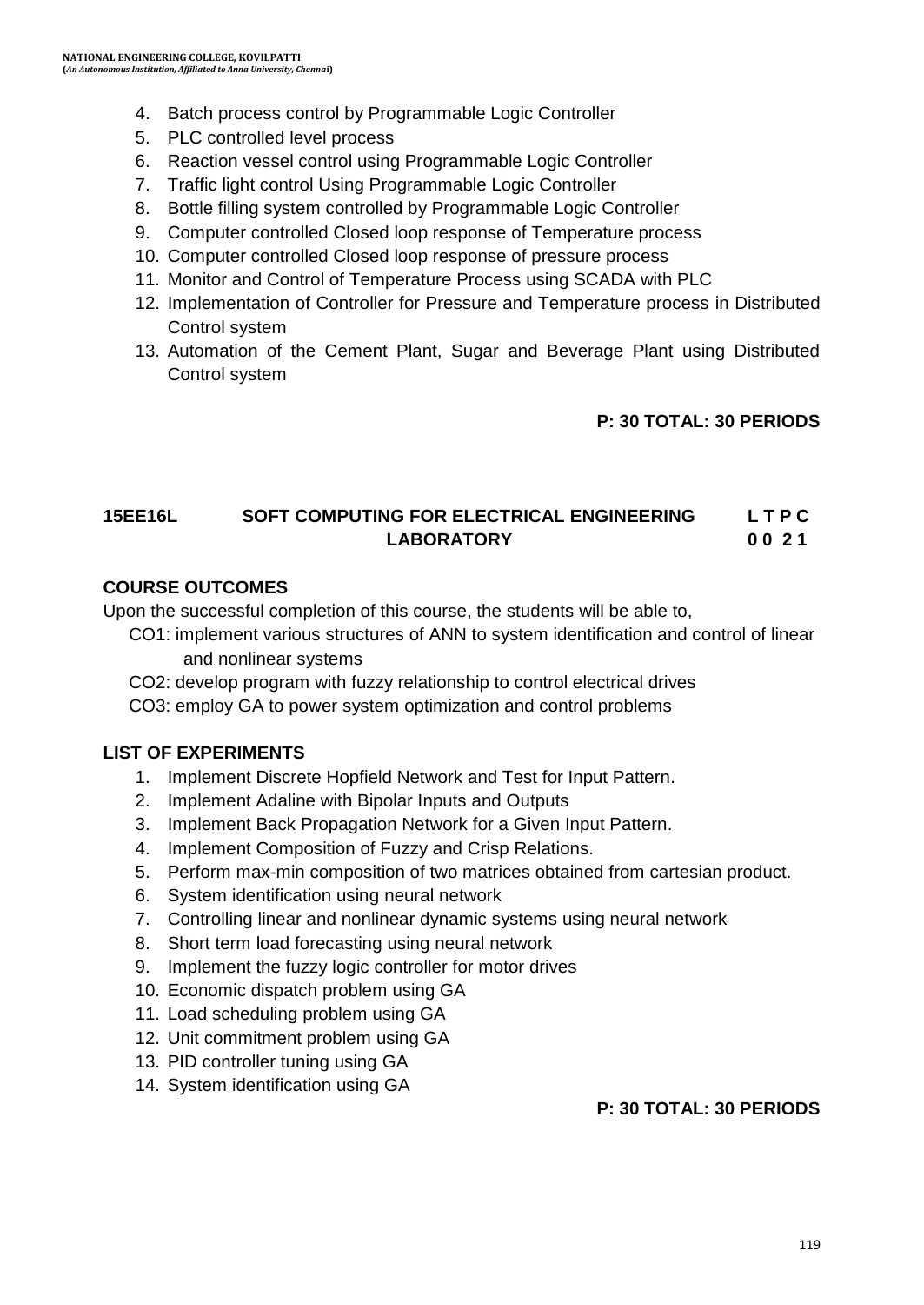4. Batch process control by Programmable Logic Controller
5. PLC controlled level process
6. Reaction vessel control using Programmable Logic Controller
7. Traffic light control Using Programmable Logic Controller
8. Bottle filling system controlled by Programmable Logic Controller
9. Computer controlled Closed loop response of Temperature process
10. Computer controlled Closed loop response of pressure process
11. Monitor and Control of Temperature Process using SCADA with PLC
12. Implementation of Controller for Pressure and Temperature process in Distributed Control system
13. Automation of the Cement Plant, Sugar and Beverage Plant using Distributed Control system

**P: 30 TOTAL: 30 PERIODS**

## 15EE16L SOFT COMPUTING FOR ELECTRICAL ENGINEERING LABORATORY

**L T P C**
**0 0 2 1**

### COURSE OUTCOMES

Upon the successful completion of this course, the students will be able to,

CO1: implement various structures of ANN to system identification and control of linear and nonlinear systems

CO2: develop program with fuzzy relationship to control electrical drives

CO3: employ GA to power system optimization and control problems

### LIST OF EXPERIMENTS

1. Implement Discrete Hopfield Network and Test for Input Pattern.
2. Implement Adaline with Bipolar Inputs and Outputs
3. Implement Back Propagation Network for a Given Input Pattern.
4. Implement Composition of Fuzzy and Crisp Relations.
5. Perform max-min composition of two matrices obtained from cartesian product.
6. System identification using neural network
7. Controlling linear and nonlinear dynamic systems using neural network
8. Short term load forecasting using neural network
9. Implement the fuzzy logic controller for motor drives
10. Economic dispatch problem using GA
11. Load scheduling problem using GA
12. Unit commitment problem using GA
13. PID controller tuning using GA
14. System identification using GA

**P: 30 TOTAL: 30 PERIODS**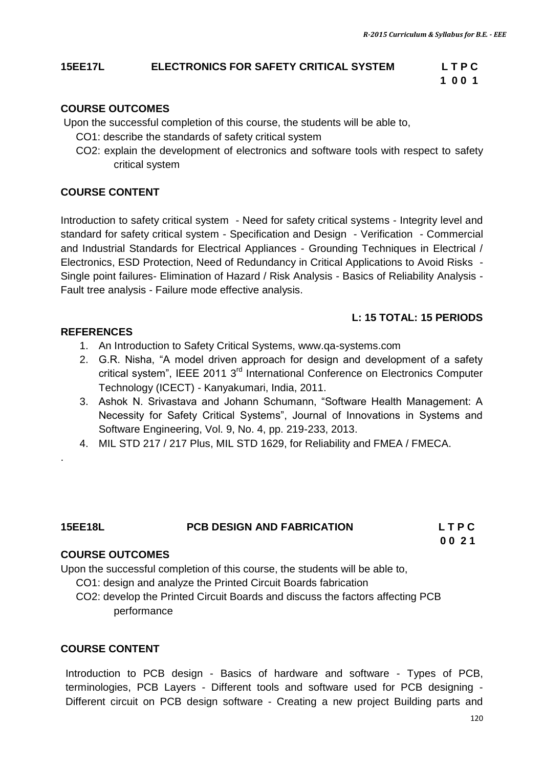## 15EE17L ELECTRONICS FOR SAFETY CRITICAL SYSTEM

| L | T | P | C |
|---|---|---|---|
| 1 | 0 | 0 | 1 |

### COURSE OUTCOMES

Upon the successful completion of this course, the students will be able to,

- CO1: describe the standards of safety critical system
- CO2: explain the development of electronics and software tools with respect to safety critical system

### COURSE CONTENT

Introduction to safety critical system - Need for safety critical systems - Integrity level and standard for safety critical system - Specification and Design - Verification - Commercial and Industrial Standards for Electrical Appliances - Grounding Techniques in Electrical / Electronics, ESD Protection, Need of Redundancy in Critical Applications to Avoid Risks - Single point failures- Elimination of Hazard / Risk Analysis - Basics of Reliability Analysis - Fault tree analysis - Failure mode effective analysis.

**L: 15 TOTAL: 15 PERIODS**

### REFERENCES

1. An Introduction to Safety Critical Systems, www.qa-systems.com
2. G.R. Nisha, "A model driven approach for design and development of a safety critical system", IEEE 2011 3rd International Conference on Electronics Computer Technology (ICECT) - Kanyakumari, India, 2011.
3. Ashok N. Srivastava and Johann Schumann, "Software Health Management: A Necessity for Safety Critical Systems", Journal of Innovations in Systems and Software Engineering, Vol. 9, No. 4, pp. 219-233, 2013.
4. MIL STD 217 / 217 Plus, MIL STD 1629, for Reliability and FMEA / FMECA.

.

## 15EE18L PCB DESIGN AND FABRICATION

| L | T | P | C |
|---|---|---|---|
| 0 | 0 | 2 | 1 |

### COURSE OUTCOMES

Upon the successful completion of this course, the students will be able to,

- CO1: design and analyze the Printed Circuit Boards fabrication
- CO2: develop the Printed Circuit Boards and discuss the factors affecting PCB performance

### COURSE CONTENT

Introduction to PCB design - Basics of hardware and software - Types of PCB, terminologies, PCB Layers - Different tools and software used for PCB designing - Different circuit on PCB design software - Creating a new project Building parts and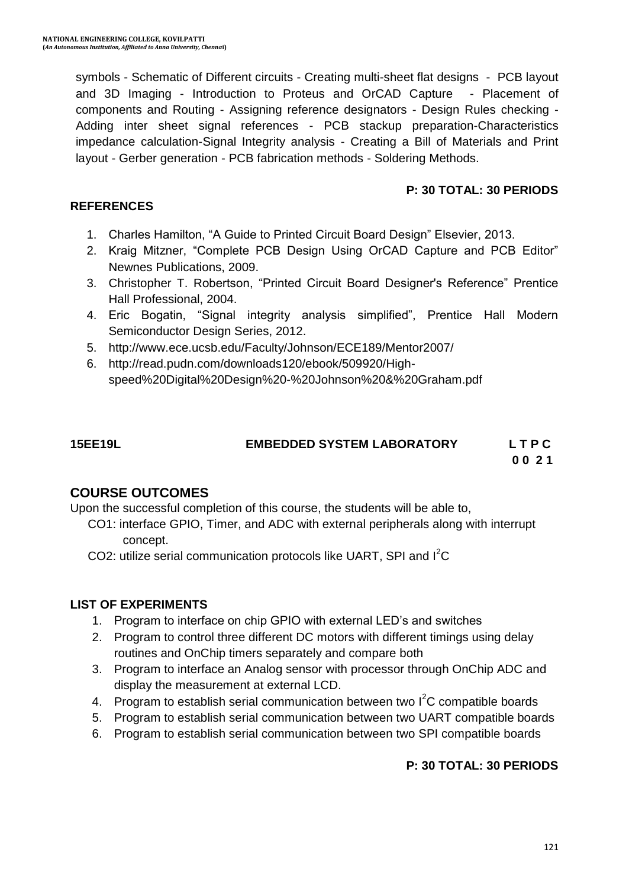symbols - Schematic of Different circuits - Creating multi-sheet flat designs - PCB layout and 3D Imaging - Introduction to Proteus and OrCAD Capture - Placement of components and Routing - Assigning reference designators - Design Rules checking - Adding inter sheet signal references - PCB stackup preparation-Characteristics impedance calculation-Signal Integrity analysis - Creating a Bill of Materials and Print layout - Gerber generation - PCB fabrication methods - Soldering Methods.

**P: 30 TOTAL: 30 PERIODS**

**REFERENCES**

1. Charles Hamilton, "A Guide to Printed Circuit Board Design" Elsevier, 2013.
2. Kraig Mitzner, "Complete PCB Design Using OrCAD Capture and PCB Editor" Newnes Publications, 2009.
3. Christopher T. Robertson, "Printed Circuit Board Designer's Reference" Prentice Hall Professional, 2004.
4. Eric Bogatin, "Signal integrity analysis simplified", Prentice Hall Modern Semiconductor Design Series, 2012.
5. http://www.ece.ucsb.edu/Faculty/Johnson/ECE189/Mentor2007/
6. http://read.pudn.com/downloads120/ebook/509920/High-speed%20Digital%20Design%20-%20Johnson%20&%20Graham.pdf

## 15EE19L EMBEDDED SYSTEM LABORATORY

| L | T | P | C |
|---|---|---|---|
| 0 | 0 | 2 | 1 |

### COURSE OUTCOMES

Upon the successful completion of this course, the students will be able to,

CO1: interface GPIO, Timer, and ADC with external peripherals along with interrupt concept.

CO2: utilize serial communication protocols like UART, SPI and $I^2C$

**LIST OF EXPERIMENTS**

1. Program to interface on chip GPIO with external LED's and switches
2. Program to control three different DC motors with different timings using delay routines and OnChip timers separately and compare both
3. Program to interface an Analog sensor with processor through OnChip ADC and display the measurement at external LCD.
4. Program to establish serial communication between two $I^2C$ compatible boards
5. Program to establish serial communication between two UART compatible boards
6. Program to establish serial communication between two SPI compatible boards

**P: 30 TOTAL: 30 PERIODS**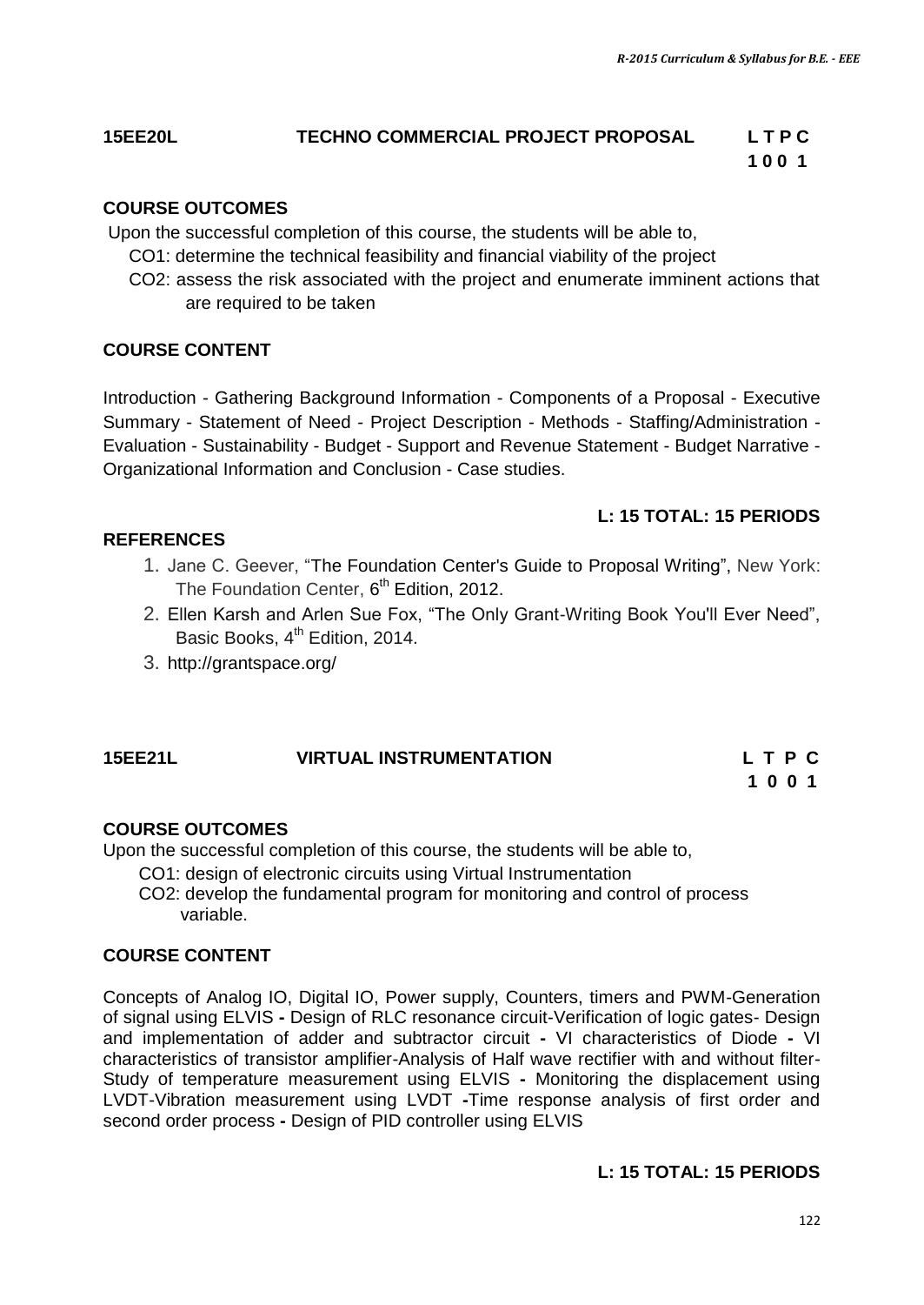## 15EE20L TECHNO COMMERCIAL PROJECT PROPOSAL

| L | T | P | C |
|---|---|---|---|
| 1 | 0 | 0 | 1 |

### COURSE OUTCOMES

Upon the successful completion of this course, the students will be able to,

- CO1: determine the technical feasibility and financial viability of the project
- CO2: assess the risk associated with the project and enumerate imminent actions that are required to be taken

### COURSE CONTENT

Introduction - Gathering Background Information - Components of a Proposal - Executive Summary - Statement of Need - Project Description - Methods - Staffing/Administration - Evaluation - Sustainability - Budget - Support and Revenue Statement - Budget Narrative - Organizational Information and Conclusion - Case studies.

**L: 15 TOTAL: 15 PERIODS**

### REFERENCES

1. Jane C. Geever, "The Foundation Center's Guide to Proposal Writing", New York: The Foundation Center, 6th Edition, 2012.
2. Ellen Karsh and Arlen Sue Fox, "The Only Grant-Writing Book You'll Ever Need", Basic Books, 4th Edition, 2014.
3. http://grantspace.org/

## 15EE21L VIRTUAL INSTRUMENTATION

| L | T | P | C |
|---|---|---|---|
| 1 | 0 | 0 | 1 |

### COURSE OUTCOMES

Upon the successful completion of this course, the students will be able to,

- CO1: design of electronic circuits using Virtual Instrumentation
- CO2: develop the fundamental program for monitoring and control of process variable.

### COURSE CONTENT

Concepts of Analog IO, Digital IO, Power supply, Counters, timers and PWM-Generation of signal using ELVIS - Design of RLC resonance circuit-Verification of logic gates- Design and implementation of adder and subtractor circuit - VI characteristics of Diode - VI characteristics of transistor amplifier-Analysis of Half wave rectifier with and without filter-Study of temperature measurement using ELVIS - Monitoring the displacement using LVDT-Vibration measurement using LVDT -Time response analysis of first order and second order process - Design of PID controller using ELVIS

**L: 15 TOTAL: 15 PERIODS**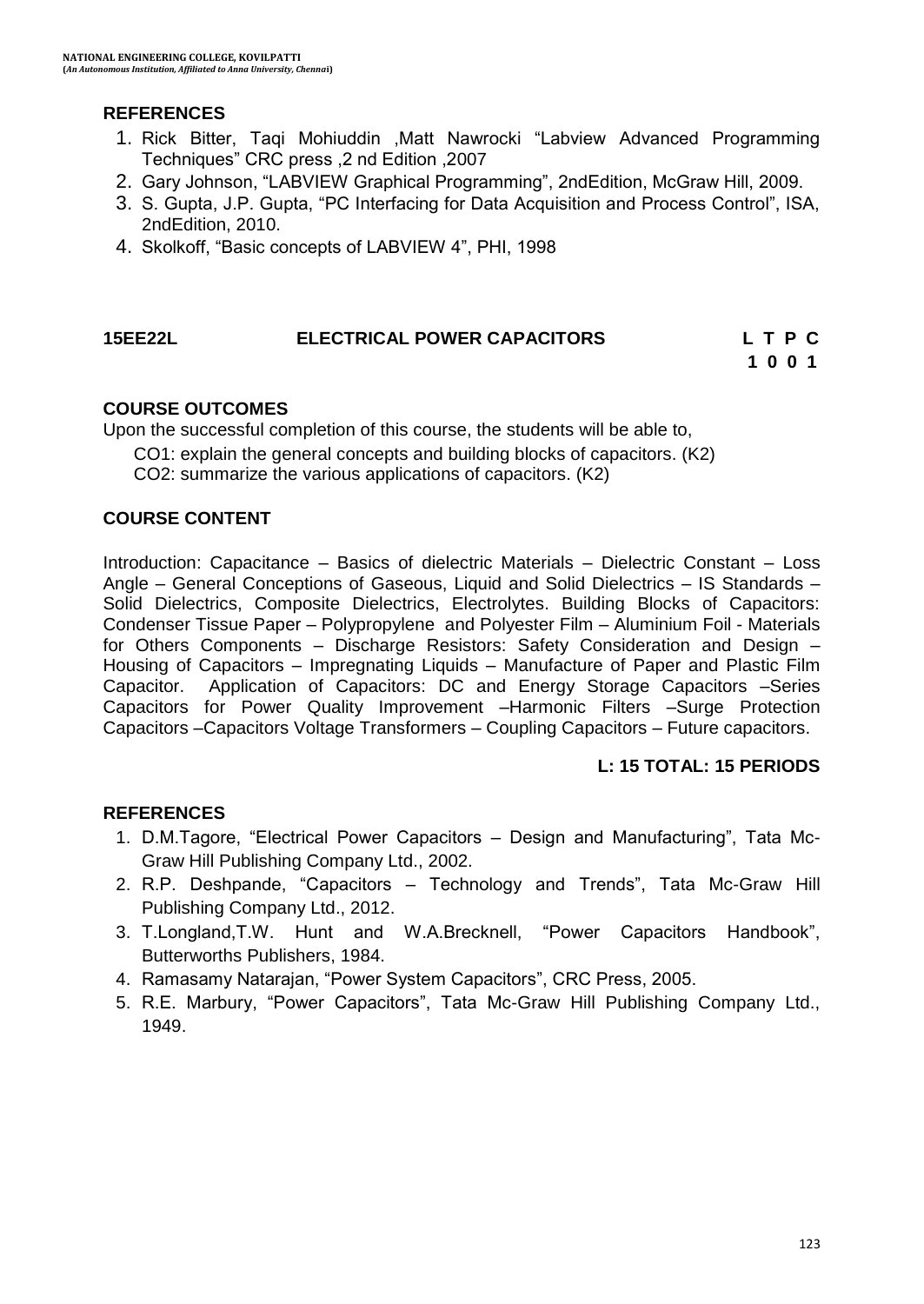## REFERENCES

1. Rick Bitter, Taqi Mohiuddin ,Matt Nawrocki "Labview Advanced Programming Techniques" CRC press ,2 nd Edition ,2007
2. Gary Johnson, "LABVIEW Graphical Programming", 2ndEdition, McGraw Hill, 2009.
3. S. Gupta, J.P. Gupta, "PC Interfacing for Data Acquisition and Process Control", ISA, 2ndEdition, 2010.
4. Skolkoff, "Basic concepts of LABVIEW 4", PHI, 1998

## 15EE22L ELECTRICAL POWER CAPACITORS

| L | T | P | C |
|---|---|---|---|
| 1 | 0 | 0 | 1 |

### COURSE OUTCOMES

Upon the successful completion of this course, the students will be able to,

CO1: explain the general concepts and building blocks of capacitors. (K2)
CO2: summarize the various applications of capacitors. (K2)

### COURSE CONTENT

Introduction: Capacitance – Basics of dielectric Materials – Dielectric Constant – Loss Angle – General Conceptions of Gaseous, Liquid and Solid Dielectrics – IS Standards – Solid Dielectrics, Composite Dielectrics, Electrolytes. Building Blocks of Capacitors: Condenser Tissue Paper – Polypropylene and Polyester Film – Aluminium Foil - Materials for Others Components – Discharge Resistors: Safety Consideration and Design – Housing of Capacitors – Impregnating Liquids – Manufacture of Paper and Plastic Film Capacitor. Application of Capacitors: DC and Energy Storage Capacitors –Series Capacitors for Power Quality Improvement –Harmonic Filters –Surge Protection Capacitors –Capacitors Voltage Transformers – Coupling Capacitors – Future capacitors.

**L: 15 TOTAL: 15 PERIODS**

### REFERENCES

1. D.M.Tagore, "Electrical Power Capacitors – Design and Manufacturing", Tata Mc-Graw Hill Publishing Company Ltd., 2002.
2. R.P. Deshpande, "Capacitors – Technology and Trends", Tata Mc-Graw Hill Publishing Company Ltd., 2012.
3. T.Longland,T.W. Hunt and W.A.Brecknell, "Power Capacitors Handbook", Butterworths Publishers, 1984.
4. Ramasamy Natarajan, "Power System Capacitors", CRC Press, 2005.
5. R.E. Marbury, "Power Capacitors", Tata Mc-Graw Hill Publishing Company Ltd., 1949.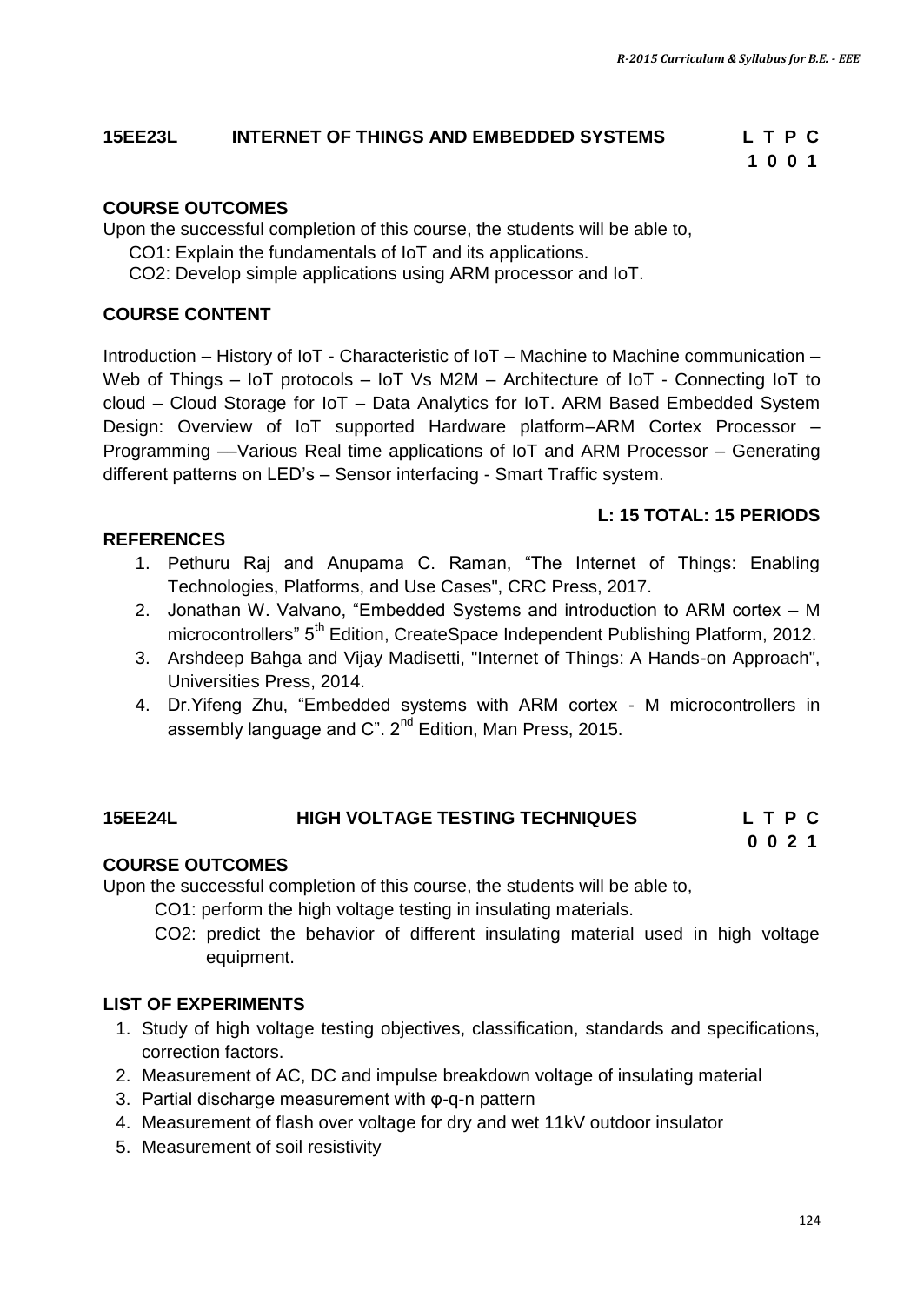## 15EE23L INTERNET OF THINGS AND EMBEDDED SYSTEMS

| L | T | P | C |
|---|---|---|---|
| 1 | 0 | 0 | 1 |

**COURSE OUTCOMES**

Upon the successful completion of this course, the students will be able to,

CO1: Explain the fundamentals of IoT and its applications.

CO2: Develop simple applications using ARM processor and IoT.

**COURSE CONTENT**

Introduction – History of IoT - Characteristic of IoT – Machine to Machine communication – Web of Things – IoT protocols – IoT Vs M2M – Architecture of IoT - Connecting IoT to cloud – Cloud Storage for IoT – Data Analytics for IoT. ARM Based Embedded System Design: Overview of IoT supported Hardware platform–ARM Cortex Processor – Programming —Various Real time applications of IoT and ARM Processor – Generating different patterns on LED's – Sensor interfacing - Smart Traffic system.

**L: 15 TOTAL: 15 PERIODS**

**REFERENCES**

1. Pethuru Raj and Anupama C. Raman, "The Internet of Things: Enabling Technologies, Platforms, and Use Cases", CRC Press, 2017.
2. Jonathan W. Valvano, "Embedded Systems and introduction to ARM cortex – M microcontrollers" 5th Edition, CreateSpace Independent Publishing Platform, 2012.
3. Arshdeep Bahga and Vijay Madisetti, "Internet of Things: A Hands-on Approach", Universities Press, 2014.
4. Dr.Yifeng Zhu, "Embedded systems with ARM cortex - M microcontrollers in assembly language and C". 2nd Edition, Man Press, 2015.

## 15EE24L HIGH VOLTAGE TESTING TECHNIQUES

| L | T | P | C |
|---|---|---|---|
| 0 | 0 | 2 | 1 |

**COURSE OUTCOMES**

Upon the successful completion of this course, the students will be able to,

CO1: perform the high voltage testing in insulating materials.

CO2: predict the behavior of different insulating material used in high voltage equipment.

**LIST OF EXPERIMENTS**

1. Study of high voltage testing objectives, classification, standards and specifications, correction factors.
2. Measurement of AC, DC and impulse breakdown voltage of insulating material
3. Partial discharge measurement with φ-q-n pattern
4. Measurement of flash over voltage for dry and wet 11kV outdoor insulator
5. Measurement of soil resistivity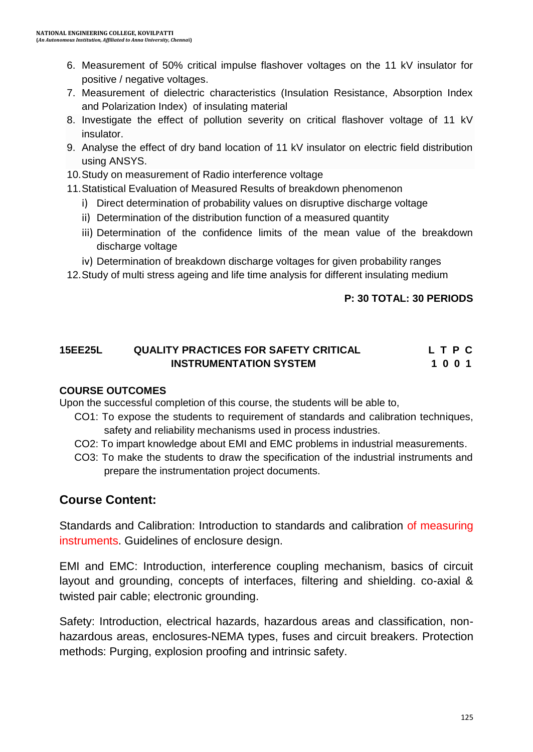6. Measurement of 50% critical impulse flashover voltages on the 11 kV insulator for positive / negative voltages.
7. Measurement of dielectric characteristics (Insulation Resistance, Absorption Index and Polarization Index) of insulating material
8. Investigate the effect of pollution severity on critical flashover voltage of 11 kV insulator.
9. Analyse the effect of dry band location of 11 kV insulator on electric field distribution using ANSYS.
10. Study on measurement of Radio interference voltage
11. Statistical Evaluation of Measured Results of breakdown phenomenon
    i) Direct determination of probability values on disruptive discharge voltage
    ii) Determination of the distribution function of a measured quantity
    iii) Determination of the confidence limits of the mean value of the breakdown discharge voltage
    iv) Determination of breakdown discharge voltages for given probability ranges
12. Study of multi stress ageing and life time analysis for different insulating medium

**P: 30 TOTAL: 30 PERIODS**

| **15EE25L** | **QUALITY PRACTICES FOR SAFETY CRITICAL INSTRUMENTATION SYSTEM** | **L T P C** |
|---|---|---|
| | | **1 0 0 1** |

**COURSE OUTCOMES**

Upon the successful completion of this course, the students will be able to,

CO1: To expose the students to requirement of standards and calibration techniques, safety and reliability mechanisms used in process industries.

CO2: To impart knowledge about EMI and EMC problems in industrial measurements.

CO3: To make the students to draw the specification of the industrial instruments and prepare the instrumentation project documents.

## Course Content:

Standards and Calibration: Introduction to standards and calibration of measuring instruments. Guidelines of enclosure design.

EMI and EMC: Introduction, interference coupling mechanism, basics of circuit layout and grounding, concepts of interfaces, filtering and shielding. co-axial & twisted pair cable; electronic grounding.

Safety: Introduction, electrical hazards, hazardous areas and classification, non-hazardous areas, enclosures-NEMA types, fuses and circuit breakers. Protection methods: Purging, explosion proofing and intrinsic safety.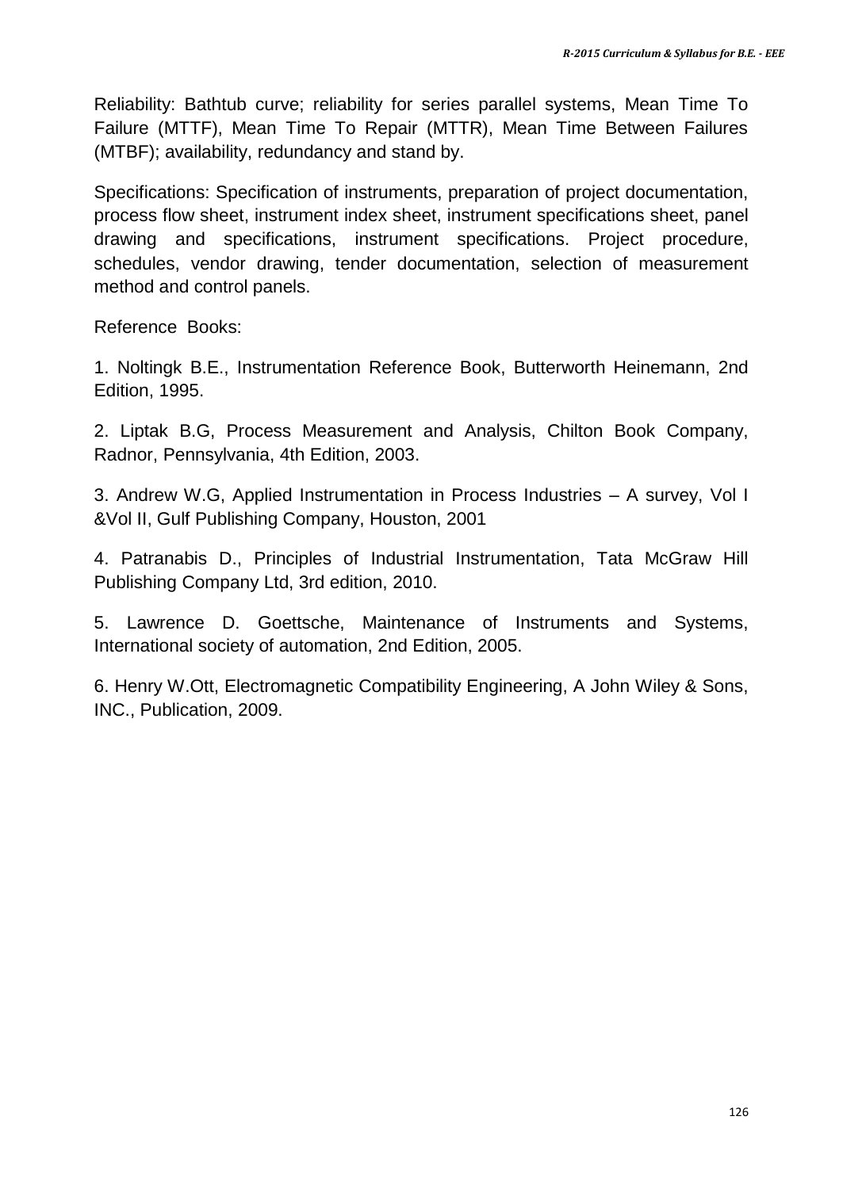Reliability: Bathtub curve; reliability for series parallel systems, Mean Time To Failure (MTTF), Mean Time To Repair (MTTR), Mean Time Between Failures (MTBF); availability, redundancy and stand by.

Specifications: Specification of instruments, preparation of project documentation, process flow sheet, instrument index sheet, instrument specifications sheet, panel drawing and specifications, instrument specifications. Project procedure, schedules, vendor drawing, tender documentation, selection of measurement method and control panels.

Reference Books:

1. Noltingk B.E., Instrumentation Reference Book, Butterworth Heinemann, 2nd Edition, 1995.

2. Liptak B.G, Process Measurement and Analysis, Chilton Book Company, Radnor, Pennsylvania, 4th Edition, 2003.

3. Andrew W.G, Applied Instrumentation in Process Industries – A survey, Vol I &Vol II, Gulf Publishing Company, Houston, 2001

4. Patranabis D., Principles of Industrial Instrumentation, Tata McGraw Hill Publishing Company Ltd, 3rd edition, 2010.

5. Lawrence D. Goettsche, Maintenance of Instruments and Systems, International society of automation, 2nd Edition, 2005.

6. Henry W.Ott, Electromagnetic Compatibility Engineering, A John Wiley & Sons, INC., Publication, 2009.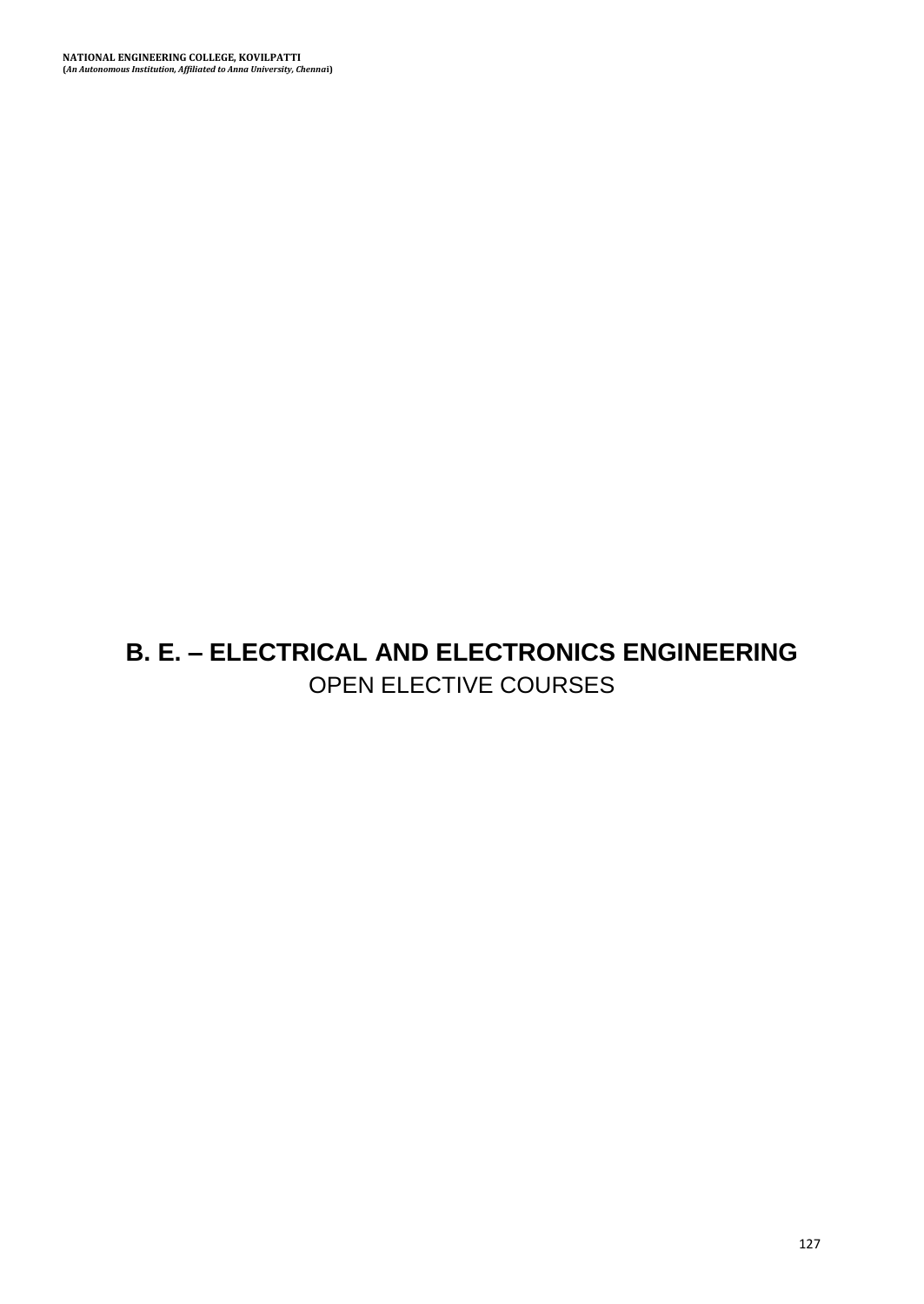# B. E. – ELECTRICAL AND ELECTRONICS ENGINEERING

## OPEN ELECTIVE COURSES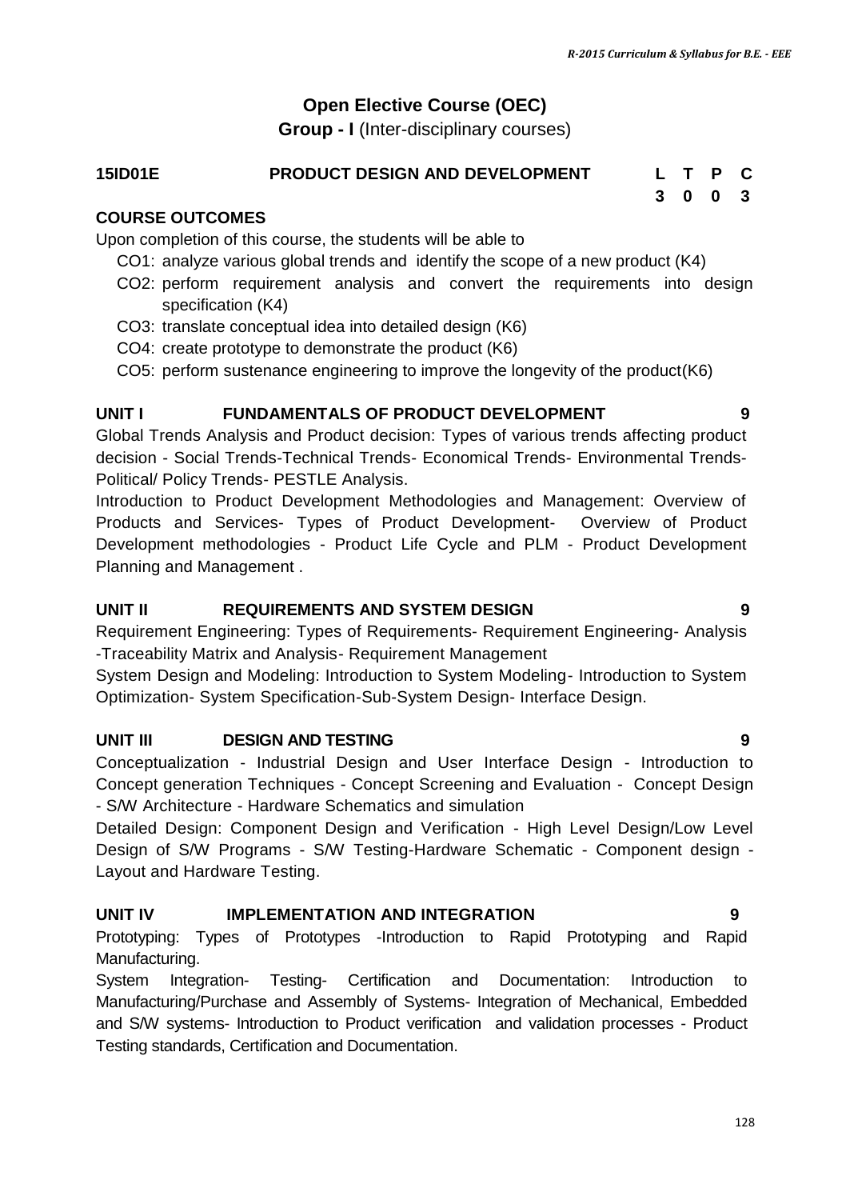# Open Elective Course (OEC)

**Group - I** (Inter-disciplinary courses)

| **15ID01E** | **PRODUCT DESIGN AND DEVELOPMENT** | **L** | **T** | **P** | **C** |
|---|---|---|---|---|---|
| | | **3** | **0** | **0** | **3** |

**COURSE OUTCOMES**

Upon completion of this course, the students will be able to

- CO1: analyze various global trends and identify the scope of a new product (K4)
- CO2: perform requirement analysis and convert the requirements into design specification (K4)
- CO3: translate conceptual idea into detailed design (K6)
- CO4: create prototype to demonstrate the product (K6)
- CO5: perform sustenance engineering to improve the longevity of the product(K6)

**UNIT I FUNDAMENTALS OF PRODUCT DEVELOPMENT 9**

Global Trends Analysis and Product decision: Types of various trends affecting product decision - Social Trends-Technical Trends- Economical Trends- Environmental Trends-Political/ Policy Trends- PESTLE Analysis.

Introduction to Product Development Methodologies and Management: Overview of Products and Services- Types of Product Development- Overview of Product Development methodologies - Product Life Cycle and PLM - Product Development Planning and Management .

**UNIT II REQUIREMENTS AND SYSTEM DESIGN 9**

Requirement Engineering: Types of Requirements- Requirement Engineering- Analysis -Traceability Matrix and Analysis- Requirement Management

System Design and Modeling: Introduction to System Modeling- Introduction to System Optimization- System Specification-Sub-System Design- Interface Design.

**UNIT III DESIGN AND TESTING 9**

Conceptualization - Industrial Design and User Interface Design - Introduction to Concept generation Techniques - Concept Screening and Evaluation - Concept Design - S/W Architecture - Hardware Schematics and simulation

Detailed Design: Component Design and Verification - High Level Design/Low Level Design of S/W Programs - S/W Testing-Hardware Schematic - Component design - Layout and Hardware Testing.

**UNIT IV IMPLEMENTATION AND INTEGRATION 9**

Prototyping: Types of Prototypes -Introduction to Rapid Prototyping and Rapid Manufacturing.

System Integration- Testing- Certification and Documentation: Introduction to Manufacturing/Purchase and Assembly of Systems- Integration of Mechanical, Embedded and S/W systems- Introduction to Product verification and validation processes - Product Testing standards, Certification and Documentation.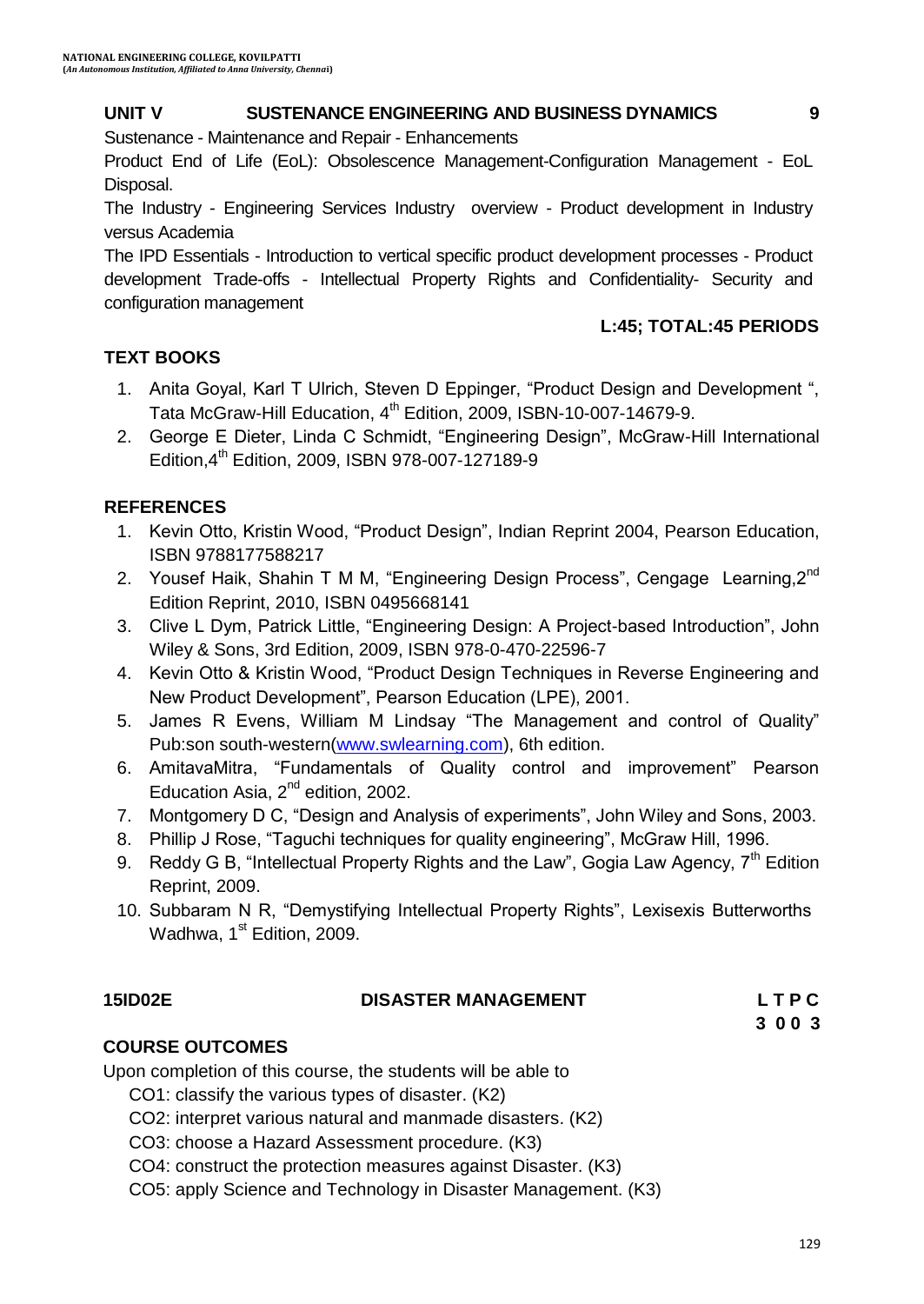**UNIT V SUSTENANCE ENGINEERING AND BUSINESS DYNAMICS 9**

Sustenance - Maintenance and Repair - Enhancements

Product End of Life (EoL): Obsolescence Management-Configuration Management - EoL Disposal.

The Industry - Engineering Services Industry overview - Product development in Industry versus Academia

The IPD Essentials - Introduction to vertical specific product development processes - Product development Trade-offs - Intellectual Property Rights and Confidentiality- Security and configuration management

**L:45; TOTAL:45 PERIODS**

**TEXT BOOKS**

1. Anita Goyal, Karl T Ulrich, Steven D Eppinger, "Product Design and Development ", Tata McGraw-Hill Education, 4th Edition, 2009, ISBN-10-007-14679-9.
2. George E Dieter, Linda C Schmidt, "Engineering Design", McGraw-Hill International Edition,4th Edition, 2009, ISBN 978-007-127189-9

**REFERENCES**

1. Kevin Otto, Kristin Wood, "Product Design", Indian Reprint 2004, Pearson Education, ISBN 9788177588217
2. Yousef Haik, Shahin T M M, "Engineering Design Process", Cengage Learning,2nd Edition Reprint, 2010, ISBN 0495668141
3. Clive L Dym, Patrick Little, "Engineering Design: A Project-based Introduction", John Wiley & Sons, 3rd Edition, 2009, ISBN 978-0-470-22596-7
4. Kevin Otto & Kristin Wood, "Product Design Techniques in Reverse Engineering and New Product Development", Pearson Education (LPE), 2001.
5. James R Evens, William M Lindsay "The Management and control of Quality" Pub:son south-western(www.swlearning.com), 6th edition.
6. AmitavaMitra, "Fundamentals of Quality control and improvement" Pearson Education Asia, 2nd edition, 2002.
7. Montgomery D C, "Design and Analysis of experiments", John Wiley and Sons, 2003.
8. Phillip J Rose, "Taguchi techniques for quality engineering", McGraw Hill, 1996.
9. Reddy G B, "Intellectual Property Rights and the Law", Gogia Law Agency, 7th Edition Reprint, 2009.
10. Subbaram N R, "Demystifying Intellectual Property Rights", Lexisexis Butterworths Wadhwa, 1st Edition, 2009.

| **15ID02E** | **DISASTER MANAGEMENT** | **L T P C** |
|---|---|---|
| | | **3 0 0 3** |

**COURSE OUTCOMES**

Upon completion of this course, the students will be able to

- CO1: classify the various types of disaster. (K2)
- CO2: interpret various natural and manmade disasters. (K2)
- CO3: choose a Hazard Assessment procedure. (K3)
- CO4: construct the protection measures against Disaster. (K3)
- CO5: apply Science and Technology in Disaster Management. (K3)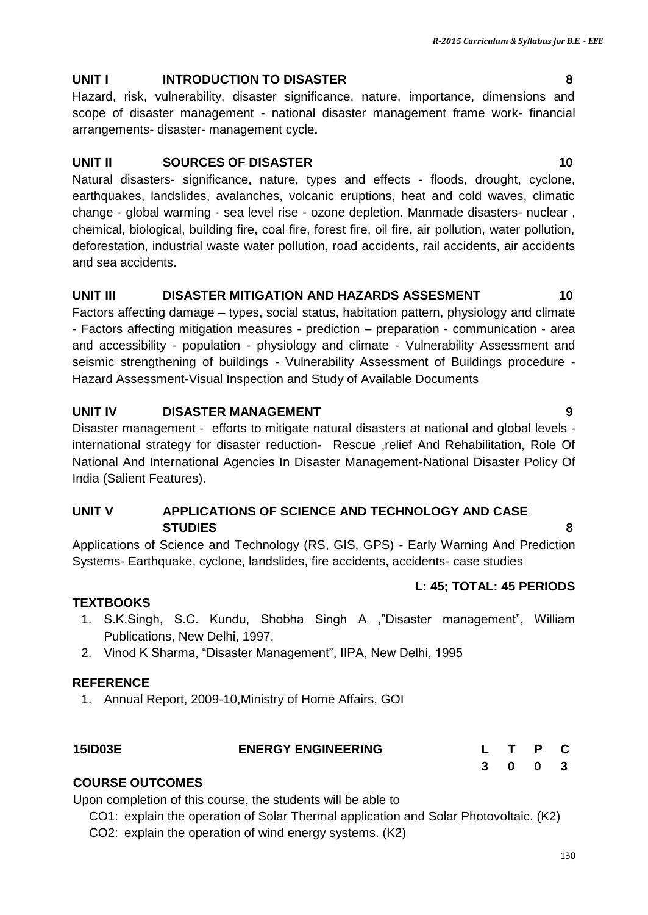### UNIT I INTRODUCTION TO DISASTER 8

Hazard, risk, vulnerability, disaster significance, nature, importance, dimensions and scope of disaster management - national disaster management frame work- financial arrangements- disaster- management cycle**.**

### UNIT II SOURCES OF DISASTER 10

Natural disasters- significance, nature, types and effects - floods, drought, cyclone, earthquakes, landslides, avalanches, volcanic eruptions, heat and cold waves, climatic change - global warming - sea level rise - ozone depletion. Manmade disasters- nuclear , chemical, biological, building fire, coal fire, forest fire, oil fire, air pollution, water pollution, deforestation, industrial waste water pollution, road accidents, rail accidents, air accidents and sea accidents.

### UNIT III DISASTER MITIGATION AND HAZARDS ASSESMENT 10

Factors affecting damage – types, social status, habitation pattern, physiology and climate - Factors affecting mitigation measures - prediction – preparation - communication - area and accessibility - population - physiology and climate - Vulnerability Assessment and seismic strengthening of buildings - Vulnerability Assessment of Buildings procedure - Hazard Assessment-Visual Inspection and Study of Available Documents

### UNIT IV DISASTER MANAGEMENT 9

Disaster management - efforts to mitigate natural disasters at national and global levels - international strategy for disaster reduction- Rescue ,relief And Rehabilitation, Role Of National And International Agencies In Disaster Management-National Disaster Policy Of India (Salient Features).

### UNIT V APPLICATIONS OF SCIENCE AND TECHNOLOGY AND CASE STUDIES 8

Applications of Science and Technology (RS, GIS, GPS) - Early Warning And Prediction Systems- Earthquake, cyclone, landslides, fire accidents, accidents- case studies

**L: 45; TOTAL: 45 PERIODS**

### TEXTBOOKS

1. S.K.Singh, S.C. Kundu, Shobha Singh A ,"Disaster management", William Publications, New Delhi, 1997.
2. Vinod K Sharma, "Disaster Management", IIPA, New Delhi, 1995

### REFERENCE

1. Annual Report, 2009-10,Ministry of Home Affairs, GOI

## 15ID03E ENERGY ENGINEERING

| L | T | P | C |
|---|---|---|---|
| 3 | 0 | 0 | 3 |

### COURSE OUTCOMES

Upon completion of this course, the students will be able to

CO1: explain the operation of Solar Thermal application and Solar Photovoltaic. (K2)

CO2: explain the operation of wind energy systems. (K2)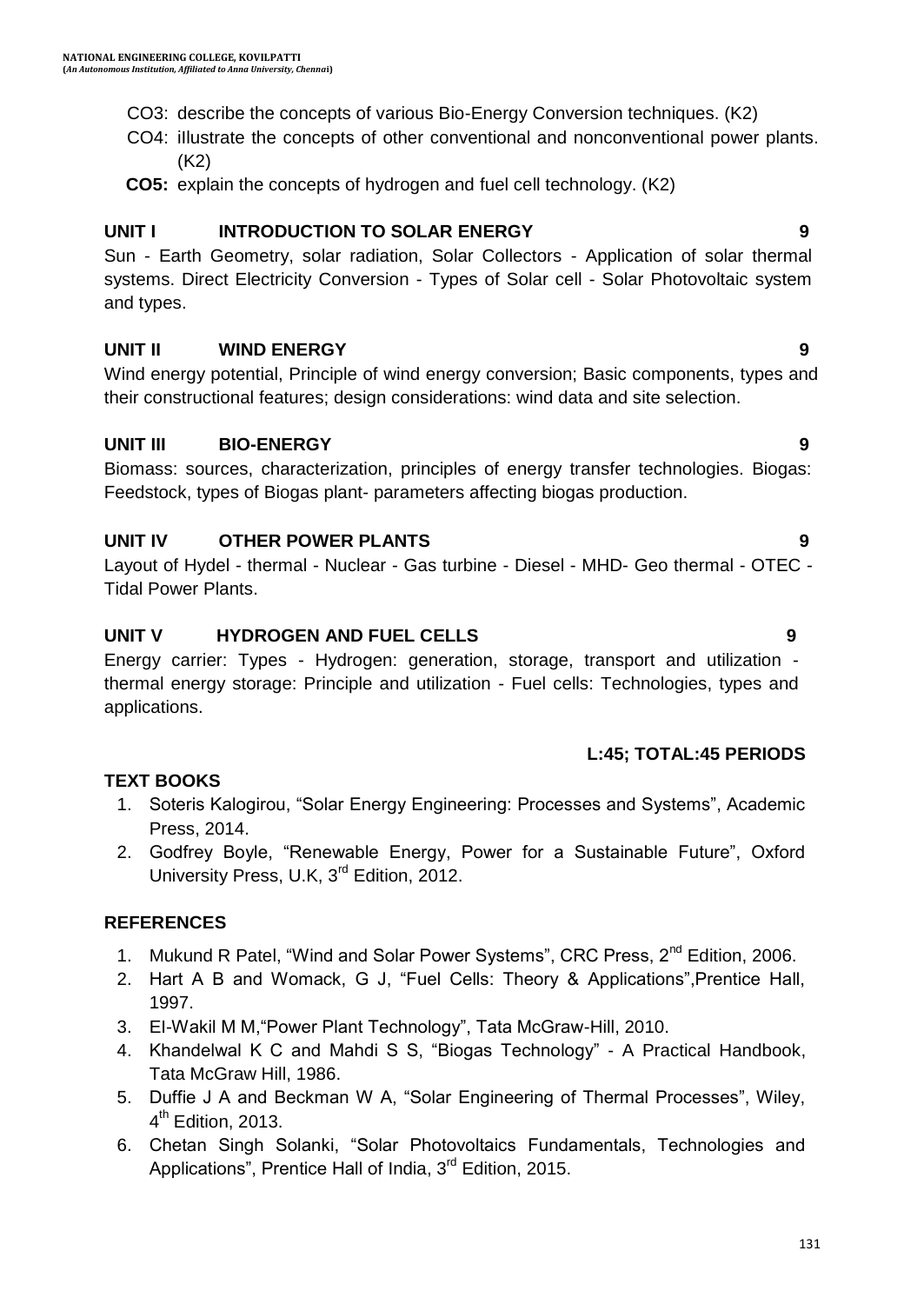CO3: describe the concepts of various Bio-Energy Conversion techniques. (K2)

CO4: illustrate the concepts of other conventional and nonconventional power plants. (K2)

**CO5:** explain the concepts of hydrogen and fuel cell technology. (K2)

**UNIT I INTRODUCTION TO SOLAR ENERGY 9**

Sun - Earth Geometry, solar radiation, Solar Collectors - Application of solar thermal systems. Direct Electricity Conversion - Types of Solar cell - Solar Photovoltaic system and types.

**UNIT II WIND ENERGY 9**

Wind energy potential, Principle of wind energy conversion; Basic components, types and their constructional features; design considerations: wind data and site selection.

**UNIT III BIO-ENERGY 9**

Biomass: sources, characterization, principles of energy transfer technologies. Biogas: Feedstock, types of Biogas plant- parameters affecting biogas production.

**UNIT IV OTHER POWER PLANTS 9**

Layout of Hydel - thermal - Nuclear - Gas turbine - Diesel - MHD- Geo thermal - OTEC - Tidal Power Plants.

**UNIT V HYDROGEN AND FUEL CELLS 9**

Energy carrier: Types - Hydrogen: generation, storage, transport and utilization - thermal energy storage: Principle and utilization - Fuel cells: Technologies, types and applications.

**L:45; TOTAL:45 PERIODS**

**TEXT BOOKS**

1. Soteris Kalogirou, "Solar Energy Engineering: Processes and Systems", Academic Press, 2014.
2. Godfrey Boyle, "Renewable Energy, Power for a Sustainable Future", Oxford University Press, U.K, 3rd Edition, 2012.

**REFERENCES**

1. Mukund R Patel, "Wind and Solar Power Systems", CRC Press, 2nd Edition, 2006.
2. Hart A B and Womack, G J, "Fuel Cells: Theory & Applications",Prentice Hall, 1997.
3. El-Wakil M M,"Power Plant Technology", Tata McGraw-Hill, 2010.
4. Khandelwal K C and Mahdi S S, "Biogas Technology" - A Practical Handbook, Tata McGraw Hill, 1986.
5. Duffie J A and Beckman W A, "Solar Engineering of Thermal Processes", Wiley, 4th Edition, 2013.
6. Chetan Singh Solanki, "Solar Photovoltaics Fundamentals, Technologies and Applications", Prentice Hall of India, 3rd Edition, 2015.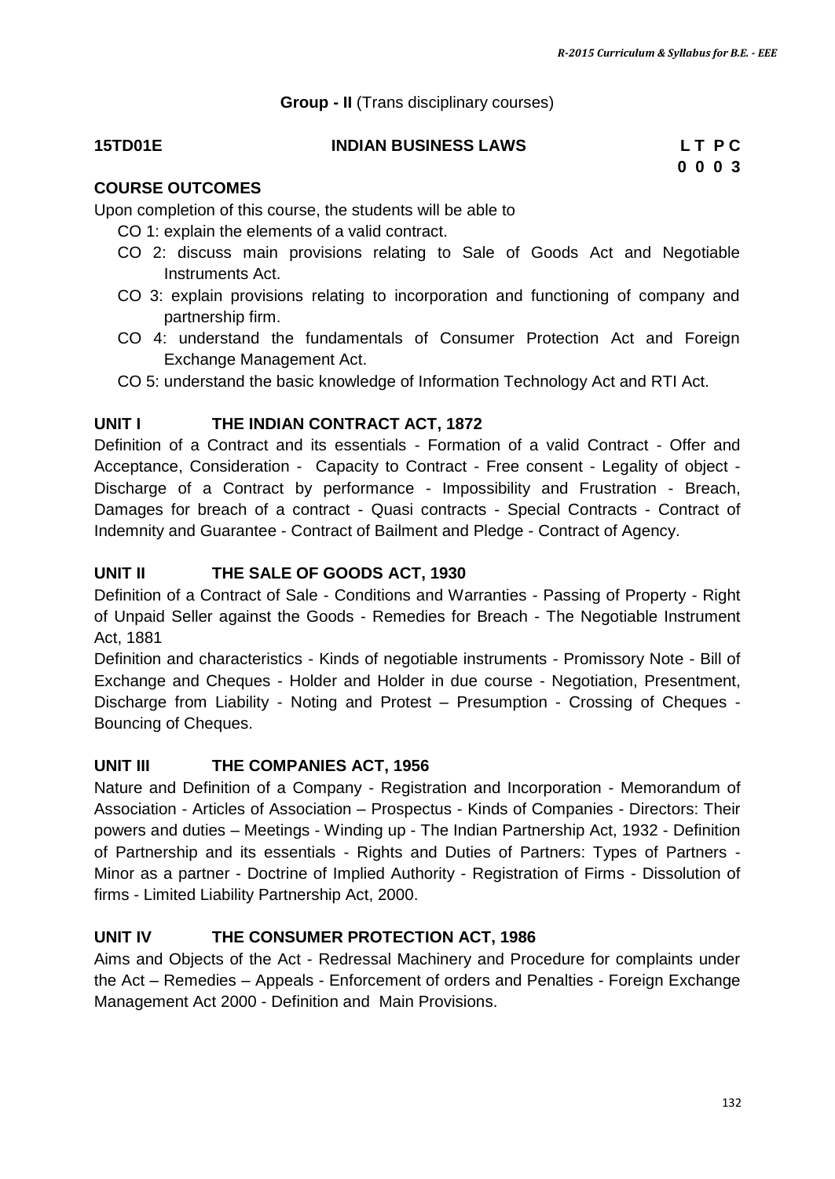**Group - II** (Trans disciplinary courses)

| **15TD01E** | **INDIAN BUSINESS LAWS** | **L T P C** |
|---|---|---|
| | | **0 0 0 3** |

**COURSE OUTCOMES**

Upon completion of this course, the students will be able to

- CO 1: explain the elements of a valid contract.
- CO 2: discuss main provisions relating to Sale of Goods Act and Negotiable Instruments Act.
- CO 3: explain provisions relating to incorporation and functioning of company and partnership firm.
- CO 4: understand the fundamentals of Consumer Protection Act and Foreign Exchange Management Act.
- CO 5: understand the basic knowledge of Information Technology Act and RTI Act.

**UNIT I THE INDIAN CONTRACT ACT, 1872**

Definition of a Contract and its essentials - Formation of a valid Contract - Offer and Acceptance, Consideration - Capacity to Contract - Free consent - Legality of object - Discharge of a Contract by performance - Impossibility and Frustration - Breach, Damages for breach of a contract - Quasi contracts - Special Contracts - Contract of Indemnity and Guarantee - Contract of Bailment and Pledge - Contract of Agency.

**UNIT II THE SALE OF GOODS ACT, 1930**

Definition of a Contract of Sale - Conditions and Warranties - Passing of Property - Right of Unpaid Seller against the Goods - Remedies for Breach - The Negotiable Instrument Act, 1881

Definition and characteristics - Kinds of negotiable instruments - Promissory Note - Bill of Exchange and Cheques - Holder and Holder in due course - Negotiation, Presentment, Discharge from Liability - Noting and Protest – Presumption - Crossing of Cheques - Bouncing of Cheques.

**UNIT III THE COMPANIES ACT, 1956**

Nature and Definition of a Company - Registration and Incorporation - Memorandum of Association - Articles of Association – Prospectus - Kinds of Companies - Directors: Their powers and duties – Meetings - Winding up - The Indian Partnership Act, 1932 - Definition of Partnership and its essentials - Rights and Duties of Partners: Types of Partners - Minor as a partner - Doctrine of Implied Authority - Registration of Firms - Dissolution of firms - Limited Liability Partnership Act, 2000.

**UNIT IV THE CONSUMER PROTECTION ACT, 1986**

Aims and Objects of the Act - Redressal Machinery and Procedure for complaints under the Act – Remedies – Appeals - Enforcement of orders and Penalties - Foreign Exchange Management Act 2000 - Definition and Main Provisions.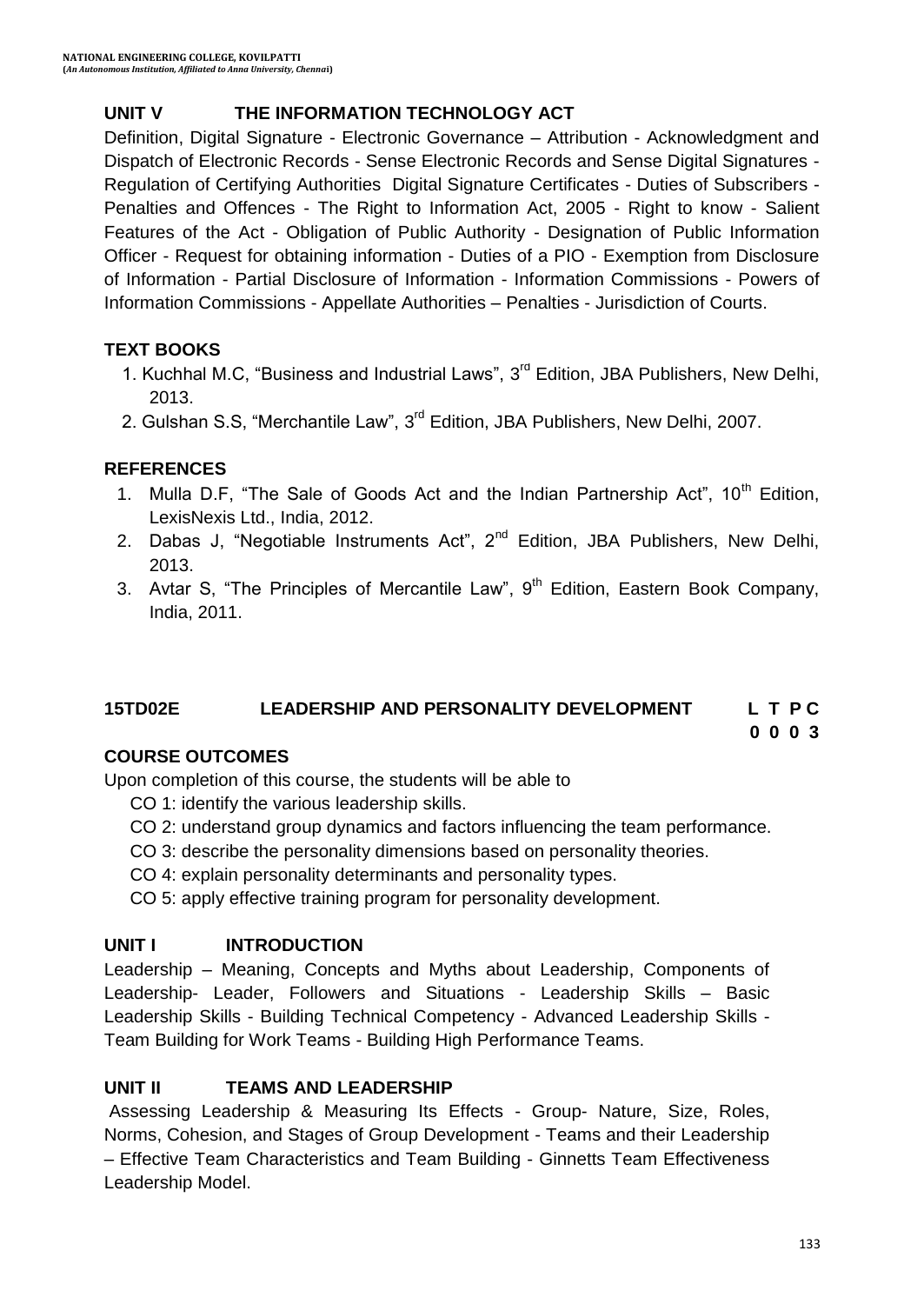## UNIT V THE INFORMATION TECHNOLOGY ACT

Definition, Digital Signature - Electronic Governance – Attribution - Acknowledgment and Dispatch of Electronic Records - Sense Electronic Records and Sense Digital Signatures - Regulation of Certifying Authorities Digital Signature Certificates - Duties of Subscribers - Penalties and Offences - The Right to Information Act, 2005 - Right to know - Salient Features of the Act - Obligation of Public Authority - Designation of Public Information Officer - Request for obtaining information - Duties of a PIO - Exemption from Disclosure of Information - Partial Disclosure of Information - Information Commissions - Powers of Information Commissions - Appellate Authorities – Penalties - Jurisdiction of Courts.

### TEXT BOOKS

1. Kuchhal M.C, "Business and Industrial Laws", 3rd Edition, JBA Publishers, New Delhi, 2013.
2. Gulshan S.S, "Merchantile Law", 3rd Edition, JBA Publishers, New Delhi, 2007.

### REFERENCES

1. Mulla D.F, "The Sale of Goods Act and the Indian Partnership Act", 10th Edition, LexisNexis Ltd., India, 2012.
2. Dabas J, "Negotiable Instruments Act", 2nd Edition, JBA Publishers, New Delhi, 2013.
3. Avtar S, "The Principles of Mercantile Law", 9th Edition, Eastern Book Company, India, 2011.

## 15TD02E LEADERSHIP AND PERSONALITY DEVELOPMENT

| L | T | P | C |
|---|---|---|---|
| 0 | 0 | 0 | 3 |

### COURSE OUTCOMES

Upon completion of this course, the students will be able to

- CO 1: identify the various leadership skills.
- CO 2: understand group dynamics and factors influencing the team performance.
- CO 3: describe the personality dimensions based on personality theories.
- CO 4: explain personality determinants and personality types.
- CO 5: apply effective training program for personality development.

### UNIT I INTRODUCTION

Leadership – Meaning, Concepts and Myths about Leadership, Components of Leadership- Leader, Followers and Situations - Leadership Skills – Basic Leadership Skills - Building Technical Competency - Advanced Leadership Skills - Team Building for Work Teams - Building High Performance Teams.

### UNIT II TEAMS AND LEADERSHIP

Assessing Leadership & Measuring Its Effects - Group- Nature, Size, Roles, Norms, Cohesion, and Stages of Group Development - Teams and their Leadership – Effective Team Characteristics and Team Building - Ginnetts Team Effectiveness Leadership Model.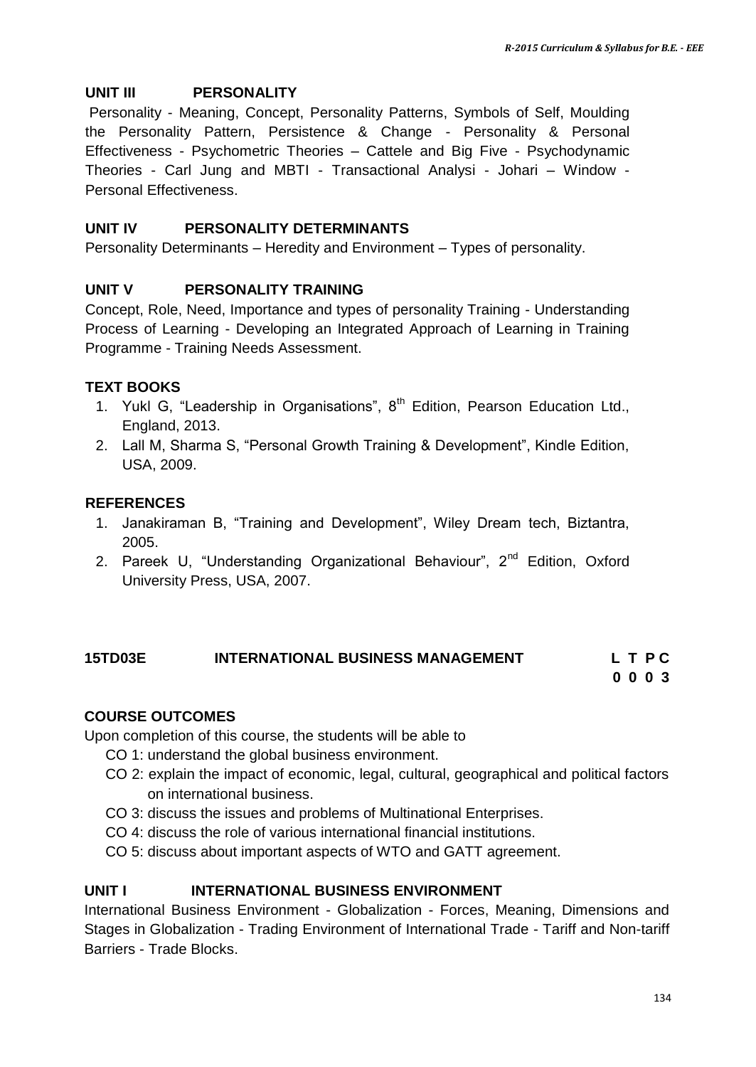### UNIT III PERSONALITY

Personality - Meaning, Concept, Personality Patterns, Symbols of Self, Moulding the Personality Pattern, Persistence & Change - Personality & Personal Effectiveness - Psychometric Theories – Cattele and Big Five - Psychodynamic Theories - Carl Jung and MBTI - Transactional Analysi - Johari – Window - Personal Effectiveness.

### UNIT IV PERSONALITY DETERMINANTS

Personality Determinants – Heredity and Environment – Types of personality.

### UNIT V PERSONALITY TRAINING

Concept, Role, Need, Importance and types of personality Training - Understanding Process of Learning - Developing an Integrated Approach of Learning in Training Programme - Training Needs Assessment.

### TEXT BOOKS

1. Yukl G, "Leadership in Organisations", 8th Edition, Pearson Education Ltd., England, 2013.
2. Lall M, Sharma S, "Personal Growth Training & Development", Kindle Edition, USA, 2009.

### REFERENCES

1. Janakiraman B, "Training and Development", Wiley Dream tech, Biztantra, 2005.
2. Pareek U, "Understanding Organizational Behaviour", 2nd Edition, Oxford University Press, USA, 2007.

## 15TD03E INTERNATIONAL BUSINESS MANAGEMENT

| L | T | P | C |
|---|---|---|---|
| 0 | 0 | 0 | 3 |

### COURSE OUTCOMES

Upon completion of this course, the students will be able to

- CO 1: understand the global business environment.
- CO 2: explain the impact of economic, legal, cultural, geographical and political factors on international business.
- CO 3: discuss the issues and problems of Multinational Enterprises.
- CO 4: discuss the role of various international financial institutions.
- CO 5: discuss about important aspects of WTO and GATT agreement.

### UNIT I INTERNATIONAL BUSINESS ENVIRONMENT

International Business Environment - Globalization - Forces, Meaning, Dimensions and Stages in Globalization - Trading Environment of International Trade - Tariff and Non-tariff Barriers - Trade Blocks.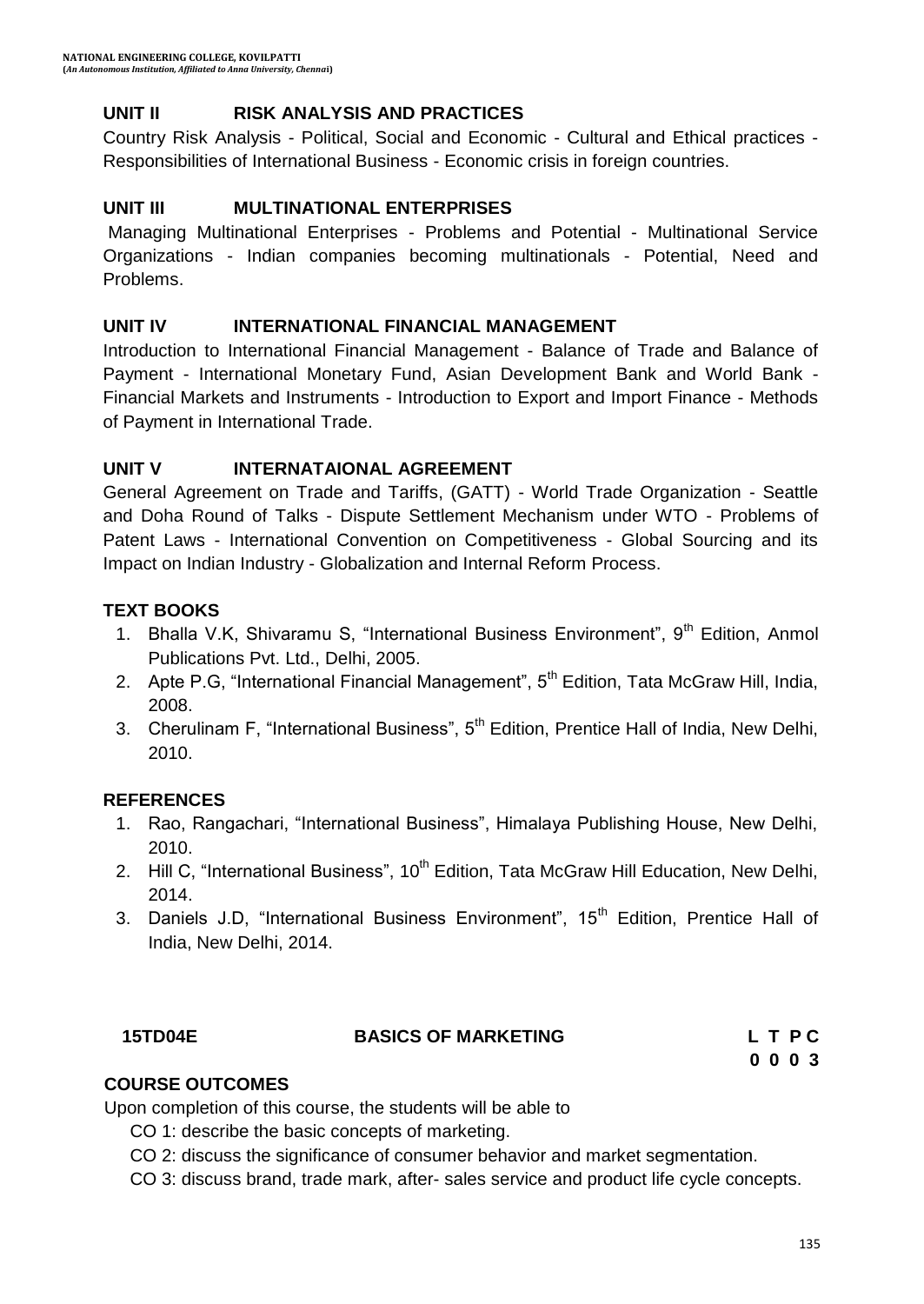### UNIT II RISK ANALYSIS AND PRACTICES

Country Risk Analysis - Political, Social and Economic - Cultural and Ethical practices - Responsibilities of International Business - Economic crisis in foreign countries.

### UNIT III MULTINATIONAL ENTERPRISES

Managing Multinational Enterprises - Problems and Potential - Multinational Service Organizations - Indian companies becoming multinationals - Potential, Need and Problems.

### UNIT IV INTERNATIONAL FINANCIAL MANAGEMENT

Introduction to International Financial Management - Balance of Trade and Balance of Payment - International Monetary Fund, Asian Development Bank and World Bank - Financial Markets and Instruments - Introduction to Export and Import Finance - Methods of Payment in International Trade.

### UNIT V INTERNATAIONAL AGREEMENT

General Agreement on Trade and Tariffs, (GATT) - World Trade Organization - Seattle and Doha Round of Talks - Dispute Settlement Mechanism under WTO - Problems of Patent Laws - International Convention on Competitiveness - Global Sourcing and its Impact on Indian Industry - Globalization and Internal Reform Process.

### TEXT BOOKS

1. Bhalla V.K, Shivaramu S, "International Business Environment", 9th Edition, Anmol Publications Pvt. Ltd., Delhi, 2005.
2. Apte P.G, "International Financial Management", 5th Edition, Tata McGraw Hill, India, 2008.
3. Cherulinam F, "International Business", 5th Edition, Prentice Hall of India, New Delhi, 2010.

### REFERENCES

1. Rao, Rangachari, "International Business", Himalaya Publishing House, New Delhi, 2010.
2. Hill C, "International Business", 10th Edition, Tata McGraw Hill Education, New Delhi, 2014.
3. Daniels J.D, "International Business Environment", 15th Edition, Prentice Hall of India, New Delhi, 2014.

## 15TD04E BASICS OF MARKETING

| L | T | P | C |
|---|---|---|---|
| 0 | 0 | 0 | 3 |

### COURSE OUTCOMES

Upon completion of this course, the students will be able to

- CO 1: describe the basic concepts of marketing.
- CO 2: discuss the significance of consumer behavior and market segmentation.
- CO 3: discuss brand, trade mark, after- sales service and product life cycle concepts.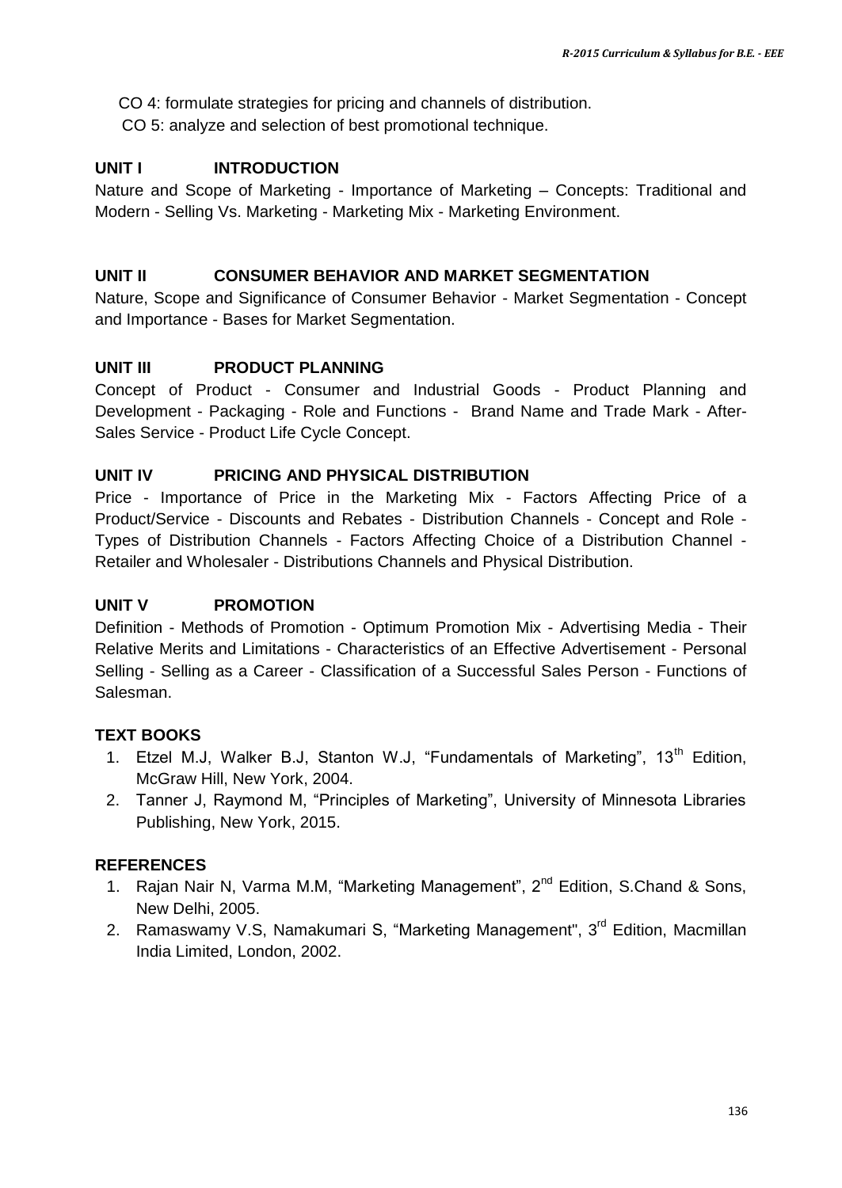CO 4: formulate strategies for pricing and channels of distribution.

CO 5: analyze and selection of best promotional technique.

### UNIT I INTRODUCTION

Nature and Scope of Marketing - Importance of Marketing – Concepts: Traditional and Modern - Selling Vs. Marketing - Marketing Mix - Marketing Environment.

### UNIT II CONSUMER BEHAVIOR AND MARKET SEGMENTATION

Nature, Scope and Significance of Consumer Behavior - Market Segmentation - Concept and Importance - Bases for Market Segmentation.

### UNIT III PRODUCT PLANNING

Concept of Product - Consumer and Industrial Goods - Product Planning and Development - Packaging - Role and Functions - Brand Name and Trade Mark - After-Sales Service - Product Life Cycle Concept.

### UNIT IV PRICING AND PHYSICAL DISTRIBUTION

Price - Importance of Price in the Marketing Mix - Factors Affecting Price of a Product/Service - Discounts and Rebates - Distribution Channels - Concept and Role - Types of Distribution Channels - Factors Affecting Choice of a Distribution Channel - Retailer and Wholesaler - Distributions Channels and Physical Distribution.

### UNIT V PROMOTION

Definition - Methods of Promotion - Optimum Promotion Mix - Advertising Media - Their Relative Merits and Limitations - Characteristics of an Effective Advertisement - Personal Selling - Selling as a Career - Classification of a Successful Sales Person - Functions of Salesman.

### TEXT BOOKS

1. Etzel M.J, Walker B.J, Stanton W.J, "Fundamentals of Marketing", 13th Edition, McGraw Hill, New York, 2004.
2. Tanner J, Raymond M, "Principles of Marketing", University of Minnesota Libraries Publishing, New York, 2015.

### REFERENCES

1. Rajan Nair N, Varma M.M, "Marketing Management", 2nd Edition, S.Chand & Sons, New Delhi, 2005.
2. Ramaswamy V.S, Namakumari S, "Marketing Management", 3rd Edition, Macmillan India Limited, London, 2002.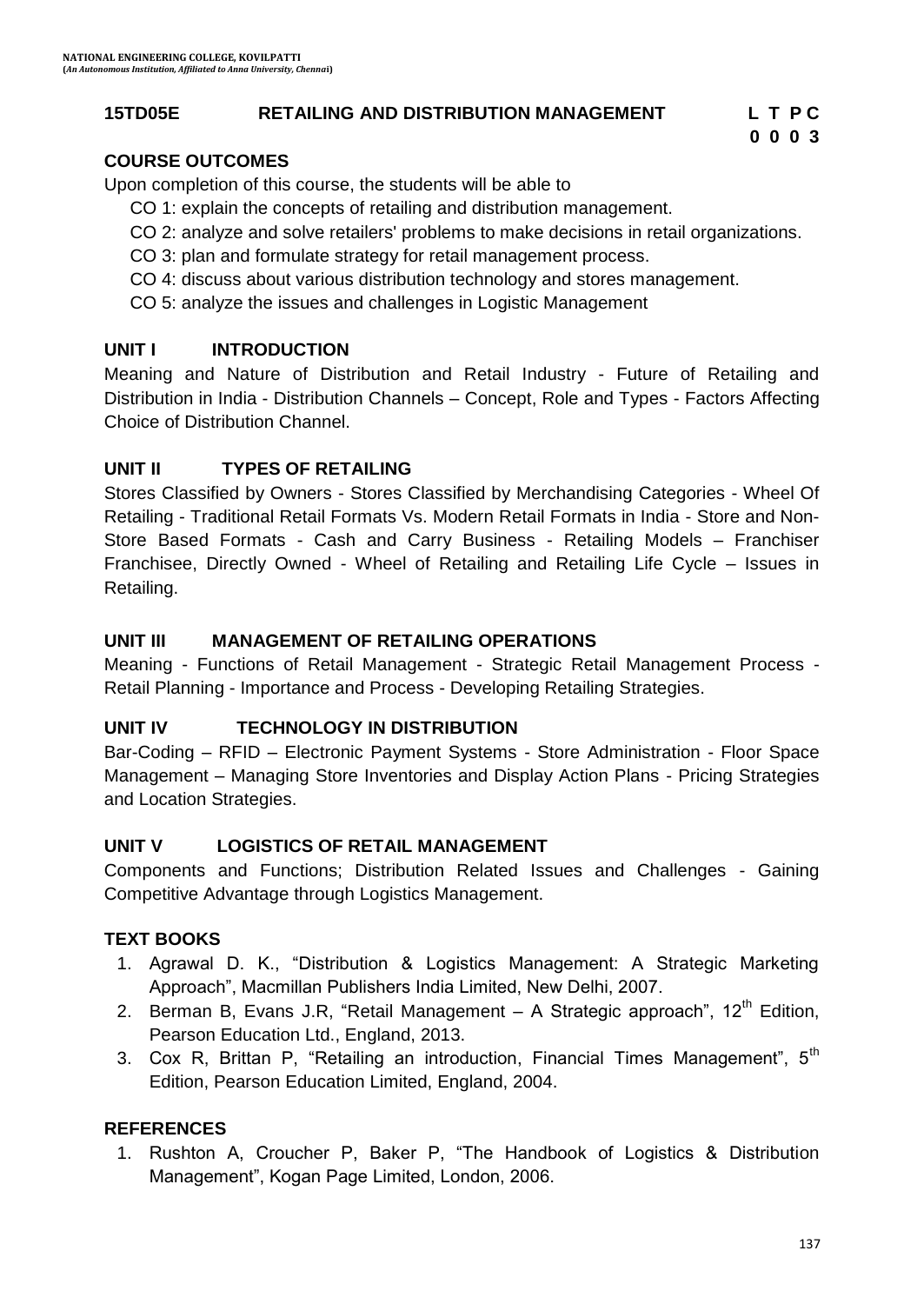**15TD05E RETAILING AND DISTRIBUTION MANAGEMENT**

| L | T | P | C |
|---|---|---|---|
| 0 | 0 | 0 | 3 |

## COURSE OUTCOMES

Upon completion of this course, the students will be able to

- CO 1: explain the concepts of retailing and distribution management.
- CO 2: analyze and solve retailers' problems to make decisions in retail organizations.
- CO 3: plan and formulate strategy for retail management process.
- CO 4: discuss about various distribution technology and stores management.
- CO 5: analyze the issues and challenges in Logistic Management

## UNIT I INTRODUCTION

Meaning and Nature of Distribution and Retail Industry - Future of Retailing and Distribution in India - Distribution Channels – Concept, Role and Types - Factors Affecting Choice of Distribution Channel.

## UNIT II TYPES OF RETAILING

Stores Classified by Owners - Stores Classified by Merchandising Categories - Wheel Of Retailing - Traditional Retail Formats Vs. Modern Retail Formats in India - Store and Non-Store Based Formats - Cash and Carry Business - Retailing Models – Franchiser Franchisee, Directly Owned - Wheel of Retailing and Retailing Life Cycle – Issues in Retailing.

## UNIT III MANAGEMENT OF RETAILING OPERATIONS

Meaning - Functions of Retail Management - Strategic Retail Management Process - Retail Planning - Importance and Process - Developing Retailing Strategies.

## UNIT IV TECHNOLOGY IN DISTRIBUTION

Bar-Coding – RFID – Electronic Payment Systems - Store Administration - Floor Space Management – Managing Store Inventories and Display Action Plans - Pricing Strategies and Location Strategies.

## UNIT V LOGISTICS OF RETAIL MANAGEMENT

Components and Functions; Distribution Related Issues and Challenges - Gaining Competitive Advantage through Logistics Management.

## TEXT BOOKS

1. Agrawal D. K., "Distribution & Logistics Management: A Strategic Marketing Approach", Macmillan Publishers India Limited, New Delhi, 2007.
2. Berman B, Evans J.R, "Retail Management – A Strategic approach", 12th Edition, Pearson Education Ltd., England, 2013.
3. Cox R, Brittan P, "Retailing an introduction, Financial Times Management", 5th Edition, Pearson Education Limited, England, 2004.

## REFERENCES

1. Rushton A, Croucher P, Baker P, "The Handbook of Logistics & Distribution Management", Kogan Page Limited, London, 2006.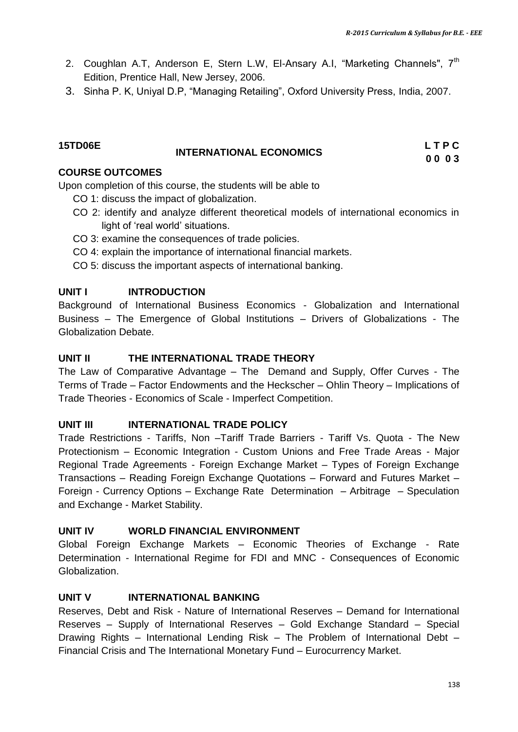2. Coughlan A.T, Anderson E, Stern L.W, El-Ansary A.I, "Marketing Channels", 7th Edition, Prentice Hall, New Jersey, 2006.
3. Sinha P. K, Uniyal D.P, "Managing Retailing", Oxford University Press, India, 2007.

**15TD06E** **INTERNATIONAL ECONOMICS** **L T P C**
**0 0 0 3**

**COURSE OUTCOMES**

Upon completion of this course, the students will be able to

- CO 1: discuss the impact of globalization.
- CO 2: identify and analyze different theoretical models of international economics in light of 'real world' situations.
- CO 3: examine the consequences of trade policies.
- CO 4: explain the importance of international financial markets.
- CO 5: discuss the important aspects of international banking.

**UNIT I INTRODUCTION**

Background of International Business Economics - Globalization and International Business – The Emergence of Global Institutions – Drivers of Globalizations - The Globalization Debate.

**UNIT II THE INTERNATIONAL TRADE THEORY**

The Law of Comparative Advantage – The Demand and Supply, Offer Curves - The Terms of Trade – Factor Endowments and the Heckscher – Ohlin Theory – Implications of Trade Theories - Economics of Scale - Imperfect Competition.

**UNIT III INTERNATIONAL TRADE POLICY**

Trade Restrictions - Tariffs, Non –Tariff Trade Barriers - Tariff Vs. Quota - The New Protectionism – Economic Integration - Custom Unions and Free Trade Areas - Major Regional Trade Agreements - Foreign Exchange Market – Types of Foreign Exchange Transactions – Reading Foreign Exchange Quotations – Forward and Futures Market – Foreign - Currency Options – Exchange Rate Determination – Arbitrage – Speculation and Exchange - Market Stability.

**UNIT IV WORLD FINANCIAL ENVIRONMENT**

Global Foreign Exchange Markets – Economic Theories of Exchange - Rate Determination - International Regime for FDI and MNC - Consequences of Economic Globalization.

**UNIT V INTERNATIONAL BANKING**

Reserves, Debt and Risk - Nature of International Reserves – Demand for International Reserves – Supply of International Reserves – Gold Exchange Standard – Special Drawing Rights – International Lending Risk – The Problem of International Debt – Financial Crisis and The International Monetary Fund – Eurocurrency Market.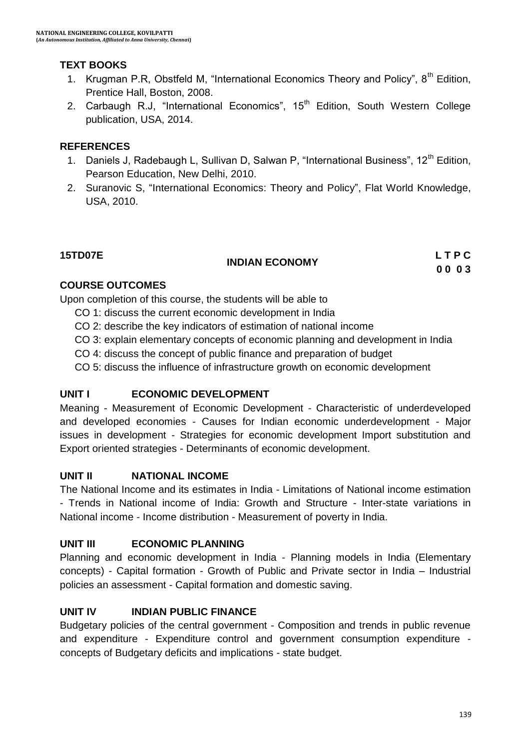### TEXT BOOKS

1. Krugman P.R, Obstfeld M, "International Economics Theory and Policy", 8th Edition, Prentice Hall, Boston, 2008.
2. Carbaugh R.J, "International Economics", 15th Edition, South Western College publication, USA, 2014.

### REFERENCES

1. Daniels J, Radebaugh L, Sullivan D, Salwan P, "International Business", 12th Edition, Pearson Education, New Delhi, 2010.
2. Suranovic S, "International Economics: Theory and Policy", Flat World Knowledge, USA, 2010.

## 15TD07E INDIAN ECONOMY

| L | T | P | C |
|---|---|---|---|
| 0 | 0 | 0 | 3 |

### COURSE OUTCOMES

Upon completion of this course, the students will be able to

- CO 1: discuss the current economic development in India
- CO 2: describe the key indicators of estimation of national income
- CO 3: explain elementary concepts of economic planning and development in India
- CO 4: discuss the concept of public finance and preparation of budget
- CO 5: discuss the influence of infrastructure growth on economic development

### UNIT I ECONOMIC DEVELOPMENT

Meaning - Measurement of Economic Development - Characteristic of underdeveloped and developed economies - Causes for Indian economic underdevelopment - Major issues in development - Strategies for economic development Import substitution and Export oriented strategies - Determinants of economic development.

### UNIT II NATIONAL INCOME

The National Income and its estimates in India - Limitations of National income estimation - Trends in National income of India: Growth and Structure - Inter-state variations in National income - Income distribution - Measurement of poverty in India.

### UNIT III ECONOMIC PLANNING

Planning and economic development in India - Planning models in India (Elementary concepts) - Capital formation - Growth of Public and Private sector in India – Industrial policies an assessment - Capital formation and domestic saving.

### UNIT IV INDIAN PUBLIC FINANCE

Budgetary policies of the central government - Composition and trends in public revenue and expenditure - Expenditure control and government consumption expenditure - concepts of Budgetary deficits and implications - state budget.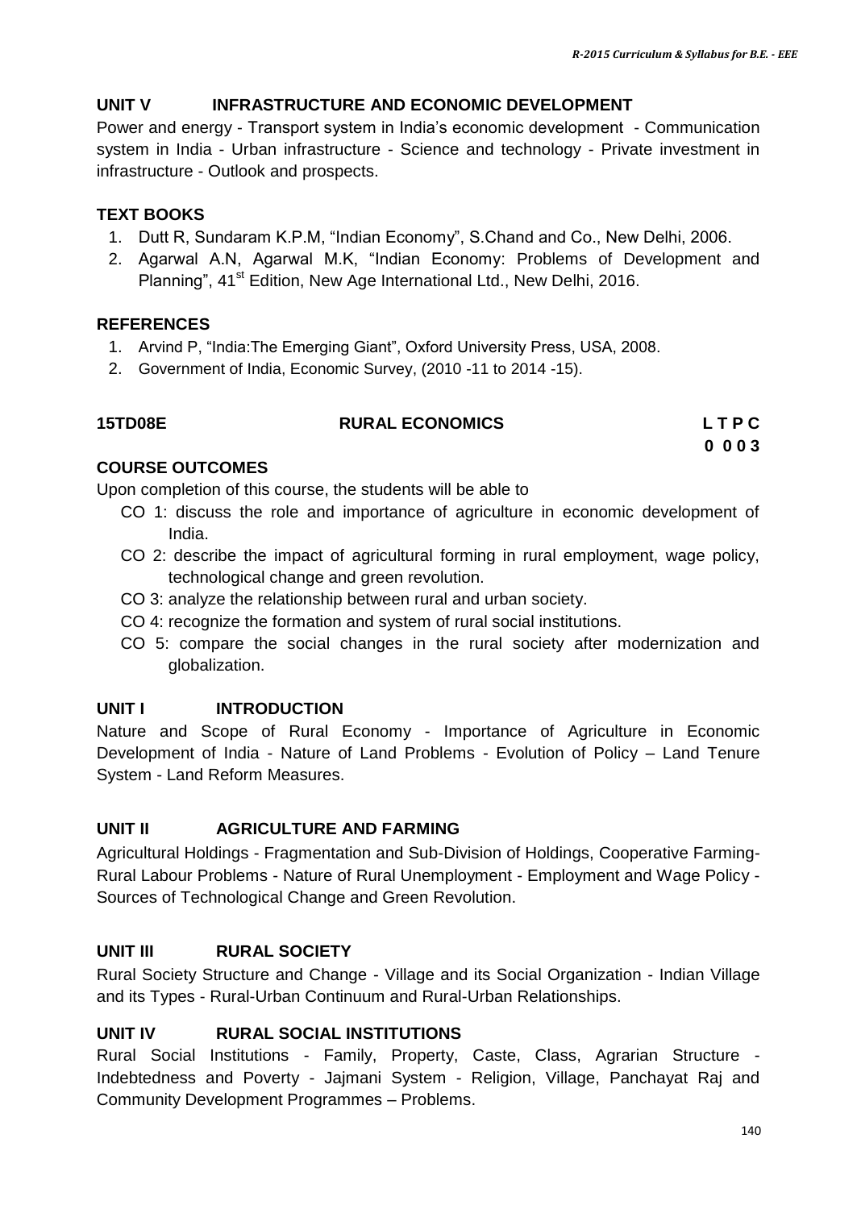### UNIT V INFRASTRUCTURE AND ECONOMIC DEVELOPMENT

Power and energy - Transport system in India's economic development - Communication system in India - Urban infrastructure - Science and technology - Private investment in infrastructure - Outlook and prospects.

### TEXT BOOKS

1. Dutt R, Sundaram K.P.M, "Indian Economy", S.Chand and Co., New Delhi, 2006.
2. Agarwal A.N, Agarwal M.K, "Indian Economy: Problems of Development and Planning", 41st Edition, New Age International Ltd., New Delhi, 2016.

### REFERENCES

1. Arvind P, "India:The Emerging Giant", Oxford University Press, USA, 2008.
2. Government of India, Economic Survey, (2010 -11 to 2014 -15).

## 15TD08E RURAL ECONOMICS

| L | T | P | C |
|---|---|---|---|
| 0 | 0 | 0 | 3 |

### COURSE OUTCOMES

Upon completion of this course, the students will be able to

- CO 1: discuss the role and importance of agriculture in economic development of India.
- CO 2: describe the impact of agricultural forming in rural employment, wage policy, technological change and green revolution.
- CO 3: analyze the relationship between rural and urban society.
- CO 4: recognize the formation and system of rural social institutions.
- CO 5: compare the social changes in the rural society after modernization and globalization.

### UNIT I INTRODUCTION

Nature and Scope of Rural Economy - Importance of Agriculture in Economic Development of India - Nature of Land Problems - Evolution of Policy – Land Tenure System - Land Reform Measures.

### UNIT II AGRICULTURE AND FARMING

Agricultural Holdings - Fragmentation and Sub-Division of Holdings, Cooperative Farming-Rural Labour Problems - Nature of Rural Unemployment - Employment and Wage Policy - Sources of Technological Change and Green Revolution.

### UNIT III RURAL SOCIETY

Rural Society Structure and Change - Village and its Social Organization - Indian Village and its Types - Rural-Urban Continuum and Rural-Urban Relationships.

### UNIT IV RURAL SOCIAL INSTITUTIONS

Rural Social Institutions - Family, Property, Caste, Class, Agrarian Structure - Indebtedness and Poverty - Jajmani System - Religion, Village, Panchayat Raj and Community Development Programmes – Problems.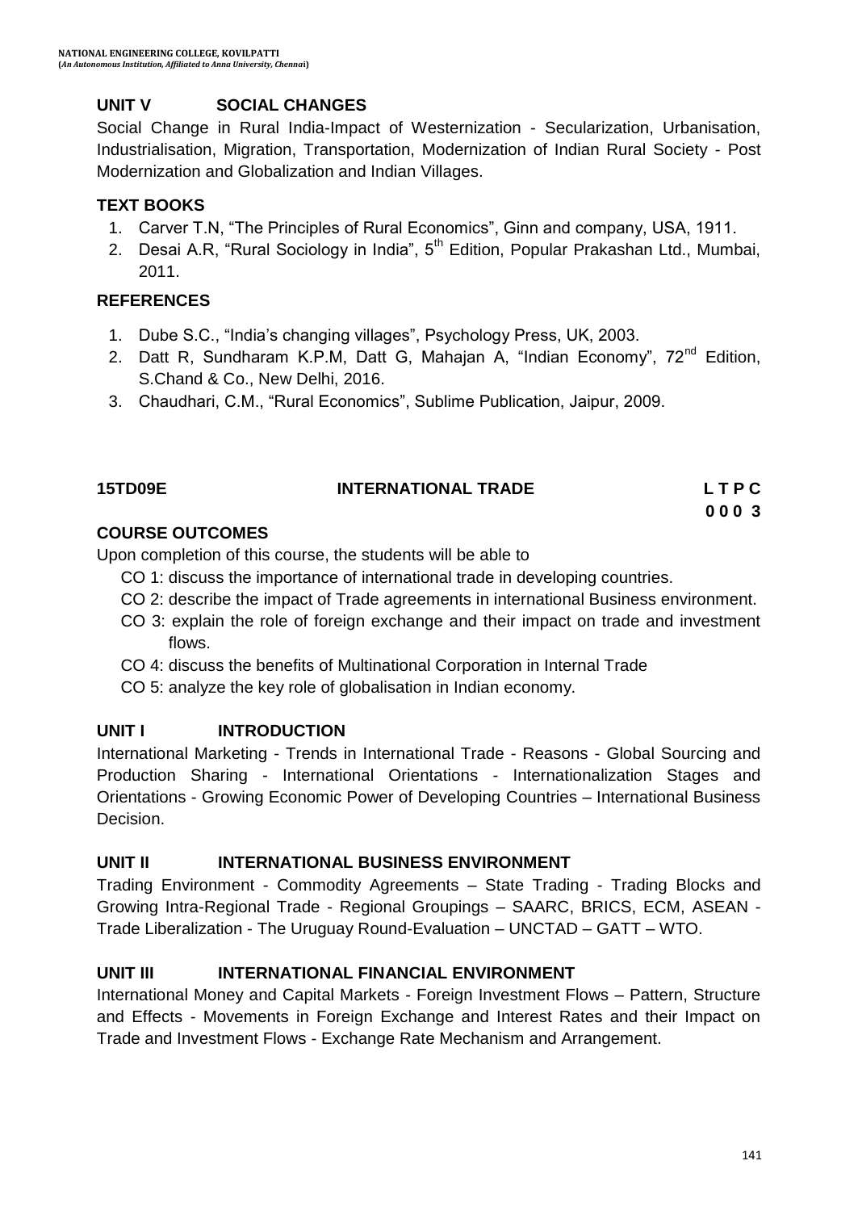## UNIT V SOCIAL CHANGES

Social Change in Rural India-Impact of Westernization - Secularization, Urbanisation, Industrialisation, Migration, Transportation, Modernization of Indian Rural Society - Post Modernization and Globalization and Indian Villages.

### TEXT BOOKS

1. Carver T.N, "The Principles of Rural Economics", Ginn and company, USA, 1911.
2. Desai A.R, "Rural Sociology in India", 5th Edition, Popular Prakashan Ltd., Mumbai, 2011.

### REFERENCES

1. Dube S.C., "India's changing villages", Psychology Press, UK, 2003.
2. Datt R, Sundharam K.P.M, Datt G, Mahajan A, "Indian Economy", 72nd Edition, S.Chand & Co., New Delhi, 2016.
3. Chaudhari, C.M., "Rural Economics", Sublime Publication, Jaipur, 2009.

## 15TD09E INTERNATIONAL TRADE

| L | T | P | C |
|---|---|---|---|
| 0 | 0 | 0 | 3 |

### COURSE OUTCOMES

Upon completion of this course, the students will be able to

- CO 1: discuss the importance of international trade in developing countries.
- CO 2: describe the impact of Trade agreements in international Business environment.
- CO 3: explain the role of foreign exchange and their impact on trade and investment flows.
- CO 4: discuss the benefits of Multinational Corporation in Internal Trade
- CO 5: analyze the key role of globalisation in Indian economy.

### UNIT I INTRODUCTION

International Marketing - Trends in International Trade - Reasons - Global Sourcing and Production Sharing - International Orientations - Internationalization Stages and Orientations - Growing Economic Power of Developing Countries – International Business Decision.

### UNIT II INTERNATIONAL BUSINESS ENVIRONMENT

Trading Environment - Commodity Agreements – State Trading - Trading Blocks and Growing Intra-Regional Trade - Regional Groupings – SAARC, BRICS, ECM, ASEAN - Trade Liberalization - The Uruguay Round-Evaluation – UNCTAD – GATT – WTO.

### UNIT III INTERNATIONAL FINANCIAL ENVIRONMENT

International Money and Capital Markets - Foreign Investment Flows – Pattern, Structure and Effects - Movements in Foreign Exchange and Interest Rates and their Impact on Trade and Investment Flows - Exchange Rate Mechanism and Arrangement.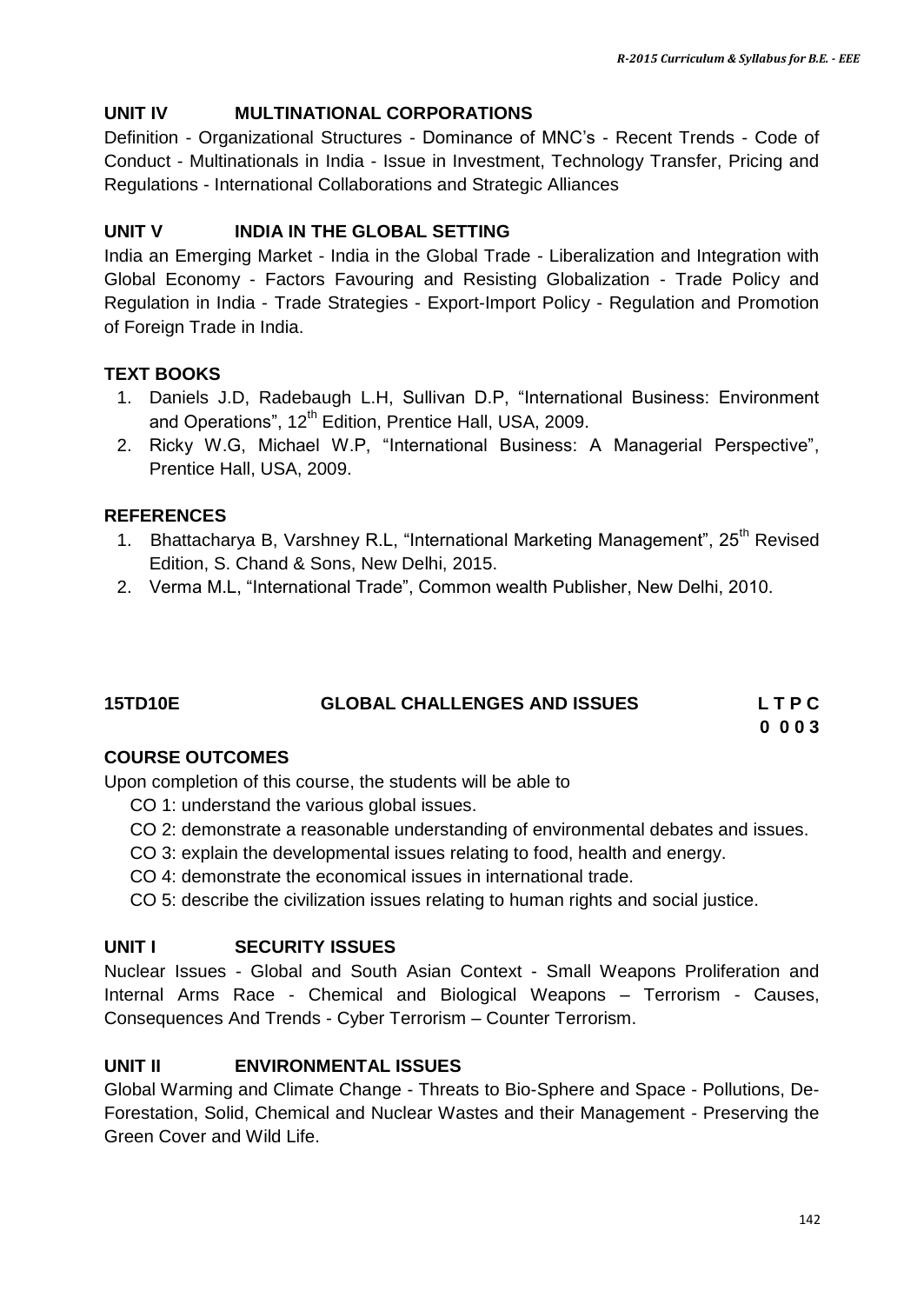## UNIT IV MULTINATIONAL CORPORATIONS

Definition - Organizational Structures - Dominance of MNC's - Recent Trends - Code of Conduct - Multinationals in India - Issue in Investment, Technology Transfer, Pricing and Regulations - International Collaborations and Strategic Alliances

## UNIT V INDIA IN THE GLOBAL SETTING

India an Emerging Market - India in the Global Trade - Liberalization and Integration with Global Economy - Factors Favouring and Resisting Globalization - Trade Policy and Regulation in India - Trade Strategies - Export-Import Policy - Regulation and Promotion of Foreign Trade in India.

## TEXT BOOKS

1. Daniels J.D, Radebaugh L.H, Sullivan D.P, "International Business: Environment and Operations", 12th Edition, Prentice Hall, USA, 2009.
2. Ricky W.G, Michael W.P, "International Business: A Managerial Perspective", Prentice Hall, USA, 2009.

## REFERENCES

1. Bhattacharya B, Varshney R.L, "International Marketing Management", 25th Revised Edition, S. Chand & Sons, New Delhi, 2015.
2. Verma M.L, "International Trade", Common wealth Publisher, New Delhi, 2010.

# 15TD10E GLOBAL CHALLENGES AND ISSUES

| L | T | P | C |
|---|---|---|---|
| 0 | 0 | 0 | 3 |

## COURSE OUTCOMES

Upon completion of this course, the students will be able to

- CO 1: understand the various global issues.
- CO 2: demonstrate a reasonable understanding of environmental debates and issues.
- CO 3: explain the developmental issues relating to food, health and energy.
- CO 4: demonstrate the economical issues in international trade.
- CO 5: describe the civilization issues relating to human rights and social justice.

## UNIT I SECURITY ISSUES

Nuclear Issues - Global and South Asian Context - Small Weapons Proliferation and Internal Arms Race - Chemical and Biological Weapons – Terrorism - Causes, Consequences And Trends - Cyber Terrorism – Counter Terrorism.

## UNIT II ENVIRONMENTAL ISSUES

Global Warming and Climate Change - Threats to Bio-Sphere and Space - Pollutions, De-Forestation, Solid, Chemical and Nuclear Wastes and their Management - Preserving the Green Cover and Wild Life.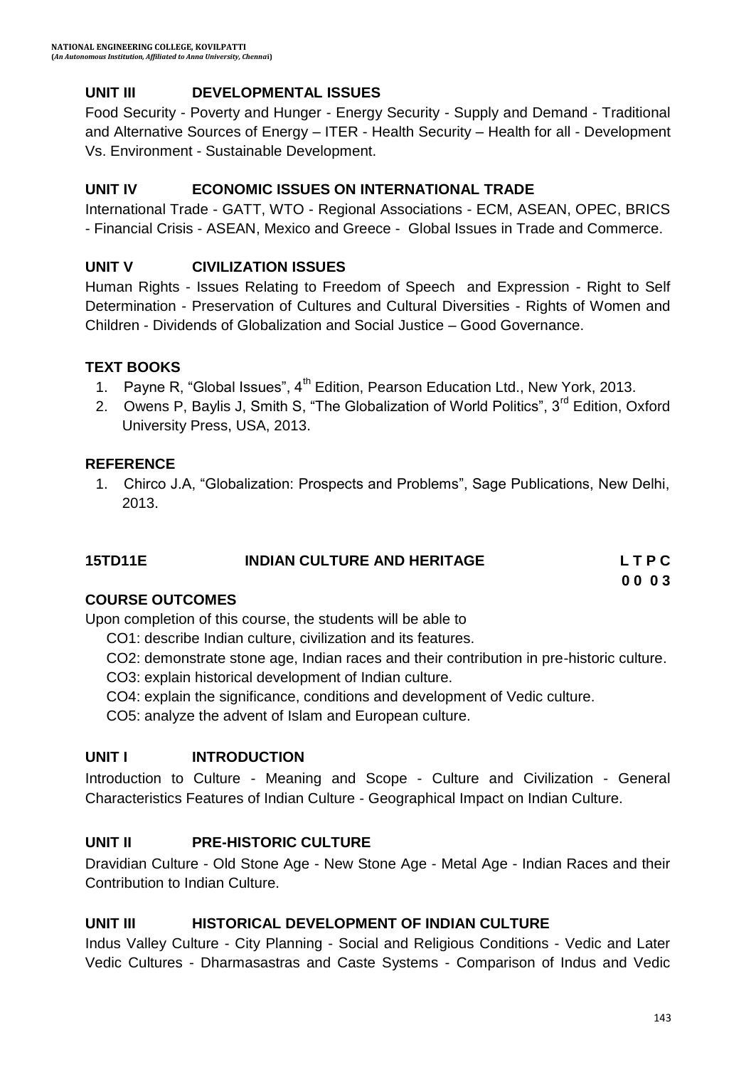### UNIT III DEVELOPMENTAL ISSUES

Food Security - Poverty and Hunger - Energy Security - Supply and Demand - Traditional and Alternative Sources of Energy – ITER - Health Security – Health for all - Development Vs. Environment - Sustainable Development.

### UNIT IV ECONOMIC ISSUES ON INTERNATIONAL TRADE

International Trade - GATT, WTO - Regional Associations - ECM, ASEAN, OPEC, BRICS - Financial Crisis - ASEAN, Mexico and Greece - Global Issues in Trade and Commerce.

### UNIT V CIVILIZATION ISSUES

Human Rights - Issues Relating to Freedom of Speech and Expression - Right to Self Determination - Preservation of Cultures and Cultural Diversities - Rights of Women and Children - Dividends of Globalization and Social Justice – Good Governance.

### TEXT BOOKS

1. Payne R, "Global Issues", 4th Edition, Pearson Education Ltd., New York, 2013.
2. Owens P, Baylis J, Smith S, "The Globalization of World Politics", 3rd Edition, Oxford University Press, USA, 2013.

### REFERENCE

1. Chirco J.A, "Globalization: Prospects and Problems", Sage Publications, New Delhi, 2013.

## 15TD11E INDIAN CULTURE AND HERITAGE

**L T P C**
**0 0 0 3**

### COURSE OUTCOMES

Upon completion of this course, the students will be able to

- CO1: describe Indian culture, civilization and its features.
- CO2: demonstrate stone age, Indian races and their contribution in pre-historic culture.
- CO3: explain historical development of Indian culture.
- CO4: explain the significance, conditions and development of Vedic culture.
- CO5: analyze the advent of Islam and European culture.

### UNIT I INTRODUCTION

Introduction to Culture - Meaning and Scope - Culture and Civilization - General Characteristics Features of Indian Culture - Geographical Impact on Indian Culture.

### UNIT II PRE-HISTORIC CULTURE

Dravidian Culture - Old Stone Age - New Stone Age - Metal Age - Indian Races and their Contribution to Indian Culture.

### UNIT III HISTORICAL DEVELOPMENT OF INDIAN CULTURE

Indus Valley Culture - City Planning - Social and Religious Conditions - Vedic and Later Vedic Cultures - Dharmasastras and Caste Systems - Comparison of Indus and Vedic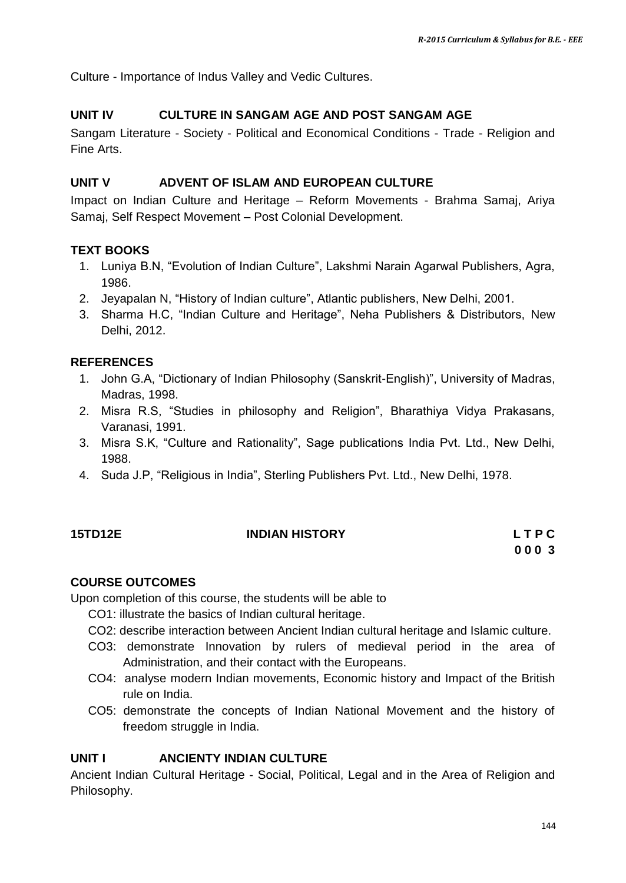Culture - Importance of Indus Valley and Vedic Cultures.

### UNIT IV CULTURE IN SANGAM AGE AND POST SANGAM AGE

Sangam Literature - Society - Political and Economical Conditions - Trade - Religion and Fine Arts.

### UNIT V ADVENT OF ISLAM AND EUROPEAN CULTURE

Impact on Indian Culture and Heritage – Reform Movements - Brahma Samaj, Ariya Samaj, Self Respect Movement – Post Colonial Development.

### TEXT BOOKS

1. Luniya B.N, "Evolution of Indian Culture", Lakshmi Narain Agarwal Publishers, Agra, 1986.
2. Jeyapalan N, "History of Indian culture", Atlantic publishers, New Delhi, 2001.
3. Sharma H.C, "Indian Culture and Heritage", Neha Publishers & Distributors, New Delhi, 2012.

### REFERENCES

1. John G.A, "Dictionary of Indian Philosophy (Sanskrit-English)", University of Madras, Madras, 1998.
2. Misra R.S, "Studies in philosophy and Religion", Bharathiya Vidya Prakasans, Varanasi, 1991.
3. Misra S.K, "Culture and Rationality", Sage publications India Pvt. Ltd., New Delhi, 1988.
4. Suda J.P, "Religious in India", Sterling Publishers Pvt. Ltd., New Delhi, 1978.

## 15TD12E INDIAN HISTORY

| L | T | P | C |
|---|---|---|---|
| 0 | 0 | 0 | 3 |

### COURSE OUTCOMES

Upon completion of this course, the students will be able to

- CO1: illustrate the basics of Indian cultural heritage.
- CO2: describe interaction between Ancient Indian cultural heritage and Islamic culture.
- CO3: demonstrate Innovation by rulers of medieval period in the area of Administration, and their contact with the Europeans.
- CO4: analyse modern Indian movements, Economic history and Impact of the British rule on India.
- CO5: demonstrate the concepts of Indian National Movement and the history of freedom struggle in India.

### UNIT I ANCIENTY INDIAN CULTURE

Ancient Indian Cultural Heritage - Social, Political, Legal and in the Area of Religion and Philosophy.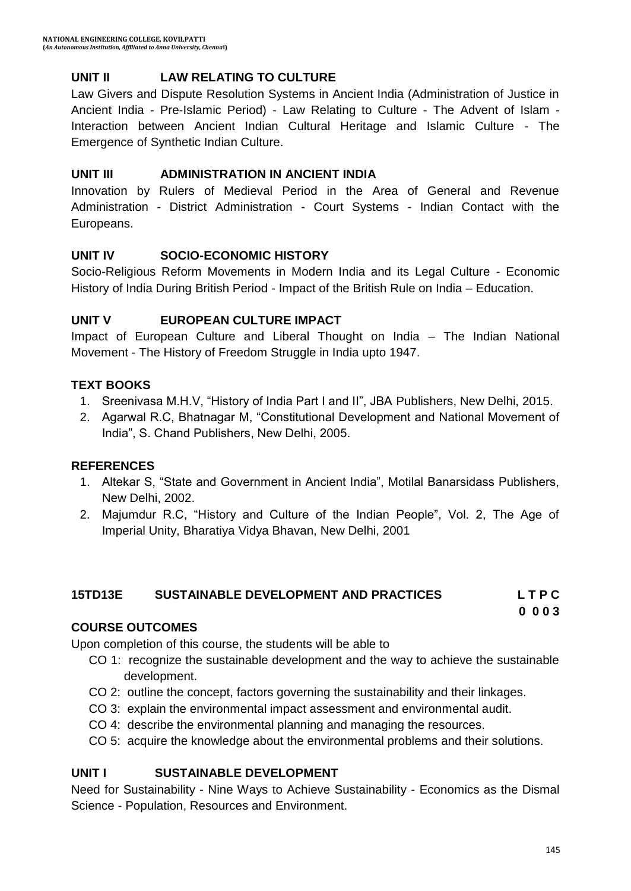### UNIT II LAW RELATING TO CULTURE

Law Givers and Dispute Resolution Systems in Ancient India (Administration of Justice in Ancient India - Pre-Islamic Period) - Law Relating to Culture - The Advent of Islam - Interaction between Ancient Indian Cultural Heritage and Islamic Culture - The Emergence of Synthetic Indian Culture.

### UNIT III ADMINISTRATION IN ANCIENT INDIA

Innovation by Rulers of Medieval Period in the Area of General and Revenue Administration - District Administration - Court Systems - Indian Contact with the Europeans.

### UNIT IV SOCIO-ECONOMIC HISTORY

Socio-Religious Reform Movements in Modern India and its Legal Culture - Economic History of India During British Period - Impact of the British Rule on India – Education.

### UNIT V EUROPEAN CULTURE IMPACT

Impact of European Culture and Liberal Thought on India – The Indian National Movement - The History of Freedom Struggle in India upto 1947.

### TEXT BOOKS

1. Sreenivasa M.H.V, "History of India Part I and II", JBA Publishers, New Delhi, 2015.
2. Agarwal R.C, Bhatnagar M, "Constitutional Development and National Movement of India", S. Chand Publishers, New Delhi, 2005.

### REFERENCES

1. Altekar S, "State and Government in Ancient India", Motilal Banarsidass Publishers, New Delhi, 2002.
2. Majumdur R.C, "History and Culture of the Indian People", Vol. 2, The Age of Imperial Unity, Bharatiya Vidya Bhavan, New Delhi, 2001

## 15TD13E SUSTAINABLE DEVELOPMENT AND PRACTICES

| L | T | P | C |
|---|---|---|---|
| 0 | 0 | 0 | 3 |

### COURSE OUTCOMES

Upon completion of this course, the students will be able to

- CO 1: recognize the sustainable development and the way to achieve the sustainable development.
- CO 2: outline the concept, factors governing the sustainability and their linkages.
- CO 3: explain the environmental impact assessment and environmental audit.
- CO 4: describe the environmental planning and managing the resources.
- CO 5: acquire the knowledge about the environmental problems and their solutions.

### UNIT I SUSTAINABLE DEVELOPMENT

Need for Sustainability - Nine Ways to Achieve Sustainability - Economics as the Dismal Science - Population, Resources and Environment.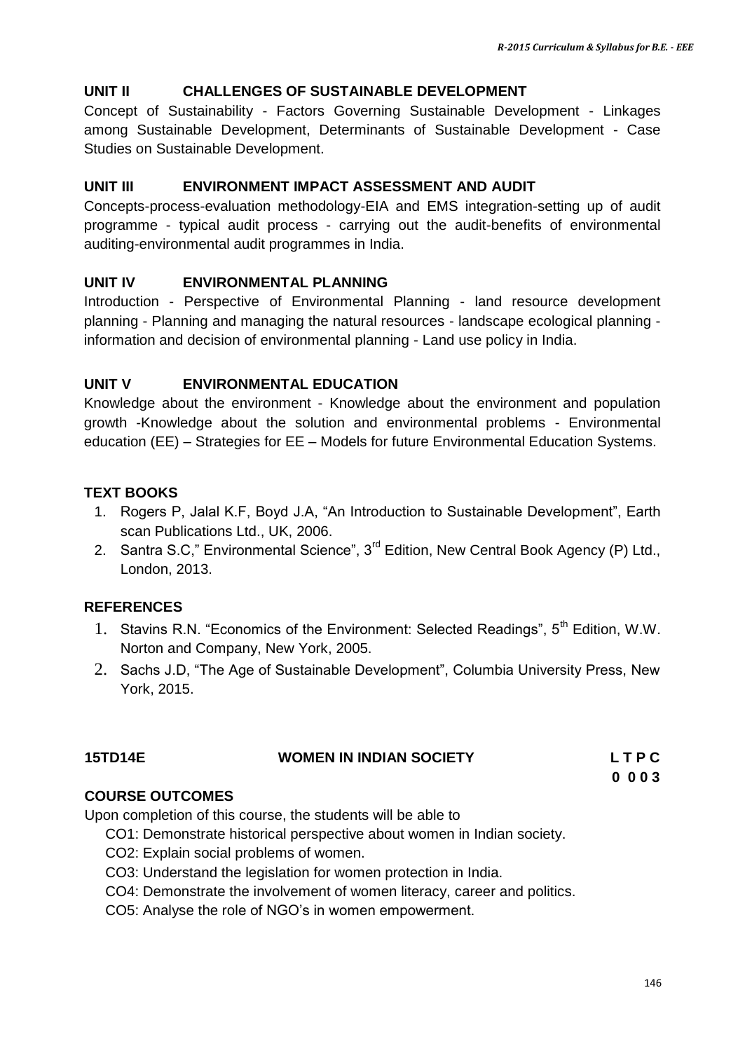### UNIT II CHALLENGES OF SUSTAINABLE DEVELOPMENT

Concept of Sustainability - Factors Governing Sustainable Development - Linkages among Sustainable Development, Determinants of Sustainable Development - Case Studies on Sustainable Development.

### UNIT III ENVIRONMENT IMPACT ASSESSMENT AND AUDIT

Concepts-process-evaluation methodology-EIA and EMS integration-setting up of audit programme - typical audit process - carrying out the audit-benefits of environmental auditing-environmental audit programmes in India.

### UNIT IV ENVIRONMENTAL PLANNING

Introduction - Perspective of Environmental Planning - land resource development planning - Planning and managing the natural resources - landscape ecological planning - information and decision of environmental planning - Land use policy in India.

### UNIT V ENVIRONMENTAL EDUCATION

Knowledge about the environment - Knowledge about the environment and population growth -Knowledge about the solution and environmental problems - Environmental education (EE) – Strategies for EE – Models for future Environmental Education Systems.

### TEXT BOOKS

1. Rogers P, Jalal K.F, Boyd J.A, "An Introduction to Sustainable Development", Earth scan Publications Ltd., UK, 2006.
2. Santra S.C," Environmental Science", 3rd Edition, New Central Book Agency (P) Ltd., London, 2013.

### REFERENCES

1. Stavins R.N. "Economics of the Environment: Selected Readings", 5th Edition, W.W. Norton and Company, New York, 2005.
2. Sachs J.D, "The Age of Sustainable Development", Columbia University Press, New York, 2015.

## 15TD14E WOMEN IN INDIAN SOCIETY

| L | T | P | C |
|---|---|---|---|
| 0 | 0 | 0 | 3 |

### COURSE OUTCOMES

Upon completion of this course, the students will be able to

- CO1: Demonstrate historical perspective about women in Indian society.
- CO2: Explain social problems of women.
- CO3: Understand the legislation for women protection in India.
- CO4: Demonstrate the involvement of women literacy, career and politics.
- CO5: Analyse the role of NGO's in women empowerment.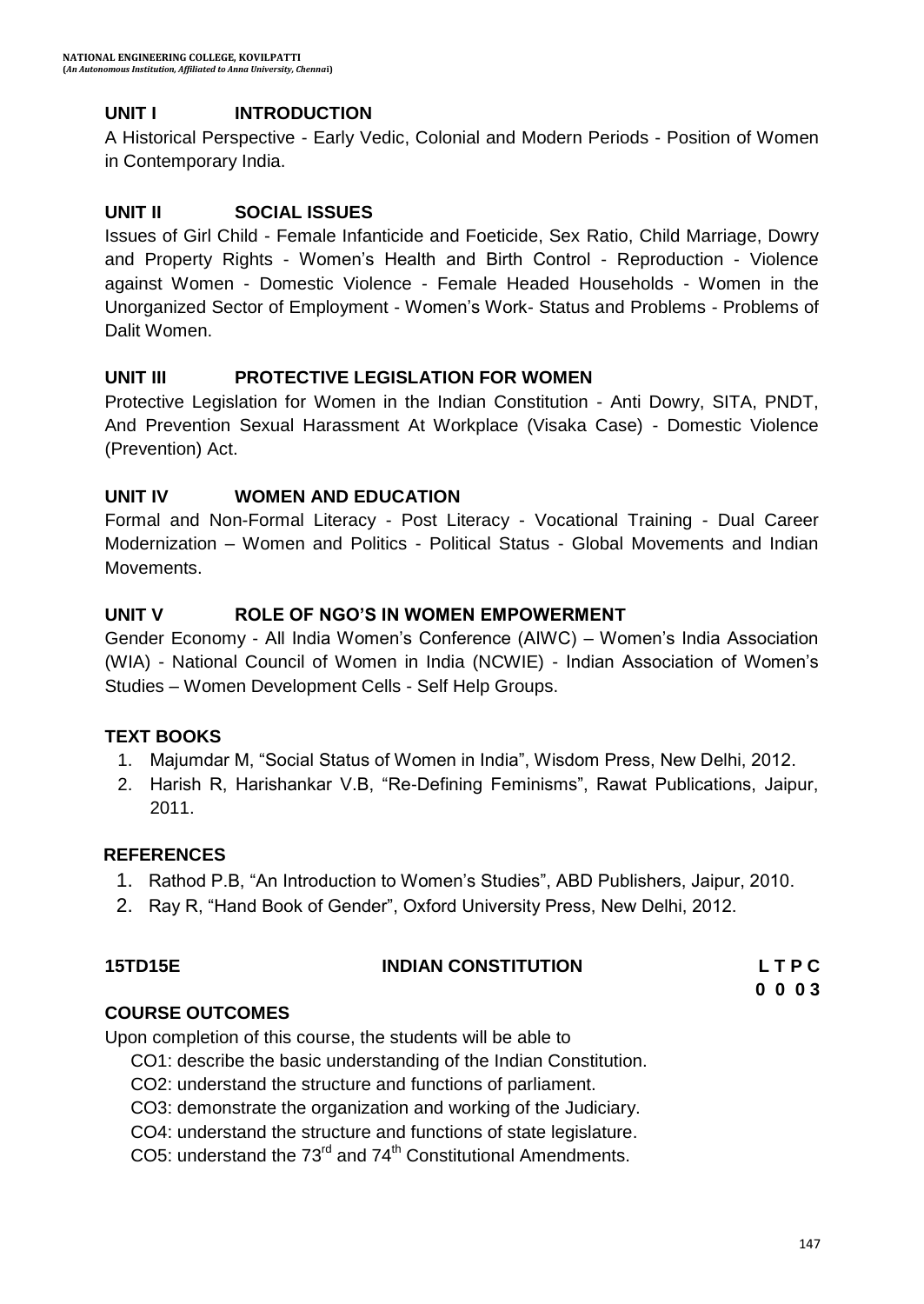### UNIT I INTRODUCTION

A Historical Perspective - Early Vedic, Colonial and Modern Periods - Position of Women in Contemporary India.

### UNIT II SOCIAL ISSUES

Issues of Girl Child - Female Infanticide and Foeticide, Sex Ratio, Child Marriage, Dowry and Property Rights - Women's Health and Birth Control - Reproduction - Violence against Women - Domestic Violence - Female Headed Households - Women in the Unorganized Sector of Employment - Women's Work- Status and Problems - Problems of Dalit Women.

### UNIT III PROTECTIVE LEGISLATION FOR WOMEN

Protective Legislation for Women in the Indian Constitution - Anti Dowry, SITA, PNDT, And Prevention Sexual Harassment At Workplace (Visaka Case) - Domestic Violence (Prevention) Act.

### UNIT IV WOMEN AND EDUCATION

Formal and Non-Formal Literacy - Post Literacy - Vocational Training - Dual Career Modernization – Women and Politics - Political Status - Global Movements and Indian Movements.

### UNIT V ROLE OF NGO'S IN WOMEN EMPOWERMENT

Gender Economy - All India Women's Conference (AIWC) – Women's India Association (WIA) - National Council of Women in India (NCWIE) - Indian Association of Women's Studies – Women Development Cells - Self Help Groups.

### TEXT BOOKS

1. Majumdar M, "Social Status of Women in India", Wisdom Press, New Delhi, 2012.
2. Harish R, Harishankar V.B, "Re-Defining Feminisms", Rawat Publications, Jaipur, 2011.

### REFERENCES

1. Rathod P.B, "An Introduction to Women's Studies", ABD Publishers, Jaipur, 2010.
2. Ray R, "Hand Book of Gender", Oxford University Press, New Delhi, 2012.

## 15TD15E INDIAN CONSTITUTION

| L | T | P | C |
|---|---|---|---|
| 0 | 0 | 0 | 3 |

### COURSE OUTCOMES

Upon completion of this course, the students will be able to

CO1: describe the basic understanding of the Indian Constitution.

CO2: understand the structure and functions of parliament.

CO3: demonstrate the organization and working of the Judiciary.

CO4: understand the structure and functions of state legislature.

CO5: understand the 73rd and 74th Constitutional Amendments.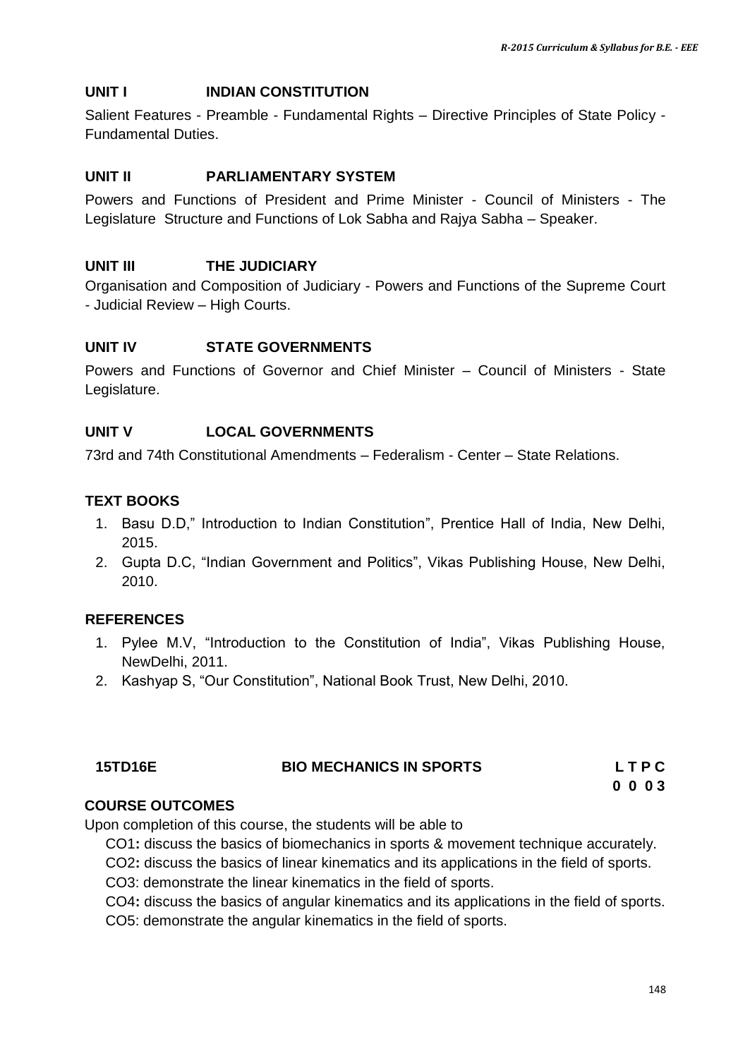### UNIT I INDIAN CONSTITUTION

Salient Features - Preamble - Fundamental Rights – Directive Principles of State Policy - Fundamental Duties.

### UNIT II PARLIAMENTARY SYSTEM

Powers and Functions of President and Prime Minister - Council of Ministers - The Legislature Structure and Functions of Lok Sabha and Rajya Sabha – Speaker.

### UNIT III THE JUDICIARY

Organisation and Composition of Judiciary - Powers and Functions of the Supreme Court - Judicial Review – High Courts.

### UNIT IV STATE GOVERNMENTS

Powers and Functions of Governor and Chief Minister – Council of Ministers - State Legislature.

### UNIT V LOCAL GOVERNMENTS

73rd and 74th Constitutional Amendments – Federalism - Center – State Relations.

### TEXT BOOKS

1. Basu D.D," Introduction to Indian Constitution", Prentice Hall of India, New Delhi, 2015.
2. Gupta D.C, "Indian Government and Politics", Vikas Publishing House, New Delhi, 2010.

### REFERENCES

1. Pylee M.V, "Introduction to the Constitution of India", Vikas Publishing House, NewDelhi, 2011.
2. Kashyap S, "Our Constitution", National Book Trust, New Delhi, 2010.

## 15TD16E BIO MECHANICS IN SPORTS

| L | T | P | C |
|---|---|---|---|
| 0 | 0 | 0 | 3 |

### COURSE OUTCOMES

Upon completion of this course, the students will be able to

- CO1**:** discuss the basics of biomechanics in sports & movement technique accurately.
- CO2**:** discuss the basics of linear kinematics and its applications in the field of sports.
- CO3: demonstrate the linear kinematics in the field of sports.
- CO4**:** discuss the basics of angular kinematics and its applications in the field of sports.
- CO5: demonstrate the angular kinematics in the field of sports.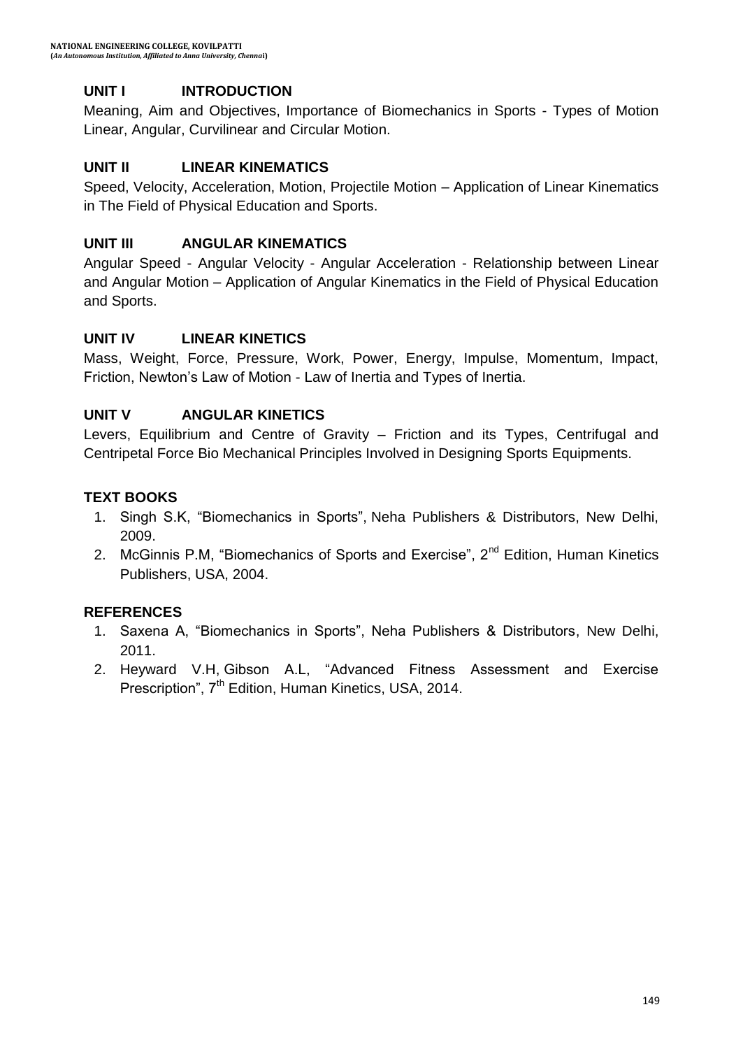## UNIT I INTRODUCTION

Meaning, Aim and Objectives, Importance of Biomechanics in Sports - Types of Motion Linear, Angular, Curvilinear and Circular Motion.

## UNIT II LINEAR KINEMATICS

Speed, Velocity, Acceleration, Motion, Projectile Motion – Application of Linear Kinematics in The Field of Physical Education and Sports.

## UNIT III ANGULAR KINEMATICS

Angular Speed - Angular Velocity - Angular Acceleration - Relationship between Linear and Angular Motion – Application of Angular Kinematics in the Field of Physical Education and Sports.

## UNIT IV LINEAR KINETICS

Mass, Weight, Force, Pressure, Work, Power, Energy, Impulse, Momentum, Impact, Friction, Newton's Law of Motion - Law of Inertia and Types of Inertia.

## UNIT V ANGULAR KINETICS

Levers, Equilibrium and Centre of Gravity – Friction and its Types, Centrifugal and Centripetal Force Bio Mechanical Principles Involved in Designing Sports Equipments.

## TEXT BOOKS

1. Singh S.K, "Biomechanics in Sports", Neha Publishers & Distributors, New Delhi, 2009.
2. McGinnis P.M, "Biomechanics of Sports and Exercise", 2nd Edition, Human Kinetics Publishers, USA, 2004.

## REFERENCES

1. Saxena A, "Biomechanics in Sports", Neha Publishers & Distributors, New Delhi, 2011.
2. Heyward V.H, Gibson A.L, "Advanced Fitness Assessment and Exercise Prescription", 7th Edition, Human Kinetics, USA, 2014.